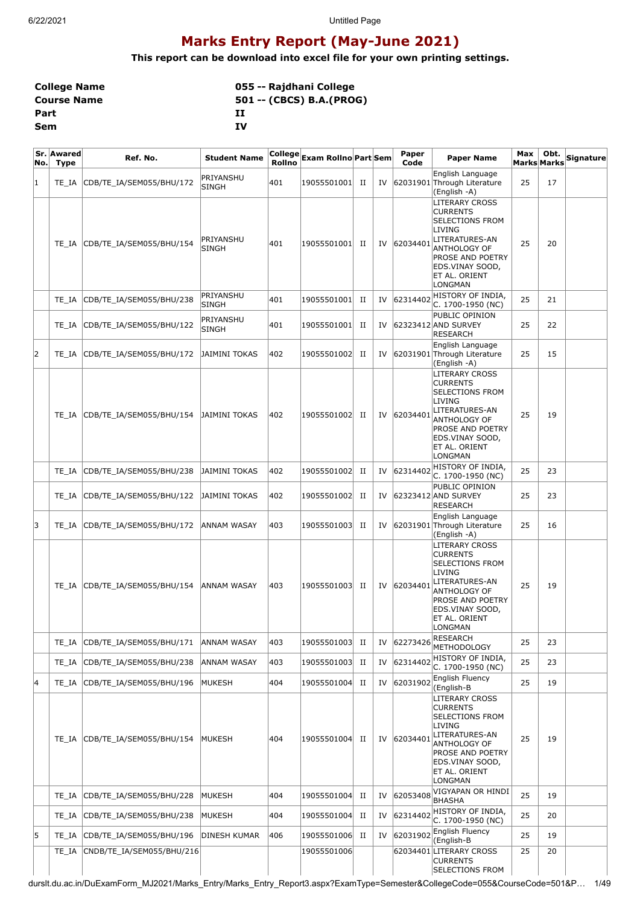# Marks Entry Report (May-June 2021)

**This report can be download into excel file for your own printing settings.**

| | |
|---|---|
| **College Name** | **055 -- Rajdhani College** |
| **Course Name** | **501 -- (CBCS) B.A.(PROG)** |
| **Part** | **II** |
| **Sem** | **IV** |

| Sr. No. | Awarded Type | Ref. No. | Student Name | College Rollno | Exam Rollno | Part | Sem | Paper Code | Paper Name | Max Marks | Obt. Marks | Signature |
|---|---|---|---|---|---|---|---|---|---|---|---|---|
| 1 | TE_IA | CDB/TE_IA/SEM055/BHU/172 | PRIYANSHU SINGH | 401 | 19055501001 | II | IV | 62031901 | English Language Through Literature (English -A) | 25 | 17 | |
| | TE_IA | CDB/TE_IA/SEM055/BHU/154 | PRIYANSHU SINGH | 401 | 19055501001 | II | IV | 62034401 | LITERARY CROSS CURRENTS SELECTIONS FROM LIVING LITERATURES-AN ANTHOLOGY OF PROSE AND POETRY EDS.VINAY SOOD, ET AL. ORIENT LONGMAN | 25 | 20 | |
| | TE_IA | CDB/TE_IA/SEM055/BHU/238 | PRIYANSHU SINGH | 401 | 19055501001 | II | IV | 62314402 | HISTORY OF INDIA, C. 1700-1950 (NC) | 25 | 21 | |
| | TE_IA | CDB/TE_IA/SEM055/BHU/122 | PRIYANSHU SINGH | 401 | 19055501001 | II | IV | 62323412 | PUBLIC OPINION AND SURVEY RESEARCH | 25 | 22 | |
| 2 | TE_IA | CDB/TE_IA/SEM055/BHU/172 | JAIMINI TOKAS | 402 | 19055501002 | II | IV | 62031901 | English Language Through Literature (English -A) | 25 | 15 | |
| | TE_IA | CDB/TE_IA/SEM055/BHU/154 | JAIMINI TOKAS | 402 | 19055501002 | II | IV | 62034401 | LITERARY CROSS CURRENTS SELECTIONS FROM LIVING LITERATURES-AN ANTHOLOGY OF PROSE AND POETRY EDS.VINAY SOOD, ET AL. ORIENT LONGMAN | 25 | 19 | |
| | TE_IA | CDB/TE_IA/SEM055/BHU/238 | JAIMINI TOKAS | 402 | 19055501002 | II | IV | 62314402 | HISTORY OF INDIA, C. 1700-1950 (NC) | 25 | 23 | |
| | TE_IA | CDB/TE_IA/SEM055/BHU/122 | JAIMINI TOKAS | 402 | 19055501002 | II | IV | 62323412 | PUBLIC OPINION AND SURVEY RESEARCH | 25 | 23 | |
| 3 | TE_IA | CDB/TE_IA/SEM055/BHU/172 | ANNAM WASAY | 403 | 19055501003 | II | IV | 62031901 | English Language Through Literature (English -A) | 25 | 16 | |
| | TE_IA | CDB/TE_IA/SEM055/BHU/154 | ANNAM WASAY | 403 | 19055501003 | II | IV | 62034401 | LITERARY CROSS CURRENTS SELECTIONS FROM LIVING LITERATURES-AN ANTHOLOGY OF PROSE AND POETRY EDS.VINAY SOOD, ET AL. ORIENT LONGMAN | 25 | 19 | |
| | TE_IA | CDB/TE_IA/SEM055/BHU/171 | ANNAM WASAY | 403 | 19055501003 | II | IV | 62273426 | RESEARCH METHODOLOGY | 25 | 23 | |
| | TE_IA | CDB/TE_IA/SEM055/BHU/238 | ANNAM WASAY | 403 | 19055501003 | II | IV | 62314402 | HISTORY OF INDIA, C. 1700-1950 (NC) | 25 | 23 | |
| 4 | TE_IA | CDB/TE_IA/SEM055/BHU/196 | MUKESH | 404 | 19055501004 | II | IV | 62031902 | English Fluency (English-B | 25 | 19 | |
| | TE_IA | CDB/TE_IA/SEM055/BHU/154 | MUKESH | 404 | 19055501004 | II | IV | 62034401 | LITERARY CROSS CURRENTS SELECTIONS FROM LIVING LITERATURES-AN ANTHOLOGY OF PROSE AND POETRY EDS.VINAY SOOD, ET AL. ORIENT LONGMAN | 25 | 19 | |
| | TE_IA | CDB/TE_IA/SEM055/BHU/228 | MUKESH | 404 | 19055501004 | II | IV | 62053408 | VIGYAPAN OR HINDI BHASHA | 25 | 19 | |
| | TE_IA | CDB/TE_IA/SEM055/BHU/238 | MUKESH | 404 | 19055501004 | II | IV | 62314402 | HISTORY OF INDIA, C. 1700-1950 (NC) | 25 | 20 | |
| 5 | TE_IA | CDB/TE_IA/SEM055/BHU/196 | DINESH KUMAR | 406 | 19055501006 | II | IV | 62031902 | English Fluency (English-B | 25 | 19 | |
| | TE_IA | CNDB/TE_IA/SEM055/BHU/216 | | | 19055501006 | | | 62034401 | LITERARY CROSS CURRENTS SELECTIONS FROM | 25 | 20 | |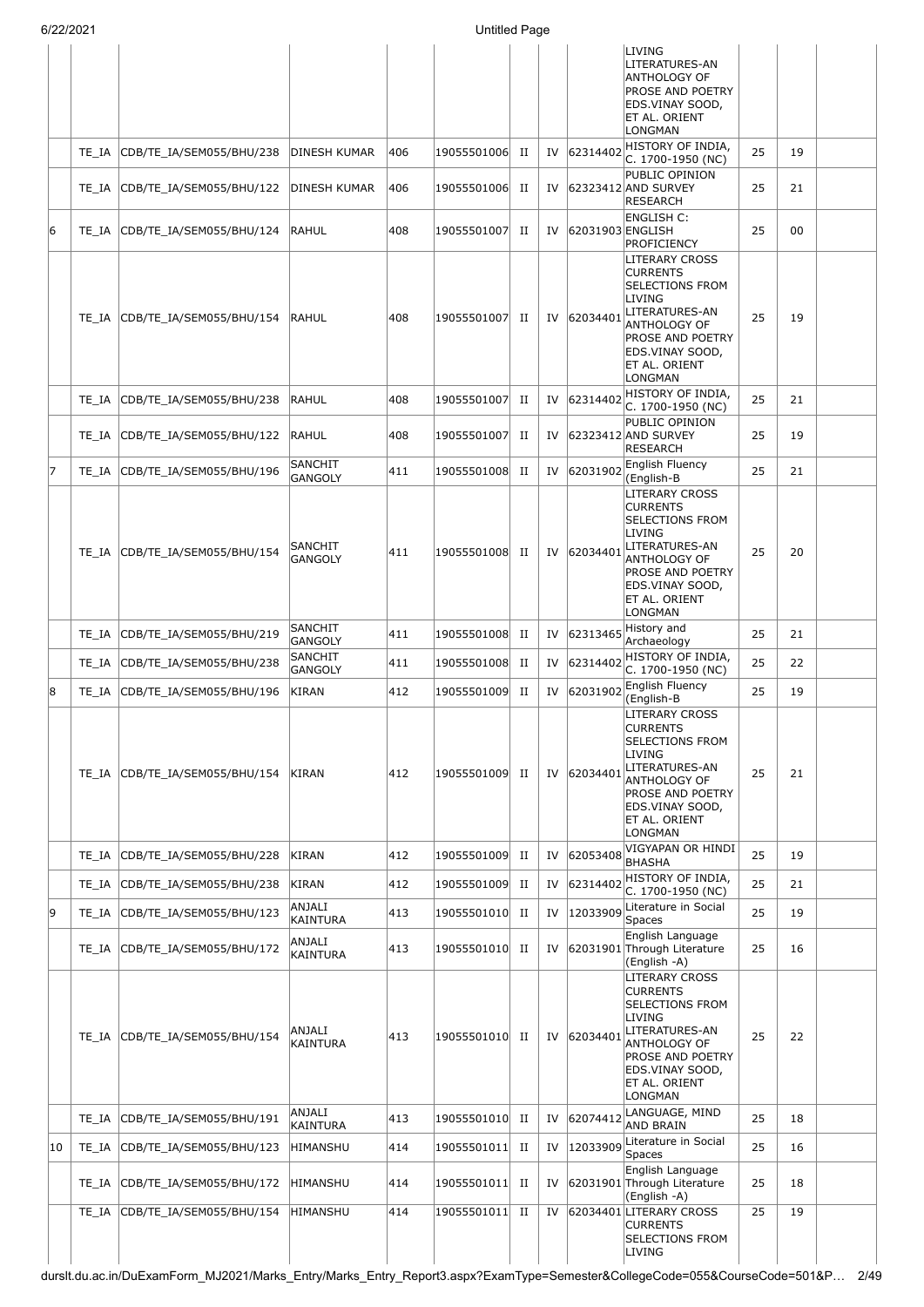| | | | | | | | | | | | | |
|---|---|---|---|---|---|---|---|---|---|---|---|---|
| | | | | | | | | | LIVING LITERATURES-AN ANTHOLOGY OF PROSE AND POETRY EDS.VINAY SOOD, ET AL. ORIENT LONGMAN | | | |
| | TE_IA | CDB/TE_IA/SEM055/BHU/238 | DINESH KUMAR | 406 | 19055501006 | II | IV | 62314402 | HISTORY OF INDIA, C. 1700-1950 (NC) | 25 | 19 | |
| | TE_IA | CDB/TE_IA/SEM055/BHU/122 | DINESH KUMAR | 406 | 19055501006 | II | IV | 62323412 | PUBLIC OPINION AND SURVEY RESEARCH | 25 | 21 | |
| 6 | TE_IA | CDB/TE_IA/SEM055/BHU/124 | RAHUL | 408 | 19055501007 | II | IV | 62031903 | ENGLISH C: ENGLISH PROFICIENCY | 25 | 00 | |
| | TE_IA | CDB/TE_IA/SEM055/BHU/154 | RAHUL | 408 | 19055501007 | II | IV | 62034401 | LITERARY CROSS CURRENTS SELECTIONS FROM LIVING LITERATURES-AN ANTHOLOGY OF PROSE AND POETRY EDS.VINAY SOOD, ET AL. ORIENT LONGMAN | 25 | 19 | |
| | TE_IA | CDB/TE_IA/SEM055/BHU/238 | RAHUL | 408 | 19055501007 | II | IV | 62314402 | HISTORY OF INDIA, C. 1700-1950 (NC) | 25 | 21 | |
| | TE_IA | CDB/TE_IA/SEM055/BHU/122 | RAHUL | 408 | 19055501007 | II | IV | 62323412 | PUBLIC OPINION AND SURVEY RESEARCH | 25 | 19 | |
| 7 | TE_IA | CDB/TE_IA/SEM055/BHU/196 | SANCHIT GANGOLY | 411 | 19055501008 | II | IV | 62031902 | English Fluency (English-B | 25 | 21 | |
| | TE_IA | CDB/TE_IA/SEM055/BHU/154 | SANCHIT GANGOLY | 411 | 19055501008 | II | IV | 62034401 | LITERARY CROSS CURRENTS SELECTIONS FROM LIVING LITERATURES-AN ANTHOLOGY OF PROSE AND POETRY EDS.VINAY SOOD, ET AL. ORIENT LONGMAN | 25 | 20 | |
| | TE_IA | CDB/TE_IA/SEM055/BHU/219 | SANCHIT GANGOLY | 411 | 19055501008 | II | IV | 62313465 | History and Archaeology | 25 | 21 | |
| | TE_IA | CDB/TE_IA/SEM055/BHU/238 | SANCHIT GANGOLY | 411 | 19055501008 | II | IV | 62314402 | HISTORY OF INDIA, C. 1700-1950 (NC) | 25 | 22 | |
| 8 | TE_IA | CDB/TE_IA/SEM055/BHU/196 | KIRAN | 412 | 19055501009 | II | IV | 62031902 | English Fluency (English-B | 25 | 19 | |
| | TE_IA | CDB/TE_IA/SEM055/BHU/154 | KIRAN | 412 | 19055501009 | II | IV | 62034401 | LITERARY CROSS CURRENTS SELECTIONS FROM LIVING LITERATURES-AN ANTHOLOGY OF PROSE AND POETRY EDS.VINAY SOOD, ET AL. ORIENT LONGMAN | 25 | 21 | |
| | TE_IA | CDB/TE_IA/SEM055/BHU/228 | KIRAN | 412 | 19055501009 | II | IV | 62053408 | VIGYAPAN OR HINDI BHASHA | 25 | 19 | |
| | TE_IA | CDB/TE_IA/SEM055/BHU/238 | KIRAN | 412 | 19055501009 | II | IV | 62314402 | HISTORY OF INDIA, C. 1700-1950 (NC) | 25 | 21 | |
| 9 | TE_IA | CDB/TE_IA/SEM055/BHU/123 | ANJALI KAINTURA | 413 | 19055501010 | II | IV | 12033909 | Literature in Social Spaces | 25 | 19 | |
| | TE_IA | CDB/TE_IA/SEM055/BHU/172 | ANJALI KAINTURA | 413 | 19055501010 | II | IV | 62031901 | English Language Through Literature (English -A) | 25 | 16 | |
| | TE_IA | CDB/TE_IA/SEM055/BHU/154 | ANJALI KAINTURA | 413 | 19055501010 | II | IV | 62034401 | LITERARY CROSS CURRENTS SELECTIONS FROM LIVING LITERATURES-AN ANTHOLOGY OF PROSE AND POETRY EDS.VINAY SOOD, ET AL. ORIENT LONGMAN | 25 | 22 | |
| | TE_IA | CDB/TE_IA/SEM055/BHU/191 | ANJALI KAINTURA | 413 | 19055501010 | II | IV | 62074412 | LANGUAGE, MIND AND BRAIN | 25 | 18 | |
| 10 | TE_IA | CDB/TE_IA/SEM055/BHU/123 | HIMANSHU | 414 | 19055501011 | II | IV | 12033909 | Literature in Social Spaces | 25 | 16 | |
| | TE_IA | CDB/TE_IA/SEM055/BHU/172 | HIMANSHU | 414 | 19055501011 | II | IV | 62031901 | English Language Through Literature (English -A) | 25 | 18 | |
| | TE_IA | CDB/TE_IA/SEM055/BHU/154 | HIMANSHU | 414 | 19055501011 | II | IV | 62034401 | LITERARY CROSS CURRENTS SELECTIONS FROM LIVING | 25 | 19 | |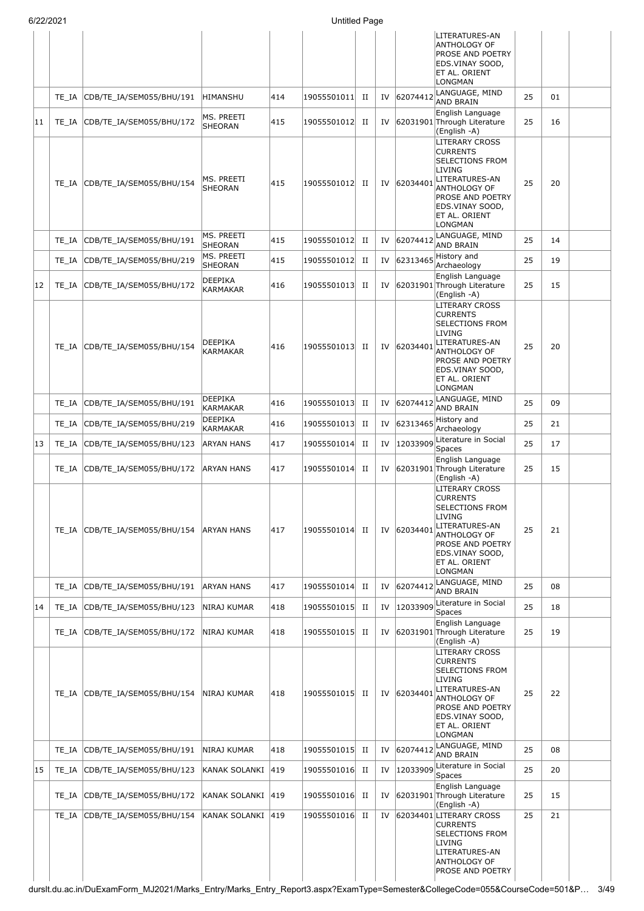|  |  |  |  |  |  |  |  |  |  |  |  |  |
|---|---|---|---|---|---|---|---|---|---|---|---|---|
|  |  |  |  |  |  |  |  |  | LITERATURES-AN ANTHOLOGY OF PROSE AND POETRY EDS.VINAY SOOD, ET AL. ORIENT LONGMAN |  |  |  |
|  | TE_IA | CDB/TE_IA/SEM055/BHU/191 | HIMANSHU | 414 | 19055501011 | II | IV | 62074412 | LANGUAGE, MIND AND BRAIN | 25 | 01 |  |
| 11 | TE_IA | CDB/TE_IA/SEM055/BHU/172 | MS. PREETI SHEORAN | 415 | 19055501012 | II | IV | 62031901 | English Language Through Literature (English -A) | 25 | 16 |  |
|  | TE_IA | CDB/TE_IA/SEM055/BHU/154 | MS. PREETI SHEORAN | 415 | 19055501012 | II | IV | 62034401 | LITERARY CROSS CURRENTS SELECTIONS FROM LIVING LITERATURES-AN ANTHOLOGY OF PROSE AND POETRY EDS.VINAY SOOD, ET AL. ORIENT LONGMAN | 25 | 20 |  |
|  | TE_IA | CDB/TE_IA/SEM055/BHU/191 | MS. PREETI SHEORAN | 415 | 19055501012 | II | IV | 62074412 | LANGUAGE, MIND AND BRAIN | 25 | 14 |  |
|  | TE_IA | CDB/TE_IA/SEM055/BHU/219 | MS. PREETI SHEORAN | 415 | 19055501012 | II | IV | 62313465 | History and Archaeology | 25 | 19 |  |
| 12 | TE_IA | CDB/TE_IA/SEM055/BHU/172 | DEEPIKA KARMAKAR | 416 | 19055501013 | II | IV | 62031901 | English Language Through Literature (English -A) | 25 | 15 |  |
|  | TE_IA | CDB/TE_IA/SEM055/BHU/154 | DEEPIKA KARMAKAR | 416 | 19055501013 | II | IV | 62034401 | LITERARY CROSS CURRENTS SELECTIONS FROM LIVING LITERATURES-AN ANTHOLOGY OF PROSE AND POETRY EDS.VINAY SOOD, ET AL. ORIENT LONGMAN | 25 | 20 |  |
|  | TE_IA | CDB/TE_IA/SEM055/BHU/191 | DEEPIKA KARMAKAR | 416 | 19055501013 | II | IV | 62074412 | LANGUAGE, MIND AND BRAIN | 25 | 09 |  |
|  | TE_IA | CDB/TE_IA/SEM055/BHU/219 | DEEPIKA KARMAKAR | 416 | 19055501013 | II | IV | 62313465 | History and Archaeology | 25 | 21 |  |
| 13 | TE_IA | CDB/TE_IA/SEM055/BHU/123 | ARYAN HANS | 417 | 19055501014 | II | IV | 12033909 | Literature in Social Spaces | 25 | 17 |  |
|  | TE_IA | CDB/TE_IA/SEM055/BHU/172 | ARYAN HANS | 417 | 19055501014 | II | IV | 62031901 | English Language Through Literature (English -A) | 25 | 15 |  |
|  | TE_IA | CDB/TE_IA/SEM055/BHU/154 | ARYAN HANS | 417 | 19055501014 | II | IV | 62034401 | LITERARY CROSS CURRENTS SELECTIONS FROM LIVING LITERATURES-AN ANTHOLOGY OF PROSE AND POETRY EDS.VINAY SOOD, ET AL. ORIENT LONGMAN | 25 | 21 |  |
|  | TE_IA | CDB/TE_IA/SEM055/BHU/191 | ARYAN HANS | 417 | 19055501014 | II | IV | 62074412 | LANGUAGE, MIND AND BRAIN | 25 | 08 |  |
| 14 | TE_IA | CDB/TE_IA/SEM055/BHU/123 | NIRAJ KUMAR | 418 | 19055501015 | II | IV | 12033909 | Literature in Social Spaces | 25 | 18 |  |
|  | TE_IA | CDB/TE_IA/SEM055/BHU/172 | NIRAJ KUMAR | 418 | 19055501015 | II | IV | 62031901 | English Language Through Literature (English -A) | 25 | 19 |  |
|  | TE_IA | CDB/TE_IA/SEM055/BHU/154 | NIRAJ KUMAR | 418 | 19055501015 | II | IV | 62034401 | LITERARY CROSS CURRENTS SELECTIONS FROM LIVING LITERATURES-AN ANTHOLOGY OF PROSE AND POETRY EDS.VINAY SOOD, ET AL. ORIENT LONGMAN | 25 | 22 |  |
|  | TE_IA | CDB/TE_IA/SEM055/BHU/191 | NIRAJ KUMAR | 418 | 19055501015 | II | IV | 62074412 | LANGUAGE, MIND AND BRAIN | 25 | 08 |  |
| 15 | TE_IA | CDB/TE_IA/SEM055/BHU/123 | KANAK SOLANKI | 419 | 19055501016 | II | IV | 12033909 | Literature in Social Spaces | 25 | 20 |  |
|  | TE_IA | CDB/TE_IA/SEM055/BHU/172 | KANAK SOLANKI | 419 | 19055501016 | II | IV | 62031901 | English Language Through Literature (English -A) | 25 | 15 |  |
|  | TE_IA | CDB/TE_IA/SEM055/BHU/154 | KANAK SOLANKI | 419 | 19055501016 | II | IV | 62034401 | LITERARY CROSS CURRENTS SELECTIONS FROM LIVING LITERATURES-AN ANTHOLOGY OF PROSE AND POETRY | 25 | 21 |  |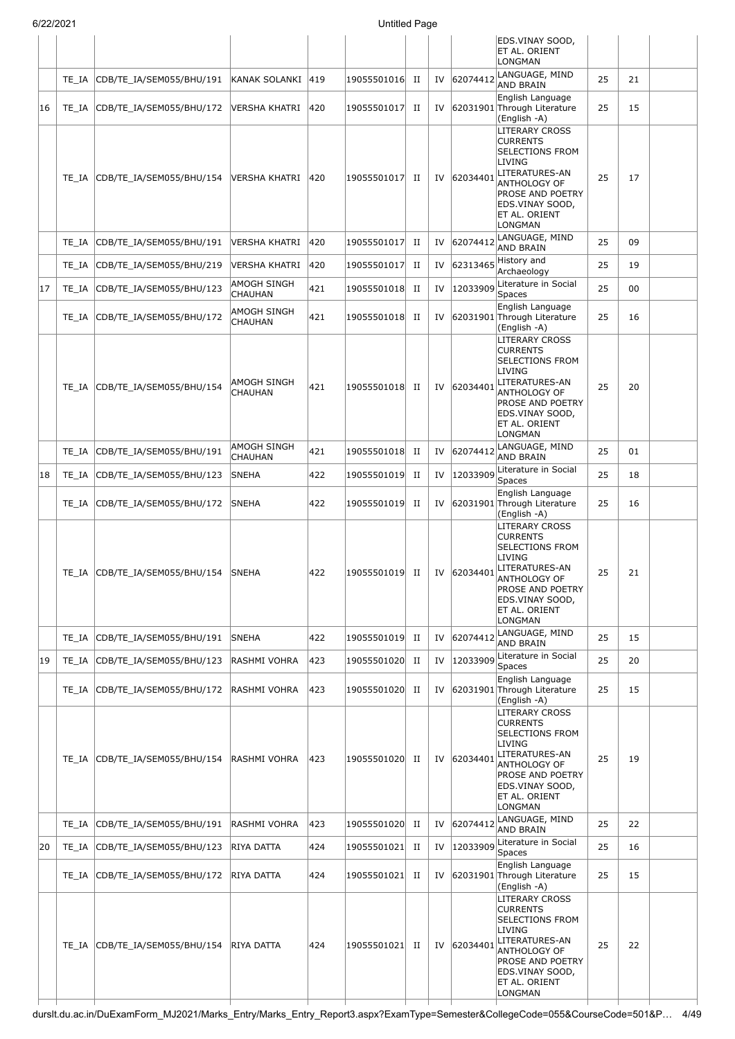| | | | | | | | | | | | |
|---|---|---|---|---|---|---|---|---|---|---|---|
| | | | | | | | | EDS.VINAY SOOD, ET AL. ORIENT LONGMAN | | | |
| | TE_IA | CDB/TE_IA/SEM055/BHU/191 | KANAK SOLANKI | 419 | 19055501016 | II | IV | 62074412 | LANGUAGE, MIND AND BRAIN | 25 | 21 | |
| 16 | TE_IA | CDB/TE_IA/SEM055/BHU/172 | VERSHA KHATRI | 420 | 19055501017 | II | IV | 62031901 | English Language Through Literature (English -A) | 25 | 15 | |
| | TE_IA | CDB/TE_IA/SEM055/BHU/154 | VERSHA KHATRI | 420 | 19055501017 | II | IV | 62034401 | LITERARY CROSS CURRENTS SELECTIONS FROM LIVING LITERATURES-AN ANTHOLOGY OF PROSE AND POETRY EDS.VINAY SOOD, ET AL. ORIENT LONGMAN | 25 | 17 | |
| | TE_IA | CDB/TE_IA/SEM055/BHU/191 | VERSHA KHATRI | 420 | 19055501017 | II | IV | 62074412 | LANGUAGE, MIND AND BRAIN | 25 | 09 | |
| | TE_IA | CDB/TE_IA/SEM055/BHU/219 | VERSHA KHATRI | 420 | 19055501017 | II | IV | 62313465 | History and Archaeology | 25 | 19 | |
| 17 | TE_IA | CDB/TE_IA/SEM055/BHU/123 | AMOGH SINGH CHAUHAN | 421 | 19055501018 | II | IV | 12033909 | Literature in Social Spaces | 25 | 00 | |
| | TE_IA | CDB/TE_IA/SEM055/BHU/172 | AMOGH SINGH CHAUHAN | 421 | 19055501018 | II | IV | 62031901 | English Language Through Literature (English -A) | 25 | 16 | |
| | TE_IA | CDB/TE_IA/SEM055/BHU/154 | AMOGH SINGH CHAUHAN | 421 | 19055501018 | II | IV | 62034401 | LITERARY CROSS CURRENTS SELECTIONS FROM LIVING LITERATURES-AN ANTHOLOGY OF PROSE AND POETRY EDS.VINAY SOOD, ET AL. ORIENT LONGMAN | 25 | 20 | |
| | TE_IA | CDB/TE_IA/SEM055/BHU/191 | AMOGH SINGH CHAUHAN | 421 | 19055501018 | II | IV | 62074412 | LANGUAGE, MIND AND BRAIN | 25 | 01 | |
| 18 | TE_IA | CDB/TE_IA/SEM055/BHU/123 | SNEHA | 422 | 19055501019 | II | IV | 12033909 | Literature in Social Spaces | 25 | 18 | |
| | TE_IA | CDB/TE_IA/SEM055/BHU/172 | SNEHA | 422 | 19055501019 | II | IV | 62031901 | English Language Through Literature (English -A) | 25 | 16 | |
| | TE_IA | CDB/TE_IA/SEM055/BHU/154 | SNEHA | 422 | 19055501019 | II | IV | 62034401 | LITERARY CROSS CURRENTS SELECTIONS FROM LIVING LITERATURES-AN ANTHOLOGY OF PROSE AND POETRY EDS.VINAY SOOD, ET AL. ORIENT LONGMAN | 25 | 21 | |
| | TE_IA | CDB/TE_IA/SEM055/BHU/191 | SNEHA | 422 | 19055501019 | II | IV | 62074412 | LANGUAGE, MIND AND BRAIN | 25 | 15 | |
| 19 | TE_IA | CDB/TE_IA/SEM055/BHU/123 | RASHMI VOHRA | 423 | 19055501020 | II | IV | 12033909 | Literature in Social Spaces | 25 | 20 | |
| | TE_IA | CDB/TE_IA/SEM055/BHU/172 | RASHMI VOHRA | 423 | 19055501020 | II | IV | 62031901 | English Language Through Literature (English -A) | 25 | 15 | |
| | TE_IA | CDB/TE_IA/SEM055/BHU/154 | RASHMI VOHRA | 423 | 19055501020 | II | IV | 62034401 | LITERARY CROSS CURRENTS SELECTIONS FROM LIVING LITERATURES-AN ANTHOLOGY OF PROSE AND POETRY EDS.VINAY SOOD, ET AL. ORIENT LONGMAN | 25 | 19 | |
| | TE_IA | CDB/TE_IA/SEM055/BHU/191 | RASHMI VOHRA | 423 | 19055501020 | II | IV | 62074412 | LANGUAGE, MIND AND BRAIN | 25 | 22 | |
| 20 | TE_IA | CDB/TE_IA/SEM055/BHU/123 | RIYA DATTA | 424 | 19055501021 | II | IV | 12033909 | Literature in Social Spaces | 25 | 16 | |
| | TE_IA | CDB/TE_IA/SEM055/BHU/172 | RIYA DATTA | 424 | 19055501021 | II | IV | 62031901 | English Language Through Literature (English -A) | 25 | 15 | |
| | TE_IA | CDB/TE_IA/SEM055/BHU/154 | RIYA DATTA | 424 | 19055501021 | II | IV | 62034401 | LITERARY CROSS CURRENTS SELECTIONS FROM LIVING LITERATURES-AN ANTHOLOGY OF PROSE AND POETRY EDS.VINAY SOOD, ET AL. ORIENT LONGMAN | 25 | 22 | |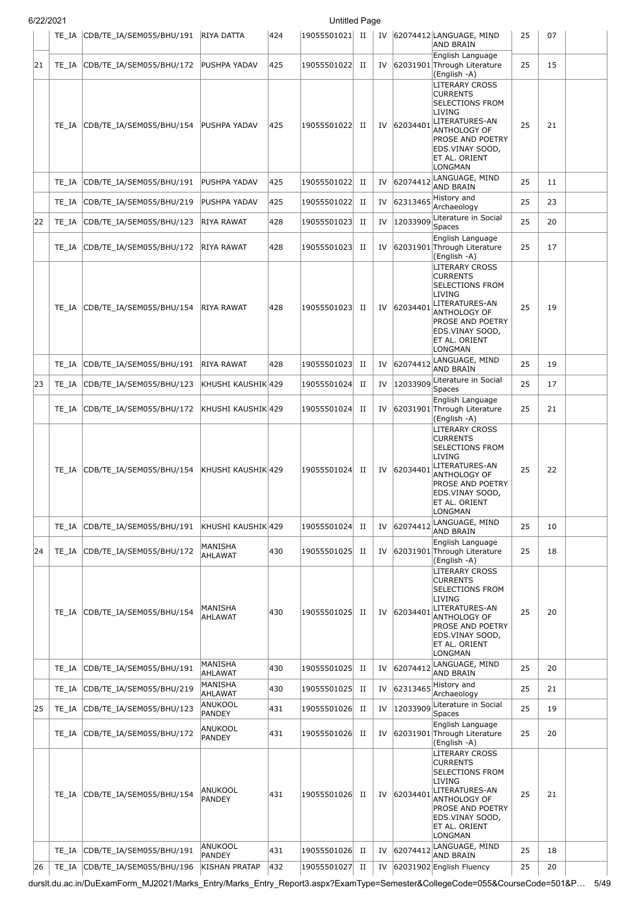| | TE_IA | CDB/TE_IA/SEM055/BHU/191 | RIYA DATTA | 424 | 19055501021 | II | IV | 62074412 | LANGUAGE, MIND AND BRAIN | 25 | 07 | |
|---|---|---|---|---|---|---|---|---|---|---|---|---|
| 21 | TE_IA | CDB/TE_IA/SEM055/BHU/172 | PUSHPA YADAV | 425 | 19055501022 | II | IV | 62031901 | English Language Through Literature (English -A) | 25 | 15 | |
| | TE_IA | CDB/TE_IA/SEM055/BHU/154 | PUSHPA YADAV | 425 | 19055501022 | II | IV | 62034401 | LITERARY CROSS CURRENTS SELECTIONS FROM LIVING LITERATURES-AN ANTHOLOGY OF PROSE AND POETRY EDS.VINAY SOOD, ET AL. ORIENT LONGMAN | 25 | 21 | |
| | TE_IA | CDB/TE_IA/SEM055/BHU/191 | PUSHPA YADAV | 425 | 19055501022 | II | IV | 62074412 | LANGUAGE, MIND AND BRAIN | 25 | 11 | |
| | TE_IA | CDB/TE_IA/SEM055/BHU/219 | PUSHPA YADAV | 425 | 19055501022 | II | IV | 62313465 | History and Archaeology | 25 | 23 | |
| 22 | TE_IA | CDB/TE_IA/SEM055/BHU/123 | RIYA RAWAT | 428 | 19055501023 | II | IV | 12033909 | Literature in Social Spaces | 25 | 20 | |
| | TE_IA | CDB/TE_IA/SEM055/BHU/172 | RIYA RAWAT | 428 | 19055501023 | II | IV | 62031901 | English Language Through Literature (English -A) | 25 | 17 | |
| | TE_IA | CDB/TE_IA/SEM055/BHU/154 | RIYA RAWAT | 428 | 19055501023 | II | IV | 62034401 | LITERARY CROSS CURRENTS SELECTIONS FROM LIVING LITERATURES-AN ANTHOLOGY OF PROSE AND POETRY EDS.VINAY SOOD, ET AL. ORIENT LONGMAN | 25 | 19 | |
| | TE_IA | CDB/TE_IA/SEM055/BHU/191 | RIYA RAWAT | 428 | 19055501023 | II | IV | 62074412 | LANGUAGE, MIND AND BRAIN | 25 | 19 | |
| 23 | TE_IA | CDB/TE_IA/SEM055/BHU/123 | KHUSHI KAUSHIK | 429 | 19055501024 | II | IV | 12033909 | Literature in Social Spaces | 25 | 17 | |
| | TE_IA | CDB/TE_IA/SEM055/BHU/172 | KHUSHI KAUSHIK | 429 | 19055501024 | II | IV | 62031901 | English Language Through Literature (English -A) | 25 | 21 | |
| | TE_IA | CDB/TE_IA/SEM055/BHU/154 | KHUSHI KAUSHIK | 429 | 19055501024 | II | IV | 62034401 | LITERARY CROSS CURRENTS SELECTIONS FROM LIVING LITERATURES-AN ANTHOLOGY OF PROSE AND POETRY EDS.VINAY SOOD, ET AL. ORIENT LONGMAN | 25 | 22 | |
| | TE_IA | CDB/TE_IA/SEM055/BHU/191 | KHUSHI KAUSHIK | 429 | 19055501024 | II | IV | 62074412 | LANGUAGE, MIND AND BRAIN | 25 | 10 | |
| 24 | TE_IA | CDB/TE_IA/SEM055/BHU/172 | MANISHA AHLAWAT | 430 | 19055501025 | II | IV | 62031901 | English Language Through Literature (English -A) | 25 | 18 | |
| | TE_IA | CDB/TE_IA/SEM055/BHU/154 | MANISHA AHLAWAT | 430 | 19055501025 | II | IV | 62034401 | LITERARY CROSS CURRENTS SELECTIONS FROM LIVING LITERATURES-AN ANTHOLOGY OF PROSE AND POETRY EDS.VINAY SOOD, ET AL. ORIENT LONGMAN | 25 | 20 | |
| | TE_IA | CDB/TE_IA/SEM055/BHU/191 | MANISHA AHLAWAT | 430 | 19055501025 | II | IV | 62074412 | LANGUAGE, MIND AND BRAIN | 25 | 20 | |
| | TE_IA | CDB/TE_IA/SEM055/BHU/219 | MANISHA AHLAWAT | 430 | 19055501025 | II | IV | 62313465 | History and Archaeology | 25 | 21 | |
| 25 | TE_IA | CDB/TE_IA/SEM055/BHU/123 | ANUKOOL PANDEY | 431 | 19055501026 | II | IV | 12033909 | Literature in Social Spaces | 25 | 19 | |
| | TE_IA | CDB/TE_IA/SEM055/BHU/172 | ANUKOOL PANDEY | 431 | 19055501026 | II | IV | 62031901 | English Language Through Literature (English -A) | 25 | 20 | |
| | TE_IA | CDB/TE_IA/SEM055/BHU/154 | ANUKOOL PANDEY | 431 | 19055501026 | II | IV | 62034401 | LITERARY CROSS CURRENTS SELECTIONS FROM LIVING LITERATURES-AN ANTHOLOGY OF PROSE AND POETRY EDS.VINAY SOOD, ET AL. ORIENT LONGMAN | 25 | 21 | |
| | TE_IA | CDB/TE_IA/SEM055/BHU/191 | ANUKOOL PANDEY | 431 | 19055501026 | II | IV | 62074412 | LANGUAGE, MIND AND BRAIN | 25 | 18 | |
| 26 | TE_IA | CDB/TE_IA/SEM055/BHU/196 | KISHAN PRATAP | 432 | 19055501027 | II | IV | 62031902 | English Fluency | 25 | 20 | |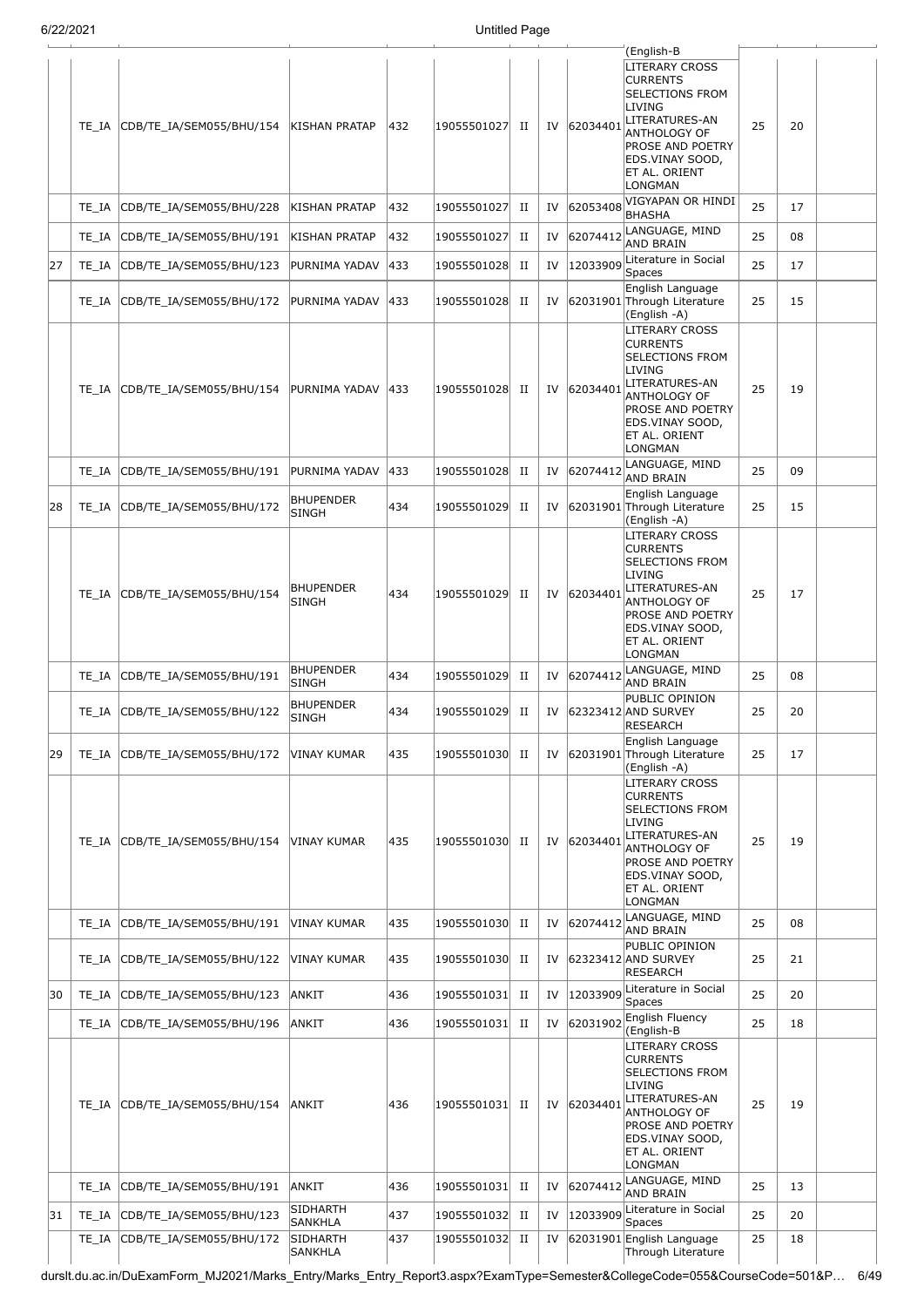| | TE_IA | CDB/TE_IA/SEM055/BHU/154 | KISHAN PRATAP | 432 | 19055501027 | II | IV | 62034401 | (English-B LITERARY CROSS CURRENTS SELECTIONS FROM LIVING LITERATURES-AN ANTHOLOGY OF PROSE AND POETRY EDS.VINAY SOOD, ET AL. ORIENT LONGMAN | 25 | 20 | |
|---|---|---|---|---|---|---|---|---|---|---|---|---|
| | TE_IA | CDB/TE_IA/SEM055/BHU/228 | KISHAN PRATAP | 432 | 19055501027 | II | IV | 62053408 | VIGYAPAN OR HINDI BHASHA | 25 | 17 | |
| | TE_IA | CDB/TE_IA/SEM055/BHU/191 | KISHAN PRATAP | 432 | 19055501027 | II | IV | 62074412 | LANGUAGE, MIND AND BRAIN | 25 | 08 | |
| 27 | TE_IA | CDB/TE_IA/SEM055/BHU/123 | PURNIMA YADAV | 433 | 19055501028 | II | IV | 12033909 | Literature in Social Spaces | 25 | 17 | |
| | TE_IA | CDB/TE_IA/SEM055/BHU/172 | PURNIMA YADAV | 433 | 19055501028 | II | IV | 62031901 | English Language Through Literature (English -A) | 25 | 15 | |
| | TE_IA | CDB/TE_IA/SEM055/BHU/154 | PURNIMA YADAV | 433 | 19055501028 | II | IV | 62034401 | LITERARY CROSS CURRENTS SELECTIONS FROM LIVING LITERATURES-AN ANTHOLOGY OF PROSE AND POETRY EDS.VINAY SOOD, ET AL. ORIENT LONGMAN | 25 | 19 | |
| | TE_IA | CDB/TE_IA/SEM055/BHU/191 | PURNIMA YADAV | 433 | 19055501028 | II | IV | 62074412 | LANGUAGE, MIND AND BRAIN | 25 | 09 | |
| 28 | TE_IA | CDB/TE_IA/SEM055/BHU/172 | BHUPENDER SINGH | 434 | 19055501029 | II | IV | 62031901 | English Language Through Literature (English -A) | 25 | 15 | |
| | TE_IA | CDB/TE_IA/SEM055/BHU/154 | BHUPENDER SINGH | 434 | 19055501029 | II | IV | 62034401 | LITERARY CROSS CURRENTS SELECTIONS FROM LIVING LITERATURES-AN ANTHOLOGY OF PROSE AND POETRY EDS.VINAY SOOD, ET AL. ORIENT LONGMAN | 25 | 17 | |
| | TE_IA | CDB/TE_IA/SEM055/BHU/191 | BHUPENDER SINGH | 434 | 19055501029 | II | IV | 62074412 | LANGUAGE, MIND AND BRAIN | 25 | 08 | |
| | TE_IA | CDB/TE_IA/SEM055/BHU/122 | BHUPENDER SINGH | 434 | 19055501029 | II | IV | 62323412 | PUBLIC OPINION AND SURVEY RESEARCH | 25 | 20 | |
| 29 | TE_IA | CDB/TE_IA/SEM055/BHU/172 | VINAY KUMAR | 435 | 19055501030 | II | IV | 62031901 | English Language Through Literature (English -A) | 25 | 17 | |
| | TE_IA | CDB/TE_IA/SEM055/BHU/154 | VINAY KUMAR | 435 | 19055501030 | II | IV | 62034401 | LITERARY CROSS CURRENTS SELECTIONS FROM LIVING LITERATURES-AN ANTHOLOGY OF PROSE AND POETRY EDS.VINAY SOOD, ET AL. ORIENT LONGMAN | 25 | 19 | |
| | TE_IA | CDB/TE_IA/SEM055/BHU/191 | VINAY KUMAR | 435 | 19055501030 | II | IV | 62074412 | LANGUAGE, MIND AND BRAIN | 25 | 08 | |
| | TE_IA | CDB/TE_IA/SEM055/BHU/122 | VINAY KUMAR | 435 | 19055501030 | II | IV | 62323412 | PUBLIC OPINION AND SURVEY RESEARCH | 25 | 21 | |
| 30 | TE_IA | CDB/TE_IA/SEM055/BHU/123 | ANKIT | 436 | 19055501031 | II | IV | 12033909 | Literature in Social Spaces | 25 | 20 | |
| | TE_IA | CDB/TE_IA/SEM055/BHU/196 | ANKIT | 436 | 19055501031 | II | IV | 62031902 | English Fluency (English-B | 25 | 18 | |
| | TE_IA | CDB/TE_IA/SEM055/BHU/154 | ANKIT | 436 | 19055501031 | II | IV | 62034401 | LITERARY CROSS CURRENTS SELECTIONS FROM LIVING LITERATURES-AN ANTHOLOGY OF PROSE AND POETRY EDS.VINAY SOOD, ET AL. ORIENT LONGMAN | 25 | 19 | |
| | TE_IA | CDB/TE_IA/SEM055/BHU/191 | ANKIT | 436 | 19055501031 | II | IV | 62074412 | LANGUAGE, MIND AND BRAIN | 25 | 13 | |
| 31 | TE_IA | CDB/TE_IA/SEM055/BHU/123 | SIDHARTH SANKHLA | 437 | 19055501032 | II | IV | 12033909 | Literature in Social Spaces | 25 | 20 | |
| | TE_IA | CDB/TE_IA/SEM055/BHU/172 | SIDHARTH SANKHLA | 437 | 19055501032 | II | IV | 62031901 | English Language Through Literature | 25 | 18 | |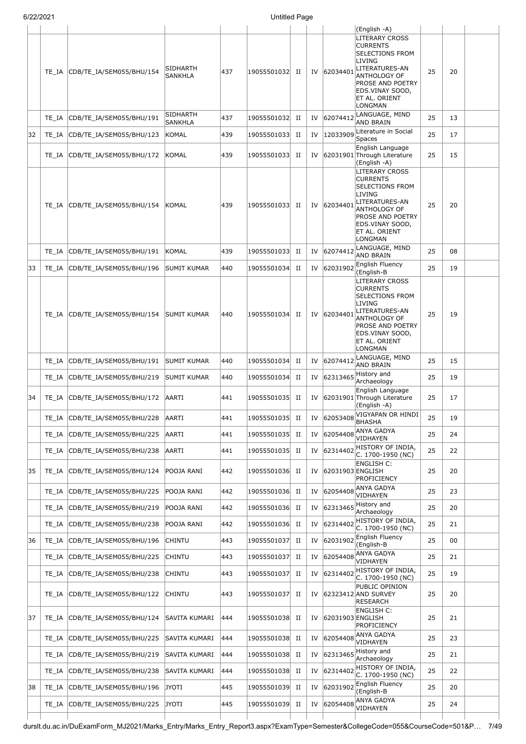| | | | | | | | | | | | | |
|---|---|---|---|---|---|---|---|---|---|---|---|---|
| | | | | | | | | | (English -A) | | | |
| | TE_IA | CDB/TE_IA/SEM055/BHU/154 | SIDHARTH SANKHLA | 437 | 19055501032 | II | IV | 62034401 | LITERARY CROSS CURRENTS SELECTIONS FROM LIVING LITERATURES-AN ANTHOLOGY OF PROSE AND POETRY EDS.VINAY SOOD, ET AL. ORIENT LONGMAN | 25 | 20 | |
| | TE_IA | CDB/TE_IA/SEM055/BHU/191 | SIDHARTH SANKHLA | 437 | 19055501032 | II | IV | 62074412 | LANGUAGE, MIND AND BRAIN | 25 | 13 | |
| 32 | TE_IA | CDB/TE_IA/SEM055/BHU/123 | KOMAL | 439 | 19055501033 | II | IV | 12033909 | Literature in Social Spaces | 25 | 17 | |
| | TE_IA | CDB/TE_IA/SEM055/BHU/172 | KOMAL | 439 | 19055501033 | II | IV | 62031901 | English Language Through Literature (English -A) | 25 | 15 | |
| | TE_IA | CDB/TE_IA/SEM055/BHU/154 | KOMAL | 439 | 19055501033 | II | IV | 62034401 | LITERARY CROSS CURRENTS SELECTIONS FROM LIVING LITERATURES-AN ANTHOLOGY OF PROSE AND POETRY EDS.VINAY SOOD, ET AL. ORIENT LONGMAN | 25 | 20 | |
| | TE_IA | CDB/TE_IA/SEM055/BHU/191 | KOMAL | 439 | 19055501033 | II | IV | 62074412 | LANGUAGE, MIND AND BRAIN | 25 | 08 | |
| 33 | TE_IA | CDB/TE_IA/SEM055/BHU/196 | SUMIT KUMAR | 440 | 19055501034 | II | IV | 62031902 | English Fluency (English-B | 25 | 19 | |
| | TE_IA | CDB/TE_IA/SEM055/BHU/154 | SUMIT KUMAR | 440 | 19055501034 | II | IV | 62034401 | LITERARY CROSS CURRENTS SELECTIONS FROM LIVING LITERATURES-AN ANTHOLOGY OF PROSE AND POETRY EDS.VINAY SOOD, ET AL. ORIENT LONGMAN | 25 | 19 | |
| | TE_IA | CDB/TE_IA/SEM055/BHU/191 | SUMIT KUMAR | 440 | 19055501034 | II | IV | 62074412 | LANGUAGE, MIND AND BRAIN | 25 | 15 | |
| | TE_IA | CDB/TE_IA/SEM055/BHU/219 | SUMIT KUMAR | 440 | 19055501034 | II | IV | 62313465 | History and Archaeology | 25 | 19 | |
| 34 | TE_IA | CDB/TE_IA/SEM055/BHU/172 | AARTI | 441 | 19055501035 | II | IV | 62031901 | English Language Through Literature (English -A) | 25 | 17 | |
| | TE_IA | CDB/TE_IA/SEM055/BHU/228 | AARTI | 441 | 19055501035 | II | IV | 62053408 | VIGYAPAN OR HINDI BHASHA | 25 | 19 | |
| | TE_IA | CDB/TE_IA/SEM055/BHU/225 | AARTI | 441 | 19055501035 | II | IV | 62054408 | ANYA GADYA VIDHAYEN | 25 | 24 | |
| | TE_IA | CDB/TE_IA/SEM055/BHU/238 | AARTI | 441 | 19055501035 | II | IV | 62314402 | HISTORY OF INDIA, C. 1700-1950 (NC) | 25 | 22 | |
| 35 | TE_IA | CDB/TE_IA/SEM055/BHU/124 | POOJA RANI | 442 | 19055501036 | II | IV | 62031903 | ENGLISH C: ENGLISH PROFICIENCY | 25 | 20 | |
| | TE_IA | CDB/TE_IA/SEM055/BHU/225 | POOJA RANI | 442 | 19055501036 | II | IV | 62054408 | ANYA GADYA VIDHAYEN | 25 | 23 | |
| | TE_IA | CDB/TE_IA/SEM055/BHU/219 | POOJA RANI | 442 | 19055501036 | II | IV | 62313465 | History and Archaeology | 25 | 20 | |
| | TE_IA | CDB/TE_IA/SEM055/BHU/238 | POOJA RANI | 442 | 19055501036 | II | IV | 62314402 | HISTORY OF INDIA, C. 1700-1950 (NC) | 25 | 21 | |
| 36 | TE_IA | CDB/TE_IA/SEM055/BHU/196 | CHINTU | 443 | 19055501037 | II | IV | 62031902 | English Fluency (English-B | 25 | 00 | |
| | TE_IA | CDB/TE_IA/SEM055/BHU/225 | CHINTU | 443 | 19055501037 | II | IV | 62054408 | ANYA GADYA VIDHAYEN | 25 | 21 | |
| | TE_IA | CDB/TE_IA/SEM055/BHU/238 | CHINTU | 443 | 19055501037 | II | IV | 62314402 | HISTORY OF INDIA, C. 1700-1950 (NC) | 25 | 19 | |
| | TE_IA | CDB/TE_IA/SEM055/BHU/122 | CHINTU | 443 | 19055501037 | II | IV | 62323412 | PUBLIC OPINION AND SURVEY RESEARCH | 25 | 20 | |
| 37 | TE_IA | CDB/TE_IA/SEM055/BHU/124 | SAVITA KUMARI | 444 | 19055501038 | II | IV | 62031903 | ENGLISH C: ENGLISH PROFICIENCY | 25 | 21 | |
| | TE_IA | CDB/TE_IA/SEM055/BHU/225 | SAVITA KUMARI | 444 | 19055501038 | II | IV | 62054408 | ANYA GADYA VIDHAYEN | 25 | 23 | |
| | TE_IA | CDB/TE_IA/SEM055/BHU/219 | SAVITA KUMARI | 444 | 19055501038 | II | IV | 62313465 | History and Archaeology | 25 | 21 | |
| | TE_IA | CDB/TE_IA/SEM055/BHU/238 | SAVITA KUMARI | 444 | 19055501038 | II | IV | 62314402 | HISTORY OF INDIA, C. 1700-1950 (NC) | 25 | 22 | |
| 38 | TE_IA | CDB/TE_IA/SEM055/BHU/196 | JYOTI | 445 | 19055501039 | II | IV | 62031902 | English Fluency (English-B | 25 | 20 | |
| | TE_IA | CDB/TE_IA/SEM055/BHU/225 | JYOTI | 445 | 19055501039 | II | IV | 62054408 | ANYA GADYA VIDHAYEN | 25 | 24 | |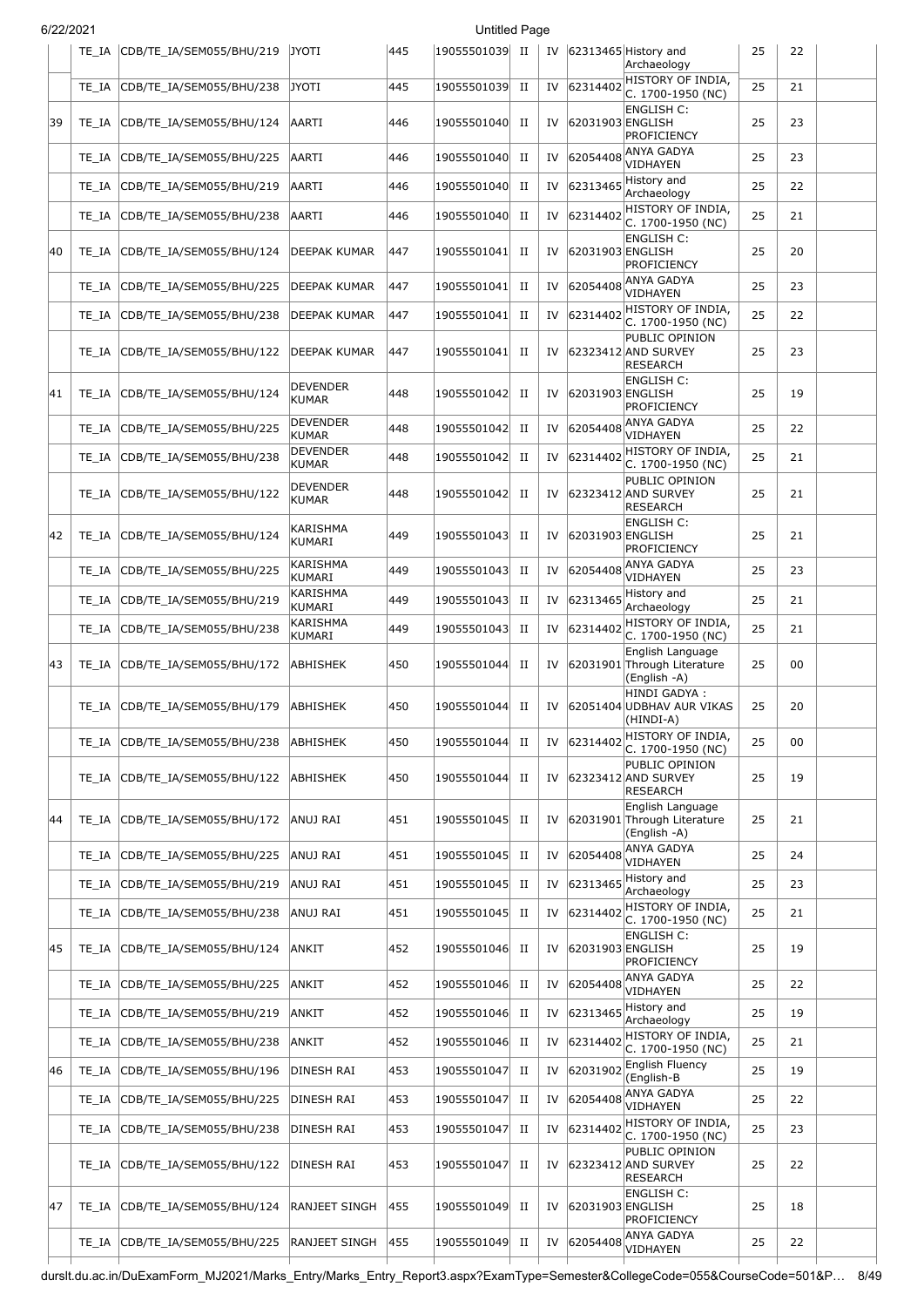|  | TE_IA | CDB/TE_IA/SEM055/BHU/219 | JYOTI | 445 | 19055501039 | II | IV | 62313465 | History and Archaeology | 25 | 22 |  |
|---|---|---|---|---|---|---|---|---|---|---|---|---|
|  | TE_IA | CDB/TE_IA/SEM055/BHU/238 | JYOTI | 445 | 19055501039 | II | IV | 62314402 | HISTORY OF INDIA, C. 1700-1950 (NC) | 25 | 21 |  |
| 39 | TE_IA | CDB/TE_IA/SEM055/BHU/124 | AARTI | 446 | 19055501040 | II | IV | 62031903 | ENGLISH C: ENGLISH PROFICIENCY | 25 | 23 |  |
|  | TE_IA | CDB/TE_IA/SEM055/BHU/225 | AARTI | 446 | 19055501040 | II | IV | 62054408 | ANYA GADYA VIDHAYEN | 25 | 23 |  |
|  | TE_IA | CDB/TE_IA/SEM055/BHU/219 | AARTI | 446 | 19055501040 | II | IV | 62313465 | History and Archaeology | 25 | 22 |  |
|  | TE_IA | CDB/TE_IA/SEM055/BHU/238 | AARTI | 446 | 19055501040 | II | IV | 62314402 | HISTORY OF INDIA, C. 1700-1950 (NC) | 25 | 21 |  |
| 40 | TE_IA | CDB/TE_IA/SEM055/BHU/124 | DEEPAK KUMAR | 447 | 19055501041 | II | IV | 62031903 | ENGLISH C: ENGLISH PROFICIENCY | 25 | 20 |  |
|  | TE_IA | CDB/TE_IA/SEM055/BHU/225 | DEEPAK KUMAR | 447 | 19055501041 | II | IV | 62054408 | ANYA GADYA VIDHAYEN | 25 | 23 |  |
|  | TE_IA | CDB/TE_IA/SEM055/BHU/238 | DEEPAK KUMAR | 447 | 19055501041 | II | IV | 62314402 | HISTORY OF INDIA, C. 1700-1950 (NC) | 25 | 22 |  |
|  | TE_IA | CDB/TE_IA/SEM055/BHU/122 | DEEPAK KUMAR | 447 | 19055501041 | II | IV | 62323412 | PUBLIC OPINION AND SURVEY RESEARCH | 25 | 23 |  |
| 41 | TE_IA | CDB/TE_IA/SEM055/BHU/124 | DEVENDER KUMAR | 448 | 19055501042 | II | IV | 62031903 | ENGLISH C: ENGLISH PROFICIENCY | 25 | 19 |  |
|  | TE_IA | CDB/TE_IA/SEM055/BHU/225 | DEVENDER KUMAR | 448 | 19055501042 | II | IV | 62054408 | ANYA GADYA VIDHAYEN | 25 | 22 |  |
|  | TE_IA | CDB/TE_IA/SEM055/BHU/238 | DEVENDER KUMAR | 448 | 19055501042 | II | IV | 62314402 | HISTORY OF INDIA, C. 1700-1950 (NC) | 25 | 21 |  |
|  | TE_IA | CDB/TE_IA/SEM055/BHU/122 | DEVENDER KUMAR | 448 | 19055501042 | II | IV | 62323412 | PUBLIC OPINION AND SURVEY RESEARCH | 25 | 21 |  |
| 42 | TE_IA | CDB/TE_IA/SEM055/BHU/124 | KARISHMA KUMARI | 449 | 19055501043 | II | IV | 62031903 | ENGLISH C: ENGLISH PROFICIENCY | 25 | 21 |  |
|  | TE_IA | CDB/TE_IA/SEM055/BHU/225 | KARISHMA KUMARI | 449 | 19055501043 | II | IV | 62054408 | ANYA GADYA VIDHAYEN | 25 | 23 |  |
|  | TE_IA | CDB/TE_IA/SEM055/BHU/219 | KARISHMA KUMARI | 449 | 19055501043 | II | IV | 62313465 | History and Archaeology | 25 | 21 |  |
|  | TE_IA | CDB/TE_IA/SEM055/BHU/238 | KARISHMA KUMARI | 449 | 19055501043 | II | IV | 62314402 | HISTORY OF INDIA, C. 1700-1950 (NC) | 25 | 21 |  |
| 43 | TE_IA | CDB/TE_IA/SEM055/BHU/172 | ABHISHEK | 450 | 19055501044 | II | IV | 62031901 | English Language Through Literature (English -A) | 25 | 00 |  |
|  | TE_IA | CDB/TE_IA/SEM055/BHU/179 | ABHISHEK | 450 | 19055501044 | II | IV | 62051404 | HINDI GADYA : UDBHAV AUR VIKAS (HINDI-A) | 25 | 20 |  |
|  | TE_IA | CDB/TE_IA/SEM055/BHU/238 | ABHISHEK | 450 | 19055501044 | II | IV | 62314402 | HISTORY OF INDIA, C. 1700-1950 (NC) | 25 | 00 |  |
|  | TE_IA | CDB/TE_IA/SEM055/BHU/122 | ABHISHEK | 450 | 19055501044 | II | IV | 62323412 | PUBLIC OPINION AND SURVEY RESEARCH | 25 | 19 |  |
| 44 | TE_IA | CDB/TE_IA/SEM055/BHU/172 | ANUJ RAI | 451 | 19055501045 | II | IV | 62031901 | English Language Through Literature (English -A) | 25 | 21 |  |
|  | TE_IA | CDB/TE_IA/SEM055/BHU/225 | ANUJ RAI | 451 | 19055501045 | II | IV | 62054408 | ANYA GADYA VIDHAYEN | 25 | 24 |  |
|  | TE_IA | CDB/TE_IA/SEM055/BHU/219 | ANUJ RAI | 451 | 19055501045 | II | IV | 62313465 | History and Archaeology | 25 | 23 |  |
|  | TE_IA | CDB/TE_IA/SEM055/BHU/238 | ANUJ RAI | 451 | 19055501045 | II | IV | 62314402 | HISTORY OF INDIA, C. 1700-1950 (NC) | 25 | 21 |  |
| 45 | TE_IA | CDB/TE_IA/SEM055/BHU/124 | ANKIT | 452 | 19055501046 | II | IV | 62031903 | ENGLISH C: ENGLISH PROFICIENCY | 25 | 19 |  |
|  | TE_IA | CDB/TE_IA/SEM055/BHU/225 | ANKIT | 452 | 19055501046 | II | IV | 62054408 | ANYA GADYA VIDHAYEN | 25 | 22 |  |
|  | TE_IA | CDB/TE_IA/SEM055/BHU/219 | ANKIT | 452 | 19055501046 | II | IV | 62313465 | History and Archaeology | 25 | 19 |  |
|  | TE_IA | CDB/TE_IA/SEM055/BHU/238 | ANKIT | 452 | 19055501046 | II | IV | 62314402 | HISTORY OF INDIA, C. 1700-1950 (NC) | 25 | 21 |  |
| 46 | TE_IA | CDB/TE_IA/SEM055/BHU/196 | DINESH RAI | 453 | 19055501047 | II | IV | 62031902 | English Fluency (English-B | 25 | 19 |  |
|  | TE_IA | CDB/TE_IA/SEM055/BHU/225 | DINESH RAI | 453 | 19055501047 | II | IV | 62054408 | ANYA GADYA VIDHAYEN | 25 | 22 |  |
|  | TE_IA | CDB/TE_IA/SEM055/BHU/238 | DINESH RAI | 453 | 19055501047 | II | IV | 62314402 | HISTORY OF INDIA, C. 1700-1950 (NC) | 25 | 23 |  |
|  | TE_IA | CDB/TE_IA/SEM055/BHU/122 | DINESH RAI | 453 | 19055501047 | II | IV | 62323412 | PUBLIC OPINION AND SURVEY RESEARCH | 25 | 22 |  |
| 47 | TE_IA | CDB/TE_IA/SEM055/BHU/124 | RANJEET SINGH | 455 | 19055501049 | II | IV | 62031903 | ENGLISH C: ENGLISH PROFICIENCY | 25 | 18 |  |
|  | TE_IA | CDB/TE_IA/SEM055/BHU/225 | RANJEET SINGH | 455 | 19055501049 | II | IV | 62054408 | ANYA GADYA VIDHAYEN | 25 | 22 |  |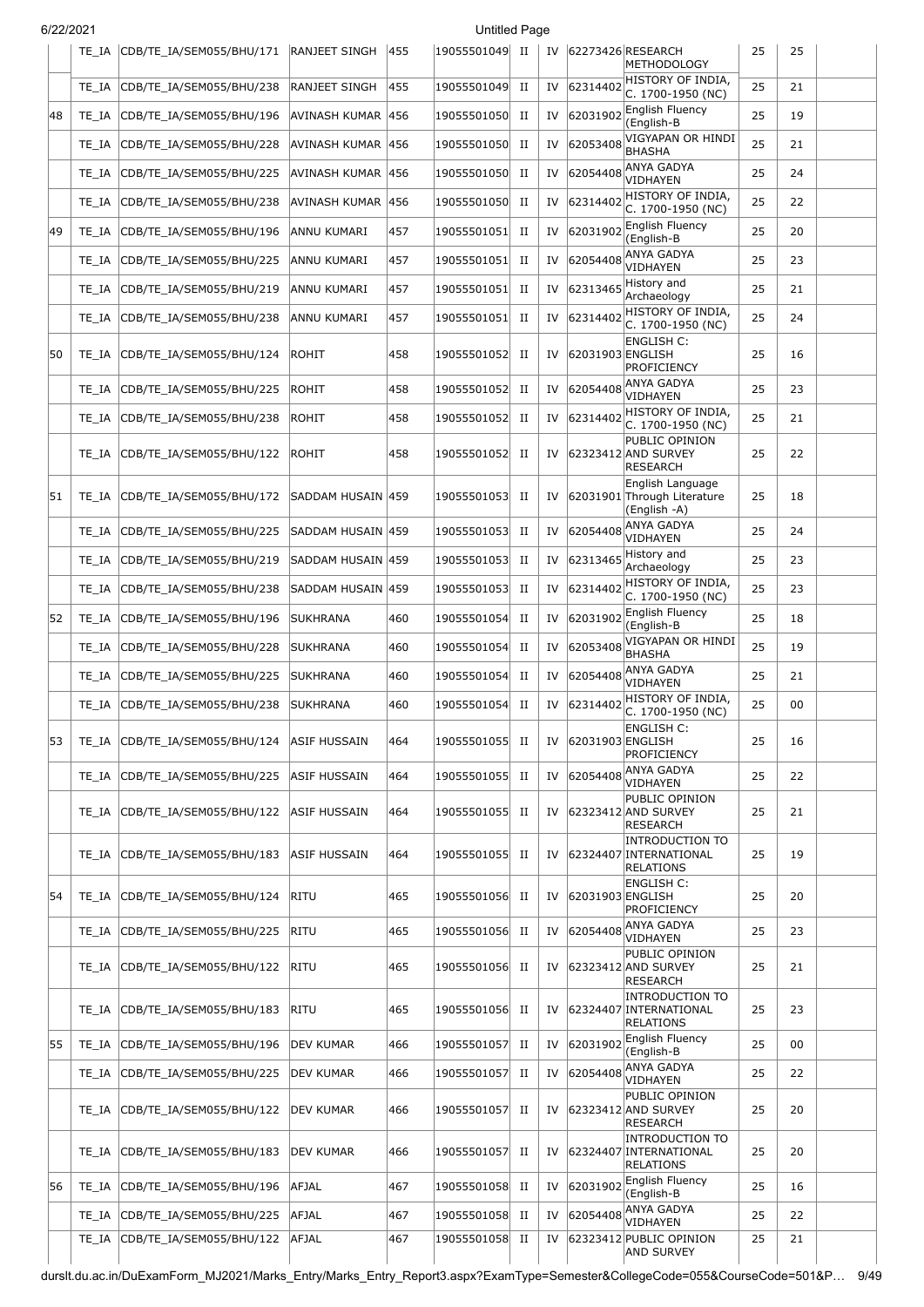|  | TE_IA | CDB/TE_IA/SEM055/BHU/171 | RANJEET SINGH | 455 | 19055501049 | II | IV | 62273426 | RESEARCH METHODOLOGY | 25 | 25 |  |
|---|---|---|---|---|---|---|---|---|---|---|---|---|
|  | TE_IA | CDB/TE_IA/SEM055/BHU/238 | RANJEET SINGH | 455 | 19055501049 | II | IV | 62314402 | HISTORY OF INDIA, C. 1700-1950 (NC) | 25 | 21 |  |
| 48 | TE_IA | CDB/TE_IA/SEM055/BHU/196 | AVINASH KUMAR | 456 | 19055501050 | II | IV | 62031902 | English Fluency (English-B | 25 | 19 |  |
|  | TE_IA | CDB/TE_IA/SEM055/BHU/228 | AVINASH KUMAR | 456 | 19055501050 | II | IV | 62053408 | VIGYAPAN OR HINDI BHASHA | 25 | 21 |  |
|  | TE_IA | CDB/TE_IA/SEM055/BHU/225 | AVINASH KUMAR | 456 | 19055501050 | II | IV | 62054408 | ANYA GADYA VIDHAYEN | 25 | 24 |  |
|  | TE_IA | CDB/TE_IA/SEM055/BHU/238 | AVINASH KUMAR | 456 | 19055501050 | II | IV | 62314402 | HISTORY OF INDIA, C. 1700-1950 (NC) | 25 | 22 |  |
| 49 | TE_IA | CDB/TE_IA/SEM055/BHU/196 | ANNU KUMARI | 457 | 19055501051 | II | IV | 62031902 | English Fluency (English-B | 25 | 20 |  |
|  | TE_IA | CDB/TE_IA/SEM055/BHU/225 | ANNU KUMARI | 457 | 19055501051 | II | IV | 62054408 | ANYA GADYA VIDHAYEN | 25 | 23 |  |
|  | TE_IA | CDB/TE_IA/SEM055/BHU/219 | ANNU KUMARI | 457 | 19055501051 | II | IV | 62313465 | History and Archaeology | 25 | 21 |  |
|  | TE_IA | CDB/TE_IA/SEM055/BHU/238 | ANNU KUMARI | 457 | 19055501051 | II | IV | 62314402 | HISTORY OF INDIA, C. 1700-1950 (NC) | 25 | 24 |  |
| 50 | TE_IA | CDB/TE_IA/SEM055/BHU/124 | ROHIT | 458 | 19055501052 | II | IV | 62031903 | ENGLISH C: ENGLISH PROFICIENCY | 25 | 16 |  |
|  | TE_IA | CDB/TE_IA/SEM055/BHU/225 | ROHIT | 458 | 19055501052 | II | IV | 62054408 | ANYA GADYA VIDHAYEN | 25 | 23 |  |
|  | TE_IA | CDB/TE_IA/SEM055/BHU/238 | ROHIT | 458 | 19055501052 | II | IV | 62314402 | HISTORY OF INDIA, C. 1700-1950 (NC) | 25 | 21 |  |
|  | TE_IA | CDB/TE_IA/SEM055/BHU/122 | ROHIT | 458 | 19055501052 | II | IV | 62323412 | PUBLIC OPINION AND SURVEY RESEARCH | 25 | 22 |  |
| 51 | TE_IA | CDB/TE_IA/SEM055/BHU/172 | SADDAM HUSAIN | 459 | 19055501053 | II | IV | 62031901 | English Language Through Literature (English -A) | 25 | 18 |  |
|  | TE_IA | CDB/TE_IA/SEM055/BHU/225 | SADDAM HUSAIN | 459 | 19055501053 | II | IV | 62054408 | ANYA GADYA VIDHAYEN | 25 | 24 |  |
|  | TE_IA | CDB/TE_IA/SEM055/BHU/219 | SADDAM HUSAIN | 459 | 19055501053 | II | IV | 62313465 | History and Archaeology | 25 | 23 |  |
|  | TE_IA | CDB/TE_IA/SEM055/BHU/238 | SADDAM HUSAIN | 459 | 19055501053 | II | IV | 62314402 | HISTORY OF INDIA, C. 1700-1950 (NC) | 25 | 23 |  |
| 52 | TE_IA | CDB/TE_IA/SEM055/BHU/196 | SUKHRANA | 460 | 19055501054 | II | IV | 62031902 | English Fluency (English-B | 25 | 18 |  |
|  | TE_IA | CDB/TE_IA/SEM055/BHU/228 | SUKHRANA | 460 | 19055501054 | II | IV | 62053408 | VIGYAPAN OR HINDI BHASHA | 25 | 19 |  |
|  | TE_IA | CDB/TE_IA/SEM055/BHU/225 | SUKHRANA | 460 | 19055501054 | II | IV | 62054408 | ANYA GADYA VIDHAYEN | 25 | 21 |  |
|  | TE_IA | CDB/TE_IA/SEM055/BHU/238 | SUKHRANA | 460 | 19055501054 | II | IV | 62314402 | HISTORY OF INDIA, C. 1700-1950 (NC) | 25 | 00 |  |
| 53 | TE_IA | CDB/TE_IA/SEM055/BHU/124 | ASIF HUSSAIN | 464 | 19055501055 | II | IV | 62031903 | ENGLISH C: ENGLISH PROFICIENCY | 25 | 16 |  |
|  | TE_IA | CDB/TE_IA/SEM055/BHU/225 | ASIF HUSSAIN | 464 | 19055501055 | II | IV | 62054408 | ANYA GADYA VIDHAYEN | 25 | 22 |  |
|  | TE_IA | CDB/TE_IA/SEM055/BHU/122 | ASIF HUSSAIN | 464 | 19055501055 | II | IV | 62323412 | PUBLIC OPINION AND SURVEY RESEARCH | 25 | 21 |  |
|  | TE_IA | CDB/TE_IA/SEM055/BHU/183 | ASIF HUSSAIN | 464 | 19055501055 | II | IV | 62324407 | INTRODUCTION TO INTERNATIONAL RELATIONS | 25 | 19 |  |
| 54 | TE_IA | CDB/TE_IA/SEM055/BHU/124 | RITU | 465 | 19055501056 | II | IV | 62031903 | ENGLISH C: ENGLISH PROFICIENCY | 25 | 20 |  |
|  | TE_IA | CDB/TE_IA/SEM055/BHU/225 | RITU | 465 | 19055501056 | II | IV | 62054408 | ANYA GADYA VIDHAYEN | 25 | 23 |  |
|  | TE_IA | CDB/TE_IA/SEM055/BHU/122 | RITU | 465 | 19055501056 | II | IV | 62323412 | PUBLIC OPINION AND SURVEY RESEARCH | 25 | 21 |  |
|  | TE_IA | CDB/TE_IA/SEM055/BHU/183 | RITU | 465 | 19055501056 | II | IV | 62324407 | INTRODUCTION TO INTERNATIONAL RELATIONS | 25 | 23 |  |
| 55 | TE_IA | CDB/TE_IA/SEM055/BHU/196 | DEV KUMAR | 466 | 19055501057 | II | IV | 62031902 | English Fluency (English-B | 25 | 00 |  |
|  | TE_IA | CDB/TE_IA/SEM055/BHU/225 | DEV KUMAR | 466 | 19055501057 | II | IV | 62054408 | ANYA GADYA VIDHAYEN | 25 | 22 |  |
|  | TE_IA | CDB/TE_IA/SEM055/BHU/122 | DEV KUMAR | 466 | 19055501057 | II | IV | 62323412 | PUBLIC OPINION AND SURVEY RESEARCH | 25 | 20 |  |
|  | TE_IA | CDB/TE_IA/SEM055/BHU/183 | DEV KUMAR | 466 | 19055501057 | II | IV | 62324407 | INTRODUCTION TO INTERNATIONAL RELATIONS | 25 | 20 |  |
| 56 | TE_IA | CDB/TE_IA/SEM055/BHU/196 | AFJAL | 467 | 19055501058 | II | IV | 62031902 | English Fluency (English-B | 25 | 16 |  |
|  | TE_IA | CDB/TE_IA/SEM055/BHU/225 | AFJAL | 467 | 19055501058 | II | IV | 62054408 | ANYA GADYA VIDHAYEN | 25 | 22 |  |
|  | TE_IA | CDB/TE_IA/SEM055/BHU/122 | AFJAL | 467 | 19055501058 | II | IV | 62323412 | PUBLIC OPINION AND SURVEY | 25 | 21 |  |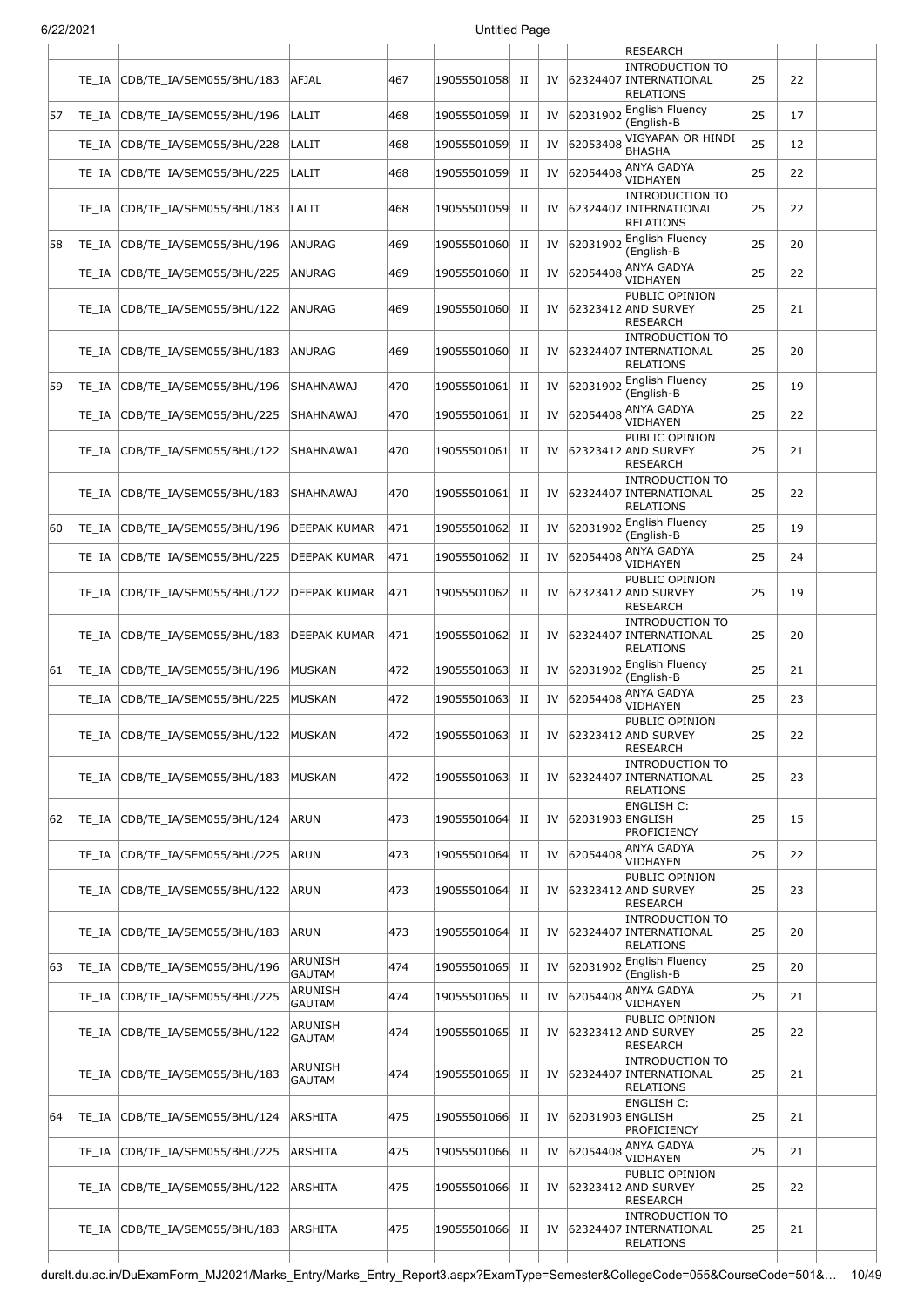| | | | | | | | | | | | |
|---|---|---|---|---|---|---|---|---|---|---|---|
| | | | | | | | | RESEARCH | | | |
| | TE_IA | CDB/TE_IA/SEM055/BHU/183 | AFJAL | 467 | 19055501058 | II | IV | 62324407 | INTRODUCTION TO INTERNATIONAL RELATIONS | 25 | 22 |
| 57 | TE_IA | CDB/TE_IA/SEM055/BHU/196 | LALIT | 468 | 19055501059 | II | IV | 62031902 | English Fluency (English-B | 25 | 17 |
| | TE_IA | CDB/TE_IA/SEM055/BHU/228 | LALIT | 468 | 19055501059 | II | IV | 62053408 | VIGYAPAN OR HINDI BHASHA | 25 | 12 |
| | TE_IA | CDB/TE_IA/SEM055/BHU/225 | LALIT | 468 | 19055501059 | II | IV | 62054408 | ANYA GADYA VIDHAYEN | 25 | 22 |
| | TE_IA | CDB/TE_IA/SEM055/BHU/183 | LALIT | 468 | 19055501059 | II | IV | 62324407 | INTRODUCTION TO INTERNATIONAL RELATIONS | 25 | 22 |
| 58 | TE_IA | CDB/TE_IA/SEM055/BHU/196 | ANURAG | 469 | 19055501060 | II | IV | 62031902 | English Fluency (English-B | 25 | 20 |
| | TE_IA | CDB/TE_IA/SEM055/BHU/225 | ANURAG | 469 | 19055501060 | II | IV | 62054408 | ANYA GADYA VIDHAYEN | 25 | 22 |
| | TE_IA | CDB/TE_IA/SEM055/BHU/122 | ANURAG | 469 | 19055501060 | II | IV | 62323412 | PUBLIC OPINION AND SURVEY RESEARCH | 25 | 21 |
| | TE_IA | CDB/TE_IA/SEM055/BHU/183 | ANURAG | 469 | 19055501060 | II | IV | 62324407 | INTRODUCTION TO INTERNATIONAL RELATIONS | 25 | 20 |
| 59 | TE_IA | CDB/TE_IA/SEM055/BHU/196 | SHAHNAWAJ | 470 | 19055501061 | II | IV | 62031902 | English Fluency (English-B | 25 | 19 |
| | TE_IA | CDB/TE_IA/SEM055/BHU/225 | SHAHNAWAJ | 470 | 19055501061 | II | IV | 62054408 | ANYA GADYA VIDHAYEN | 25 | 22 |
| | TE_IA | CDB/TE_IA/SEM055/BHU/122 | SHAHNAWAJ | 470 | 19055501061 | II | IV | 62323412 | PUBLIC OPINION AND SURVEY RESEARCH | 25 | 21 |
| | TE_IA | CDB/TE_IA/SEM055/BHU/183 | SHAHNAWAJ | 470 | 19055501061 | II | IV | 62324407 | INTRODUCTION TO INTERNATIONAL RELATIONS | 25 | 22 |
| 60 | TE_IA | CDB/TE_IA/SEM055/BHU/196 | DEEPAK KUMAR | 471 | 19055501062 | II | IV | 62031902 | English Fluency (English-B | 25 | 19 |
| | TE_IA | CDB/TE_IA/SEM055/BHU/225 | DEEPAK KUMAR | 471 | 19055501062 | II | IV | 62054408 | ANYA GADYA VIDHAYEN | 25 | 24 |
| | TE_IA | CDB/TE_IA/SEM055/BHU/122 | DEEPAK KUMAR | 471 | 19055501062 | II | IV | 62323412 | PUBLIC OPINION AND SURVEY RESEARCH | 25 | 19 |
| | TE_IA | CDB/TE_IA/SEM055/BHU/183 | DEEPAK KUMAR | 471 | 19055501062 | II | IV | 62324407 | INTRODUCTION TO INTERNATIONAL RELATIONS | 25 | 20 |
| 61 | TE_IA | CDB/TE_IA/SEM055/BHU/196 | MUSKAN | 472 | 19055501063 | II | IV | 62031902 | English Fluency (English-B | 25 | 21 |
| | TE_IA | CDB/TE_IA/SEM055/BHU/225 | MUSKAN | 472 | 19055501063 | II | IV | 62054408 | ANYA GADYA VIDHAYEN | 25 | 23 |
| | TE_IA | CDB/TE_IA/SEM055/BHU/122 | MUSKAN | 472 | 19055501063 | II | IV | 62323412 | PUBLIC OPINION AND SURVEY RESEARCH | 25 | 22 |
| | TE_IA | CDB/TE_IA/SEM055/BHU/183 | MUSKAN | 472 | 19055501063 | II | IV | 62324407 | INTRODUCTION TO INTERNATIONAL RELATIONS | 25 | 23 |
| 62 | TE_IA | CDB/TE_IA/SEM055/BHU/124 | ARUN | 473 | 19055501064 | II | IV | 62031903 | ENGLISH C: ENGLISH PROFICIENCY | 25 | 15 |
| | TE_IA | CDB/TE_IA/SEM055/BHU/225 | ARUN | 473 | 19055501064 | II | IV | 62054408 | ANYA GADYA VIDHAYEN | 25 | 22 |
| | TE_IA | CDB/TE_IA/SEM055/BHU/122 | ARUN | 473 | 19055501064 | II | IV | 62323412 | PUBLIC OPINION AND SURVEY RESEARCH | 25 | 23 |
| | TE_IA | CDB/TE_IA/SEM055/BHU/183 | ARUN | 473 | 19055501064 | II | IV | 62324407 | INTRODUCTION TO INTERNATIONAL RELATIONS | 25 | 20 |
| 63 | TE_IA | CDB/TE_IA/SEM055/BHU/196 | ARUNISH GAUTAM | 474 | 19055501065 | II | IV | 62031902 | English Fluency (English-B | 25 | 20 |
| | TE_IA | CDB/TE_IA/SEM055/BHU/225 | ARUNISH GAUTAM | 474 | 19055501065 | II | IV | 62054408 | ANYA GADYA VIDHAYEN | 25 | 21 |
| | TE_IA | CDB/TE_IA/SEM055/BHU/122 | ARUNISH GAUTAM | 474 | 19055501065 | II | IV | 62323412 | PUBLIC OPINION AND SURVEY RESEARCH | 25 | 22 |
| | TE_IA | CDB/TE_IA/SEM055/BHU/183 | ARUNISH GAUTAM | 474 | 19055501065 | II | IV | 62324407 | INTRODUCTION TO INTERNATIONAL RELATIONS | 25 | 21 |
| 64 | TE_IA | CDB/TE_IA/SEM055/BHU/124 | ARSHITA | 475 | 19055501066 | II | IV | 62031903 | ENGLISH C: ENGLISH PROFICIENCY | 25 | 21 |
| | TE_IA | CDB/TE_IA/SEM055/BHU/225 | ARSHITA | 475 | 19055501066 | II | IV | 62054408 | ANYA GADYA VIDHAYEN | 25 | 21 |
| | TE_IA | CDB/TE_IA/SEM055/BHU/122 | ARSHITA | 475 | 19055501066 | II | IV | 62323412 | PUBLIC OPINION AND SURVEY RESEARCH | 25 | 22 |
| | TE_IA | CDB/TE_IA/SEM055/BHU/183 | ARSHITA | 475 | 19055501066 | II | IV | 62324407 | INTRODUCTION TO INTERNATIONAL RELATIONS | 25 | 21 |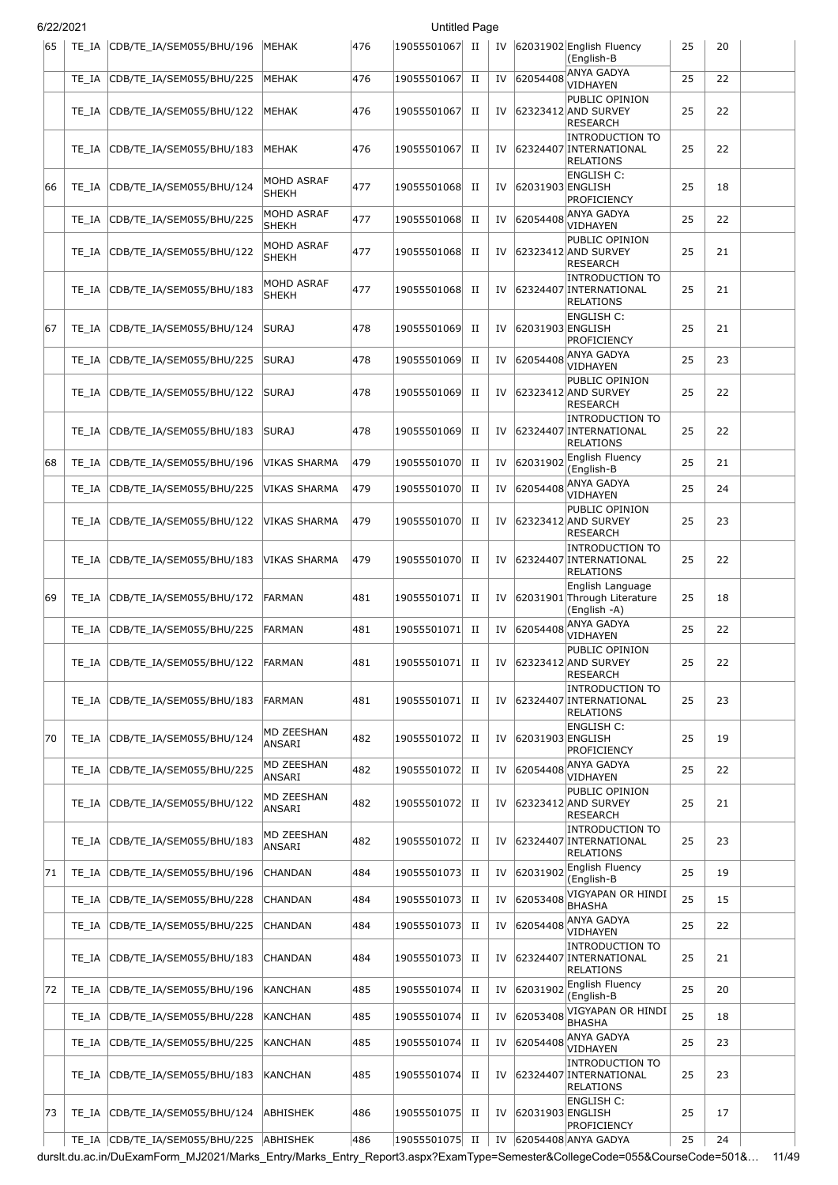| 65 | TE_IA | CDB/TE_IA/SEM055/BHU/196 | MEHAK | 476 | 19055501067 | II | IV | 62031902 | English Fluency (English-B | 25 | 20 | |
|---|---|---|---|---|---|---|---|---|---|---|---|---|
| | TE_IA | CDB/TE_IA/SEM055/BHU/225 | MEHAK | 476 | 19055501067 | II | IV | 62054408 | ANYA GADYA VIDHAYEN | 25 | 22 | |
| | TE_IA | CDB/TE_IA/SEM055/BHU/122 | MEHAK | 476 | 19055501067 | II | IV | 62323412 | PUBLIC OPINION AND SURVEY RESEARCH | 25 | 22 | |
| | TE_IA | CDB/TE_IA/SEM055/BHU/183 | MEHAK | 476 | 19055501067 | II | IV | 62324407 | INTRODUCTION TO INTERNATIONAL RELATIONS | 25 | 22 | |
| 66 | TE_IA | CDB/TE_IA/SEM055/BHU/124 | MOHD ASRAF SHEKH | 477 | 19055501068 | II | IV | 62031903 | ENGLISH C: ENGLISH PROFICIENCY | 25 | 18 | |
| | TE_IA | CDB/TE_IA/SEM055/BHU/225 | MOHD ASRAF SHEKH | 477 | 19055501068 | II | IV | 62054408 | ANYA GADYA VIDHAYEN | 25 | 22 | |
| | TE_IA | CDB/TE_IA/SEM055/BHU/122 | MOHD ASRAF SHEKH | 477 | 19055501068 | II | IV | 62323412 | PUBLIC OPINION AND SURVEY RESEARCH | 25 | 21 | |
| | TE_IA | CDB/TE_IA/SEM055/BHU/183 | MOHD ASRAF SHEKH | 477 | 19055501068 | II | IV | 62324407 | INTRODUCTION TO INTERNATIONAL RELATIONS | 25 | 21 | |
| 67 | TE_IA | CDB/TE_IA/SEM055/BHU/124 | SURAJ | 478 | 19055501069 | II | IV | 62031903 | ENGLISH C: ENGLISH PROFICIENCY | 25 | 21 | |
| | TE_IA | CDB/TE_IA/SEM055/BHU/225 | SURAJ | 478 | 19055501069 | II | IV | 62054408 | ANYA GADYA VIDHAYEN | 25 | 23 | |
| | TE_IA | CDB/TE_IA/SEM055/BHU/122 | SURAJ | 478 | 19055501069 | II | IV | 62323412 | PUBLIC OPINION AND SURVEY RESEARCH | 25 | 22 | |
| | TE_IA | CDB/TE_IA/SEM055/BHU/183 | SURAJ | 478 | 19055501069 | II | IV | 62324407 | INTRODUCTION TO INTERNATIONAL RELATIONS | 25 | 22 | |
| 68 | TE_IA | CDB/TE_IA/SEM055/BHU/196 | VIKAS SHARMA | 479 | 19055501070 | II | IV | 62031902 | English Fluency (English-B | 25 | 21 | |
| | TE_IA | CDB/TE_IA/SEM055/BHU/225 | VIKAS SHARMA | 479 | 19055501070 | II | IV | 62054408 | ANYA GADYA VIDHAYEN | 25 | 24 | |
| | TE_IA | CDB/TE_IA/SEM055/BHU/122 | VIKAS SHARMA | 479 | 19055501070 | II | IV | 62323412 | PUBLIC OPINION AND SURVEY RESEARCH | 25 | 23 | |
| | TE_IA | CDB/TE_IA/SEM055/BHU/183 | VIKAS SHARMA | 479 | 19055501070 | II | IV | 62324407 | INTRODUCTION TO INTERNATIONAL RELATIONS | 25 | 22 | |
| 69 | TE_IA | CDB/TE_IA/SEM055/BHU/172 | FARMAN | 481 | 19055501071 | II | IV | 62031901 | English Language Through Literature (English -A) | 25 | 18 | |
| | TE_IA | CDB/TE_IA/SEM055/BHU/225 | FARMAN | 481 | 19055501071 | II | IV | 62054408 | ANYA GADYA VIDHAYEN | 25 | 22 | |
| | TE_IA | CDB/TE_IA/SEM055/BHU/122 | FARMAN | 481 | 19055501071 | II | IV | 62323412 | PUBLIC OPINION AND SURVEY RESEARCH | 25 | 22 | |
| | TE_IA | CDB/TE_IA/SEM055/BHU/183 | FARMAN | 481 | 19055501071 | II | IV | 62324407 | INTRODUCTION TO INTERNATIONAL RELATIONS | 25 | 23 | |
| 70 | TE_IA | CDB/TE_IA/SEM055/BHU/124 | MD ZEESHAN ANSARI | 482 | 19055501072 | II | IV | 62031903 | ENGLISH C: ENGLISH PROFICIENCY | 25 | 19 | |
| | TE_IA | CDB/TE_IA/SEM055/BHU/225 | MD ZEESHAN ANSARI | 482 | 19055501072 | II | IV | 62054408 | ANYA GADYA VIDHAYEN | 25 | 22 | |
| | TE_IA | CDB/TE_IA/SEM055/BHU/122 | MD ZEESHAN ANSARI | 482 | 19055501072 | II | IV | 62323412 | PUBLIC OPINION AND SURVEY RESEARCH | 25 | 21 | |
| | TE_IA | CDB/TE_IA/SEM055/BHU/183 | MD ZEESHAN ANSARI | 482 | 19055501072 | II | IV | 62324407 | INTRODUCTION TO INTERNATIONAL RELATIONS | 25 | 23 | |
| 71 | TE_IA | CDB/TE_IA/SEM055/BHU/196 | CHANDAN | 484 | 19055501073 | II | IV | 62031902 | English Fluency (English-B | 25 | 19 | |
| | TE_IA | CDB/TE_IA/SEM055/BHU/228 | CHANDAN | 484 | 19055501073 | II | IV | 62053408 | VIGYAPAN OR HINDI BHASHA | 25 | 15 | |
| | TE_IA | CDB/TE_IA/SEM055/BHU/225 | CHANDAN | 484 | 19055501073 | II | IV | 62054408 | ANYA GADYA VIDHAYEN | 25 | 22 | |
| | TE_IA | CDB/TE_IA/SEM055/BHU/183 | CHANDAN | 484 | 19055501073 | II | IV | 62324407 | INTRODUCTION TO INTERNATIONAL RELATIONS | 25 | 21 | |
| 72 | TE_IA | CDB/TE_IA/SEM055/BHU/196 | KANCHAN | 485 | 19055501074 | II | IV | 62031902 | English Fluency (English-B | 25 | 20 | |
| | TE_IA | CDB/TE_IA/SEM055/BHU/228 | KANCHAN | 485 | 19055501074 | II | IV | 62053408 | VIGYAPAN OR HINDI BHASHA | 25 | 18 | |
| | TE_IA | CDB/TE_IA/SEM055/BHU/225 | KANCHAN | 485 | 19055501074 | II | IV | 62054408 | ANYA GADYA VIDHAYEN | 25 | 23 | |
| | TE_IA | CDB/TE_IA/SEM055/BHU/183 | KANCHAN | 485 | 19055501074 | II | IV | 62324407 | INTRODUCTION TO INTERNATIONAL RELATIONS | 25 | 23 | |
| 73 | TE_IA | CDB/TE_IA/SEM055/BHU/124 | ABHISHEK | 486 | 19055501075 | II | IV | 62031903 | ENGLISH C: ENGLISH PROFICIENCY | 25 | 17 | |
| | TE_IA | CDB/TE_IA/SEM055/BHU/225 | ABHISHEK | 486 | 19055501075 | II | IV | 62054408 | ANYA GADYA | 25 | 24 | |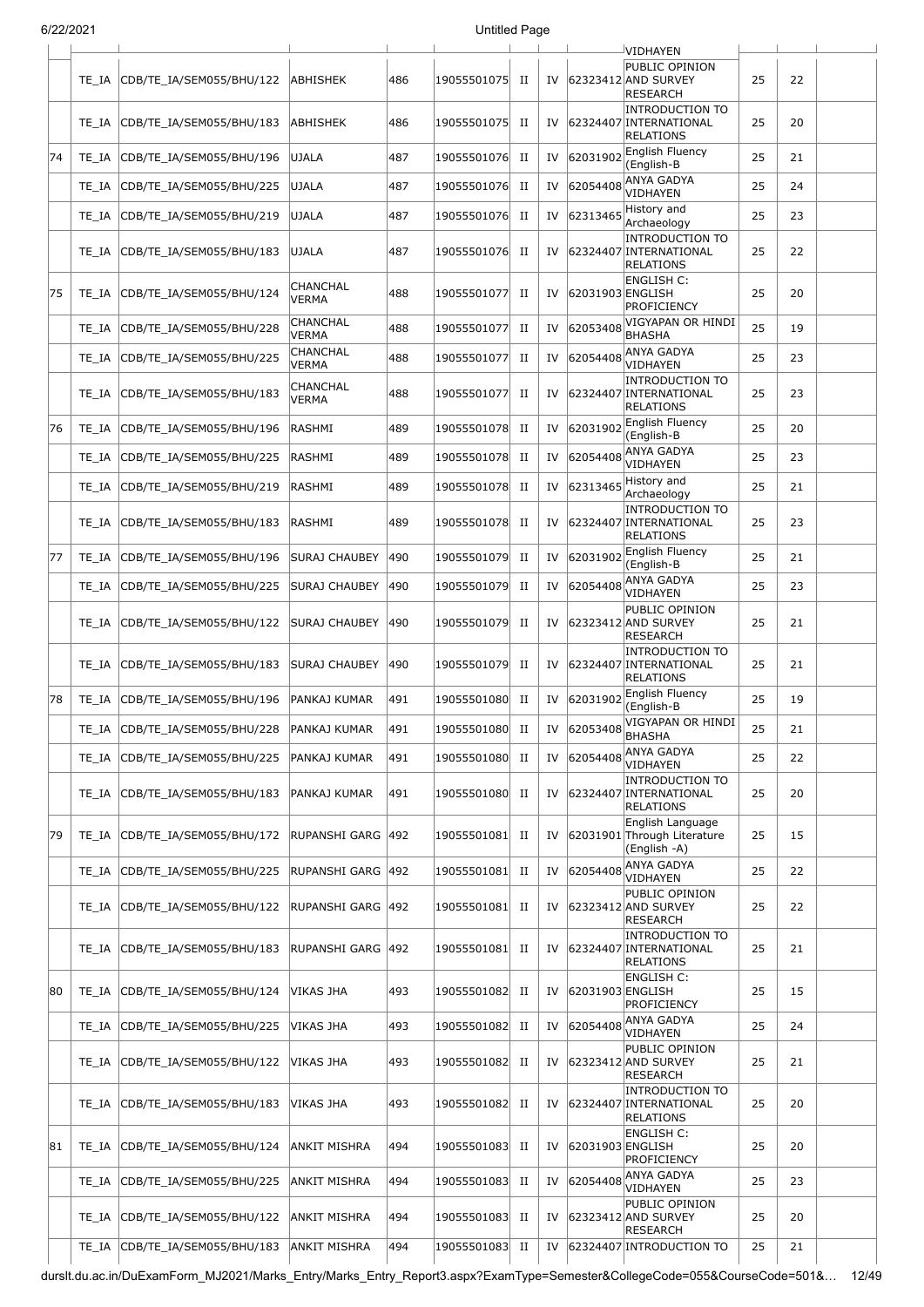| | | | | | | | | | VIDHAYEN | | | |
|---|---|---|---|---|---|---|---|---|---|---|---|---|
| | TE_IA | CDB/TE_IA/SEM055/BHU/122 | ABHISHEK | 486 | 19055501075 | II | IV | 62323412 | PUBLIC OPINION AND SURVEY RESEARCH | 25 | 22 | |
| | TE_IA | CDB/TE_IA/SEM055/BHU/183 | ABHISHEK | 486 | 19055501075 | II | IV | 62324407 | INTRODUCTION TO INTERNATIONAL RELATIONS | 25 | 20 | |
| 74 | TE_IA | CDB/TE_IA/SEM055/BHU/196 | UJALA | 487 | 19055501076 | II | IV | 62031902 | English Fluency (English-B | 25 | 21 | |
| | TE_IA | CDB/TE_IA/SEM055/BHU/225 | UJALA | 487 | 19055501076 | II | IV | 62054408 | ANYA GADYA VIDHAYEN | 25 | 24 | |
| | TE_IA | CDB/TE_IA/SEM055/BHU/219 | UJALA | 487 | 19055501076 | II | IV | 62313465 | History and Archaeology | 25 | 23 | |
| | TE_IA | CDB/TE_IA/SEM055/BHU/183 | UJALA | 487 | 19055501076 | II | IV | 62324407 | INTRODUCTION TO INTERNATIONAL RELATIONS | 25 | 22 | |
| 75 | TE_IA | CDB/TE_IA/SEM055/BHU/124 | CHANCHAL VERMA | 488 | 19055501077 | II | IV | 62031903 | ENGLISH C: ENGLISH PROFICIENCY | 25 | 20 | |
| | TE_IA | CDB/TE_IA/SEM055/BHU/228 | CHANCHAL VERMA | 488 | 19055501077 | II | IV | 62053408 | VIGYAPAN OR HINDI BHASHA | 25 | 19 | |
| | TE_IA | CDB/TE_IA/SEM055/BHU/225 | CHANCHAL VERMA | 488 | 19055501077 | II | IV | 62054408 | ANYA GADYA VIDHAYEN | 25 | 23 | |
| | TE_IA | CDB/TE_IA/SEM055/BHU/183 | CHANCHAL VERMA | 488 | 19055501077 | II | IV | 62324407 | INTRODUCTION TO INTERNATIONAL RELATIONS | 25 | 23 | |
| 76 | TE_IA | CDB/TE_IA/SEM055/BHU/196 | RASHMI | 489 | 19055501078 | II | IV | 62031902 | English Fluency (English-B | 25 | 20 | |
| | TE_IA | CDB/TE_IA/SEM055/BHU/225 | RASHMI | 489 | 19055501078 | II | IV | 62054408 | ANYA GADYA VIDHAYEN | 25 | 23 | |
| | TE_IA | CDB/TE_IA/SEM055/BHU/219 | RASHMI | 489 | 19055501078 | II | IV | 62313465 | History and Archaeology | 25 | 21 | |
| | TE_IA | CDB/TE_IA/SEM055/BHU/183 | RASHMI | 489 | 19055501078 | II | IV | 62324407 | INTRODUCTION TO INTERNATIONAL RELATIONS | 25 | 23 | |
| 77 | TE_IA | CDB/TE_IA/SEM055/BHU/196 | SURAJ CHAUBEY | 490 | 19055501079 | II | IV | 62031902 | English Fluency (English-B | 25 | 21 | |
| | TE_IA | CDB/TE_IA/SEM055/BHU/225 | SURAJ CHAUBEY | 490 | 19055501079 | II | IV | 62054408 | ANYA GADYA VIDHAYEN | 25 | 23 | |
| | TE_IA | CDB/TE_IA/SEM055/BHU/122 | SURAJ CHAUBEY | 490 | 19055501079 | II | IV | 62323412 | PUBLIC OPINION AND SURVEY RESEARCH | 25 | 21 | |
| | TE_IA | CDB/TE_IA/SEM055/BHU/183 | SURAJ CHAUBEY | 490 | 19055501079 | II | IV | 62324407 | INTRODUCTION TO INTERNATIONAL RELATIONS | 25 | 21 | |
| 78 | TE_IA | CDB/TE_IA/SEM055/BHU/196 | PANKAJ KUMAR | 491 | 19055501080 | II | IV | 62031902 | English Fluency (English-B | 25 | 19 | |
| | TE_IA | CDB/TE_IA/SEM055/BHU/228 | PANKAJ KUMAR | 491 | 19055501080 | II | IV | 62053408 | VIGYAPAN OR HINDI BHASHA | 25 | 21 | |
| | TE_IA | CDB/TE_IA/SEM055/BHU/225 | PANKAJ KUMAR | 491 | 19055501080 | II | IV | 62054408 | ANYA GADYA VIDHAYEN | 25 | 22 | |
| | TE_IA | CDB/TE_IA/SEM055/BHU/183 | PANKAJ KUMAR | 491 | 19055501080 | II | IV | 62324407 | INTRODUCTION TO INTERNATIONAL RELATIONS | 25 | 20 | |
| 79 | TE_IA | CDB/TE_IA/SEM055/BHU/172 | RUPANSHI GARG | 492 | 19055501081 | II | IV | 62031901 | English Language Through Literature (English -A) | 25 | 15 | |
| | TE_IA | CDB/TE_IA/SEM055/BHU/225 | RUPANSHI GARG | 492 | 19055501081 | II | IV | 62054408 | ANYA GADYA VIDHAYEN | 25 | 22 | |
| | TE_IA | CDB/TE_IA/SEM055/BHU/122 | RUPANSHI GARG | 492 | 19055501081 | II | IV | 62323412 | PUBLIC OPINION AND SURVEY RESEARCH | 25 | 22 | |
| | TE_IA | CDB/TE_IA/SEM055/BHU/183 | RUPANSHI GARG | 492 | 19055501081 | II | IV | 62324407 | INTRODUCTION TO INTERNATIONAL RELATIONS | 25 | 21 | |
| 80 | TE_IA | CDB/TE_IA/SEM055/BHU/124 | VIKAS JHA | 493 | 19055501082 | II | IV | 62031903 | ENGLISH C: ENGLISH PROFICIENCY | 25 | 15 | |
| | TE_IA | CDB/TE_IA/SEM055/BHU/225 | VIKAS JHA | 493 | 19055501082 | II | IV | 62054408 | ANYA GADYA VIDHAYEN | 25 | 24 | |
| | TE_IA | CDB/TE_IA/SEM055/BHU/122 | VIKAS JHA | 493 | 19055501082 | II | IV | 62323412 | PUBLIC OPINION AND SURVEY RESEARCH | 25 | 21 | |
| | TE_IA | CDB/TE_IA/SEM055/BHU/183 | VIKAS JHA | 493 | 19055501082 | II | IV | 62324407 | INTRODUCTION TO INTERNATIONAL RELATIONS | 25 | 20 | |
| 81 | TE_IA | CDB/TE_IA/SEM055/BHU/124 | ANKIT MISHRA | 494 | 19055501083 | II | IV | 62031903 | ENGLISH C: ENGLISH PROFICIENCY | 25 | 20 | |
| | TE_IA | CDB/TE_IA/SEM055/BHU/225 | ANKIT MISHRA | 494 | 19055501083 | II | IV | 62054408 | ANYA GADYA VIDHAYEN | 25 | 23 | |
| | TE_IA | CDB/TE_IA/SEM055/BHU/122 | ANKIT MISHRA | 494 | 19055501083 | II | IV | 62323412 | PUBLIC OPINION AND SURVEY RESEARCH | 25 | 20 | |
| | TE_IA | CDB/TE_IA/SEM055/BHU/183 | ANKIT MISHRA | 494 | 19055501083 | II | IV | 62324407 | INTRODUCTION TO | 25 | 21 | |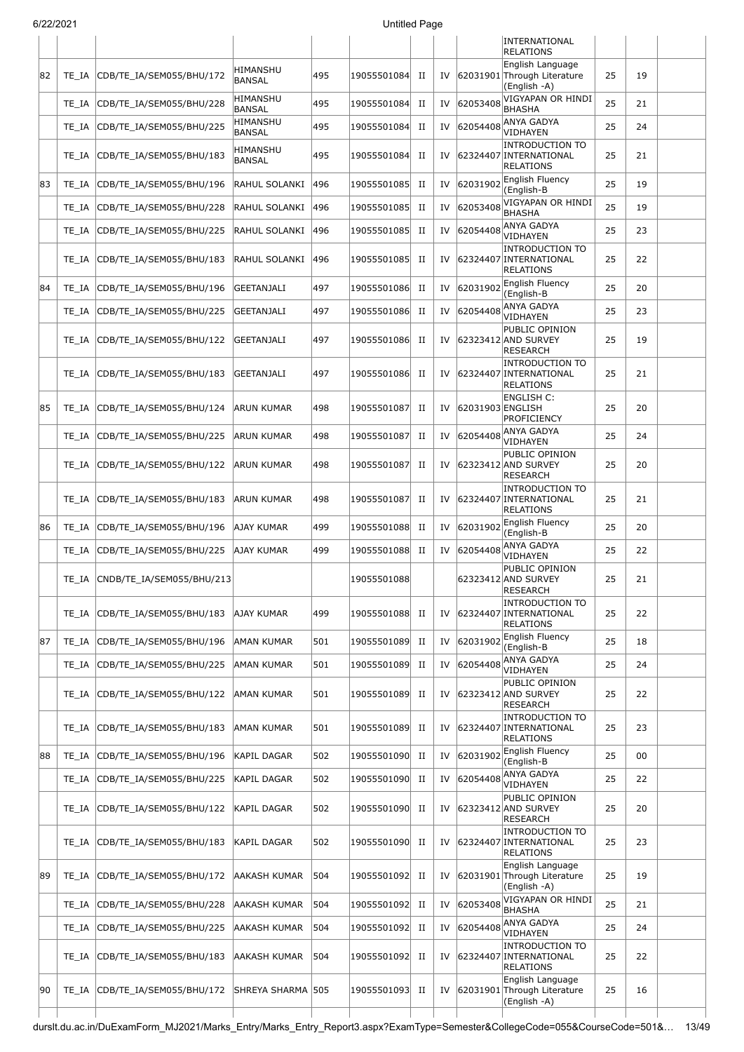| | | | | | | | | | | | | |
|---|---|---|---|---|---|---|---|---|---|---|---|---|
| | | | | | | | | | INTERNATIONAL RELATIONS | | | |
| 82 | TE_IA | CDB/TE_IA/SEM055/BHU/172 | HIMANSHU BANSAL | 495 | 19055501084 | II | IV | 62031901 | English Language Through Literature (English -A) | 25 | 19 | |
| | TE_IA | CDB/TE_IA/SEM055/BHU/228 | HIMANSHU BANSAL | 495 | 19055501084 | II | IV | 62053408 | VIGYAPAN OR HINDI BHASHA | 25 | 21 | |
| | TE_IA | CDB/TE_IA/SEM055/BHU/225 | HIMANSHU BANSAL | 495 | 19055501084 | II | IV | 62054408 | ANYA GADYA VIDHAYEN | 25 | 24 | |
| | TE_IA | CDB/TE_IA/SEM055/BHU/183 | HIMANSHU BANSAL | 495 | 19055501084 | II | IV | 62324407 | INTRODUCTION TO INTERNATIONAL RELATIONS | 25 | 21 | |
| 83 | TE_IA | CDB/TE_IA/SEM055/BHU/196 | RAHUL SOLANKI | 496 | 19055501085 | II | IV | 62031902 | English Fluency (English-B | 25 | 19 | |
| | TE_IA | CDB/TE_IA/SEM055/BHU/228 | RAHUL SOLANKI | 496 | 19055501085 | II | IV | 62053408 | VIGYAPAN OR HINDI BHASHA | 25 | 19 | |
| | TE_IA | CDB/TE_IA/SEM055/BHU/225 | RAHUL SOLANKI | 496 | 19055501085 | II | IV | 62054408 | ANYA GADYA VIDHAYEN | 25 | 23 | |
| | TE_IA | CDB/TE_IA/SEM055/BHU/183 | RAHUL SOLANKI | 496 | 19055501085 | II | IV | 62324407 | INTRODUCTION TO INTERNATIONAL RELATIONS | 25 | 22 | |
| 84 | TE_IA | CDB/TE_IA/SEM055/BHU/196 | GEETANJALI | 497 | 19055501086 | II | IV | 62031902 | English Fluency (English-B | 25 | 20 | |
| | TE_IA | CDB/TE_IA/SEM055/BHU/225 | GEETANJALI | 497 | 19055501086 | II | IV | 62054408 | ANYA GADYA VIDHAYEN | 25 | 23 | |
| | TE_IA | CDB/TE_IA/SEM055/BHU/122 | GEETANJALI | 497 | 19055501086 | II | IV | 62323412 | PUBLIC OPINION AND SURVEY RESEARCH | 25 | 19 | |
| | TE_IA | CDB/TE_IA/SEM055/BHU/183 | GEETANJALI | 497 | 19055501086 | II | IV | 62324407 | INTRODUCTION TO INTERNATIONAL RELATIONS | 25 | 21 | |
| 85 | TE_IA | CDB/TE_IA/SEM055/BHU/124 | ARUN KUMAR | 498 | 19055501087 | II | IV | 62031903 | ENGLISH C: ENGLISH PROFICIENCY | 25 | 20 | |
| | TE_IA | CDB/TE_IA/SEM055/BHU/225 | ARUN KUMAR | 498 | 19055501087 | II | IV | 62054408 | ANYA GADYA VIDHAYEN | 25 | 24 | |
| | TE_IA | CDB/TE_IA/SEM055/BHU/122 | ARUN KUMAR | 498 | 19055501087 | II | IV | 62323412 | PUBLIC OPINION AND SURVEY RESEARCH | 25 | 20 | |
| | TE_IA | CDB/TE_IA/SEM055/BHU/183 | ARUN KUMAR | 498 | 19055501087 | II | IV | 62324407 | INTRODUCTION TO INTERNATIONAL RELATIONS | 25 | 21 | |
| 86 | TE_IA | CDB/TE_IA/SEM055/BHU/196 | AJAY KUMAR | 499 | 19055501088 | II | IV | 62031902 | English Fluency (English-B | 25 | 20 | |
| | TE_IA | CDB/TE_IA/SEM055/BHU/225 | AJAY KUMAR | 499 | 19055501088 | II | IV | 62054408 | ANYA GADYA VIDHAYEN | 25 | 22 | |
| | TE_IA | CNDB/TE_IA/SEM055/BHU/213 | | | 19055501088 | | | 62323412 | PUBLIC OPINION AND SURVEY RESEARCH | 25 | 21 | |
| | TE_IA | CDB/TE_IA/SEM055/BHU/183 | AJAY KUMAR | 499 | 19055501088 | II | IV | 62324407 | INTRODUCTION TO INTERNATIONAL RELATIONS | 25 | 22 | |
| 87 | TE_IA | CDB/TE_IA/SEM055/BHU/196 | AMAN KUMAR | 501 | 19055501089 | II | IV | 62031902 | English Fluency (English-B | 25 | 18 | |
| | TE_IA | CDB/TE_IA/SEM055/BHU/225 | AMAN KUMAR | 501 | 19055501089 | II | IV | 62054408 | ANYA GADYA VIDHAYEN | 25 | 24 | |
| | TE_IA | CDB/TE_IA/SEM055/BHU/122 | AMAN KUMAR | 501 | 19055501089 | II | IV | 62323412 | PUBLIC OPINION AND SURVEY RESEARCH | 25 | 22 | |
| | TE_IA | CDB/TE_IA/SEM055/BHU/183 | AMAN KUMAR | 501 | 19055501089 | II | IV | 62324407 | INTRODUCTION TO INTERNATIONAL RELATIONS | 25 | 23 | |
| 88 | TE_IA | CDB/TE_IA/SEM055/BHU/196 | KAPIL DAGAR | 502 | 19055501090 | II | IV | 62031902 | English Fluency (English-B | 25 | 00 | |
| | TE_IA | CDB/TE_IA/SEM055/BHU/225 | KAPIL DAGAR | 502 | 19055501090 | II | IV | 62054408 | ANYA GADYA VIDHAYEN | 25 | 22 | |
| | TE_IA | CDB/TE_IA/SEM055/BHU/122 | KAPIL DAGAR | 502 | 19055501090 | II | IV | 62323412 | PUBLIC OPINION AND SURVEY RESEARCH | 25 | 20 | |
| | TE_IA | CDB/TE_IA/SEM055/BHU/183 | KAPIL DAGAR | 502 | 19055501090 | II | IV | 62324407 | INTRODUCTION TO INTERNATIONAL RELATIONS | 25 | 23 | |
| 89 | TE_IA | CDB/TE_IA/SEM055/BHU/172 | AAKASH KUMAR | 504 | 19055501092 | II | IV | 62031901 | English Language Through Literature (English -A) | 25 | 19 | |
| | TE_IA | CDB/TE_IA/SEM055/BHU/228 | AAKASH KUMAR | 504 | 19055501092 | II | IV | 62053408 | VIGYAPAN OR HINDI BHASHA | 25 | 21 | |
| | TE_IA | CDB/TE_IA/SEM055/BHU/225 | AAKASH KUMAR | 504 | 19055501092 | II | IV | 62054408 | ANYA GADYA VIDHAYEN | 25 | 24 | |
| | TE_IA | CDB/TE_IA/SEM055/BHU/183 | AAKASH KUMAR | 504 | 19055501092 | II | IV | 62324407 | INTRODUCTION TO INTERNATIONAL RELATIONS | 25 | 22 | |
| 90 | TE_IA | CDB/TE_IA/SEM055/BHU/172 | SHREYA SHARMA | 505 | 19055501093 | II | IV | 62031901 | English Language Through Literature (English -A) | 25 | 16 | |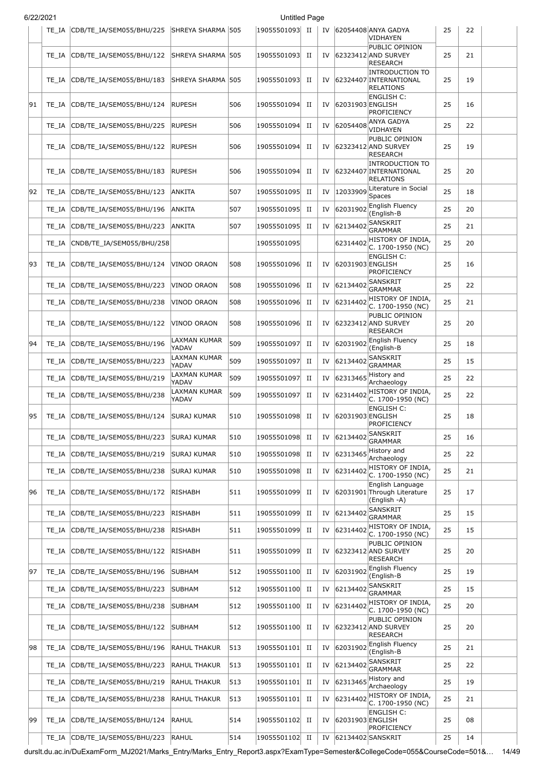| | TE_IA | CDB/TE_IA/SEM055/BHU/225 | SHREYA SHARMA | 505 | 19055501093 | II | IV | 62054408 | ANYA GADYA VIDHAYEN | 25 | 22 | |
|---|---|---|---|---|---|---|---|---|---|---|---|---|
| | TE_IA | CDB/TE_IA/SEM055/BHU/122 | SHREYA SHARMA | 505 | 19055501093 | II | IV | 62323412 | PUBLIC OPINION AND SURVEY RESEARCH | 25 | 21 | |
| | TE_IA | CDB/TE_IA/SEM055/BHU/183 | SHREYA SHARMA | 505 | 19055501093 | II | IV | 62324407 | INTRODUCTION TO INTERNATIONAL RELATIONS | 25 | 19 | |
| 91 | TE_IA | CDB/TE_IA/SEM055/BHU/124 | RUPESH | 506 | 19055501094 | II | IV | 62031903 | ENGLISH C: ENGLISH PROFICIENCY | 25 | 16 | |
| | TE_IA | CDB/TE_IA/SEM055/BHU/225 | RUPESH | 506 | 19055501094 | II | IV | 62054408 | ANYA GADYA VIDHAYEN | 25 | 22 | |
| | TE_IA | CDB/TE_IA/SEM055/BHU/122 | RUPESH | 506 | 19055501094 | II | IV | 62323412 | PUBLIC OPINION AND SURVEY RESEARCH | 25 | 19 | |
| | TE_IA | CDB/TE_IA/SEM055/BHU/183 | RUPESH | 506 | 19055501094 | II | IV | 62324407 | INTRODUCTION TO INTERNATIONAL RELATIONS | 25 | 20 | |
| 92 | TE_IA | CDB/TE_IA/SEM055/BHU/123 | ANKITA | 507 | 19055501095 | II | IV | 12033909 | Literature in Social Spaces | 25 | 18 | |
| | TE_IA | CDB/TE_IA/SEM055/BHU/196 | ANKITA | 507 | 19055501095 | II | IV | 62031902 | English Fluency (English-B | 25 | 20 | |
| | TE_IA | CDB/TE_IA/SEM055/BHU/223 | ANKITA | 507 | 19055501095 | II | IV | 62134402 | SANSKRIT GRAMMAR | 25 | 21 | |
| | TE_IA | CNDB/TE_IA/SEM055/BHU/258 | | | 19055501095 | | | 62314402 | HISTORY OF INDIA, C. 1700-1950 (NC) | 25 | 20 | |
| 93 | TE_IA | CDB/TE_IA/SEM055/BHU/124 | VINOD ORAON | 508 | 19055501096 | II | IV | 62031903 | ENGLISH C: ENGLISH PROFICIENCY | 25 | 16 | |
| | TE_IA | CDB/TE_IA/SEM055/BHU/223 | VINOD ORAON | 508 | 19055501096 | II | IV | 62134402 | SANSKRIT GRAMMAR | 25 | 22 | |
| | TE_IA | CDB/TE_IA/SEM055/BHU/238 | VINOD ORAON | 508 | 19055501096 | II | IV | 62314402 | HISTORY OF INDIA, C. 1700-1950 (NC) | 25 | 21 | |
| | TE_IA | CDB/TE_IA/SEM055/BHU/122 | VINOD ORAON | 508 | 19055501096 | II | IV | 62323412 | PUBLIC OPINION AND SURVEY RESEARCH | 25 | 20 | |
| 94 | TE_IA | CDB/TE_IA/SEM055/BHU/196 | LAXMAN KUMAR YADAV | 509 | 19055501097 | II | IV | 62031902 | English Fluency (English-B | 25 | 18 | |
| | TE_IA | CDB/TE_IA/SEM055/BHU/223 | LAXMAN KUMAR YADAV | 509 | 19055501097 | II | IV | 62134402 | SANSKRIT GRAMMAR | 25 | 15 | |
| | TE_IA | CDB/TE_IA/SEM055/BHU/219 | LAXMAN KUMAR YADAV | 509 | 19055501097 | II | IV | 62313465 | History and Archaeology | 25 | 22 | |
| | TE_IA | CDB/TE_IA/SEM055/BHU/238 | LAXMAN KUMAR YADAV | 509 | 19055501097 | II | IV | 62314402 | HISTORY OF INDIA, C. 1700-1950 (NC) | 25 | 22 | |
| 95 | TE_IA | CDB/TE_IA/SEM055/BHU/124 | SURAJ KUMAR | 510 | 19055501098 | II | IV | 62031903 | ENGLISH C: ENGLISH PROFICIENCY | 25 | 18 | |
| | TE_IA | CDB/TE_IA/SEM055/BHU/223 | SURAJ KUMAR | 510 | 19055501098 | II | IV | 62134402 | SANSKRIT GRAMMAR | 25 | 16 | |
| | TE_IA | CDB/TE_IA/SEM055/BHU/219 | SURAJ KUMAR | 510 | 19055501098 | II | IV | 62313465 | History and Archaeology | 25 | 22 | |
| | TE_IA | CDB/TE_IA/SEM055/BHU/238 | SURAJ KUMAR | 510 | 19055501098 | II | IV | 62314402 | HISTORY OF INDIA, C. 1700-1950 (NC) | 25 | 21 | |
| 96 | TE_IA | CDB/TE_IA/SEM055/BHU/172 | RISHABH | 511 | 19055501099 | II | IV | 62031901 | English Language Through Literature (English -A) | 25 | 17 | |
| | TE_IA | CDB/TE_IA/SEM055/BHU/223 | RISHABH | 511 | 19055501099 | II | IV | 62134402 | SANSKRIT GRAMMAR | 25 | 15 | |
| | TE_IA | CDB/TE_IA/SEM055/BHU/238 | RISHABH | 511 | 19055501099 | II | IV | 62314402 | HISTORY OF INDIA, C. 1700-1950 (NC) | 25 | 15 | |
| | TE_IA | CDB/TE_IA/SEM055/BHU/122 | RISHABH | 511 | 19055501099 | II | IV | 62323412 | PUBLIC OPINION AND SURVEY RESEARCH | 25 | 20 | |
| 97 | TE_IA | CDB/TE_IA/SEM055/BHU/196 | SUBHAM | 512 | 19055501100 | II | IV | 62031902 | English Fluency (English-B | 25 | 19 | |
| | TE_IA | CDB/TE_IA/SEM055/BHU/223 | SUBHAM | 512 | 19055501100 | II | IV | 62134402 | SANSKRIT GRAMMAR | 25 | 15 | |
| | TE_IA | CDB/TE_IA/SEM055/BHU/238 | SUBHAM | 512 | 19055501100 | II | IV | 62314402 | HISTORY OF INDIA, C. 1700-1950 (NC) | 25 | 20 | |
| | TE_IA | CDB/TE_IA/SEM055/BHU/122 | SUBHAM | 512 | 19055501100 | II | IV | 62323412 | PUBLIC OPINION AND SURVEY RESEARCH | 25 | 20 | |
| 98 | TE_IA | CDB/TE_IA/SEM055/BHU/196 | RAHUL THAKUR | 513 | 19055501101 | II | IV | 62031902 | English Fluency (English-B | 25 | 21 | |
| | TE_IA | CDB/TE_IA/SEM055/BHU/223 | RAHUL THAKUR | 513 | 19055501101 | II | IV | 62134402 | SANSKRIT GRAMMAR | 25 | 22 | |
| | TE_IA | CDB/TE_IA/SEM055/BHU/219 | RAHUL THAKUR | 513 | 19055501101 | II | IV | 62313465 | History and Archaeology | 25 | 19 | |
| | TE_IA | CDB/TE_IA/SEM055/BHU/238 | RAHUL THAKUR | 513 | 19055501101 | II | IV | 62314402 | HISTORY OF INDIA, C. 1700-1950 (NC) | 25 | 21 | |
| 99 | TE_IA | CDB/TE_IA/SEM055/BHU/124 | RAHUL | 514 | 19055501102 | II | IV | 62031903 | ENGLISH C: ENGLISH PROFICIENCY | 25 | 08 | |
| | TE_IA | CDB/TE_IA/SEM055/BHU/223 | RAHUL | 514 | 19055501102 | II | IV | 62134402 | SANSKRIT | 25 | 14 | |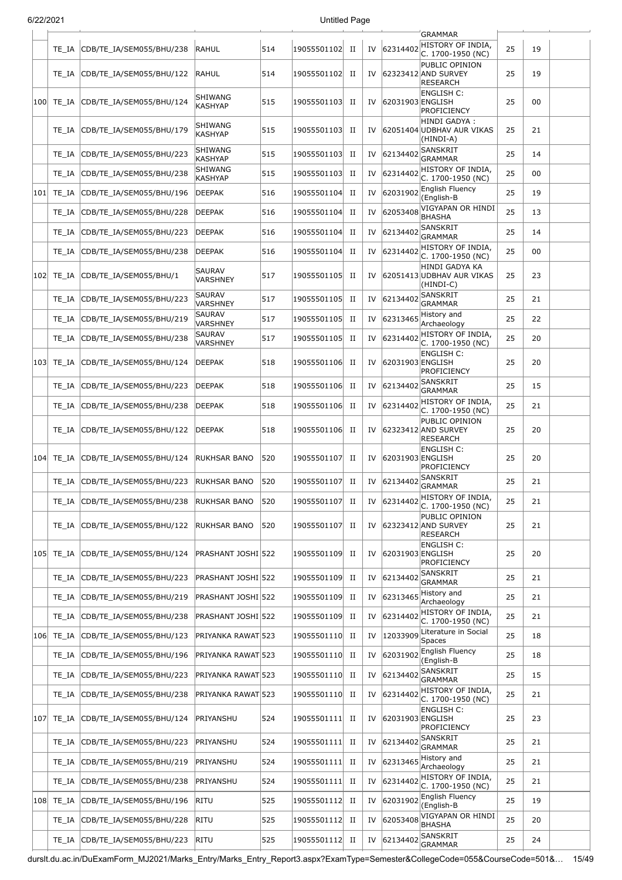| | | | | | | | | | | | | |
|---|---|---|---|---|---|---|---|---|---|---|---|---|
| | | | | | | | | | GRAMMAR | | | |
| | TE_IA | CDB/TE_IA/SEM055/BHU/238 | RAHUL | 514 | 19055501102 | II | IV | 62314402 | HISTORY OF INDIA, C. 1700-1950 (NC) | 25 | 19 | |
| | TE_IA | CDB/TE_IA/SEM055/BHU/122 | RAHUL | 514 | 19055501102 | II | IV | 62323412 | PUBLIC OPINION AND SURVEY RESEARCH | 25 | 19 | |
| 100 | TE_IA | CDB/TE_IA/SEM055/BHU/124 | SHIWANG KASHYAP | 515 | 19055501103 | II | IV | 62031903 | ENGLISH C: ENGLISH PROFICIENCY | 25 | 00 | |
| | TE_IA | CDB/TE_IA/SEM055/BHU/179 | SHIWANG KASHYAP | 515 | 19055501103 | II | IV | 62051404 | HINDI GADYA : UDBHAV AUR VIKAS (HINDI-A) | 25 | 21 | |
| | TE_IA | CDB/TE_IA/SEM055/BHU/223 | SHIWANG KASHYAP | 515 | 19055501103 | II | IV | 62134402 | SANSKRIT GRAMMAR | 25 | 14 | |
| | TE_IA | CDB/TE_IA/SEM055/BHU/238 | SHIWANG KASHYAP | 515 | 19055501103 | II | IV | 62314402 | HISTORY OF INDIA, C. 1700-1950 (NC) | 25 | 00 | |
| 101 | TE_IA | CDB/TE_IA/SEM055/BHU/196 | DEEPAK | 516 | 19055501104 | II | IV | 62031902 | English Fluency (English-B | 25 | 19 | |
| | TE_IA | CDB/TE_IA/SEM055/BHU/228 | DEEPAK | 516 | 19055501104 | II | IV | 62053408 | VIGYAPAN OR HINDI BHASHA | 25 | 13 | |
| | TE_IA | CDB/TE_IA/SEM055/BHU/223 | DEEPAK | 516 | 19055501104 | II | IV | 62134402 | SANSKRIT GRAMMAR | 25 | 14 | |
| | TE_IA | CDB/TE_IA/SEM055/BHU/238 | DEEPAK | 516 | 19055501104 | II | IV | 62314402 | HISTORY OF INDIA, C. 1700-1950 (NC) | 25 | 00 | |
| 102 | TE_IA | CDB/TE_IA/SEM055/BHU/1 | SAURAV VARSHNEY | 517 | 19055501105 | II | IV | 62051413 | HINDI GADYA KA UDBHAV AUR VIKAS (HINDI-C) | 25 | 23 | |
| | TE_IA | CDB/TE_IA/SEM055/BHU/223 | SAURAV VARSHNEY | 517 | 19055501105 | II | IV | 62134402 | SANSKRIT GRAMMAR | 25 | 21 | |
| | TE_IA | CDB/TE_IA/SEM055/BHU/219 | SAURAV VARSHNEY | 517 | 19055501105 | II | IV | 62313465 | History and Archaeology | 25 | 22 | |
| | TE_IA | CDB/TE_IA/SEM055/BHU/238 | SAURAV VARSHNEY | 517 | 19055501105 | II | IV | 62314402 | HISTORY OF INDIA, C. 1700-1950 (NC) | 25 | 20 | |
| 103 | TE_IA | CDB/TE_IA/SEM055/BHU/124 | DEEPAK | 518 | 19055501106 | II | IV | 62031903 | ENGLISH C: ENGLISH PROFICIENCY | 25 | 20 | |
| | TE_IA | CDB/TE_IA/SEM055/BHU/223 | DEEPAK | 518 | 19055501106 | II | IV | 62134402 | SANSKRIT GRAMMAR | 25 | 15 | |
| | TE_IA | CDB/TE_IA/SEM055/BHU/238 | DEEPAK | 518 | 19055501106 | II | IV | 62314402 | HISTORY OF INDIA, C. 1700-1950 (NC) | 25 | 21 | |
| | TE_IA | CDB/TE_IA/SEM055/BHU/122 | DEEPAK | 518 | 19055501106 | II | IV | 62323412 | PUBLIC OPINION AND SURVEY RESEARCH | 25 | 20 | |
| 104 | TE_IA | CDB/TE_IA/SEM055/BHU/124 | RUKHSAR BANO | 520 | 19055501107 | II | IV | 62031903 | ENGLISH C: ENGLISH PROFICIENCY | 25 | 20 | |
| | TE_IA | CDB/TE_IA/SEM055/BHU/223 | RUKHSAR BANO | 520 | 19055501107 | II | IV | 62134402 | SANSKRIT GRAMMAR | 25 | 21 | |
| | TE_IA | CDB/TE_IA/SEM055/BHU/238 | RUKHSAR BANO | 520 | 19055501107 | II | IV | 62314402 | HISTORY OF INDIA, C. 1700-1950 (NC) | 25 | 21 | |
| | TE_IA | CDB/TE_IA/SEM055/BHU/122 | RUKHSAR BANO | 520 | 19055501107 | II | IV | 62323412 | PUBLIC OPINION AND SURVEY RESEARCH | 25 | 21 | |
| 105 | TE_IA | CDB/TE_IA/SEM055/BHU/124 | PRASHANT JOSHI | 522 | 19055501109 | II | IV | 62031903 | ENGLISH C: ENGLISH PROFICIENCY | 25 | 20 | |
| | TE_IA | CDB/TE_IA/SEM055/BHU/223 | PRASHANT JOSHI | 522 | 19055501109 | II | IV | 62134402 | SANSKRIT GRAMMAR | 25 | 21 | |
| | TE_IA | CDB/TE_IA/SEM055/BHU/219 | PRASHANT JOSHI | 522 | 19055501109 | II | IV | 62313465 | History and Archaeology | 25 | 21 | |
| | TE_IA | CDB/TE_IA/SEM055/BHU/238 | PRASHANT JOSHI | 522 | 19055501109 | II | IV | 62314402 | HISTORY OF INDIA, C. 1700-1950 (NC) | 25 | 21 | |
| 106 | TE_IA | CDB/TE_IA/SEM055/BHU/123 | PRIYANKA RAWAT | 523 | 19055501110 | II | IV | 12033909 | Literature in Social Spaces | 25 | 18 | |
| | TE_IA | CDB/TE_IA/SEM055/BHU/196 | PRIYANKA RAWAT | 523 | 19055501110 | II | IV | 62031902 | English Fluency (English-B | 25 | 18 | |
| | TE_IA | CDB/TE_IA/SEM055/BHU/223 | PRIYANKA RAWAT | 523 | 19055501110 | II | IV | 62134402 | SANSKRIT GRAMMAR | 25 | 15 | |
| | TE_IA | CDB/TE_IA/SEM055/BHU/238 | PRIYANKA RAWAT | 523 | 19055501110 | II | IV | 62314402 | HISTORY OF INDIA, C. 1700-1950 (NC) | 25 | 21 | |
| 107 | TE_IA | CDB/TE_IA/SEM055/BHU/124 | PRIYANSHU | 524 | 19055501111 | II | IV | 62031903 | ENGLISH C: ENGLISH PROFICIENCY | 25 | 23 | |
| | TE_IA | CDB/TE_IA/SEM055/BHU/223 | PRIYANSHU | 524 | 19055501111 | II | IV | 62134402 | SANSKRIT GRAMMAR | 25 | 21 | |
| | TE_IA | CDB/TE_IA/SEM055/BHU/219 | PRIYANSHU | 524 | 19055501111 | II | IV | 62313465 | History and Archaeology | 25 | 21 | |
| | TE_IA | CDB/TE_IA/SEM055/BHU/238 | PRIYANSHU | 524 | 19055501111 | II | IV | 62314402 | HISTORY OF INDIA, C. 1700-1950 (NC) | 25 | 21 | |
| 108 | TE_IA | CDB/TE_IA/SEM055/BHU/196 | RITU | 525 | 19055501112 | II | IV | 62031902 | English Fluency (English-B | 25 | 19 | |
| | TE_IA | CDB/TE_IA/SEM055/BHU/228 | RITU | 525 | 19055501112 | II | IV | 62053408 | VIGYAPAN OR HINDI BHASHA | 25 | 20 | |
| | TE_IA | CDB/TE_IA/SEM055/BHU/223 | RITU | 525 | 19055501112 | II | IV | 62134402 | SANSKRIT GRAMMAR | 25 | 24 | |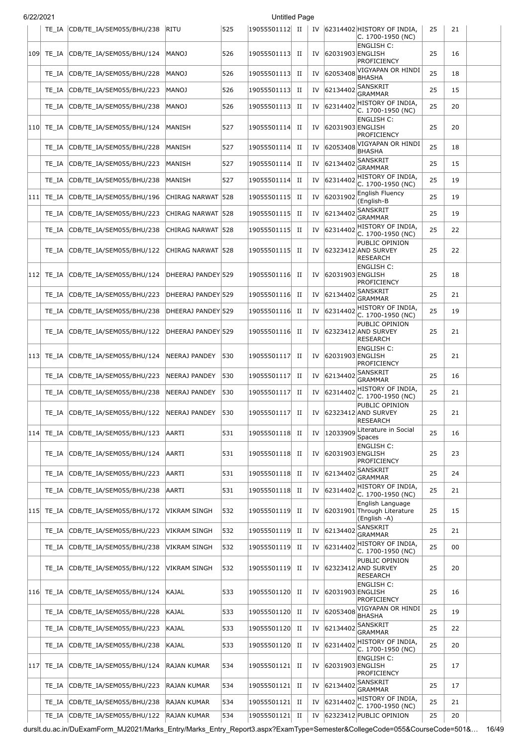| | TE_IA | CDB/TE_IA/SEM055/BHU/238 | RITU | 525 | 19055501112 | II | IV | 62314402 | HISTORY OF INDIA, C. 1700-1950 (NC) | 25 | 21 | |
|---|---|---|---|---|---|---|---|---|---|---|---|---|
| 109 | TE_IA | CDB/TE_IA/SEM055/BHU/124 | MANOJ | 526 | 19055501113 | II | IV | 62031903 | ENGLISH C: ENGLISH PROFICIENCY | 25 | 16 | |
| | TE_IA | CDB/TE_IA/SEM055/BHU/228 | MANOJ | 526 | 19055501113 | II | IV | 62053408 | VIGYAPAN OR HINDI BHASHA | 25 | 18 | |
| | TE_IA | CDB/TE_IA/SEM055/BHU/223 | MANOJ | 526 | 19055501113 | II | IV | 62134402 | SANSKRIT GRAMMAR | 25 | 15 | |
| | TE_IA | CDB/TE_IA/SEM055/BHU/238 | MANOJ | 526 | 19055501113 | II | IV | 62314402 | HISTORY OF INDIA, C. 1700-1950 (NC) | 25 | 20 | |
| 110 | TE_IA | CDB/TE_IA/SEM055/BHU/124 | MANISH | 527 | 19055501114 | II | IV | 62031903 | ENGLISH C: ENGLISH PROFICIENCY | 25 | 20 | |
| | TE_IA | CDB/TE_IA/SEM055/BHU/228 | MANISH | 527 | 19055501114 | II | IV | 62053408 | VIGYAPAN OR HINDI BHASHA | 25 | 18 | |
| | TE_IA | CDB/TE_IA/SEM055/BHU/223 | MANISH | 527 | 19055501114 | II | IV | 62134402 | SANSKRIT GRAMMAR | 25 | 15 | |
| | TE_IA | CDB/TE_IA/SEM055/BHU/238 | MANISH | 527 | 19055501114 | II | IV | 62314402 | HISTORY OF INDIA, C. 1700-1950 (NC) | 25 | 19 | |
| 111 | TE_IA | CDB/TE_IA/SEM055/BHU/196 | CHIRAG NARWAT | 528 | 19055501115 | II | IV | 62031902 | English Fluency (English-B | 25 | 19 | |
| | TE_IA | CDB/TE_IA/SEM055/BHU/223 | CHIRAG NARWAT | 528 | 19055501115 | II | IV | 62134402 | SANSKRIT GRAMMAR | 25 | 19 | |
| | TE_IA | CDB/TE_IA/SEM055/BHU/238 | CHIRAG NARWAT | 528 | 19055501115 | II | IV | 62314402 | HISTORY OF INDIA, C. 1700-1950 (NC) | 25 | 22 | |
| | TE_IA | CDB/TE_IA/SEM055/BHU/122 | CHIRAG NARWAT | 528 | 19055501115 | II | IV | 62323412 | PUBLIC OPINION AND SURVEY RESEARCH | 25 | 22 | |
| 112 | TE_IA | CDB/TE_IA/SEM055/BHU/124 | DHEERAJ PANDEY | 529 | 19055501116 | II | IV | 62031903 | ENGLISH C: ENGLISH PROFICIENCY | 25 | 18 | |
| | TE_IA | CDB/TE_IA/SEM055/BHU/223 | DHEERAJ PANDEY | 529 | 19055501116 | II | IV | 62134402 | SANSKRIT GRAMMAR | 25 | 21 | |
| | TE_IA | CDB/TE_IA/SEM055/BHU/238 | DHEERAJ PANDEY | 529 | 19055501116 | II | IV | 62314402 | HISTORY OF INDIA, C. 1700-1950 (NC) | 25 | 19 | |
| | TE_IA | CDB/TE_IA/SEM055/BHU/122 | DHEERAJ PANDEY | 529 | 19055501116 | II | IV | 62323412 | PUBLIC OPINION AND SURVEY RESEARCH | 25 | 21 | |
| 113 | TE_IA | CDB/TE_IA/SEM055/BHU/124 | NEERAJ PANDEY | 530 | 19055501117 | II | IV | 62031903 | ENGLISH C: ENGLISH PROFICIENCY | 25 | 21 | |
| | TE_IA | CDB/TE_IA/SEM055/BHU/223 | NEERAJ PANDEY | 530 | 19055501117 | II | IV | 62134402 | SANSKRIT GRAMMAR | 25 | 16 | |
| | TE_IA | CDB/TE_IA/SEM055/BHU/238 | NEERAJ PANDEY | 530 | 19055501117 | II | IV | 62314402 | HISTORY OF INDIA, C. 1700-1950 (NC) | 25 | 21 | |
| | TE_IA | CDB/TE_IA/SEM055/BHU/122 | NEERAJ PANDEY | 530 | 19055501117 | II | IV | 62323412 | PUBLIC OPINION AND SURVEY RESEARCH | 25 | 21 | |
| 114 | TE_IA | CDB/TE_IA/SEM055/BHU/123 | AARTI | 531 | 19055501118 | II | IV | 12033909 | Literature in Social Spaces | 25 | 16 | |
| | TE_IA | CDB/TE_IA/SEM055/BHU/124 | AARTI | 531 | 19055501118 | II | IV | 62031903 | ENGLISH C: ENGLISH PROFICIENCY | 25 | 23 | |
| | TE_IA | CDB/TE_IA/SEM055/BHU/223 | AARTI | 531 | 19055501118 | II | IV | 62134402 | SANSKRIT GRAMMAR | 25 | 24 | |
| | TE_IA | CDB/TE_IA/SEM055/BHU/238 | AARTI | 531 | 19055501118 | II | IV | 62314402 | HISTORY OF INDIA, C. 1700-1950 (NC) | 25 | 21 | |
| 115 | TE_IA | CDB/TE_IA/SEM055/BHU/172 | VIKRAM SINGH | 532 | 19055501119 | II | IV | 62031901 | English Language Through Literature (English -A) | 25 | 15 | |
| | TE_IA | CDB/TE_IA/SEM055/BHU/223 | VIKRAM SINGH | 532 | 19055501119 | II | IV | 62134402 | SANSKRIT GRAMMAR | 25 | 21 | |
| | TE_IA | CDB/TE_IA/SEM055/BHU/238 | VIKRAM SINGH | 532 | 19055501119 | II | IV | 62314402 | HISTORY OF INDIA, C. 1700-1950 (NC) | 25 | 00 | |
| | TE_IA | CDB/TE_IA/SEM055/BHU/122 | VIKRAM SINGH | 532 | 19055501119 | II | IV | 62323412 | PUBLIC OPINION AND SURVEY RESEARCH | 25 | 20 | |
| 116 | TE_IA | CDB/TE_IA/SEM055/BHU/124 | KAJAL | 533 | 19055501120 | II | IV | 62031903 | ENGLISH C: ENGLISH PROFICIENCY | 25 | 16 | |
| | TE_IA | CDB/TE_IA/SEM055/BHU/228 | KAJAL | 533 | 19055501120 | II | IV | 62053408 | VIGYAPAN OR HINDI BHASHA | 25 | 19 | |
| | TE_IA | CDB/TE_IA/SEM055/BHU/223 | KAJAL | 533 | 19055501120 | II | IV | 62134402 | SANSKRIT GRAMMAR | 25 | 22 | |
| | TE_IA | CDB/TE_IA/SEM055/BHU/238 | KAJAL | 533 | 19055501120 | II | IV | 62314402 | HISTORY OF INDIA, C. 1700-1950 (NC) | 25 | 20 | |
| 117 | TE_IA | CDB/TE_IA/SEM055/BHU/124 | RAJAN KUMAR | 534 | 19055501121 | II | IV | 62031903 | ENGLISH C: ENGLISH PROFICIENCY | 25 | 17 | |
| | TE_IA | CDB/TE_IA/SEM055/BHU/223 | RAJAN KUMAR | 534 | 19055501121 | II | IV | 62134402 | SANSKRIT GRAMMAR | 25 | 17 | |
| | TE_IA | CDB/TE_IA/SEM055/BHU/238 | RAJAN KUMAR | 534 | 19055501121 | II | IV | 62314402 | HISTORY OF INDIA, C. 1700-1950 (NC) | 25 | 21 | |
| | TE_IA | CDB/TE_IA/SEM055/BHU/122 | RAJAN KUMAR | 534 | 19055501121 | II | IV | 62323412 | PUBLIC OPINION | 25 | 20 | |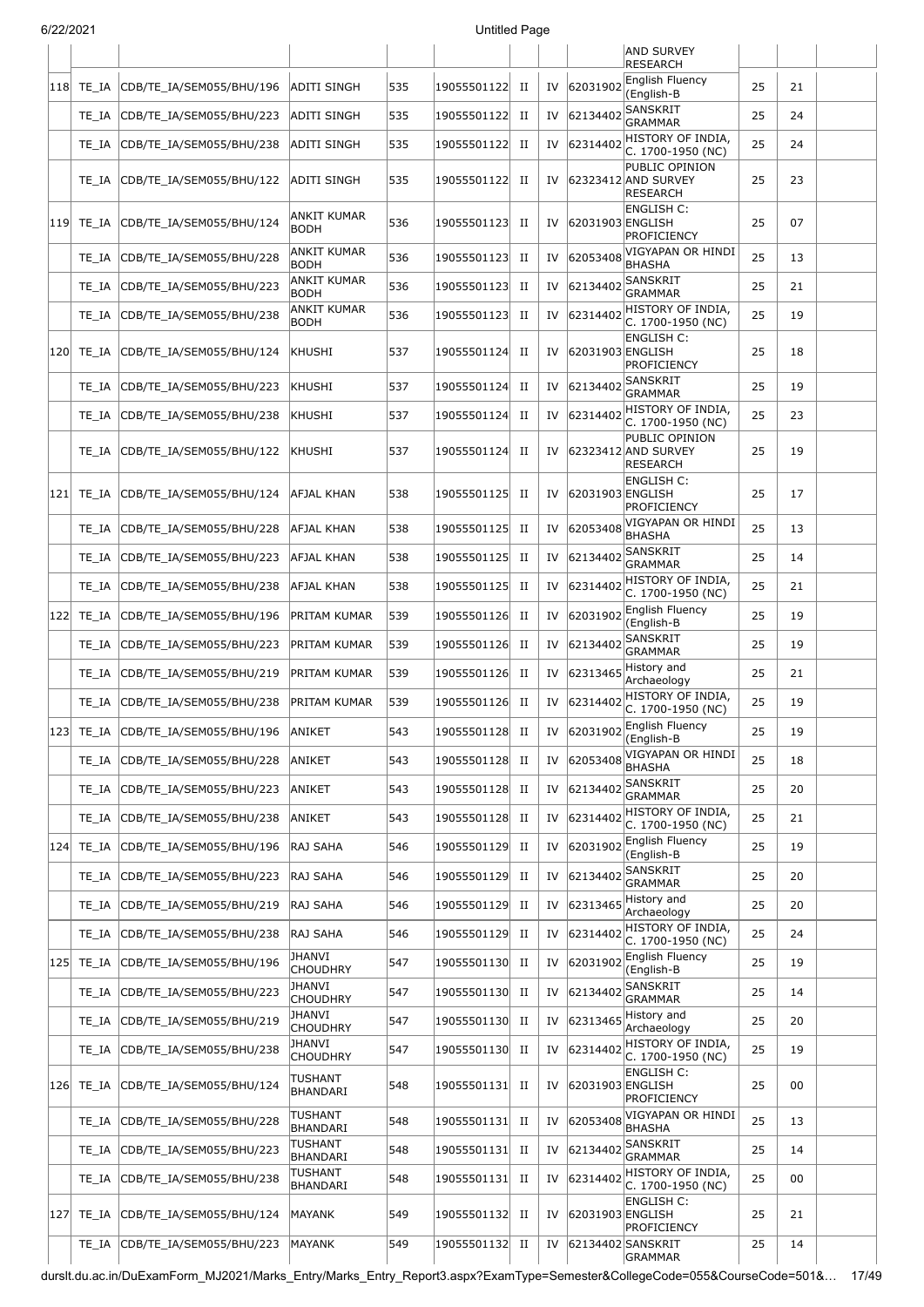|  |  |  |  |  |  |  |  |  | AND SURVEY RESEARCH |  |  |  |
|---|---|---|---|---|---|---|---|---|---|---|---|---|
| 118 | TE_IA | CDB/TE_IA/SEM055/BHU/196 | ADITI SINGH | 535 | 19055501122 | II | IV | 62031902 | English Fluency (English-B | 25 | 21 |  |
|  | TE_IA | CDB/TE_IA/SEM055/BHU/223 | ADITI SINGH | 535 | 19055501122 | II | IV | 62134402 | SANSKRIT GRAMMAR | 25 | 24 |  |
|  | TE_IA | CDB/TE_IA/SEM055/BHU/238 | ADITI SINGH | 535 | 19055501122 | II | IV | 62314402 | HISTORY OF INDIA, C. 1700-1950 (NC) | 25 | 24 |  |
|  | TE_IA | CDB/TE_IA/SEM055/BHU/122 | ADITI SINGH | 535 | 19055501122 | II | IV | 62323412 | PUBLIC OPINION AND SURVEY RESEARCH | 25 | 23 |  |
| 119 | TE_IA | CDB/TE_IA/SEM055/BHU/124 | ANKIT KUMAR BODH | 536 | 19055501123 | II | IV | 62031903 | ENGLISH C: ENGLISH PROFICIENCY | 25 | 07 |  |
|  | TE_IA | CDB/TE_IA/SEM055/BHU/228 | ANKIT KUMAR BODH | 536 | 19055501123 | II | IV | 62053408 | VIGYAPAN OR HINDI BHASHA | 25 | 13 |  |
|  | TE_IA | CDB/TE_IA/SEM055/BHU/223 | ANKIT KUMAR BODH | 536 | 19055501123 | II | IV | 62134402 | SANSKRIT GRAMMAR | 25 | 21 |  |
|  | TE_IA | CDB/TE_IA/SEM055/BHU/238 | ANKIT KUMAR BODH | 536 | 19055501123 | II | IV | 62314402 | HISTORY OF INDIA, C. 1700-1950 (NC) | 25 | 19 |  |
| 120 | TE_IA | CDB/TE_IA/SEM055/BHU/124 | KHUSHI | 537 | 19055501124 | II | IV | 62031903 | ENGLISH C: ENGLISH PROFICIENCY | 25 | 18 |  |
|  | TE_IA | CDB/TE_IA/SEM055/BHU/223 | KHUSHI | 537 | 19055501124 | II | IV | 62134402 | SANSKRIT GRAMMAR | 25 | 19 |  |
|  | TE_IA | CDB/TE_IA/SEM055/BHU/238 | KHUSHI | 537 | 19055501124 | II | IV | 62314402 | HISTORY OF INDIA, C. 1700-1950 (NC) | 25 | 23 |  |
|  | TE_IA | CDB/TE_IA/SEM055/BHU/122 | KHUSHI | 537 | 19055501124 | II | IV | 62323412 | PUBLIC OPINION AND SURVEY RESEARCH | 25 | 19 |  |
| 121 | TE_IA | CDB/TE_IA/SEM055/BHU/124 | AFJAL KHAN | 538 | 19055501125 | II | IV | 62031903 | ENGLISH C: ENGLISH PROFICIENCY | 25 | 17 |  |
|  | TE_IA | CDB/TE_IA/SEM055/BHU/228 | AFJAL KHAN | 538 | 19055501125 | II | IV | 62053408 | VIGYAPAN OR HINDI BHASHA | 25 | 13 |  |
|  | TE_IA | CDB/TE_IA/SEM055/BHU/223 | AFJAL KHAN | 538 | 19055501125 | II | IV | 62134402 | SANSKRIT GRAMMAR | 25 | 14 |  |
|  | TE_IA | CDB/TE_IA/SEM055/BHU/238 | AFJAL KHAN | 538 | 19055501125 | II | IV | 62314402 | HISTORY OF INDIA, C. 1700-1950 (NC) | 25 | 21 |  |
| 122 | TE_IA | CDB/TE_IA/SEM055/BHU/196 | PRITAM KUMAR | 539 | 19055501126 | II | IV | 62031902 | English Fluency (English-B | 25 | 19 |  |
|  | TE_IA | CDB/TE_IA/SEM055/BHU/223 | PRITAM KUMAR | 539 | 19055501126 | II | IV | 62134402 | SANSKRIT GRAMMAR | 25 | 19 |  |
|  | TE_IA | CDB/TE_IA/SEM055/BHU/219 | PRITAM KUMAR | 539 | 19055501126 | II | IV | 62313465 | History and Archaeology | 25 | 21 |  |
|  | TE_IA | CDB/TE_IA/SEM055/BHU/238 | PRITAM KUMAR | 539 | 19055501126 | II | IV | 62314402 | HISTORY OF INDIA, C. 1700-1950 (NC) | 25 | 19 |  |
| 123 | TE_IA | CDB/TE_IA/SEM055/BHU/196 | ANIKET | 543 | 19055501128 | II | IV | 62031902 | English Fluency (English-B | 25 | 19 |  |
|  | TE_IA | CDB/TE_IA/SEM055/BHU/228 | ANIKET | 543 | 19055501128 | II | IV | 62053408 | VIGYAPAN OR HINDI BHASHA | 25 | 18 |  |
|  | TE_IA | CDB/TE_IA/SEM055/BHU/223 | ANIKET | 543 | 19055501128 | II | IV | 62134402 | SANSKRIT GRAMMAR | 25 | 20 |  |
|  | TE_IA | CDB/TE_IA/SEM055/BHU/238 | ANIKET | 543 | 19055501128 | II | IV | 62314402 | HISTORY OF INDIA, C. 1700-1950 (NC) | 25 | 21 |  |
| 124 | TE_IA | CDB/TE_IA/SEM055/BHU/196 | RAJ SAHA | 546 | 19055501129 | II | IV | 62031902 | English Fluency (English-B | 25 | 19 |  |
|  | TE_IA | CDB/TE_IA/SEM055/BHU/223 | RAJ SAHA | 546 | 19055501129 | II | IV | 62134402 | SANSKRIT GRAMMAR | 25 | 20 |  |
|  | TE_IA | CDB/TE_IA/SEM055/BHU/219 | RAJ SAHA | 546 | 19055501129 | II | IV | 62313465 | History and Archaeology | 25 | 20 |  |
|  | TE_IA | CDB/TE_IA/SEM055/BHU/238 | RAJ SAHA | 546 | 19055501129 | II | IV | 62314402 | HISTORY OF INDIA, C. 1700-1950 (NC) | 25 | 24 |  |
| 125 | TE_IA | CDB/TE_IA/SEM055/BHU/196 | JHANVI CHOUDHRY | 547 | 19055501130 | II | IV | 62031902 | English Fluency (English-B | 25 | 19 |  |
|  | TE_IA | CDB/TE_IA/SEM055/BHU/223 | JHANVI CHOUDHRY | 547 | 19055501130 | II | IV | 62134402 | SANSKRIT GRAMMAR | 25 | 14 |  |
|  | TE_IA | CDB/TE_IA/SEM055/BHU/219 | JHANVI CHOUDHRY | 547 | 19055501130 | II | IV | 62313465 | History and Archaeology | 25 | 20 |  |
|  | TE_IA | CDB/TE_IA/SEM055/BHU/238 | JHANVI CHOUDHRY | 547 | 19055501130 | II | IV | 62314402 | HISTORY OF INDIA, C. 1700-1950 (NC) | 25 | 19 |  |
| 126 | TE_IA | CDB/TE_IA/SEM055/BHU/124 | TUSHANT BHANDARI | 548 | 19055501131 | II | IV | 62031903 | ENGLISH C: ENGLISH PROFICIENCY | 25 | 00 |  |
|  | TE_IA | CDB/TE_IA/SEM055/BHU/228 | TUSHANT BHANDARI | 548 | 19055501131 | II | IV | 62053408 | VIGYAPAN OR HINDI BHASHA | 25 | 13 |  |
|  | TE_IA | CDB/TE_IA/SEM055/BHU/223 | TUSHANT BHANDARI | 548 | 19055501131 | II | IV | 62134402 | SANSKRIT GRAMMAR | 25 | 14 |  |
|  | TE_IA | CDB/TE_IA/SEM055/BHU/238 | TUSHANT BHANDARI | 548 | 19055501131 | II | IV | 62314402 | HISTORY OF INDIA, C. 1700-1950 (NC) | 25 | 00 |  |
| 127 | TE_IA | CDB/TE_IA/SEM055/BHU/124 | MAYANK | 549 | 19055501132 | II | IV | 62031903 | ENGLISH C: ENGLISH PROFICIENCY | 25 | 21 |  |
|  | TE_IA | CDB/TE_IA/SEM055/BHU/223 | MAYANK | 549 | 19055501132 | II | IV | 62134402 | SANSKRIT GRAMMAR | 25 | 14 |  |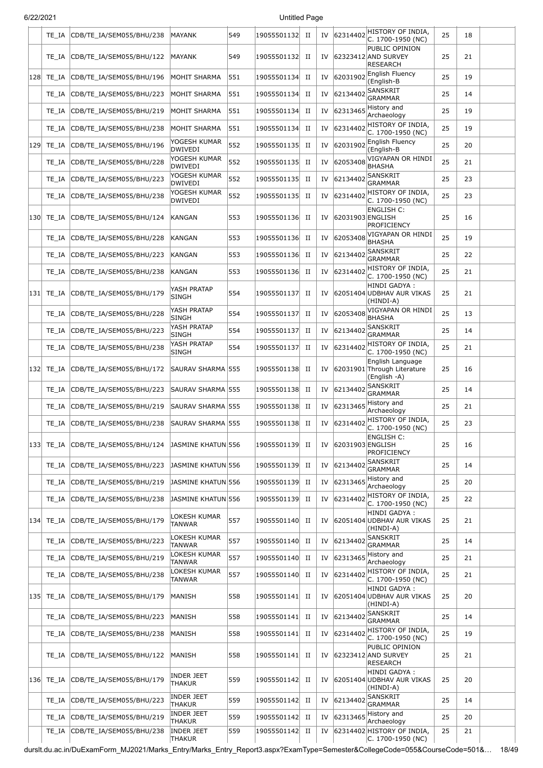| | TE_IA | CDB/TE_IA/SEM055/BHU/238 | MAYANK | 549 | 19055501132 | II | IV | 62314402 | HISTORY OF INDIA, C. 1700-1950 (NC) | 25 | 18 | |
|---|---|---|---|---|---|---|---|---|---|---|---|---|
| | TE_IA | CDB/TE_IA/SEM055/BHU/122 | MAYANK | 549 | 19055501132 | II | IV | 62323412 | PUBLIC OPINION AND SURVEY RESEARCH | 25 | 21 | |
| 128 | TE_IA | CDB/TE_IA/SEM055/BHU/196 | MOHIT SHARMA | 551 | 19055501134 | II | IV | 62031902 | English Fluency (English-B | 25 | 19 | |
| | TE_IA | CDB/TE_IA/SEM055/BHU/223 | MOHIT SHARMA | 551 | 19055501134 | II | IV | 62134402 | SANSKRIT GRAMMAR | 25 | 14 | |
| | TE_IA | CDB/TE_IA/SEM055/BHU/219 | MOHIT SHARMA | 551 | 19055501134 | II | IV | 62313465 | History and Archaeology | 25 | 19 | |
| | TE_IA | CDB/TE_IA/SEM055/BHU/238 | MOHIT SHARMA | 551 | 19055501134 | II | IV | 62314402 | HISTORY OF INDIA, C. 1700-1950 (NC) | 25 | 19 | |
| 129 | TE_IA | CDB/TE_IA/SEM055/BHU/196 | YOGESH KUMAR DWIVEDI | 552 | 19055501135 | II | IV | 62031902 | English Fluency (English-B | 25 | 20 | |
| | TE_IA | CDB/TE_IA/SEM055/BHU/228 | YOGESH KUMAR DWIVEDI | 552 | 19055501135 | II | IV | 62053408 | VIGYAPAN OR HINDI BHASHA | 25 | 21 | |
| | TE_IA | CDB/TE_IA/SEM055/BHU/223 | YOGESH KUMAR DWIVEDI | 552 | 19055501135 | II | IV | 62134402 | SANSKRIT GRAMMAR | 25 | 23 | |
| | TE_IA | CDB/TE_IA/SEM055/BHU/238 | YOGESH KUMAR DWIVEDI | 552 | 19055501135 | II | IV | 62314402 | HISTORY OF INDIA, C. 1700-1950 (NC) | 25 | 23 | |
| 130 | TE_IA | CDB/TE_IA/SEM055/BHU/124 | KANGAN | 553 | 19055501136 | II | IV | 62031903 | ENGLISH C: ENGLISH PROFICIENCY | 25 | 16 | |
| | TE_IA | CDB/TE_IA/SEM055/BHU/228 | KANGAN | 553 | 19055501136 | II | IV | 62053408 | VIGYAPAN OR HINDI BHASHA | 25 | 19 | |
| | TE_IA | CDB/TE_IA/SEM055/BHU/223 | KANGAN | 553 | 19055501136 | II | IV | 62134402 | SANSKRIT GRAMMAR | 25 | 22 | |
| | TE_IA | CDB/TE_IA/SEM055/BHU/238 | KANGAN | 553 | 19055501136 | II | IV | 62314402 | HISTORY OF INDIA, C. 1700-1950 (NC) | 25 | 21 | |
| 131 | TE_IA | CDB/TE_IA/SEM055/BHU/179 | YASH PRATAP SINGH | 554 | 19055501137 | II | IV | 62051404 | HINDI GADYA : UDBHAV AUR VIKAS (HINDI-A) | 25 | 21 | |
| | TE_IA | CDB/TE_IA/SEM055/BHU/228 | YASH PRATAP SINGH | 554 | 19055501137 | II | IV | 62053408 | VIGYAPAN OR HINDI BHASHA | 25 | 13 | |
| | TE_IA | CDB/TE_IA/SEM055/BHU/223 | YASH PRATAP SINGH | 554 | 19055501137 | II | IV | 62134402 | SANSKRIT GRAMMAR | 25 | 14 | |
| | TE_IA | CDB/TE_IA/SEM055/BHU/238 | YASH PRATAP SINGH | 554 | 19055501137 | II | IV | 62314402 | HISTORY OF INDIA, C. 1700-1950 (NC) | 25 | 21 | |
| 132 | TE_IA | CDB/TE_IA/SEM055/BHU/172 | SAURAV SHARMA | 555 | 19055501138 | II | IV | 62031901 | English Language Through Literature (English -A) | 25 | 16 | |
| | TE_IA | CDB/TE_IA/SEM055/BHU/223 | SAURAV SHARMA | 555 | 19055501138 | II | IV | 62134402 | SANSKRIT GRAMMAR | 25 | 14 | |
| | TE_IA | CDB/TE_IA/SEM055/BHU/219 | SAURAV SHARMA | 555 | 19055501138 | II | IV | 62313465 | History and Archaeology | 25 | 21 | |
| | TE_IA | CDB/TE_IA/SEM055/BHU/238 | SAURAV SHARMA | 555 | 19055501138 | II | IV | 62314402 | HISTORY OF INDIA, C. 1700-1950 (NC) | 25 | 23 | |
| 133 | TE_IA | CDB/TE_IA/SEM055/BHU/124 | JASMINE KHATUN | 556 | 19055501139 | II | IV | 62031903 | ENGLISH C: ENGLISH PROFICIENCY | 25 | 16 | |
| | TE_IA | CDB/TE_IA/SEM055/BHU/223 | JASMINE KHATUN | 556 | 19055501139 | II | IV | 62134402 | SANSKRIT GRAMMAR | 25 | 14 | |
| | TE_IA | CDB/TE_IA/SEM055/BHU/219 | JASMINE KHATUN | 556 | 19055501139 | II | IV | 62313465 | History and Archaeology | 25 | 20 | |
| | TE_IA | CDB/TE_IA/SEM055/BHU/238 | JASMINE KHATUN | 556 | 19055501139 | II | IV | 62314402 | HISTORY OF INDIA, C. 1700-1950 (NC) | 25 | 22 | |
| 134 | TE_IA | CDB/TE_IA/SEM055/BHU/179 | LOKESH KUMAR TANWAR | 557 | 19055501140 | II | IV | 62051404 | HINDI GADYA : UDBHAV AUR VIKAS (HINDI-A) | 25 | 21 | |
| | TE_IA | CDB/TE_IA/SEM055/BHU/223 | LOKESH KUMAR TANWAR | 557 | 19055501140 | II | IV | 62134402 | SANSKRIT GRAMMAR | 25 | 14 | |
| | TE_IA | CDB/TE_IA/SEM055/BHU/219 | LOKESH KUMAR TANWAR | 557 | 19055501140 | II | IV | 62313465 | History and Archaeology | 25 | 21 | |
| | TE_IA | CDB/TE_IA/SEM055/BHU/238 | LOKESH KUMAR TANWAR | 557 | 19055501140 | II | IV | 62314402 | HISTORY OF INDIA, C. 1700-1950 (NC) | 25 | 21 | |
| 135 | TE_IA | CDB/TE_IA/SEM055/BHU/179 | MANISH | 558 | 19055501141 | II | IV | 62051404 | HINDI GADYA : UDBHAV AUR VIKAS (HINDI-A) | 25 | 20 | |
| | TE_IA | CDB/TE_IA/SEM055/BHU/223 | MANISH | 558 | 19055501141 | II | IV | 62134402 | SANSKRIT GRAMMAR | 25 | 14 | |
| | TE_IA | CDB/TE_IA/SEM055/BHU/238 | MANISH | 558 | 19055501141 | II | IV | 62314402 | HISTORY OF INDIA, C. 1700-1950 (NC) | 25 | 19 | |
| | TE_IA | CDB/TE_IA/SEM055/BHU/122 | MANISH | 558 | 19055501141 | II | IV | 62323412 | PUBLIC OPINION AND SURVEY RESEARCH | 25 | 21 | |
| 136 | TE_IA | CDB/TE_IA/SEM055/BHU/179 | INDER JEET THAKUR | 559 | 19055501142 | II | IV | 62051404 | HINDI GADYA : UDBHAV AUR VIKAS (HINDI-A) | 25 | 20 | |
| | TE_IA | CDB/TE_IA/SEM055/BHU/223 | INDER JEET THAKUR | 559 | 19055501142 | II | IV | 62134402 | SANSKRIT GRAMMAR | 25 | 14 | |
| | TE_IA | CDB/TE_IA/SEM055/BHU/219 | INDER JEET THAKUR | 559 | 19055501142 | II | IV | 62313465 | History and Archaeology | 25 | 20 | |
| | TE_IA | CDB/TE_IA/SEM055/BHU/238 | INDER JEET THAKUR | 559 | 19055501142 | II | IV | 62314402 | HISTORY OF INDIA, C. 1700-1950 (NC) | 25 | 21 | |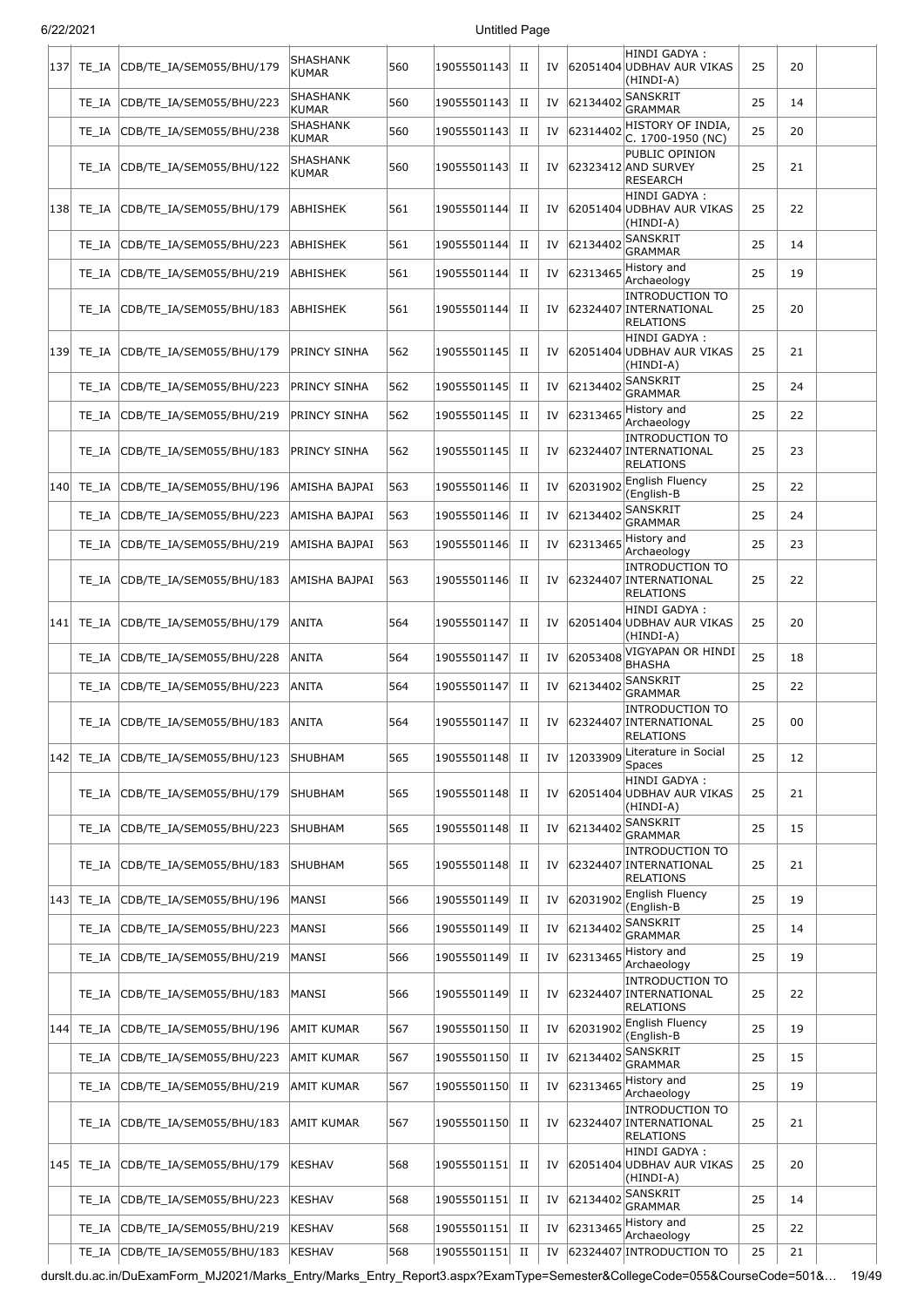| | | | | | | | | | | | | |
|---|---|---|---|---|---|---|---|---|---|---|---|---|
| 137 | TE_IA | CDB/TE_IA/SEM055/BHU/179 | SHASHANK KUMAR | 560 | 19055501143 | II | IV | 62051404 | HINDI GADYA : UDBHAV AUR VIKAS (HINDI-A) | 25 | 20 | |
| | TE_IA | CDB/TE_IA/SEM055/BHU/223 | SHASHANK KUMAR | 560 | 19055501143 | II | IV | 62134402 | SANSKRIT GRAMMAR | 25 | 14 | |
| | TE_IA | CDB/TE_IA/SEM055/BHU/238 | SHASHANK KUMAR | 560 | 19055501143 | II | IV | 62314402 | HISTORY OF INDIA, C. 1700-1950 (NC) | 25 | 20 | |
| | TE_IA | CDB/TE_IA/SEM055/BHU/122 | SHASHANK KUMAR | 560 | 19055501143 | II | IV | 62323412 | PUBLIC OPINION AND SURVEY RESEARCH | 25 | 21 | |
| 138 | TE_IA | CDB/TE_IA/SEM055/BHU/179 | ABHISHEK | 561 | 19055501144 | II | IV | 62051404 | HINDI GADYA : UDBHAV AUR VIKAS (HINDI-A) | 25 | 22 | |
| | TE_IA | CDB/TE_IA/SEM055/BHU/223 | ABHISHEK | 561 | 19055501144 | II | IV | 62134402 | SANSKRIT GRAMMAR | 25 | 14 | |
| | TE_IA | CDB/TE_IA/SEM055/BHU/219 | ABHISHEK | 561 | 19055501144 | II | IV | 62313465 | History and Archaeology | 25 | 19 | |
| | TE_IA | CDB/TE_IA/SEM055/BHU/183 | ABHISHEK | 561 | 19055501144 | II | IV | 62324407 | INTRODUCTION TO INTERNATIONAL RELATIONS | 25 | 20 | |
| 139 | TE_IA | CDB/TE_IA/SEM055/BHU/179 | PRINCY SINHA | 562 | 19055501145 | II | IV | 62051404 | HINDI GADYA : UDBHAV AUR VIKAS (HINDI-A) | 25 | 21 | |
| | TE_IA | CDB/TE_IA/SEM055/BHU/223 | PRINCY SINHA | 562 | 19055501145 | II | IV | 62134402 | SANSKRIT GRAMMAR | 25 | 24 | |
| | TE_IA | CDB/TE_IA/SEM055/BHU/219 | PRINCY SINHA | 562 | 19055501145 | II | IV | 62313465 | History and Archaeology | 25 | 22 | |
| | TE_IA | CDB/TE_IA/SEM055/BHU/183 | PRINCY SINHA | 562 | 19055501145 | II | IV | 62324407 | INTRODUCTION TO INTERNATIONAL RELATIONS | 25 | 23 | |
| 140 | TE_IA | CDB/TE_IA/SEM055/BHU/196 | AMISHA BAJPAI | 563 | 19055501146 | II | IV | 62031902 | English Fluency (English-B | 25 | 22 | |
| | TE_IA | CDB/TE_IA/SEM055/BHU/223 | AMISHA BAJPAI | 563 | 19055501146 | II | IV | 62134402 | SANSKRIT GRAMMAR | 25 | 24 | |
| | TE_IA | CDB/TE_IA/SEM055/BHU/219 | AMISHA BAJPAI | 563 | 19055501146 | II | IV | 62313465 | History and Archaeology | 25 | 23 | |
| | TE_IA | CDB/TE_IA/SEM055/BHU/183 | AMISHA BAJPAI | 563 | 19055501146 | II | IV | 62324407 | INTRODUCTION TO INTERNATIONAL RELATIONS | 25 | 22 | |
| 141 | TE_IA | CDB/TE_IA/SEM055/BHU/179 | ANITA | 564 | 19055501147 | II | IV | 62051404 | HINDI GADYA : UDBHAV AUR VIKAS (HINDI-A) | 25 | 20 | |
| | TE_IA | CDB/TE_IA/SEM055/BHU/228 | ANITA | 564 | 19055501147 | II | IV | 62053408 | VIGYAPAN OR HINDI BHASHA | 25 | 18 | |
| | TE_IA | CDB/TE_IA/SEM055/BHU/223 | ANITA | 564 | 19055501147 | II | IV | 62134402 | SANSKRIT GRAMMAR | 25 | 22 | |
| | TE_IA | CDB/TE_IA/SEM055/BHU/183 | ANITA | 564 | 19055501147 | II | IV | 62324407 | INTRODUCTION TO INTERNATIONAL RELATIONS | 25 | 00 | |
| 142 | TE_IA | CDB/TE_IA/SEM055/BHU/123 | SHUBHAM | 565 | 19055501148 | II | IV | 12033909 | Literature in Social Spaces | 25 | 12 | |
| | TE_IA | CDB/TE_IA/SEM055/BHU/179 | SHUBHAM | 565 | 19055501148 | II | IV | 62051404 | HINDI GADYA : UDBHAV AUR VIKAS (HINDI-A) | 25 | 21 | |
| | TE_IA | CDB/TE_IA/SEM055/BHU/223 | SHUBHAM | 565 | 19055501148 | II | IV | 62134402 | SANSKRIT GRAMMAR | 25 | 15 | |
| | TE_IA | CDB/TE_IA/SEM055/BHU/183 | SHUBHAM | 565 | 19055501148 | II | IV | 62324407 | INTRODUCTION TO INTERNATIONAL RELATIONS | 25 | 21 | |
| 143 | TE_IA | CDB/TE_IA/SEM055/BHU/196 | MANSI | 566 | 19055501149 | II | IV | 62031902 | English Fluency (English-B | 25 | 19 | |
| | TE_IA | CDB/TE_IA/SEM055/BHU/223 | MANSI | 566 | 19055501149 | II | IV | 62134402 | SANSKRIT GRAMMAR | 25 | 14 | |
| | TE_IA | CDB/TE_IA/SEM055/BHU/219 | MANSI | 566 | 19055501149 | II | IV | 62313465 | History and Archaeology | 25 | 19 | |
| | TE_IA | CDB/TE_IA/SEM055/BHU/183 | MANSI | 566 | 19055501149 | II | IV | 62324407 | INTRODUCTION TO INTERNATIONAL RELATIONS | 25 | 22 | |
| 144 | TE_IA | CDB/TE_IA/SEM055/BHU/196 | AMIT KUMAR | 567 | 19055501150 | II | IV | 62031902 | English Fluency (English-B | 25 | 19 | |
| | TE_IA | CDB/TE_IA/SEM055/BHU/223 | AMIT KUMAR | 567 | 19055501150 | II | IV | 62134402 | SANSKRIT GRAMMAR | 25 | 15 | |
| | TE_IA | CDB/TE_IA/SEM055/BHU/219 | AMIT KUMAR | 567 | 19055501150 | II | IV | 62313465 | History and Archaeology | 25 | 19 | |
| | TE_IA | CDB/TE_IA/SEM055/BHU/183 | AMIT KUMAR | 567 | 19055501150 | II | IV | 62324407 | INTRODUCTION TO INTERNATIONAL RELATIONS | 25 | 21 | |
| 145 | TE_IA | CDB/TE_IA/SEM055/BHU/179 | KESHAV | 568 | 19055501151 | II | IV | 62051404 | HINDI GADYA : UDBHAV AUR VIKAS (HINDI-A) | 25 | 20 | |
| | TE_IA | CDB/TE_IA/SEM055/BHU/223 | KESHAV | 568 | 19055501151 | II | IV | 62134402 | SANSKRIT GRAMMAR | 25 | 14 | |
| | TE_IA | CDB/TE_IA/SEM055/BHU/219 | KESHAV | 568 | 19055501151 | II | IV | 62313465 | History and Archaeology | 25 | 22 | |
| | TE_IA | CDB/TE_IA/SEM055/BHU/183 | KESHAV | 568 | 19055501151 | II | IV | 62324407 | INTRODUCTION TO | 25 | 21 | |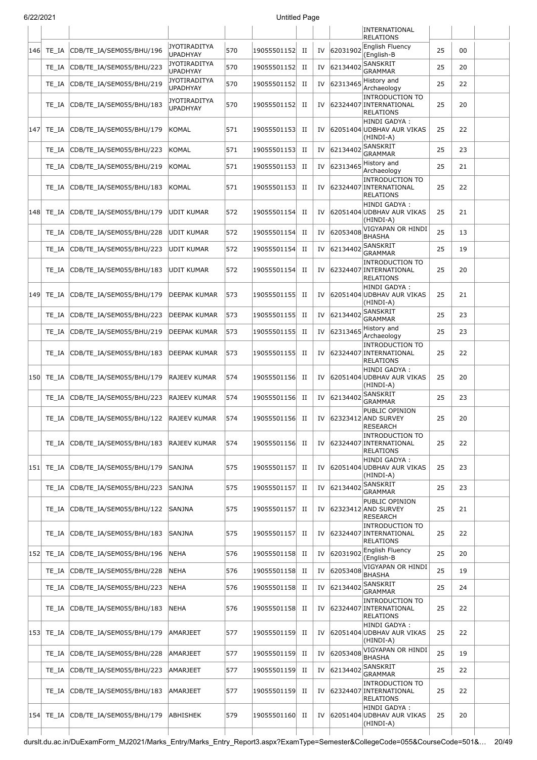| | | | | | | | | | | | |
|---|---|---|---|---|---|---|---|---|---|---|---|
| | | | | | | | | INTERNATIONAL RELATIONS | | | |
| 146 | TE_IA | CDB/TE_IA/SEM055/BHU/196 | JYOTIRADITYA UPADHYAY | 570 | 19055501152 | II | IV | 62031902 | English Fluency (English-B | 25 | 00 | |
| | TE_IA | CDB/TE_IA/SEM055/BHU/223 | JYOTIRADITYA UPADHYAY | 570 | 19055501152 | II | IV | 62134402 | SANSKRIT GRAMMAR | 25 | 20 | |
| | TE_IA | CDB/TE_IA/SEM055/BHU/219 | JYOTIRADITYA UPADHYAY | 570 | 19055501152 | II | IV | 62313465 | History and Archaeology | 25 | 22 | |
| | TE_IA | CDB/TE_IA/SEM055/BHU/183 | JYOTIRADITYA UPADHYAY | 570 | 19055501152 | II | IV | 62324407 | INTRODUCTION TO INTERNATIONAL RELATIONS | 25 | 20 | |
| 147 | TE_IA | CDB/TE_IA/SEM055/BHU/179 | KOMAL | 571 | 19055501153 | II | IV | 62051404 | HINDI GADYA : UDBHAV AUR VIKAS (HINDI-A) | 25 | 22 | |
| | TE_IA | CDB/TE_IA/SEM055/BHU/223 | KOMAL | 571 | 19055501153 | II | IV | 62134402 | SANSKRIT GRAMMAR | 25 | 23 | |
| | TE_IA | CDB/TE_IA/SEM055/BHU/219 | KOMAL | 571 | 19055501153 | II | IV | 62313465 | History and Archaeology | 25 | 21 | |
| | TE_IA | CDB/TE_IA/SEM055/BHU/183 | KOMAL | 571 | 19055501153 | II | IV | 62324407 | INTRODUCTION TO INTERNATIONAL RELATIONS | 25 | 22 | |
| 148 | TE_IA | CDB/TE_IA/SEM055/BHU/179 | UDIT KUMAR | 572 | 19055501154 | II | IV | 62051404 | HINDI GADYA : UDBHAV AUR VIKAS (HINDI-A) | 25 | 21 | |
| | TE_IA | CDB/TE_IA/SEM055/BHU/228 | UDIT KUMAR | 572 | 19055501154 | II | IV | 62053408 | VIGYAPAN OR HINDI BHASHA | 25 | 13 | |
| | TE_IA | CDB/TE_IA/SEM055/BHU/223 | UDIT KUMAR | 572 | 19055501154 | II | IV | 62134402 | SANSKRIT GRAMMAR | 25 | 19 | |
| | TE_IA | CDB/TE_IA/SEM055/BHU/183 | UDIT KUMAR | 572 | 19055501154 | II | IV | 62324407 | INTRODUCTION TO INTERNATIONAL RELATIONS | 25 | 20 | |
| 149 | TE_IA | CDB/TE_IA/SEM055/BHU/179 | DEEPAK KUMAR | 573 | 19055501155 | II | IV | 62051404 | HINDI GADYA : UDBHAV AUR VIKAS (HINDI-A) | 25 | 21 | |
| | TE_IA | CDB/TE_IA/SEM055/BHU/223 | DEEPAK KUMAR | 573 | 19055501155 | II | IV | 62134402 | SANSKRIT GRAMMAR | 25 | 23 | |
| | TE_IA | CDB/TE_IA/SEM055/BHU/219 | DEEPAK KUMAR | 573 | 19055501155 | II | IV | 62313465 | History and Archaeology | 25 | 23 | |
| | TE_IA | CDB/TE_IA/SEM055/BHU/183 | DEEPAK KUMAR | 573 | 19055501155 | II | IV | 62324407 | INTRODUCTION TO INTERNATIONAL RELATIONS | 25 | 22 | |
| 150 | TE_IA | CDB/TE_IA/SEM055/BHU/179 | RAJEEV KUMAR | 574 | 19055501156 | II | IV | 62051404 | HINDI GADYA : UDBHAV AUR VIKAS (HINDI-A) | 25 | 20 | |
| | TE_IA | CDB/TE_IA/SEM055/BHU/223 | RAJEEV KUMAR | 574 | 19055501156 | II | IV | 62134402 | SANSKRIT GRAMMAR | 25 | 23 | |
| | TE_IA | CDB/TE_IA/SEM055/BHU/122 | RAJEEV KUMAR | 574 | 19055501156 | II | IV | 62323412 | PUBLIC OPINION AND SURVEY RESEARCH | 25 | 20 | |
| | TE_IA | CDB/TE_IA/SEM055/BHU/183 | RAJEEV KUMAR | 574 | 19055501156 | II | IV | 62324407 | INTRODUCTION TO INTERNATIONAL RELATIONS | 25 | 22 | |
| 151 | TE_IA | CDB/TE_IA/SEM055/BHU/179 | SANJNA | 575 | 19055501157 | II | IV | 62051404 | HINDI GADYA : UDBHAV AUR VIKAS (HINDI-A) | 25 | 23 | |
| | TE_IA | CDB/TE_IA/SEM055/BHU/223 | SANJNA | 575 | 19055501157 | II | IV | 62134402 | SANSKRIT GRAMMAR | 25 | 23 | |
| | TE_IA | CDB/TE_IA/SEM055/BHU/122 | SANJNA | 575 | 19055501157 | II | IV | 62323412 | PUBLIC OPINION AND SURVEY RESEARCH | 25 | 21 | |
| | TE_IA | CDB/TE_IA/SEM055/BHU/183 | SANJNA | 575 | 19055501157 | II | IV | 62324407 | INTRODUCTION TO INTERNATIONAL RELATIONS | 25 | 22 | |
| 152 | TE_IA | CDB/TE_IA/SEM055/BHU/196 | NEHA | 576 | 19055501158 | II | IV | 62031902 | English Fluency (English-B | 25 | 20 | |
| | TE_IA | CDB/TE_IA/SEM055/BHU/228 | NEHA | 576 | 19055501158 | II | IV | 62053408 | VIGYAPAN OR HINDI BHASHA | 25 | 19 | |
| | TE_IA | CDB/TE_IA/SEM055/BHU/223 | NEHA | 576 | 19055501158 | II | IV | 62134402 | SANSKRIT GRAMMAR | 25 | 24 | |
| | TE_IA | CDB/TE_IA/SEM055/BHU/183 | NEHA | 576 | 19055501158 | II | IV | 62324407 | INTRODUCTION TO INTERNATIONAL RELATIONS | 25 | 22 | |
| 153 | TE_IA | CDB/TE_IA/SEM055/BHU/179 | AMARJEET | 577 | 19055501159 | II | IV | 62051404 | HINDI GADYA : UDBHAV AUR VIKAS (HINDI-A) | 25 | 22 | |
| | TE_IA | CDB/TE_IA/SEM055/BHU/228 | AMARJEET | 577 | 19055501159 | II | IV | 62053408 | VIGYAPAN OR HINDI BHASHA | 25 | 19 | |
| | TE_IA | CDB/TE_IA/SEM055/BHU/223 | AMARJEET | 577 | 19055501159 | II | IV | 62134402 | SANSKRIT GRAMMAR | 25 | 22 | |
| | TE_IA | CDB/TE_IA/SEM055/BHU/183 | AMARJEET | 577 | 19055501159 | II | IV | 62324407 | INTRODUCTION TO INTERNATIONAL RELATIONS | 25 | 22 | |
| 154 | TE_IA | CDB/TE_IA/SEM055/BHU/179 | ABHISHEK | 579 | 19055501160 | II | IV | 62051404 | HINDI GADYA : UDBHAV AUR VIKAS (HINDI-A) | 25 | 20 | |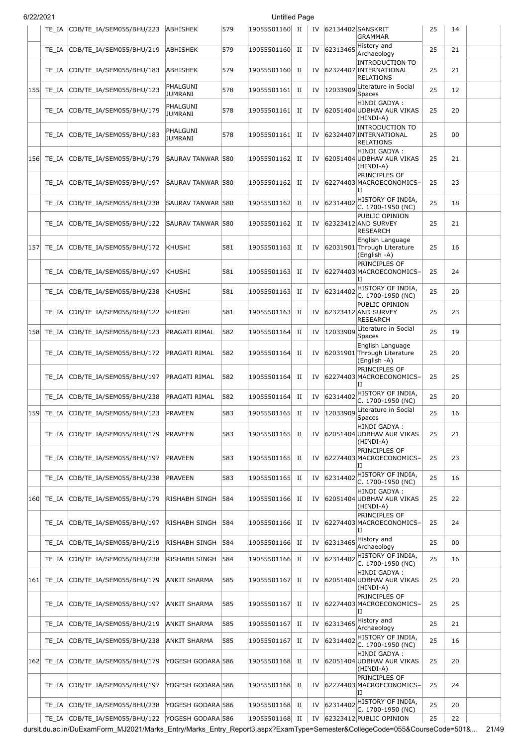| | TE_IA | CDB/TE_IA/SEM055/BHU/223 | ABHISHEK | 579 | 19055501160 | II | IV | 62134402 | SANSKRIT GRAMMAR | 25 | 14 | |
|---|---|---|---|---|---|---|---|---|---|---|---|---|
| | TE_IA | CDB/TE_IA/SEM055/BHU/219 | ABHISHEK | 579 | 19055501160 | II | IV | 62313465 | History and Archaeology | 25 | 21 | |
| | TE_IA | CDB/TE_IA/SEM055/BHU/183 | ABHISHEK | 579 | 19055501160 | II | IV | 62324407 | INTRODUCTION TO INTERNATIONAL RELATIONS | 25 | 21 | |
| 155 | TE_IA | CDB/TE_IA/SEM055/BHU/123 | PHALGUNI JUMRANI | 578 | 19055501161 | II | IV | 12033909 | Literature in Social Spaces | 25 | 12 | |
| | TE_IA | CDB/TE_IA/SEM055/BHU/179 | PHALGUNI JUMRANI | 578 | 19055501161 | II | IV | 62051404 | HINDI GADYA : UDBHAV AUR VIKAS (HINDI-A) | 25 | 20 | |
| | TE_IA | CDB/TE_IA/SEM055/BHU/183 | PHALGUNI JUMRANI | 578 | 19055501161 | II | IV | 62324407 | INTRODUCTION TO INTERNATIONAL RELATIONS | 25 | 00 | |
| 156 | TE_IA | CDB/TE_IA/SEM055/BHU/179 | SAURAV TANWAR | 580 | 19055501162 | II | IV | 62051404 | HINDI GADYA : UDBHAV AUR VIKAS (HINDI-A) | 25 | 21 | |
| | TE_IA | CDB/TE_IA/SEM055/BHU/197 | SAURAV TANWAR | 580 | 19055501162 | II | IV | 62274403 | PRINCIPLES OF MACROECONOMICS-II | 25 | 23 | |
| | TE_IA | CDB/TE_IA/SEM055/BHU/238 | SAURAV TANWAR | 580 | 19055501162 | II | IV | 62314402 | HISTORY OF INDIA, C. 1700-1950 (NC) | 25 | 18 | |
| | TE_IA | CDB/TE_IA/SEM055/BHU/122 | SAURAV TANWAR | 580 | 19055501162 | II | IV | 62323412 | PUBLIC OPINION AND SURVEY RESEARCH | 25 | 21 | |
| 157 | TE_IA | CDB/TE_IA/SEM055/BHU/172 | KHUSHI | 581 | 19055501163 | II | IV | 62031901 | English Language Through Literature (English -A) | 25 | 16 | |
| | TE_IA | CDB/TE_IA/SEM055/BHU/197 | KHUSHI | 581 | 19055501163 | II | IV | 62274403 | PRINCIPLES OF MACROECONOMICS-II | 25 | 24 | |
| | TE_IA | CDB/TE_IA/SEM055/BHU/238 | KHUSHI | 581 | 19055501163 | II | IV | 62314402 | HISTORY OF INDIA, C. 1700-1950 (NC) | 25 | 20 | |
| | TE_IA | CDB/TE_IA/SEM055/BHU/122 | KHUSHI | 581 | 19055501163 | II | IV | 62323412 | PUBLIC OPINION AND SURVEY RESEARCH | 25 | 23 | |
| 158 | TE_IA | CDB/TE_IA/SEM055/BHU/123 | PRAGATI RIMAL | 582 | 19055501164 | II | IV | 12033909 | Literature in Social Spaces | 25 | 19 | |
| | TE_IA | CDB/TE_IA/SEM055/BHU/172 | PRAGATI RIMAL | 582 | 19055501164 | II | IV | 62031901 | English Language Through Literature (English -A) | 25 | 20 | |
| | TE_IA | CDB/TE_IA/SEM055/BHU/197 | PRAGATI RIMAL | 582 | 19055501164 | II | IV | 62274403 | PRINCIPLES OF MACROECONOMICS-II | 25 | 25 | |
| | TE_IA | CDB/TE_IA/SEM055/BHU/238 | PRAGATI RIMAL | 582 | 19055501164 | II | IV | 62314402 | HISTORY OF INDIA, C. 1700-1950 (NC) | 25 | 20 | |
| 159 | TE_IA | CDB/TE_IA/SEM055/BHU/123 | PRAVEEN | 583 | 19055501165 | II | IV | 12033909 | Literature in Social Spaces | 25 | 16 | |
| | TE_IA | CDB/TE_IA/SEM055/BHU/179 | PRAVEEN | 583 | 19055501165 | II | IV | 62051404 | HINDI GADYA : UDBHAV AUR VIKAS (HINDI-A) | 25 | 21 | |
| | TE_IA | CDB/TE_IA/SEM055/BHU/197 | PRAVEEN | 583 | 19055501165 | II | IV | 62274403 | PRINCIPLES OF MACROECONOMICS-II | 25 | 23 | |
| | TE_IA | CDB/TE_IA/SEM055/BHU/238 | PRAVEEN | 583 | 19055501165 | II | IV | 62314402 | HISTORY OF INDIA, C. 1700-1950 (NC) | 25 | 16 | |
| 160 | TE_IA | CDB/TE_IA/SEM055/BHU/179 | RISHABH SINGH | 584 | 19055501166 | II | IV | 62051404 | HINDI GADYA : UDBHAV AUR VIKAS (HINDI-A) | 25 | 22 | |
| | TE_IA | CDB/TE_IA/SEM055/BHU/197 | RISHABH SINGH | 584 | 19055501166 | II | IV | 62274403 | PRINCIPLES OF MACROECONOMICS-II | 25 | 24 | |
| | TE_IA | CDB/TE_IA/SEM055/BHU/219 | RISHABH SINGH | 584 | 19055501166 | II | IV | 62313465 | History and Archaeology | 25 | 00 | |
| | TE_IA | CDB/TE_IA/SEM055/BHU/238 | RISHABH SINGH | 584 | 19055501166 | II | IV | 62314402 | HISTORY OF INDIA, C. 1700-1950 (NC) | 25 | 16 | |
| 161 | TE_IA | CDB/TE_IA/SEM055/BHU/179 | ANKIT SHARMA | 585 | 19055501167 | II | IV | 62051404 | HINDI GADYA : UDBHAV AUR VIKAS (HINDI-A) | 25 | 20 | |
| | TE_IA | CDB/TE_IA/SEM055/BHU/197 | ANKIT SHARMA | 585 | 19055501167 | II | IV | 62274403 | PRINCIPLES OF MACROECONOMICS-II | 25 | 25 | |
| | TE_IA | CDB/TE_IA/SEM055/BHU/219 | ANKIT SHARMA | 585 | 19055501167 | II | IV | 62313465 | History and Archaeology | 25 | 21 | |
| | TE_IA | CDB/TE_IA/SEM055/BHU/238 | ANKIT SHARMA | 585 | 19055501167 | II | IV | 62314402 | HISTORY OF INDIA, C. 1700-1950 (NC) | 25 | 16 | |
| 162 | TE_IA | CDB/TE_IA/SEM055/BHU/179 | YOGESH GODARA | 586 | 19055501168 | II | IV | 62051404 | HINDI GADYA : UDBHAV AUR VIKAS (HINDI-A) | 25 | 20 | |
| | TE_IA | CDB/TE_IA/SEM055/BHU/197 | YOGESH GODARA | 586 | 19055501168 | II | IV | 62274403 | PRINCIPLES OF MACROECONOMICS-II | 25 | 24 | |
| | TE_IA | CDB/TE_IA/SEM055/BHU/238 | YOGESH GODARA | 586 | 19055501168 | II | IV | 62314402 | HISTORY OF INDIA, C. 1700-1950 (NC) | 25 | 20 | |
| | TE_IA | CDB/TE_IA/SEM055/BHU/122 | YOGESH GODARA | 586 | 19055501168 | II | IV | 62323412 | PUBLIC OPINION | 25 | 22 | |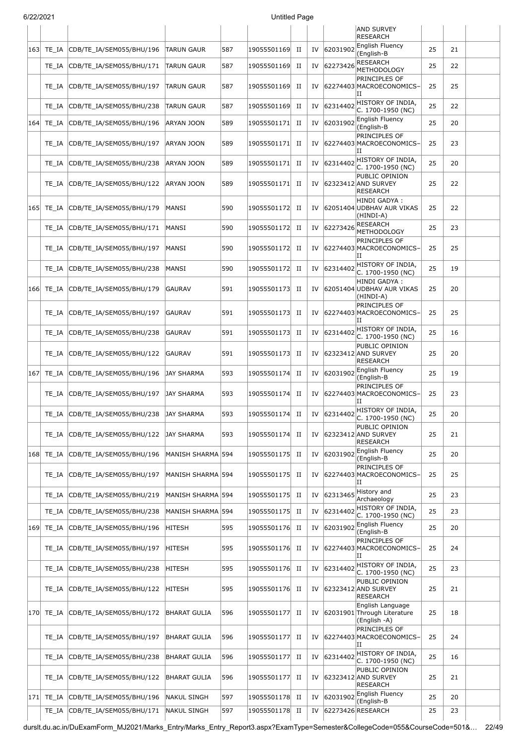| | | | | | | | | | AND SURVEY RESEARCH | | | |
|---|---|---|---|---|---|---|---|---|---|---|---|---|
| 163 | TE_IA | CDB/TE_IA/SEM055/BHU/196 | TARUN GAUR | 587 | 19055501169 | II | IV | 62031902 | English Fluency (English-B | 25 | 21 | |
| | TE_IA | CDB/TE_IA/SEM055/BHU/171 | TARUN GAUR | 587 | 19055501169 | II | IV | 62273426 | RESEARCH METHODOLOGY | 25 | 22 | |
| | TE_IA | CDB/TE_IA/SEM055/BHU/197 | TARUN GAUR | 587 | 19055501169 | II | IV | 62274403 | PRINCIPLES OF MACROECONOMICS–II | 25 | 25 | |
| | TE_IA | CDB/TE_IA/SEM055/BHU/238 | TARUN GAUR | 587 | 19055501169 | II | IV | 62314402 | HISTORY OF INDIA, C. 1700-1950 (NC) | 25 | 22 | |
| 164 | TE_IA | CDB/TE_IA/SEM055/BHU/196 | ARYAN JOON | 589 | 19055501171 | II | IV | 62031902 | English Fluency (English-B | 25 | 20 | |
| | TE_IA | CDB/TE_IA/SEM055/BHU/197 | ARYAN JOON | 589 | 19055501171 | II | IV | 62274403 | PRINCIPLES OF MACROECONOMICS–II | 25 | 23 | |
| | TE_IA | CDB/TE_IA/SEM055/BHU/238 | ARYAN JOON | 589 | 19055501171 | II | IV | 62314402 | HISTORY OF INDIA, C. 1700-1950 (NC) | 25 | 20 | |
| | TE_IA | CDB/TE_IA/SEM055/BHU/122 | ARYAN JOON | 589 | 19055501171 | II | IV | 62323412 | PUBLIC OPINION AND SURVEY RESEARCH | 25 | 22 | |
| 165 | TE_IA | CDB/TE_IA/SEM055/BHU/179 | MANSI | 590 | 19055501172 | II | IV | 62051404 | HINDI GADYA : UDBHAV AUR VIKAS (HINDI-A) | 25 | 22 | |
| | TE_IA | CDB/TE_IA/SEM055/BHU/171 | MANSI | 590 | 19055501172 | II | IV | 62273426 | RESEARCH METHODOLOGY | 25 | 23 | |
| | TE_IA | CDB/TE_IA/SEM055/BHU/197 | MANSI | 590 | 19055501172 | II | IV | 62274403 | PRINCIPLES OF MACROECONOMICS–II | 25 | 25 | |
| | TE_IA | CDB/TE_IA/SEM055/BHU/238 | MANSI | 590 | 19055501172 | II | IV | 62314402 | HISTORY OF INDIA, C. 1700-1950 (NC) | 25 | 19 | |
| 166 | TE_IA | CDB/TE_IA/SEM055/BHU/179 | GAURAV | 591 | 19055501173 | II | IV | 62051404 | HINDI GADYA : UDBHAV AUR VIKAS (HINDI-A) | 25 | 20 | |
| | TE_IA | CDB/TE_IA/SEM055/BHU/197 | GAURAV | 591 | 19055501173 | II | IV | 62274403 | PRINCIPLES OF MACROECONOMICS–II | 25 | 25 | |
| | TE_IA | CDB/TE_IA/SEM055/BHU/238 | GAURAV | 591 | 19055501173 | II | IV | 62314402 | HISTORY OF INDIA, C. 1700-1950 (NC) | 25 | 16 | |
| | TE_IA | CDB/TE_IA/SEM055/BHU/122 | GAURAV | 591 | 19055501173 | II | IV | 62323412 | PUBLIC OPINION AND SURVEY RESEARCH | 25 | 20 | |
| 167 | TE_IA | CDB/TE_IA/SEM055/BHU/196 | JAY SHARMA | 593 | 19055501174 | II | IV | 62031902 | English Fluency (English-B | 25 | 19 | |
| | TE_IA | CDB/TE_IA/SEM055/BHU/197 | JAY SHARMA | 593 | 19055501174 | II | IV | 62274403 | PRINCIPLES OF MACROECONOMICS–II | 25 | 23 | |
| | TE_IA | CDB/TE_IA/SEM055/BHU/238 | JAY SHARMA | 593 | 19055501174 | II | IV | 62314402 | HISTORY OF INDIA, C. 1700-1950 (NC) | 25 | 20 | |
| | TE_IA | CDB/TE_IA/SEM055/BHU/122 | JAY SHARMA | 593 | 19055501174 | II | IV | 62323412 | PUBLIC OPINION AND SURVEY RESEARCH | 25 | 21 | |
| 168 | TE_IA | CDB/TE_IA/SEM055/BHU/196 | MANISH SHARMA | 594 | 19055501175 | II | IV | 62031902 | English Fluency (English-B | 25 | 20 | |
| | TE_IA | CDB/TE_IA/SEM055/BHU/197 | MANISH SHARMA | 594 | 19055501175 | II | IV | 62274403 | PRINCIPLES OF MACROECONOMICS–II | 25 | 25 | |
| | TE_IA | CDB/TE_IA/SEM055/BHU/219 | MANISH SHARMA | 594 | 19055501175 | II | IV | 62313465 | History and Archaeology | 25 | 23 | |
| | TE_IA | CDB/TE_IA/SEM055/BHU/238 | MANISH SHARMA | 594 | 19055501175 | II | IV | 62314402 | HISTORY OF INDIA, C. 1700-1950 (NC) | 25 | 23 | |
| 169 | TE_IA | CDB/TE_IA/SEM055/BHU/196 | HITESH | 595 | 19055501176 | II | IV | 62031902 | English Fluency (English-B | 25 | 20 | |
| | TE_IA | CDB/TE_IA/SEM055/BHU/197 | HITESH | 595 | 19055501176 | II | IV | 62274403 | PRINCIPLES OF MACROECONOMICS–II | 25 | 24 | |
| | TE_IA | CDB/TE_IA/SEM055/BHU/238 | HITESH | 595 | 19055501176 | II | IV | 62314402 | HISTORY OF INDIA, C. 1700-1950 (NC) | 25 | 23 | |
| | TE_IA | CDB/TE_IA/SEM055/BHU/122 | HITESH | 595 | 19055501176 | II | IV | 62323412 | PUBLIC OPINION AND SURVEY RESEARCH | 25 | 21 | |
| 170 | TE_IA | CDB/TE_IA/SEM055/BHU/172 | BHARAT GULIA | 596 | 19055501177 | II | IV | 62031901 | English Language Through Literature (English -A) | 25 | 18 | |
| | TE_IA | CDB/TE_IA/SEM055/BHU/197 | BHARAT GULIA | 596 | 19055501177 | II | IV | 62274403 | PRINCIPLES OF MACROECONOMICS–II | 25 | 24 | |
| | TE_IA | CDB/TE_IA/SEM055/BHU/238 | BHARAT GULIA | 596 | 19055501177 | II | IV | 62314402 | HISTORY OF INDIA, C. 1700-1950 (NC) | 25 | 16 | |
| | TE_IA | CDB/TE_IA/SEM055/BHU/122 | BHARAT GULIA | 596 | 19055501177 | II | IV | 62323412 | PUBLIC OPINION AND SURVEY RESEARCH | 25 | 21 | |
| 171 | TE_IA | CDB/TE_IA/SEM055/BHU/196 | NAKUL SINGH | 597 | 19055501178 | II | IV | 62031902 | English Fluency (English-B | 25 | 20 | |
| | TE_IA | CDB/TE_IA/SEM055/BHU/171 | NAKUL SINGH | 597 | 19055501178 | II | IV | 62273426 | RESEARCH | 25 | 23 | |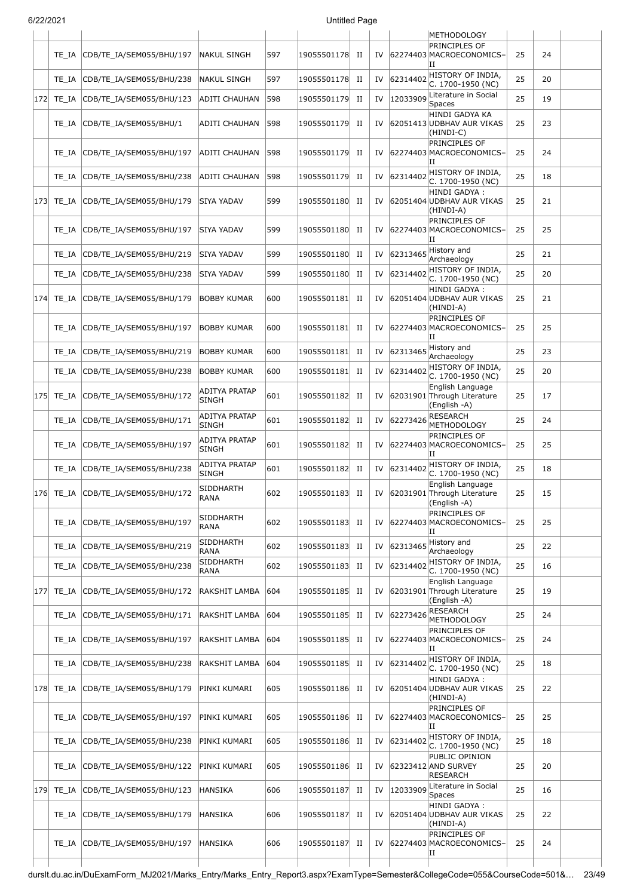| | | | | | | | | | | | | |
|---|---|---|---|---|---|---|---|---|---|---|---|---|
| | | | | | | | | | METHODOLOGY | | | |
| | TE_IA | CDB/TE_IA/SEM055/BHU/197 | NAKUL SINGH | 597 | 19055501178 | II | IV | 62274403 | PRINCIPLES OF MACROECONOMICS-II | 25 | 24 | |
| | TE_IA | CDB/TE_IA/SEM055/BHU/238 | NAKUL SINGH | 597 | 19055501178 | II | IV | 62314402 | HISTORY OF INDIA, C. 1700-1950 (NC) | 25 | 20 | |
| 172 | TE_IA | CDB/TE_IA/SEM055/BHU/123 | ADITI CHAUHAN | 598 | 19055501179 | II | IV | 12033909 | Literature in Social Spaces | 25 | 19 | |
| | TE_IA | CDB/TE_IA/SEM055/BHU/1 | ADITI CHAUHAN | 598 | 19055501179 | II | IV | 62051413 | HINDI GADYA KA UDBHAV AUR VIKAS (HINDI-C) | 25 | 23 | |
| | TE_IA | CDB/TE_IA/SEM055/BHU/197 | ADITI CHAUHAN | 598 | 19055501179 | II | IV | 62274403 | PRINCIPLES OF MACROECONOMICS-II | 25 | 24 | |
| | TE_IA | CDB/TE_IA/SEM055/BHU/238 | ADITI CHAUHAN | 598 | 19055501179 | II | IV | 62314402 | HISTORY OF INDIA, C. 1700-1950 (NC) | 25 | 18 | |
| 173 | TE_IA | CDB/TE_IA/SEM055/BHU/179 | SIYA YADAV | 599 | 19055501180 | II | IV | 62051404 | HINDI GADYA : UDBHAV AUR VIKAS (HINDI-A) | 25 | 21 | |
| | TE_IA | CDB/TE_IA/SEM055/BHU/197 | SIYA YADAV | 599 | 19055501180 | II | IV | 62274403 | PRINCIPLES OF MACROECONOMICS-II | 25 | 25 | |
| | TE_IA | CDB/TE_IA/SEM055/BHU/219 | SIYA YADAV | 599 | 19055501180 | II | IV | 62313465 | History and Archaeology | 25 | 21 | |
| | TE_IA | CDB/TE_IA/SEM055/BHU/238 | SIYA YADAV | 599 | 19055501180 | II | IV | 62314402 | HISTORY OF INDIA, C. 1700-1950 (NC) | 25 | 20 | |
| 174 | TE_IA | CDB/TE_IA/SEM055/BHU/179 | BOBBY KUMAR | 600 | 19055501181 | II | IV | 62051404 | HINDI GADYA : UDBHAV AUR VIKAS (HINDI-A) | 25 | 21 | |
| | TE_IA | CDB/TE_IA/SEM055/BHU/197 | BOBBY KUMAR | 600 | 19055501181 | II | IV | 62274403 | PRINCIPLES OF MACROECONOMICS-II | 25 | 25 | |
| | TE_IA | CDB/TE_IA/SEM055/BHU/219 | BOBBY KUMAR | 600 | 19055501181 | II | IV | 62313465 | History and Archaeology | 25 | 23 | |
| | TE_IA | CDB/TE_IA/SEM055/BHU/238 | BOBBY KUMAR | 600 | 19055501181 | II | IV | 62314402 | HISTORY OF INDIA, C. 1700-1950 (NC) | 25 | 20 | |
| 175 | TE_IA | CDB/TE_IA/SEM055/BHU/172 | ADITYA PRATAP SINGH | 601 | 19055501182 | II | IV | 62031901 | English Language Through Literature (English -A) | 25 | 17 | |
| | TE_IA | CDB/TE_IA/SEM055/BHU/171 | ADITYA PRATAP SINGH | 601 | 19055501182 | II | IV | 62273426 | RESEARCH METHODOLOGY | 25 | 24 | |
| | TE_IA | CDB/TE_IA/SEM055/BHU/197 | ADITYA PRATAP SINGH | 601 | 19055501182 | II | IV | 62274403 | PRINCIPLES OF MACROECONOMICS-II | 25 | 25 | |
| | TE_IA | CDB/TE_IA/SEM055/BHU/238 | ADITYA PRATAP SINGH | 601 | 19055501182 | II | IV | 62314402 | HISTORY OF INDIA, C. 1700-1950 (NC) | 25 | 18 | |
| 176 | TE_IA | CDB/TE_IA/SEM055/BHU/172 | SIDDHARTH RANA | 602 | 19055501183 | II | IV | 62031901 | English Language Through Literature (English -A) | 25 | 15 | |
| | TE_IA | CDB/TE_IA/SEM055/BHU/197 | SIDDHARTH RANA | 602 | 19055501183 | II | IV | 62274403 | PRINCIPLES OF MACROECONOMICS-II | 25 | 25 | |
| | TE_IA | CDB/TE_IA/SEM055/BHU/219 | SIDDHARTH RANA | 602 | 19055501183 | II | IV | 62313465 | History and Archaeology | 25 | 22 | |
| | TE_IA | CDB/TE_IA/SEM055/BHU/238 | SIDDHARTH RANA | 602 | 19055501183 | II | IV | 62314402 | HISTORY OF INDIA, C. 1700-1950 (NC) | 25 | 16 | |
| 177 | TE_IA | CDB/TE_IA/SEM055/BHU/172 | RAKSHIT LAMBA | 604 | 19055501185 | II | IV | 62031901 | English Language Through Literature (English -A) | 25 | 19 | |
| | TE_IA | CDB/TE_IA/SEM055/BHU/171 | RAKSHIT LAMBA | 604 | 19055501185 | II | IV | 62273426 | RESEARCH METHODOLOGY | 25 | 24 | |
| | TE_IA | CDB/TE_IA/SEM055/BHU/197 | RAKSHIT LAMBA | 604 | 19055501185 | II | IV | 62274403 | PRINCIPLES OF MACROECONOMICS-II | 25 | 24 | |
| | TE_IA | CDB/TE_IA/SEM055/BHU/238 | RAKSHIT LAMBA | 604 | 19055501185 | II | IV | 62314402 | HISTORY OF INDIA, C. 1700-1950 (NC) | 25 | 18 | |
| 178 | TE_IA | CDB/TE_IA/SEM055/BHU/179 | PINKI KUMARI | 605 | 19055501186 | II | IV | 62051404 | HINDI GADYA : UDBHAV AUR VIKAS (HINDI-A) | 25 | 22 | |
| | TE_IA | CDB/TE_IA/SEM055/BHU/197 | PINKI KUMARI | 605 | 19055501186 | II | IV | 62274403 | PRINCIPLES OF MACROECONOMICS-II | 25 | 25 | |
| | TE_IA | CDB/TE_IA/SEM055/BHU/238 | PINKI KUMARI | 605 | 19055501186 | II | IV | 62314402 | HISTORY OF INDIA, C. 1700-1950 (NC) | 25 | 18 | |
| | TE_IA | CDB/TE_IA/SEM055/BHU/122 | PINKI KUMARI | 605 | 19055501186 | II | IV | 62323412 | PUBLIC OPINION AND SURVEY RESEARCH | 25 | 20 | |
| 179 | TE_IA | CDB/TE_IA/SEM055/BHU/123 | HANSIKA | 606 | 19055501187 | II | IV | 12033909 | Literature in Social Spaces | 25 | 16 | |
| | TE_IA | CDB/TE_IA/SEM055/BHU/179 | HANSIKA | 606 | 19055501187 | II | IV | 62051404 | HINDI GADYA : UDBHAV AUR VIKAS (HINDI-A) | 25 | 22 | |
| | TE_IA | CDB/TE_IA/SEM055/BHU/197 | HANSIKA | 606 | 19055501187 | II | IV | 62274403 | PRINCIPLES OF MACROECONOMICS-II | 25 | 24 | |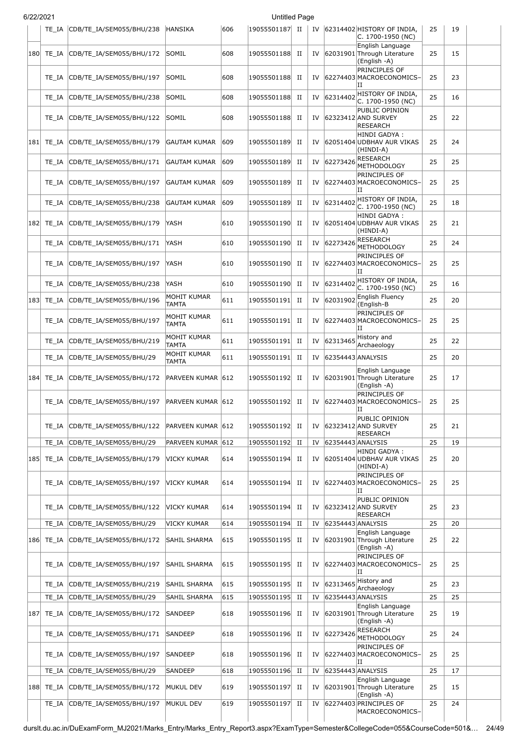| | TE_IA | CDB/TE_IA/SEM055/BHU/238 | HANSIKA | 606 | 19055501187 | II | IV | 62314402 | HISTORY OF INDIA, C. 1700-1950 (NC) | 25 | 19 | |
|---|---|---|---|---|---|---|---|---|---|---|---|---|
| 180 | TE_IA | CDB/TE_IA/SEM055/BHU/172 | SOMIL | 608 | 19055501188 | II | IV | 62031901 | English Language Through Literature (English -A) | 25 | 15 | |
| | TE_IA | CDB/TE_IA/SEM055/BHU/197 | SOMIL | 608 | 19055501188 | II | IV | 62274403 | PRINCIPLES OF MACROECONOMICS–II | 25 | 23 | |
| | TE_IA | CDB/TE_IA/SEM055/BHU/238 | SOMIL | 608 | 19055501188 | II | IV | 62314402 | HISTORY OF INDIA, C. 1700-1950 (NC) | 25 | 16 | |
| | TE_IA | CDB/TE_IA/SEM055/BHU/122 | SOMIL | 608 | 19055501188 | II | IV | 62323412 | PUBLIC OPINION AND SURVEY RESEARCH | 25 | 22 | |
| 181 | TE_IA | CDB/TE_IA/SEM055/BHU/179 | GAUTAM KUMAR | 609 | 19055501189 | II | IV | 62051404 | HINDI GADYA : UDBHAV AUR VIKAS (HINDI-A) | 25 | 24 | |
| | TE_IA | CDB/TE_IA/SEM055/BHU/171 | GAUTAM KUMAR | 609 | 19055501189 | II | IV | 62273426 | RESEARCH METHODOLOGY | 25 | 25 | |
| | TE_IA | CDB/TE_IA/SEM055/BHU/197 | GAUTAM KUMAR | 609 | 19055501189 | II | IV | 62274403 | PRINCIPLES OF MACROECONOMICS–II | 25 | 25 | |
| | TE_IA | CDB/TE_IA/SEM055/BHU/238 | GAUTAM KUMAR | 609 | 19055501189 | II | IV | 62314402 | HISTORY OF INDIA, C. 1700-1950 (NC) | 25 | 18 | |
| 182 | TE_IA | CDB/TE_IA/SEM055/BHU/179 | YASH | 610 | 19055501190 | II | IV | 62051404 | HINDI GADYA : UDBHAV AUR VIKAS (HINDI-A) | 25 | 21 | |
| | TE_IA | CDB/TE_IA/SEM055/BHU/171 | YASH | 610 | 19055501190 | II | IV | 62273426 | RESEARCH METHODOLOGY | 25 | 24 | |
| | TE_IA | CDB/TE_IA/SEM055/BHU/197 | YASH | 610 | 19055501190 | II | IV | 62274403 | PRINCIPLES OF MACROECONOMICS–II | 25 | 25 | |
| | TE_IA | CDB/TE_IA/SEM055/BHU/238 | YASH | 610 | 19055501190 | II | IV | 62314402 | HISTORY OF INDIA, C. 1700-1950 (NC) | 25 | 16 | |
| 183 | TE_IA | CDB/TE_IA/SEM055/BHU/196 | MOHIT KUMAR TAMTA | 611 | 19055501191 | II | IV | 62031902 | English Fluency (English-B | 25 | 20 | |
| | TE_IA | CDB/TE_IA/SEM055/BHU/197 | MOHIT KUMAR TAMTA | 611 | 19055501191 | II | IV | 62274403 | PRINCIPLES OF MACROECONOMICS–II | 25 | 25 | |
| | TE_IA | CDB/TE_IA/SEM055/BHU/219 | MOHIT KUMAR TAMTA | 611 | 19055501191 | II | IV | 62313465 | History and Archaeology | 25 | 22 | |
| | TE_IA | CDB/TE_IA/SEM055/BHU/29 | MOHIT KUMAR TAMTA | 611 | 19055501191 | II | IV | 62354443 | ANALYSIS | 25 | 20 | |
| 184 | TE_IA | CDB/TE_IA/SEM055/BHU/172 | PARVEEN KUMAR | 612 | 19055501192 | II | IV | 62031901 | English Language Through Literature (English -A) | 25 | 17 | |
| | TE_IA | CDB/TE_IA/SEM055/BHU/197 | PARVEEN KUMAR | 612 | 19055501192 | II | IV | 62274403 | PRINCIPLES OF MACROECONOMICS–II | 25 | 25 | |
| | TE_IA | CDB/TE_IA/SEM055/BHU/122 | PARVEEN KUMAR | 612 | 19055501192 | II | IV | 62323412 | PUBLIC OPINION AND SURVEY RESEARCH | 25 | 21 | |
| | TE_IA | CDB/TE_IA/SEM055/BHU/29 | PARVEEN KUMAR | 612 | 19055501192 | II | IV | 62354443 | ANALYSIS | 25 | 19 | |
| 185 | TE_IA | CDB/TE_IA/SEM055/BHU/179 | VICKY KUMAR | 614 | 19055501194 | II | IV | 62051404 | HINDI GADYA : UDBHAV AUR VIKAS (HINDI-A) | 25 | 20 | |
| | TE_IA | CDB/TE_IA/SEM055/BHU/197 | VICKY KUMAR | 614 | 19055501194 | II | IV | 62274403 | PRINCIPLES OF MACROECONOMICS–II | 25 | 25 | |
| | TE_IA | CDB/TE_IA/SEM055/BHU/122 | VICKY KUMAR | 614 | 19055501194 | II | IV | 62323412 | PUBLIC OPINION AND SURVEY RESEARCH | 25 | 23 | |
| | TE_IA | CDB/TE_IA/SEM055/BHU/29 | VICKY KUMAR | 614 | 19055501194 | II | IV | 62354443 | ANALYSIS | 25 | 20 | |
| 186 | TE_IA | CDB/TE_IA/SEM055/BHU/172 | SAHIL SHARMA | 615 | 19055501195 | II | IV | 62031901 | English Language Through Literature (English -A) | 25 | 22 | |
| | TE_IA | CDB/TE_IA/SEM055/BHU/197 | SAHIL SHARMA | 615 | 19055501195 | II | IV | 62274403 | PRINCIPLES OF MACROECONOMICS–II | 25 | 25 | |
| | TE_IA | CDB/TE_IA/SEM055/BHU/219 | SAHIL SHARMA | 615 | 19055501195 | II | IV | 62313465 | History and Archaeology | 25 | 23 | |
| | TE_IA | CDB/TE_IA/SEM055/BHU/29 | SAHIL SHARMA | 615 | 19055501195 | II | IV | 62354443 | ANALYSIS | 25 | 25 | |
| 187 | TE_IA | CDB/TE_IA/SEM055/BHU/172 | SANDEEP | 618 | 19055501196 | II | IV | 62031901 | English Language Through Literature (English -A) | 25 | 19 | |
| | TE_IA | CDB/TE_IA/SEM055/BHU/171 | SANDEEP | 618 | 19055501196 | II | IV | 62273426 | RESEARCH METHODOLOGY | 25 | 24 | |
| | TE_IA | CDB/TE_IA/SEM055/BHU/197 | SANDEEP | 618 | 19055501196 | II | IV | 62274403 | PRINCIPLES OF MACROECONOMICS–II | 25 | 25 | |
| | TE_IA | CDB/TE_IA/SEM055/BHU/29 | SANDEEP | 618 | 19055501196 | II | IV | 62354443 | ANALYSIS | 25 | 17 | |
| 188 | TE_IA | CDB/TE_IA/SEM055/BHU/172 | MUKUL DEV | 619 | 19055501197 | II | IV | 62031901 | English Language Through Literature (English -A) | 25 | 15 | |
| | TE_IA | CDB/TE_IA/SEM055/BHU/197 | MUKUL DEV | 619 | 19055501197 | II | IV | 62274403 | PRINCIPLES OF MACROECONOMICS– | 25 | 24 | |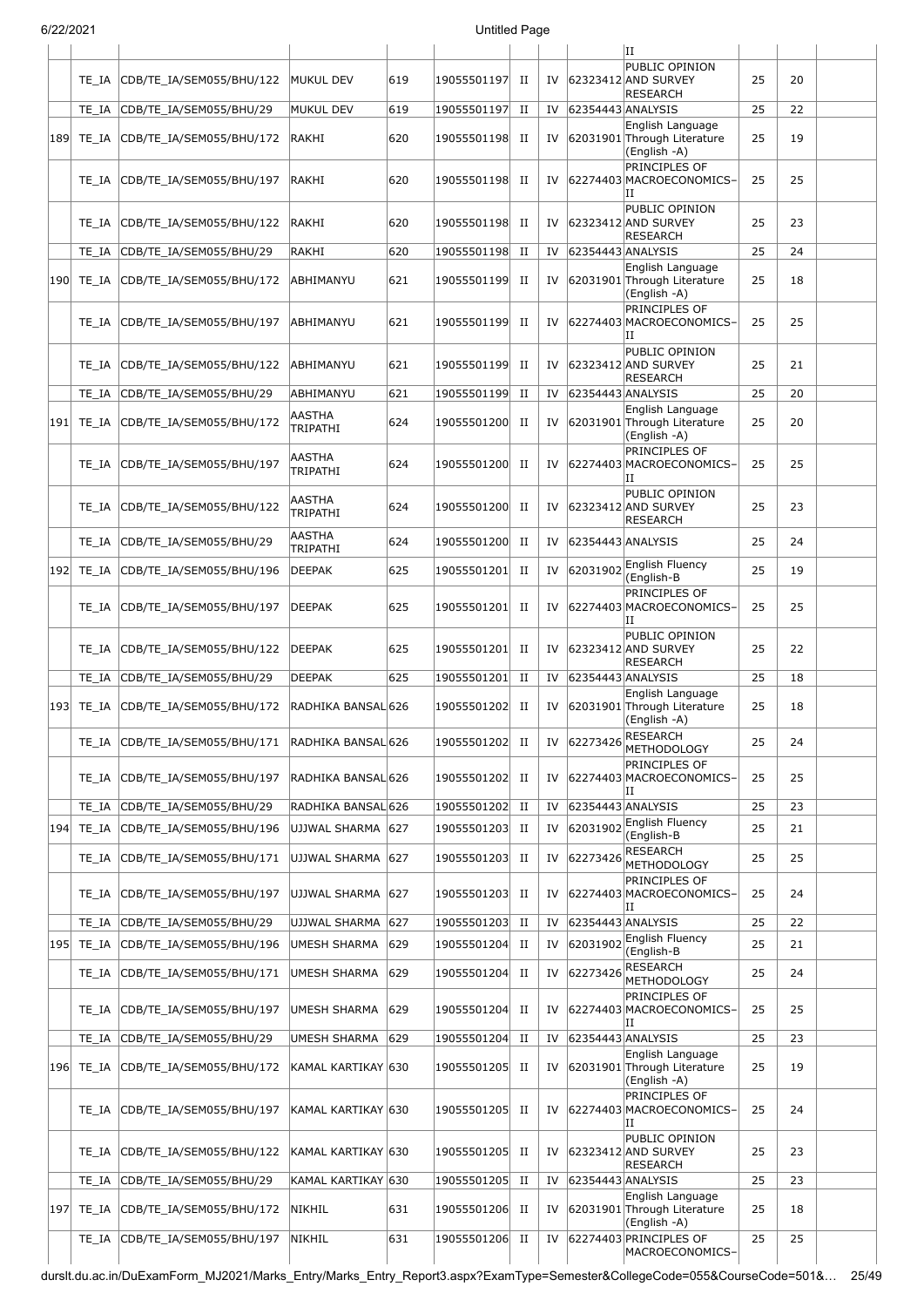| | | | | | | | | | | | |
|---|---|---|---|---|---|---|---|---|---|---|---|
| | | | | | | | | II | | | |
| | TE_IA | CDB/TE_IA/SEM055/BHU/122 | MUKUL DEV | 619 | 19055501197 | II | IV | 62323412 | PUBLIC OPINION AND SURVEY RESEARCH | 25 | 20 |
| | TE_IA | CDB/TE_IA/SEM055/BHU/29 | MUKUL DEV | 619 | 19055501197 | II | IV | 62354443 | ANALYSIS | 25 | 22 |
| 189 | TE_IA | CDB/TE_IA/SEM055/BHU/172 | RAKHI | 620 | 19055501198 | II | IV | 62031901 | English Language Through Literature (English -A) | 25 | 19 |
| | TE_IA | CDB/TE_IA/SEM055/BHU/197 | RAKHI | 620 | 19055501198 | II | IV | 62274403 | PRINCIPLES OF MACROECONOMICS–II | 25 | 25 |
| | TE_IA | CDB/TE_IA/SEM055/BHU/122 | RAKHI | 620 | 19055501198 | II | IV | 62323412 | PUBLIC OPINION AND SURVEY RESEARCH | 25 | 23 |
| | TE_IA | CDB/TE_IA/SEM055/BHU/29 | RAKHI | 620 | 19055501198 | II | IV | 62354443 | ANALYSIS | 25 | 24 |
| 190 | TE_IA | CDB/TE_IA/SEM055/BHU/172 | ABHIMANYU | 621 | 19055501199 | II | IV | 62031901 | English Language Through Literature (English -A) | 25 | 18 |
| | TE_IA | CDB/TE_IA/SEM055/BHU/197 | ABHIMANYU | 621 | 19055501199 | II | IV | 62274403 | PRINCIPLES OF MACROECONOMICS–II | 25 | 25 |
| | TE_IA | CDB/TE_IA/SEM055/BHU/122 | ABHIMANYU | 621 | 19055501199 | II | IV | 62323412 | PUBLIC OPINION AND SURVEY RESEARCH | 25 | 21 |
| | TE_IA | CDB/TE_IA/SEM055/BHU/29 | ABHIMANYU | 621 | 19055501199 | II | IV | 62354443 | ANALYSIS | 25 | 20 |
| 191 | TE_IA | CDB/TE_IA/SEM055/BHU/172 | AASTHA TRIPATHI | 624 | 19055501200 | II | IV | 62031901 | English Language Through Literature (English -A) | 25 | 20 |
| | TE_IA | CDB/TE_IA/SEM055/BHU/197 | AASTHA TRIPATHI | 624 | 19055501200 | II | IV | 62274403 | PRINCIPLES OF MACROECONOMICS–II | 25 | 25 |
| | TE_IA | CDB/TE_IA/SEM055/BHU/122 | AASTHA TRIPATHI | 624 | 19055501200 | II | IV | 62323412 | PUBLIC OPINION AND SURVEY RESEARCH | 25 | 23 |
| | TE_IA | CDB/TE_IA/SEM055/BHU/29 | AASTHA TRIPATHI | 624 | 19055501200 | II | IV | 62354443 | ANALYSIS | 25 | 24 |
| 192 | TE_IA | CDB/TE_IA/SEM055/BHU/196 | DEEPAK | 625 | 19055501201 | II | IV | 62031902 | English Fluency (English-B | 25 | 19 |
| | TE_IA | CDB/TE_IA/SEM055/BHU/197 | DEEPAK | 625 | 19055501201 | II | IV | 62274403 | PRINCIPLES OF MACROECONOMICS–II | 25 | 25 |
| | TE_IA | CDB/TE_IA/SEM055/BHU/122 | DEEPAK | 625 | 19055501201 | II | IV | 62323412 | PUBLIC OPINION AND SURVEY RESEARCH | 25 | 22 |
| | TE_IA | CDB/TE_IA/SEM055/BHU/29 | DEEPAK | 625 | 19055501201 | II | IV | 62354443 | ANALYSIS | 25 | 18 |
| 193 | TE_IA | CDB/TE_IA/SEM055/BHU/172 | RADHIKA BANSAL | 626 | 19055501202 | II | IV | 62031901 | English Language Through Literature (English -A) | 25 | 18 |
| | TE_IA | CDB/TE_IA/SEM055/BHU/171 | RADHIKA BANSAL | 626 | 19055501202 | II | IV | 62273426 | RESEARCH METHODOLOGY | 25 | 24 |
| | TE_IA | CDB/TE_IA/SEM055/BHU/197 | RADHIKA BANSAL | 626 | 19055501202 | II | IV | 62274403 | PRINCIPLES OF MACROECONOMICS–II | 25 | 25 |
| | TE_IA | CDB/TE_IA/SEM055/BHU/29 | RADHIKA BANSAL | 626 | 19055501202 | II | IV | 62354443 | ANALYSIS | 25 | 23 |
| 194 | TE_IA | CDB/TE_IA/SEM055/BHU/196 | UJJWAL SHARMA | 627 | 19055501203 | II | IV | 62031902 | English Fluency (English-B | 25 | 21 |
| | TE_IA | CDB/TE_IA/SEM055/BHU/171 | UJJWAL SHARMA | 627 | 19055501203 | II | IV | 62273426 | RESEARCH METHODOLOGY | 25 | 25 |
| | TE_IA | CDB/TE_IA/SEM055/BHU/197 | UJJWAL SHARMA | 627 | 19055501203 | II | IV | 62274403 | PRINCIPLES OF MACROECONOMICS–II | 25 | 24 |
| | TE_IA | CDB/TE_IA/SEM055/BHU/29 | UJJWAL SHARMA | 627 | 19055501203 | II | IV | 62354443 | ANALYSIS | 25 | 22 |
| 195 | TE_IA | CDB/TE_IA/SEM055/BHU/196 | UMESH SHARMA | 629 | 19055501204 | II | IV | 62031902 | English Fluency (English-B | 25 | 21 |
| | TE_IA | CDB/TE_IA/SEM055/BHU/171 | UMESH SHARMA | 629 | 19055501204 | II | IV | 62273426 | RESEARCH METHODOLOGY | 25 | 24 |
| | TE_IA | CDB/TE_IA/SEM055/BHU/197 | UMESH SHARMA | 629 | 19055501204 | II | IV | 62274403 | PRINCIPLES OF MACROECONOMICS–II | 25 | 25 |
| | TE_IA | CDB/TE_IA/SEM055/BHU/29 | UMESH SHARMA | 629 | 19055501204 | II | IV | 62354443 | ANALYSIS | 25 | 23 |
| 196 | TE_IA | CDB/TE_IA/SEM055/BHU/172 | KAMAL KARTIKAY | 630 | 19055501205 | II | IV | 62031901 | English Language Through Literature (English -A) | 25 | 19 |
| | TE_IA | CDB/TE_IA/SEM055/BHU/197 | KAMAL KARTIKAY | 630 | 19055501205 | II | IV | 62274403 | PRINCIPLES OF MACROECONOMICS–II | 25 | 24 |
| | TE_IA | CDB/TE_IA/SEM055/BHU/122 | KAMAL KARTIKAY | 630 | 19055501205 | II | IV | 62323412 | PUBLIC OPINION AND SURVEY RESEARCH | 25 | 23 |
| | TE_IA | CDB/TE_IA/SEM055/BHU/29 | KAMAL KARTIKAY | 630 | 19055501205 | II | IV | 62354443 | ANALYSIS | 25 | 23 |
| 197 | TE_IA | CDB/TE_IA/SEM055/BHU/172 | NIKHIL | 631 | 19055501206 | II | IV | 62031901 | English Language Through Literature (English -A) | 25 | 18 |
| | TE_IA | CDB/TE_IA/SEM055/BHU/197 | NIKHIL | 631 | 19055501206 | II | IV | 62274403 | PRINCIPLES OF MACROECONOMICS– | 25 | 25 |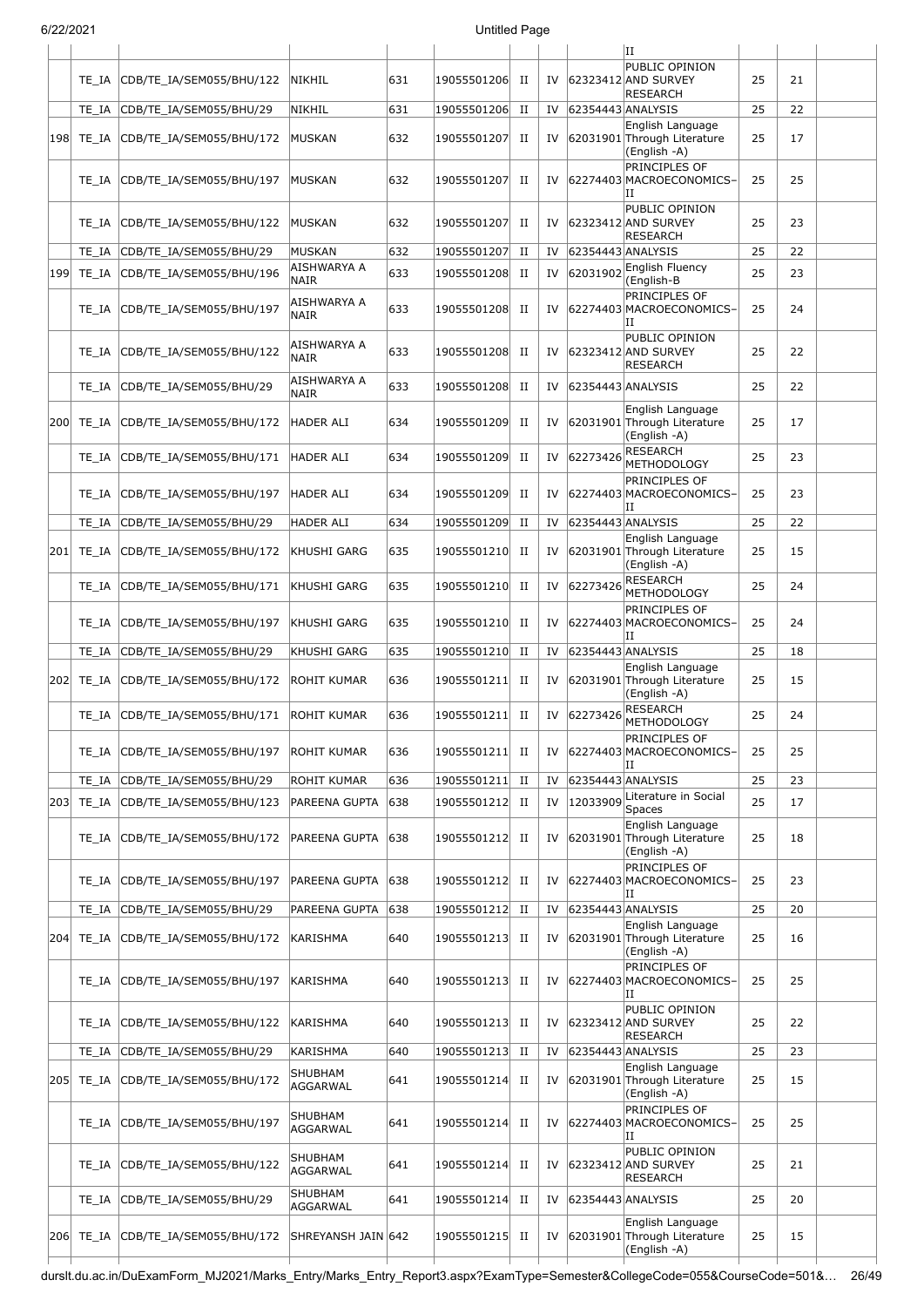| | | | | | | | | | | | | |
|---|---|---|---|---|---|---|---|---|---|---|---|---|
| | | | | | | | | | II | | | |
| | TE_IA | CDB/TE_IA/SEM055/BHU/122 | NIKHIL | 631 | 19055501206 | II | IV | 62323412 | PUBLIC OPINION AND SURVEY RESEARCH | 25 | 21 | |
| | TE_IA | CDB/TE_IA/SEM055/BHU/29 | NIKHIL | 631 | 19055501206 | II | IV | 62354443 | ANALYSIS | 25 | 22 | |
| 198 | TE_IA | CDB/TE_IA/SEM055/BHU/172 | MUSKAN | 632 | 19055501207 | II | IV | 62031901 | English Language Through Literature (English -A) | 25 | 17 | |
| | TE_IA | CDB/TE_IA/SEM055/BHU/197 | MUSKAN | 632 | 19055501207 | II | IV | 62274403 | PRINCIPLES OF MACROECONOMICS–II | 25 | 25 | |
| | TE_IA | CDB/TE_IA/SEM055/BHU/122 | MUSKAN | 632 | 19055501207 | II | IV | 62323412 | PUBLIC OPINION AND SURVEY RESEARCH | 25 | 23 | |
| | TE_IA | CDB/TE_IA/SEM055/BHU/29 | MUSKAN | 632 | 19055501207 | II | IV | 62354443 | ANALYSIS | 25 | 22 | |
| 199 | TE_IA | CDB/TE_IA/SEM055/BHU/196 | AISHWARYA A NAIR | 633 | 19055501208 | II | IV | 62031902 | English Fluency (English-B | 25 | 23 | |
| | TE_IA | CDB/TE_IA/SEM055/BHU/197 | AISHWARYA A NAIR | 633 | 19055501208 | II | IV | 62274403 | PRINCIPLES OF MACROECONOMICS–II | 25 | 24 | |
| | TE_IA | CDB/TE_IA/SEM055/BHU/122 | AISHWARYA A NAIR | 633 | 19055501208 | II | IV | 62323412 | PUBLIC OPINION AND SURVEY RESEARCH | 25 | 22 | |
| | TE_IA | CDB/TE_IA/SEM055/BHU/29 | AISHWARYA A NAIR | 633 | 19055501208 | II | IV | 62354443 | ANALYSIS | 25 | 22 | |
| 200 | TE_IA | CDB/TE_IA/SEM055/BHU/172 | HADER ALI | 634 | 19055501209 | II | IV | 62031901 | English Language Through Literature (English -A) | 25 | 17 | |
| | TE_IA | CDB/TE_IA/SEM055/BHU/171 | HADER ALI | 634 | 19055501209 | II | IV | 62273426 | RESEARCH METHODOLOGY | 25 | 23 | |
| | TE_IA | CDB/TE_IA/SEM055/BHU/197 | HADER ALI | 634 | 19055501209 | II | IV | 62274403 | PRINCIPLES OF MACROECONOMICS–II | 25 | 23 | |
| | TE_IA | CDB/TE_IA/SEM055/BHU/29 | HADER ALI | 634 | 19055501209 | II | IV | 62354443 | ANALYSIS | 25 | 22 | |
| 201 | TE_IA | CDB/TE_IA/SEM055/BHU/172 | KHUSHI GARG | 635 | 19055501210 | II | IV | 62031901 | English Language Through Literature (English -A) | 25 | 15 | |
| | TE_IA | CDB/TE_IA/SEM055/BHU/171 | KHUSHI GARG | 635 | 19055501210 | II | IV | 62273426 | RESEARCH METHODOLOGY | 25 | 24 | |
| | TE_IA | CDB/TE_IA/SEM055/BHU/197 | KHUSHI GARG | 635 | 19055501210 | II | IV | 62274403 | PRINCIPLES OF MACROECONOMICS–II | 25 | 24 | |
| | TE_IA | CDB/TE_IA/SEM055/BHU/29 | KHUSHI GARG | 635 | 19055501210 | II | IV | 62354443 | ANALYSIS | 25 | 18 | |
| 202 | TE_IA | CDB/TE_IA/SEM055/BHU/172 | ROHIT KUMAR | 636 | 19055501211 | II | IV | 62031901 | English Language Through Literature (English -A) | 25 | 15 | |
| | TE_IA | CDB/TE_IA/SEM055/BHU/171 | ROHIT KUMAR | 636 | 19055501211 | II | IV | 62273426 | RESEARCH METHODOLOGY | 25 | 24 | |
| | TE_IA | CDB/TE_IA/SEM055/BHU/197 | ROHIT KUMAR | 636 | 19055501211 | II | IV | 62274403 | PRINCIPLES OF MACROECONOMICS–II | 25 | 25 | |
| | TE_IA | CDB/TE_IA/SEM055/BHU/29 | ROHIT KUMAR | 636 | 19055501211 | II | IV | 62354443 | ANALYSIS | 25 | 23 | |
| 203 | TE_IA | CDB/TE_IA/SEM055/BHU/123 | PAREENA GUPTA | 638 | 19055501212 | II | IV | 12033909 | Literature in Social Spaces | 25 | 17 | |
| | TE_IA | CDB/TE_IA/SEM055/BHU/172 | PAREENA GUPTA | 638 | 19055501212 | II | IV | 62031901 | English Language Through Literature (English -A) | 25 | 18 | |
| | TE_IA | CDB/TE_IA/SEM055/BHU/197 | PAREENA GUPTA | 638 | 19055501212 | II | IV | 62274403 | PRINCIPLES OF MACROECONOMICS–II | 25 | 23 | |
| | TE_IA | CDB/TE_IA/SEM055/BHU/29 | PAREENA GUPTA | 638 | 19055501212 | II | IV | 62354443 | ANALYSIS | 25 | 20 | |
| 204 | TE_IA | CDB/TE_IA/SEM055/BHU/172 | KARISHMA | 640 | 19055501213 | II | IV | 62031901 | English Language Through Literature (English -A) | 25 | 16 | |
| | TE_IA | CDB/TE_IA/SEM055/BHU/197 | KARISHMA | 640 | 19055501213 | II | IV | 62274403 | PRINCIPLES OF MACROECONOMICS–II | 25 | 25 | |
| | TE_IA | CDB/TE_IA/SEM055/BHU/122 | KARISHMA | 640 | 19055501213 | II | IV | 62323412 | PUBLIC OPINION AND SURVEY RESEARCH | 25 | 22 | |
| | TE_IA | CDB/TE_IA/SEM055/BHU/29 | KARISHMA | 640 | 19055501213 | II | IV | 62354443 | ANALYSIS | 25 | 23 | |
| 205 | TE_IA | CDB/TE_IA/SEM055/BHU/172 | SHUBHAM AGGARWAL | 641 | 19055501214 | II | IV | 62031901 | English Language Through Literature (English -A) | 25 | 15 | |
| | TE_IA | CDB/TE_IA/SEM055/BHU/197 | SHUBHAM AGGARWAL | 641 | 19055501214 | II | IV | 62274403 | PRINCIPLES OF MACROECONOMICS–II | 25 | 25 | |
| | TE_IA | CDB/TE_IA/SEM055/BHU/122 | SHUBHAM AGGARWAL | 641 | 19055501214 | II | IV | 62323412 | PUBLIC OPINION AND SURVEY RESEARCH | 25 | 21 | |
| | TE_IA | CDB/TE_IA/SEM055/BHU/29 | SHUBHAM AGGARWAL | 641 | 19055501214 | II | IV | 62354443 | ANALYSIS | 25 | 20 | |
| 206 | TE_IA | CDB/TE_IA/SEM055/BHU/172 | SHREYANSH JAIN | 642 | 19055501215 | II | IV | 62031901 | English Language Through Literature (English -A) | 25 | 15 | |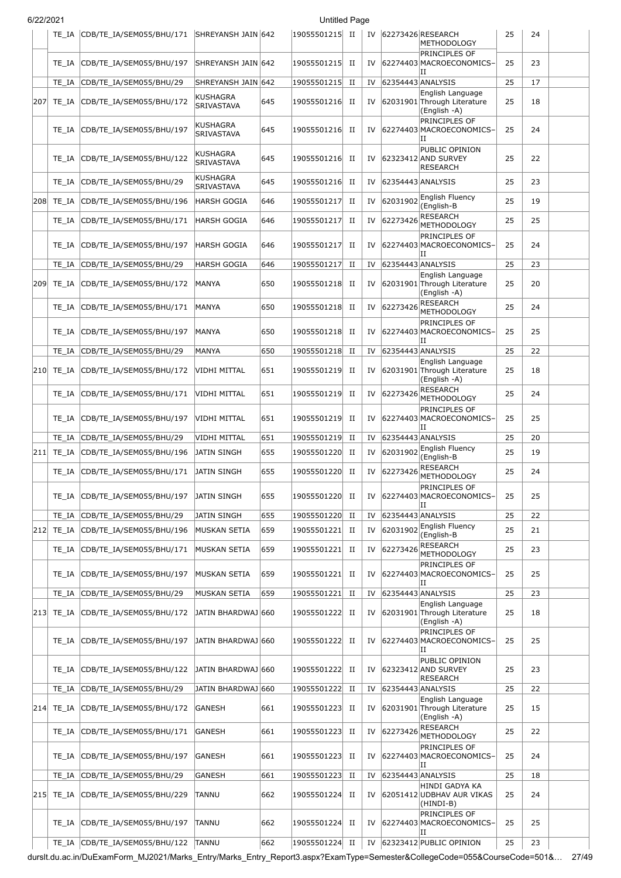| | TE_IA | CDB/TE_IA/SEM055/BHU/171 | SHREYANSH JAIN | 642 | 19055501215 | II | IV | 62273426 | RESEARCH METHODOLOGY | 25 | 24 | |
|---|---|---|---|---|---|---|---|---|---|---|---|---|
| | TE_IA | CDB/TE_IA/SEM055/BHU/197 | SHREYANSH JAIN | 642 | 19055501215 | II | IV | 62274403 | PRINCIPLES OF MACROECONOMICS-II | 25 | 23 | |
| | TE_IA | CDB/TE_IA/SEM055/BHU/29 | SHREYANSH JAIN | 642 | 19055501215 | II | IV | 62354443 | ANALYSIS | 25 | 17 | |
| 207 | TE_IA | CDB/TE_IA/SEM055/BHU/172 | KUSHAGRA SRIVASTAVA | 645 | 19055501216 | II | IV | 62031901 | English Language Through Literature (English -A) | 25 | 18 | |
| | TE_IA | CDB/TE_IA/SEM055/BHU/197 | KUSHAGRA SRIVASTAVA | 645 | 19055501216 | II | IV | 62274403 | PRINCIPLES OF MACROECONOMICS-II | 25 | 24 | |
| | TE_IA | CDB/TE_IA/SEM055/BHU/122 | KUSHAGRA SRIVASTAVA | 645 | 19055501216 | II | IV | 62323412 | PUBLIC OPINION AND SURVEY RESEARCH | 25 | 22 | |
| | TE_IA | CDB/TE_IA/SEM055/BHU/29 | KUSHAGRA SRIVASTAVA | 645 | 19055501216 | II | IV | 62354443 | ANALYSIS | 25 | 23 | |
| 208 | TE_IA | CDB/TE_IA/SEM055/BHU/196 | HARSH GOGIA | 646 | 19055501217 | II | IV | 62031902 | English Fluency (English-B | 25 | 19 | |
| | TE_IA | CDB/TE_IA/SEM055/BHU/171 | HARSH GOGIA | 646 | 19055501217 | II | IV | 62273426 | RESEARCH METHODOLOGY | 25 | 25 | |
| | TE_IA | CDB/TE_IA/SEM055/BHU/197 | HARSH GOGIA | 646 | 19055501217 | II | IV | 62274403 | PRINCIPLES OF MACROECONOMICS-II | 25 | 24 | |
| | TE_IA | CDB/TE_IA/SEM055/BHU/29 | HARSH GOGIA | 646 | 19055501217 | II | IV | 62354443 | ANALYSIS | 25 | 23 | |
| 209 | TE_IA | CDB/TE_IA/SEM055/BHU/172 | MANYA | 650 | 19055501218 | II | IV | 62031901 | English Language Through Literature (English -A) | 25 | 20 | |
| | TE_IA | CDB/TE_IA/SEM055/BHU/171 | MANYA | 650 | 19055501218 | II | IV | 62273426 | RESEARCH METHODOLOGY | 25 | 24 | |
| | TE_IA | CDB/TE_IA/SEM055/BHU/197 | MANYA | 650 | 19055501218 | II | IV | 62274403 | PRINCIPLES OF MACROECONOMICS-II | 25 | 25 | |
| | TE_IA | CDB/TE_IA/SEM055/BHU/29 | MANYA | 650 | 19055501218 | II | IV | 62354443 | ANALYSIS | 25 | 22 | |
| 210 | TE_IA | CDB/TE_IA/SEM055/BHU/172 | VIDHI MITTAL | 651 | 19055501219 | II | IV | 62031901 | English Language Through Literature (English -A) | 25 | 18 | |
| | TE_IA | CDB/TE_IA/SEM055/BHU/171 | VIDHI MITTAL | 651 | 19055501219 | II | IV | 62273426 | RESEARCH METHODOLOGY | 25 | 24 | |
| | TE_IA | CDB/TE_IA/SEM055/BHU/197 | VIDHI MITTAL | 651 | 19055501219 | II | IV | 62274403 | PRINCIPLES OF MACROECONOMICS-II | 25 | 25 | |
| | TE_IA | CDB/TE_IA/SEM055/BHU/29 | VIDHI MITTAL | 651 | 19055501219 | II | IV | 62354443 | ANALYSIS | 25 | 20 | |
| 211 | TE_IA | CDB/TE_IA/SEM055/BHU/196 | JATIN SINGH | 655 | 19055501220 | II | IV | 62031902 | English Fluency (English-B | 25 | 19 | |
| | TE_IA | CDB/TE_IA/SEM055/BHU/171 | JATIN SINGH | 655 | 19055501220 | II | IV | 62273426 | RESEARCH METHODOLOGY | 25 | 24 | |
| | TE_IA | CDB/TE_IA/SEM055/BHU/197 | JATIN SINGH | 655 | 19055501220 | II | IV | 62274403 | PRINCIPLES OF MACROECONOMICS-II | 25 | 25 | |
| | TE_IA | CDB/TE_IA/SEM055/BHU/29 | JATIN SINGH | 655 | 19055501220 | II | IV | 62354443 | ANALYSIS | 25 | 22 | |
| 212 | TE_IA | CDB/TE_IA/SEM055/BHU/196 | MUSKAN SETIA | 659 | 19055501221 | II | IV | 62031902 | English Fluency (English-B | 25 | 21 | |
| | TE_IA | CDB/TE_IA/SEM055/BHU/171 | MUSKAN SETIA | 659 | 19055501221 | II | IV | 62273426 | RESEARCH METHODOLOGY | 25 | 23 | |
| | TE_IA | CDB/TE_IA/SEM055/BHU/197 | MUSKAN SETIA | 659 | 19055501221 | II | IV | 62274403 | PRINCIPLES OF MACROECONOMICS-II | 25 | 25 | |
| | TE_IA | CDB/TE_IA/SEM055/BHU/29 | MUSKAN SETIA | 659 | 19055501221 | II | IV | 62354443 | ANALYSIS | 25 | 23 | |
| 213 | TE_IA | CDB/TE_IA/SEM055/BHU/172 | JATIN BHARDWAJ | 660 | 19055501222 | II | IV | 62031901 | English Language Through Literature (English -A) | 25 | 18 | |
| | TE_IA | CDB/TE_IA/SEM055/BHU/197 | JATIN BHARDWAJ | 660 | 19055501222 | II | IV | 62274403 | PRINCIPLES OF MACROECONOMICS-II | 25 | 25 | |
| | TE_IA | CDB/TE_IA/SEM055/BHU/122 | JATIN BHARDWAJ | 660 | 19055501222 | II | IV | 62323412 | PUBLIC OPINION AND SURVEY RESEARCH | 25 | 23 | |
| | TE_IA | CDB/TE_IA/SEM055/BHU/29 | JATIN BHARDWAJ | 660 | 19055501222 | II | IV | 62354443 | ANALYSIS | 25 | 22 | |
| 214 | TE_IA | CDB/TE_IA/SEM055/BHU/172 | GANESH | 661 | 19055501223 | II | IV | 62031901 | English Language Through Literature (English -A) | 25 | 15 | |
| | TE_IA | CDB/TE_IA/SEM055/BHU/171 | GANESH | 661 | 19055501223 | II | IV | 62273426 | RESEARCH METHODOLOGY | 25 | 22 | |
| | TE_IA | CDB/TE_IA/SEM055/BHU/197 | GANESH | 661 | 19055501223 | II | IV | 62274403 | PRINCIPLES OF MACROECONOMICS-II | 25 | 24 | |
| | TE_IA | CDB/TE_IA/SEM055/BHU/29 | GANESH | 661 | 19055501223 | II | IV | 62354443 | ANALYSIS | 25 | 18 | |
| 215 | TE_IA | CDB/TE_IA/SEM055/BHU/229 | TANNU | 662 | 19055501224 | II | IV | 62051412 | HINDI GADYA KA UDBHAV AUR VIKAS (HINDI-B) | 25 | 24 | |
| | TE_IA | CDB/TE_IA/SEM055/BHU/197 | TANNU | 662 | 19055501224 | II | IV | 62274403 | PRINCIPLES OF MACROECONOMICS-II | 25 | 25 | |
| | TE_IA | CDB/TE_IA/SEM055/BHU/122 | TANNU | 662 | 19055501224 | II | IV | 62323412 | PUBLIC OPINION | 25 | 23 | |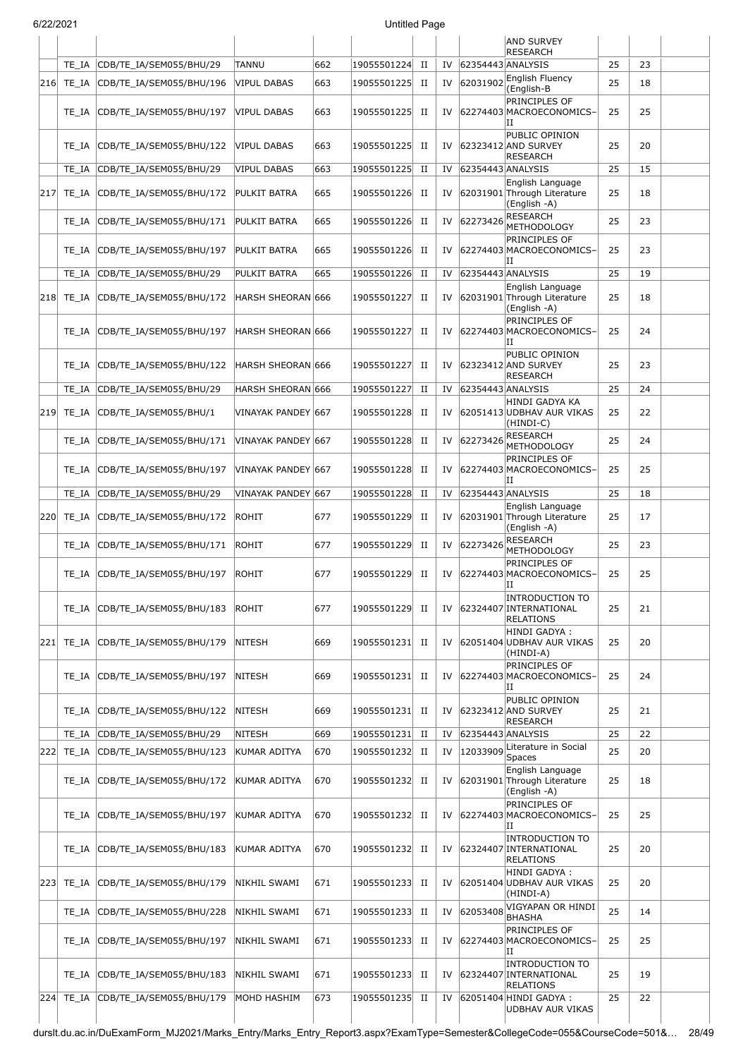| | | | | | | | | | AND SURVEY RESEARCH | | | |
|---|---|---|---|---|---|---|---|---|---|---|---|---|
| | TE_IA | CDB/TE_IA/SEM055/BHU/29 | TANNU | 662 | 19055501224 | II | IV | 62354443 | ANALYSIS | 25 | 23 | |
| 216 | TE_IA | CDB/TE_IA/SEM055/BHU/196 | VIPUL DABAS | 663 | 19055501225 | II | IV | 62031902 | English Fluency (English-B | 25 | 18 | |
| | TE_IA | CDB/TE_IA/SEM055/BHU/197 | VIPUL DABAS | 663 | 19055501225 | II | IV | 62274403 | PRINCIPLES OF MACROECONOMICS–II | 25 | 25 | |
| | TE_IA | CDB/TE_IA/SEM055/BHU/122 | VIPUL DABAS | 663 | 19055501225 | II | IV | 62323412 | PUBLIC OPINION AND SURVEY RESEARCH | 25 | 20 | |
| | TE_IA | CDB/TE_IA/SEM055/BHU/29 | VIPUL DABAS | 663 | 19055501225 | II | IV | 62354443 | ANALYSIS | 25 | 15 | |
| 217 | TE_IA | CDB/TE_IA/SEM055/BHU/172 | PULKIT BATRA | 665 | 19055501226 | II | IV | 62031901 | English Language Through Literature (English -A) | 25 | 18 | |
| | TE_IA | CDB/TE_IA/SEM055/BHU/171 | PULKIT BATRA | 665 | 19055501226 | II | IV | 62273426 | RESEARCH METHODOLOGY | 25 | 23 | |
| | TE_IA | CDB/TE_IA/SEM055/BHU/197 | PULKIT BATRA | 665 | 19055501226 | II | IV | 62274403 | PRINCIPLES OF MACROECONOMICS–II | 25 | 23 | |
| | TE_IA | CDB/TE_IA/SEM055/BHU/29 | PULKIT BATRA | 665 | 19055501226 | II | IV | 62354443 | ANALYSIS | 25 | 19 | |
| 218 | TE_IA | CDB/TE_IA/SEM055/BHU/172 | HARSH SHEORAN | 666 | 19055501227 | II | IV | 62031901 | English Language Through Literature (English -A) | 25 | 18 | |
| | TE_IA | CDB/TE_IA/SEM055/BHU/197 | HARSH SHEORAN | 666 | 19055501227 | II | IV | 62274403 | PRINCIPLES OF MACROECONOMICS–II | 25 | 24 | |
| | TE_IA | CDB/TE_IA/SEM055/BHU/122 | HARSH SHEORAN | 666 | 19055501227 | II | IV | 62323412 | PUBLIC OPINION AND SURVEY RESEARCH | 25 | 23 | |
| | TE_IA | CDB/TE_IA/SEM055/BHU/29 | HARSH SHEORAN | 666 | 19055501227 | II | IV | 62354443 | ANALYSIS | 25 | 24 | |
| 219 | TE_IA | CDB/TE_IA/SEM055/BHU/1 | VINAYAK PANDEY | 667 | 19055501228 | II | IV | 62051413 | HINDI GADYA KA UDBHAV AUR VIKAS (HINDI-C) | 25 | 22 | |
| | TE_IA | CDB/TE_IA/SEM055/BHU/171 | VINAYAK PANDEY | 667 | 19055501228 | II | IV | 62273426 | RESEARCH METHODOLOGY | 25 | 24 | |
| | TE_IA | CDB/TE_IA/SEM055/BHU/197 | VINAYAK PANDEY | 667 | 19055501228 | II | IV | 62274403 | PRINCIPLES OF MACROECONOMICS–II | 25 | 25 | |
| | TE_IA | CDB/TE_IA/SEM055/BHU/29 | VINAYAK PANDEY | 667 | 19055501228 | II | IV | 62354443 | ANALYSIS | 25 | 18 | |
| 220 | TE_IA | CDB/TE_IA/SEM055/BHU/172 | ROHIT | 677 | 19055501229 | II | IV | 62031901 | English Language Through Literature (English -A) | 25 | 17 | |
| | TE_IA | CDB/TE_IA/SEM055/BHU/171 | ROHIT | 677 | 19055501229 | II | IV | 62273426 | RESEARCH METHODOLOGY | 25 | 23 | |
| | TE_IA | CDB/TE_IA/SEM055/BHU/197 | ROHIT | 677 | 19055501229 | II | IV | 62274403 | PRINCIPLES OF MACROECONOMICS–II | 25 | 25 | |
| | TE_IA | CDB/TE_IA/SEM055/BHU/183 | ROHIT | 677 | 19055501229 | II | IV | 62324407 | INTRODUCTION TO INTERNATIONAL RELATIONS | 25 | 21 | |
| 221 | TE_IA | CDB/TE_IA/SEM055/BHU/179 | NITESH | 669 | 19055501231 | II | IV | 62051404 | HINDI GADYA : UDBHAV AUR VIKAS (HINDI-A) | 25 | 20 | |
| | TE_IA | CDB/TE_IA/SEM055/BHU/197 | NITESH | 669 | 19055501231 | II | IV | 62274403 | PRINCIPLES OF MACROECONOMICS–II | 25 | 24 | |
| | TE_IA | CDB/TE_IA/SEM055/BHU/122 | NITESH | 669 | 19055501231 | II | IV | 62323412 | PUBLIC OPINION AND SURVEY RESEARCH | 25 | 21 | |
| | TE_IA | CDB/TE_IA/SEM055/BHU/29 | NITESH | 669 | 19055501231 | II | IV | 62354443 | ANALYSIS | 25 | 22 | |
| 222 | TE_IA | CDB/TE_IA/SEM055/BHU/123 | KUMAR ADITYA | 670 | 19055501232 | II | IV | 12033909 | Literature in Social Spaces | 25 | 20 | |
| | TE_IA | CDB/TE_IA/SEM055/BHU/172 | KUMAR ADITYA | 670 | 19055501232 | II | IV | 62031901 | English Language Through Literature (English -A) | 25 | 18 | |
| | TE_IA | CDB/TE_IA/SEM055/BHU/197 | KUMAR ADITYA | 670 | 19055501232 | II | IV | 62274403 | PRINCIPLES OF MACROECONOMICS–II | 25 | 25 | |
| | TE_IA | CDB/TE_IA/SEM055/BHU/183 | KUMAR ADITYA | 670 | 19055501232 | II | IV | 62324407 | INTRODUCTION TO INTERNATIONAL RELATIONS | 25 | 20 | |
| 223 | TE_IA | CDB/TE_IA/SEM055/BHU/179 | NIKHIL SWAMI | 671 | 19055501233 | II | IV | 62051404 | HINDI GADYA : UDBHAV AUR VIKAS (HINDI-A) | 25 | 20 | |
| | TE_IA | CDB/TE_IA/SEM055/BHU/228 | NIKHIL SWAMI | 671 | 19055501233 | II | IV | 62053408 | VIGYAPAN OR HINDI BHASHA | 25 | 14 | |
| | TE_IA | CDB/TE_IA/SEM055/BHU/197 | NIKHIL SWAMI | 671 | 19055501233 | II | IV | 62274403 | PRINCIPLES OF MACROECONOMICS–II | 25 | 25 | |
| | TE_IA | CDB/TE_IA/SEM055/BHU/183 | NIKHIL SWAMI | 671 | 19055501233 | II | IV | 62324407 | INTRODUCTION TO INTERNATIONAL RELATIONS | 25 | 19 | |
| 224 | TE_IA | CDB/TE_IA/SEM055/BHU/179 | MOHD HASHIM | 673 | 19055501235 | II | IV | 62051404 | HINDI GADYA : UDBHAV AUR VIKAS | 25 | 22 | |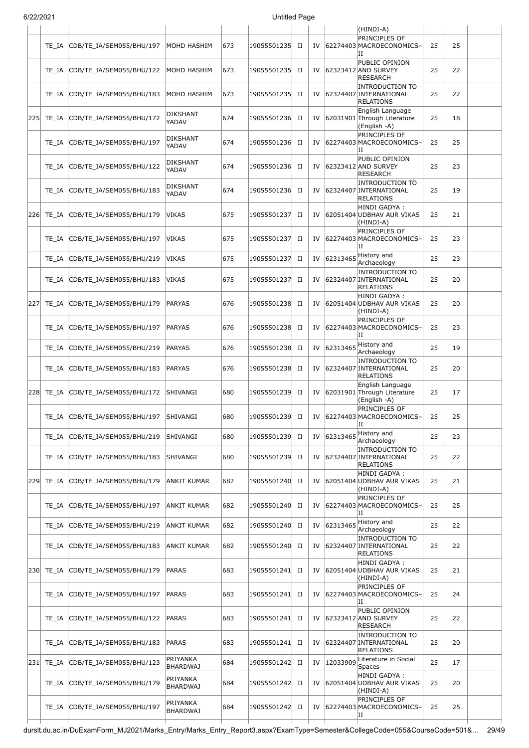| | | | | | | | | | | | | |
|---|---|---|---|---|---|---|---|---|---|---|---|---|
| | | | | | | | | | (HINDI-A) | | | |
| | TE_IA | CDB/TE_IA/SEM055/BHU/197 | MOHD HASHIM | 673 | 19055501235 | II | IV | 62274403 | PRINCIPLES OF MACROECONOMICS-II | 25 | 25 | |
| | TE_IA | CDB/TE_IA/SEM055/BHU/122 | MOHD HASHIM | 673 | 19055501235 | II | IV | 62323412 | PUBLIC OPINION AND SURVEY RESEARCH | 25 | 22 | |
| | TE_IA | CDB/TE_IA/SEM055/BHU/183 | MOHD HASHIM | 673 | 19055501235 | II | IV | 62324407 | INTRODUCTION TO INTERNATIONAL RELATIONS | 25 | 22 | |
| 225 | TE_IA | CDB/TE_IA/SEM055/BHU/172 | DIKSHANT YADAV | 674 | 19055501236 | II | IV | 62031901 | English Language Through Literature (English -A) | 25 | 18 | |
| | TE_IA | CDB/TE_IA/SEM055/BHU/197 | DIKSHANT YADAV | 674 | 19055501236 | II | IV | 62274403 | PRINCIPLES OF MACROECONOMICS-II | 25 | 25 | |
| | TE_IA | CDB/TE_IA/SEM055/BHU/122 | DIKSHANT YADAV | 674 | 19055501236 | II | IV | 62323412 | PUBLIC OPINION AND SURVEY RESEARCH | 25 | 23 | |
| | TE_IA | CDB/TE_IA/SEM055/BHU/183 | DIKSHANT YADAV | 674 | 19055501236 | II | IV | 62324407 | INTRODUCTION TO INTERNATIONAL RELATIONS | 25 | 19 | |
| 226 | TE_IA | CDB/TE_IA/SEM055/BHU/179 | VIKAS | 675 | 19055501237 | II | IV | 62051404 | HINDI GADYA : UDBHAV AUR VIKAS (HINDI-A) | 25 | 21 | |
| | TE_IA | CDB/TE_IA/SEM055/BHU/197 | VIKAS | 675 | 19055501237 | II | IV | 62274403 | PRINCIPLES OF MACROECONOMICS-II | 25 | 23 | |
| | TE_IA | CDB/TE_IA/SEM055/BHU/219 | VIKAS | 675 | 19055501237 | II | IV | 62313465 | History and Archaeology | 25 | 23 | |
| | TE_IA | CDB/TE_IA/SEM055/BHU/183 | VIKAS | 675 | 19055501237 | II | IV | 62324407 | INTRODUCTION TO INTERNATIONAL RELATIONS | 25 | 20 | |
| 227 | TE_IA | CDB/TE_IA/SEM055/BHU/179 | PARYAS | 676 | 19055501238 | II | IV | 62051404 | HINDI GADYA : UDBHAV AUR VIKAS (HINDI-A) | 25 | 20 | |
| | TE_IA | CDB/TE_IA/SEM055/BHU/197 | PARYAS | 676 | 19055501238 | II | IV | 62274403 | PRINCIPLES OF MACROECONOMICS-II | 25 | 23 | |
| | TE_IA | CDB/TE_IA/SEM055/BHU/219 | PARYAS | 676 | 19055501238 | II | IV | 62313465 | History and Archaeology | 25 | 19 | |
| | TE_IA | CDB/TE_IA/SEM055/BHU/183 | PARYAS | 676 | 19055501238 | II | IV | 62324407 | INTRODUCTION TO INTERNATIONAL RELATIONS | 25 | 20 | |
| 228 | TE_IA | CDB/TE_IA/SEM055/BHU/172 | SHIVANGI | 680 | 19055501239 | II | IV | 62031901 | English Language Through Literature (English -A) | 25 | 17 | |
| | TE_IA | CDB/TE_IA/SEM055/BHU/197 | SHIVANGI | 680 | 19055501239 | II | IV | 62274403 | PRINCIPLES OF MACROECONOMICS-II | 25 | 25 | |
| | TE_IA | CDB/TE_IA/SEM055/BHU/219 | SHIVANGI | 680 | 19055501239 | II | IV | 62313465 | History and Archaeology | 25 | 23 | |
| | TE_IA | CDB/TE_IA/SEM055/BHU/183 | SHIVANGI | 680 | 19055501239 | II | IV | 62324407 | INTRODUCTION TO INTERNATIONAL RELATIONS | 25 | 22 | |
| 229 | TE_IA | CDB/TE_IA/SEM055/BHU/179 | ANKIT KUMAR | 682 | 19055501240 | II | IV | 62051404 | HINDI GADYA : UDBHAV AUR VIKAS (HINDI-A) | 25 | 21 | |
| | TE_IA | CDB/TE_IA/SEM055/BHU/197 | ANKIT KUMAR | 682 | 19055501240 | II | IV | 62274403 | PRINCIPLES OF MACROECONOMICS-II | 25 | 25 | |
| | TE_IA | CDB/TE_IA/SEM055/BHU/219 | ANKIT KUMAR | 682 | 19055501240 | II | IV | 62313465 | History and Archaeology | 25 | 22 | |
| | TE_IA | CDB/TE_IA/SEM055/BHU/183 | ANKIT KUMAR | 682 | 19055501240 | II | IV | 62324407 | INTRODUCTION TO INTERNATIONAL RELATIONS | 25 | 22 | |
| 230 | TE_IA | CDB/TE_IA/SEM055/BHU/179 | PARAS | 683 | 19055501241 | II | IV | 62051404 | HINDI GADYA : UDBHAV AUR VIKAS (HINDI-A) | 25 | 21 | |
| | TE_IA | CDB/TE_IA/SEM055/BHU/197 | PARAS | 683 | 19055501241 | II | IV | 62274403 | PRINCIPLES OF MACROECONOMICS-II | 25 | 24 | |
| | TE_IA | CDB/TE_IA/SEM055/BHU/122 | PARAS | 683 | 19055501241 | II | IV | 62323412 | PUBLIC OPINION AND SURVEY RESEARCH | 25 | 22 | |
| | TE_IA | CDB/TE_IA/SEM055/BHU/183 | PARAS | 683 | 19055501241 | II | IV | 62324407 | INTRODUCTION TO INTERNATIONAL RELATIONS | 25 | 20 | |
| 231 | TE_IA | CDB/TE_IA/SEM055/BHU/123 | PRIYANKA BHARDWAJ | 684 | 19055501242 | II | IV | 12033909 | Literature in Social Spaces | 25 | 17 | |
| | TE_IA | CDB/TE_IA/SEM055/BHU/179 | PRIYANKA BHARDWAJ | 684 | 19055501242 | II | IV | 62051404 | HINDI GADYA : UDBHAV AUR VIKAS (HINDI-A) | 25 | 20 | |
| | TE_IA | CDB/TE_IA/SEM055/BHU/197 | PRIYANKA BHARDWAJ | 684 | 19055501242 | II | IV | 62274403 | PRINCIPLES OF MACROECONOMICS-II | 25 | 25 | |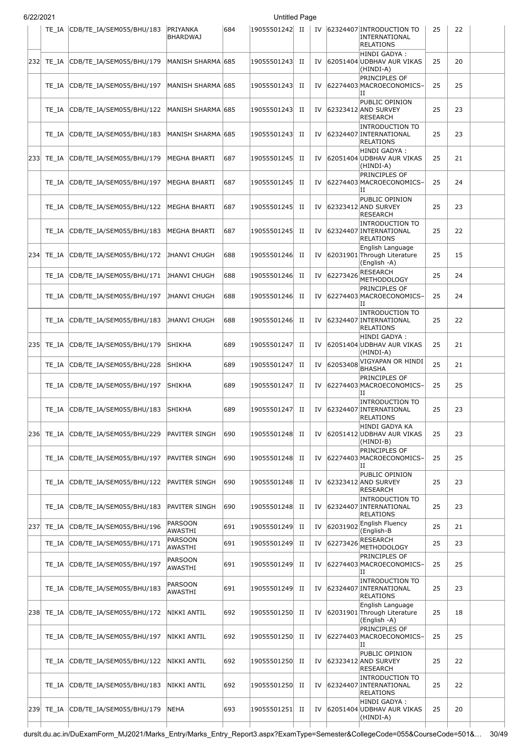| | TE_IA | CDB/TE_IA/SEM055/BHU/183 | PRIYANKA BHARDWAJ | 684 | 19055501242 | II | IV | 62324407 | INTRODUCTION TO INTERNATIONAL RELATIONS | 25 | 22 | |
|---|---|---|---|---|---|---|---|---|---|---|---|---|
| 232 | TE_IA | CDB/TE_IA/SEM055/BHU/179 | MANISH SHARMA | 685 | 19055501243 | II | IV | 62051404 | HINDI GADYA : UDBHAV AUR VIKAS (HINDI-A) | 25 | 20 | |
| | TE_IA | CDB/TE_IA/SEM055/BHU/197 | MANISH SHARMA | 685 | 19055501243 | II | IV | 62274403 | PRINCIPLES OF MACROECONOMICS–II | 25 | 25 | |
| | TE_IA | CDB/TE_IA/SEM055/BHU/122 | MANISH SHARMA | 685 | 19055501243 | II | IV | 62323412 | PUBLIC OPINION AND SURVEY RESEARCH | 25 | 23 | |
| | TE_IA | CDB/TE_IA/SEM055/BHU/183 | MANISH SHARMA | 685 | 19055501243 | II | IV | 62324407 | INTRODUCTION TO INTERNATIONAL RELATIONS | 25 | 23 | |
| 233 | TE_IA | CDB/TE_IA/SEM055/BHU/179 | MEGHA BHARTI | 687 | 19055501245 | II | IV | 62051404 | HINDI GADYA : UDBHAV AUR VIKAS (HINDI-A) | 25 | 21 | |
| | TE_IA | CDB/TE_IA/SEM055/BHU/197 | MEGHA BHARTI | 687 | 19055501245 | II | IV | 62274403 | PRINCIPLES OF MACROECONOMICS–II | 25 | 24 | |
| | TE_IA | CDB/TE_IA/SEM055/BHU/122 | MEGHA BHARTI | 687 | 19055501245 | II | IV | 62323412 | PUBLIC OPINION AND SURVEY RESEARCH | 25 | 23 | |
| | TE_IA | CDB/TE_IA/SEM055/BHU/183 | MEGHA BHARTI | 687 | 19055501245 | II | IV | 62324407 | INTRODUCTION TO INTERNATIONAL RELATIONS | 25 | 22 | |
| 234 | TE_IA | CDB/TE_IA/SEM055/BHU/172 | JHANVI CHUGH | 688 | 19055501246 | II | IV | 62031901 | English Language Through Literature (English -A) | 25 | 15 | |
| | TE_IA | CDB/TE_IA/SEM055/BHU/171 | JHANVI CHUGH | 688 | 19055501246 | II | IV | 62273426 | RESEARCH METHODOLOGY | 25 | 24 | |
| | TE_IA | CDB/TE_IA/SEM055/BHU/197 | JHANVI CHUGH | 688 | 19055501246 | II | IV | 62274403 | PRINCIPLES OF MACROECONOMICS–II | 25 | 24 | |
| | TE_IA | CDB/TE_IA/SEM055/BHU/183 | JHANVI CHUGH | 688 | 19055501246 | II | IV | 62324407 | INTRODUCTION TO INTERNATIONAL RELATIONS | 25 | 22 | |
| 235 | TE_IA | CDB/TE_IA/SEM055/BHU/179 | SHIKHA | 689 | 19055501247 | II | IV | 62051404 | HINDI GADYA : UDBHAV AUR VIKAS (HINDI-A) | 25 | 21 | |
| | TE_IA | CDB/TE_IA/SEM055/BHU/228 | SHIKHA | 689 | 19055501247 | II | IV | 62053408 | VIGYAPAN OR HINDI BHASHA | 25 | 21 | |
| | TE_IA | CDB/TE_IA/SEM055/BHU/197 | SHIKHA | 689 | 19055501247 | II | IV | 62274403 | PRINCIPLES OF MACROECONOMICS–II | 25 | 25 | |
| | TE_IA | CDB/TE_IA/SEM055/BHU/183 | SHIKHA | 689 | 19055501247 | II | IV | 62324407 | INTRODUCTION TO INTERNATIONAL RELATIONS | 25 | 23 | |
| 236 | TE_IA | CDB/TE_IA/SEM055/BHU/229 | PAVITER SINGH | 690 | 19055501248 | II | IV | 62051412 | HINDI GADYA KA UDBHAV AUR VIKAS (HINDI-B) | 25 | 23 | |
| | TE_IA | CDB/TE_IA/SEM055/BHU/197 | PAVITER SINGH | 690 | 19055501248 | II | IV | 62274403 | PRINCIPLES OF MACROECONOMICS–II | 25 | 25 | |
| | TE_IA | CDB/TE_IA/SEM055/BHU/122 | PAVITER SINGH | 690 | 19055501248 | II | IV | 62323412 | PUBLIC OPINION AND SURVEY RESEARCH | 25 | 23 | |
| | TE_IA | CDB/TE_IA/SEM055/BHU/183 | PAVITER SINGH | 690 | 19055501248 | II | IV | 62324407 | INTRODUCTION TO INTERNATIONAL RELATIONS | 25 | 23 | |
| 237 | TE_IA | CDB/TE_IA/SEM055/BHU/196 | PARSOON AWASTHI | 691 | 19055501249 | II | IV | 62031902 | English Fluency (English-B | 25 | 21 | |
| | TE_IA | CDB/TE_IA/SEM055/BHU/171 | PARSOON AWASTHI | 691 | 19055501249 | II | IV | 62273426 | RESEARCH METHODOLOGY | 25 | 23 | |
| | TE_IA | CDB/TE_IA/SEM055/BHU/197 | PARSOON AWASTHI | 691 | 19055501249 | II | IV | 62274403 | PRINCIPLES OF MACROECONOMICS–II | 25 | 25 | |
| | TE_IA | CDB/TE_IA/SEM055/BHU/183 | PARSOON AWASTHI | 691 | 19055501249 | II | IV | 62324407 | INTRODUCTION TO INTERNATIONAL RELATIONS | 25 | 23 | |
| 238 | TE_IA | CDB/TE_IA/SEM055/BHU/172 | NIKKI ANTIL | 692 | 19055501250 | II | IV | 62031901 | English Language Through Literature (English -A) | 25 | 18 | |
| | TE_IA | CDB/TE_IA/SEM055/BHU/197 | NIKKI ANTIL | 692 | 19055501250 | II | IV | 62274403 | PRINCIPLES OF MACROECONOMICS–II | 25 | 25 | |
| | TE_IA | CDB/TE_IA/SEM055/BHU/122 | NIKKI ANTIL | 692 | 19055501250 | II | IV | 62323412 | PUBLIC OPINION AND SURVEY RESEARCH | 25 | 22 | |
| | TE_IA | CDB/TE_IA/SEM055/BHU/183 | NIKKI ANTIL | 692 | 19055501250 | II | IV | 62324407 | INTRODUCTION TO INTERNATIONAL RELATIONS | 25 | 22 | |
| 239 | TE_IA | CDB/TE_IA/SEM055/BHU/179 | NEHA | 693 | 19055501251 | II | IV | 62051404 | HINDI GADYA : UDBHAV AUR VIKAS (HINDI-A) | 25 | 20 | |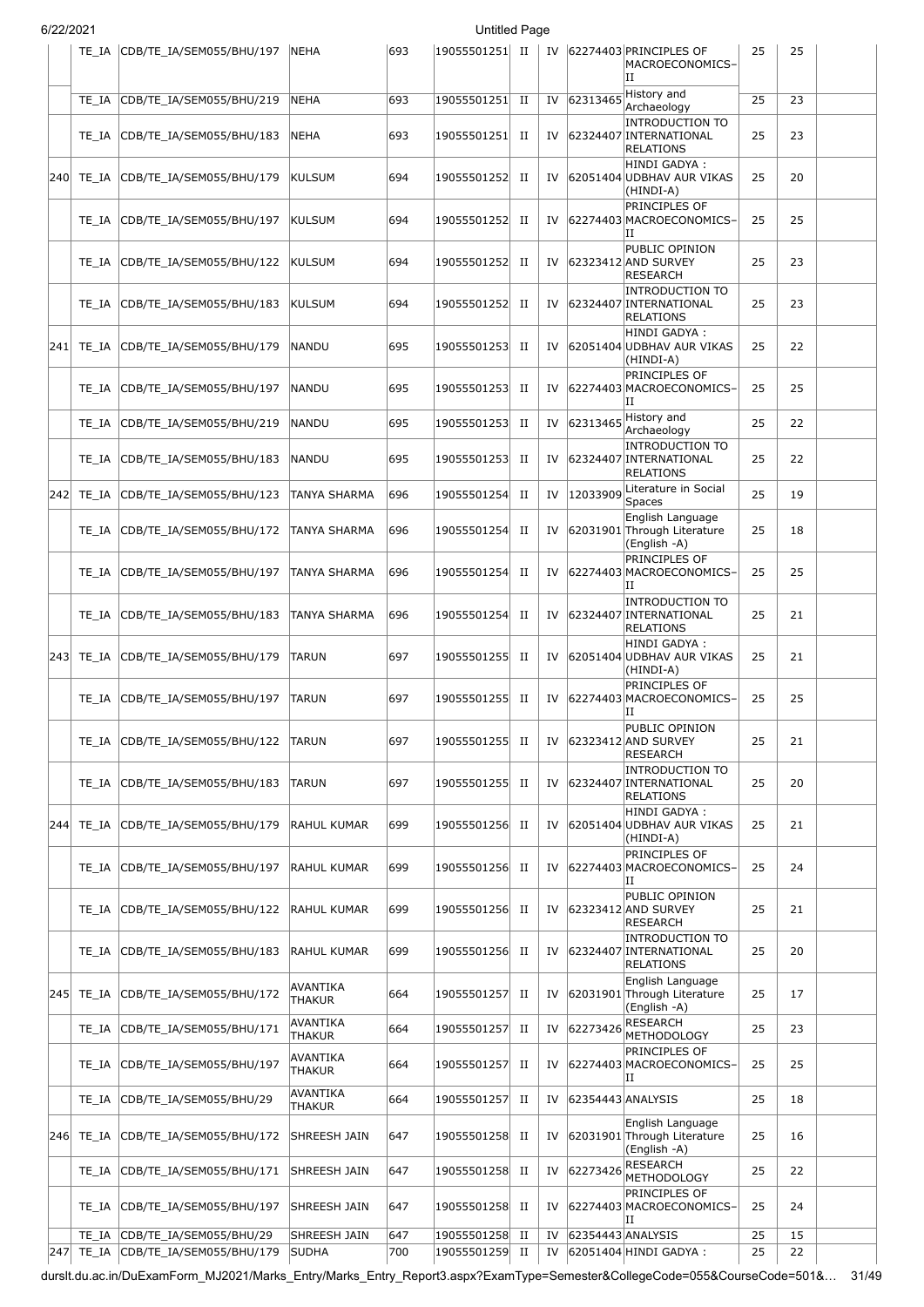|  |  |  |  |  |  |  |  |  |  |  |  |
|---|---|---|---|---|---|---|---|---|---|---|---|
|  | TE_IA | CDB/TE_IA/SEM055/BHU/197 | NEHA | 693 | 19055501251 | II | IV | 62274403 | PRINCIPLES OF MACROECONOMICS–II | 25 | 25 |
|  | TE_IA | CDB/TE_IA/SEM055/BHU/219 | NEHA | 693 | 19055501251 | II | IV | 62313465 | History and Archaeology | 25 | 23 |
|  | TE_IA | CDB/TE_IA/SEM055/BHU/183 | NEHA | 693 | 19055501251 | II | IV | 62324407 | INTRODUCTION TO INTERNATIONAL RELATIONS | 25 | 23 |
| 240 | TE_IA | CDB/TE_IA/SEM055/BHU/179 | KULSUM | 694 | 19055501252 | II | IV | 62051404 | HINDI GADYA : UDBHAV AUR VIKAS (HINDI-A) | 25 | 20 |
|  | TE_IA | CDB/TE_IA/SEM055/BHU/197 | KULSUM | 694 | 19055501252 | II | IV | 62274403 | PRINCIPLES OF MACROECONOMICS–II | 25 | 25 |
|  | TE_IA | CDB/TE_IA/SEM055/BHU/122 | KULSUM | 694 | 19055501252 | II | IV | 62323412 | PUBLIC OPINION AND SURVEY RESEARCH | 25 | 23 |
|  | TE_IA | CDB/TE_IA/SEM055/BHU/183 | KULSUM | 694 | 19055501252 | II | IV | 62324407 | INTRODUCTION TO INTERNATIONAL RELATIONS | 25 | 23 |
| 241 | TE_IA | CDB/TE_IA/SEM055/BHU/179 | NANDU | 695 | 19055501253 | II | IV | 62051404 | HINDI GADYA : UDBHAV AUR VIKAS (HINDI-A) | 25 | 22 |
|  | TE_IA | CDB/TE_IA/SEM055/BHU/197 | NANDU | 695 | 19055501253 | II | IV | 62274403 | PRINCIPLES OF MACROECONOMICS–II | 25 | 25 |
|  | TE_IA | CDB/TE_IA/SEM055/BHU/219 | NANDU | 695 | 19055501253 | II | IV | 62313465 | History and Archaeology | 25 | 22 |
|  | TE_IA | CDB/TE_IA/SEM055/BHU/183 | NANDU | 695 | 19055501253 | II | IV | 62324407 | INTRODUCTION TO INTERNATIONAL RELATIONS | 25 | 22 |
| 242 | TE_IA | CDB/TE_IA/SEM055/BHU/123 | TANYA SHARMA | 696 | 19055501254 | II | IV | 12033909 | Literature in Social Spaces | 25 | 19 |
|  | TE_IA | CDB/TE_IA/SEM055/BHU/172 | TANYA SHARMA | 696 | 19055501254 | II | IV | 62031901 | English Language Through Literature (English -A) | 25 | 18 |
|  | TE_IA | CDB/TE_IA/SEM055/BHU/197 | TANYA SHARMA | 696 | 19055501254 | II | IV | 62274403 | PRINCIPLES OF MACROECONOMICS–II | 25 | 25 |
|  | TE_IA | CDB/TE_IA/SEM055/BHU/183 | TANYA SHARMA | 696 | 19055501254 | II | IV | 62324407 | INTRODUCTION TO INTERNATIONAL RELATIONS | 25 | 21 |
| 243 | TE_IA | CDB/TE_IA/SEM055/BHU/179 | TARUN | 697 | 19055501255 | II | IV | 62051404 | HINDI GADYA : UDBHAV AUR VIKAS (HINDI-A) | 25 | 21 |
|  | TE_IA | CDB/TE_IA/SEM055/BHU/197 | TARUN | 697 | 19055501255 | II | IV | 62274403 | PRINCIPLES OF MACROECONOMICS–II | 25 | 25 |
|  | TE_IA | CDB/TE_IA/SEM055/BHU/122 | TARUN | 697 | 19055501255 | II | IV | 62323412 | PUBLIC OPINION AND SURVEY RESEARCH | 25 | 21 |
|  | TE_IA | CDB/TE_IA/SEM055/BHU/183 | TARUN | 697 | 19055501255 | II | IV | 62324407 | INTRODUCTION TO INTERNATIONAL RELATIONS | 25 | 20 |
| 244 | TE_IA | CDB/TE_IA/SEM055/BHU/179 | RAHUL KUMAR | 699 | 19055501256 | II | IV | 62051404 | HINDI GADYA : UDBHAV AUR VIKAS (HINDI-A) | 25 | 21 |
|  | TE_IA | CDB/TE_IA/SEM055/BHU/197 | RAHUL KUMAR | 699 | 19055501256 | II | IV | 62274403 | PRINCIPLES OF MACROECONOMICS–II | 25 | 24 |
|  | TE_IA | CDB/TE_IA/SEM055/BHU/122 | RAHUL KUMAR | 699 | 19055501256 | II | IV | 62323412 | PUBLIC OPINION AND SURVEY RESEARCH | 25 | 21 |
|  | TE_IA | CDB/TE_IA/SEM055/BHU/183 | RAHUL KUMAR | 699 | 19055501256 | II | IV | 62324407 | INTRODUCTION TO INTERNATIONAL RELATIONS | 25 | 20 |
| 245 | TE_IA | CDB/TE_IA/SEM055/BHU/172 | AVANTIKA THAKUR | 664 | 19055501257 | II | IV | 62031901 | English Language Through Literature (English -A) | 25 | 17 |
|  | TE_IA | CDB/TE_IA/SEM055/BHU/171 | AVANTIKA THAKUR | 664 | 19055501257 | II | IV | 62273426 | RESEARCH METHODOLOGY | 25 | 23 |
|  | TE_IA | CDB/TE_IA/SEM055/BHU/197 | AVANTIKA THAKUR | 664 | 19055501257 | II | IV | 62274403 | PRINCIPLES OF MACROECONOMICS–II | 25 | 25 |
|  | TE_IA | CDB/TE_IA/SEM055/BHU/29 | AVANTIKA THAKUR | 664 | 19055501257 | II | IV | 62354443 | ANALYSIS | 25 | 18 |
| 246 | TE_IA | CDB/TE_IA/SEM055/BHU/172 | SHREESH JAIN | 647 | 19055501258 | II | IV | 62031901 | English Language Through Literature (English -A) | 25 | 16 |
|  | TE_IA | CDB/TE_IA/SEM055/BHU/171 | SHREESH JAIN | 647 | 19055501258 | II | IV | 62273426 | RESEARCH METHODOLOGY | 25 | 22 |
|  | TE_IA | CDB/TE_IA/SEM055/BHU/197 | SHREESH JAIN | 647 | 19055501258 | II | IV | 62274403 | PRINCIPLES OF MACROECONOMICS–II | 25 | 24 |
|  | TE_IA | CDB/TE_IA/SEM055/BHU/29 | SHREESH JAIN | 647 | 19055501258 | II | IV | 62354443 | ANALYSIS | 25 | 15 |
| 247 | TE_IA | CDB/TE_IA/SEM055/BHU/179 | SUDHA | 700 | 19055501259 | II | IV | 62051404 | HINDI GADYA : | 25 | 22 |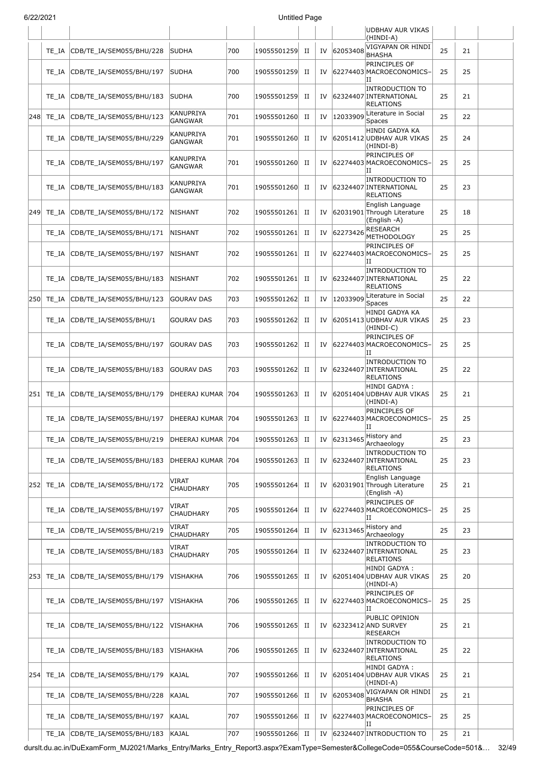| | | | | | | | | | | | |
|---|---|---|---|---|---|---|---|---|---|---|---|
| | | | | | | | | UDBHAV AUR VIKAS (HINDI-A) | | | |
| | TE_IA | CDB/TE_IA/SEM055/BHU/228 | SUDHA | 700 | 19055501259 | II | IV | 62053408 | VIGYAPAN OR HINDI BHASHA | 25 | 21 | |
| | TE_IA | CDB/TE_IA/SEM055/BHU/197 | SUDHA | 700 | 19055501259 | II | IV | 62274403 | PRINCIPLES OF MACROECONOMICS–II | 25 | 25 | |
| | TE_IA | CDB/TE_IA/SEM055/BHU/183 | SUDHA | 700 | 19055501259 | II | IV | 62324407 | INTRODUCTION TO INTERNATIONAL RELATIONS | 25 | 21 | |
| 248 | TE_IA | CDB/TE_IA/SEM055/BHU/123 | KANUPRIYA GANGWAR | 701 | 19055501260 | II | IV | 12033909 | Literature in Social Spaces | 25 | 22 | |
| | TE_IA | CDB/TE_IA/SEM055/BHU/229 | KANUPRIYA GANGWAR | 701 | 19055501260 | II | IV | 62051412 | HINDI GADYA KA UDBHAV AUR VIKAS (HINDI-B) | 25 | 24 | |
| | TE_IA | CDB/TE_IA/SEM055/BHU/197 | KANUPRIYA GANGWAR | 701 | 19055501260 | II | IV | 62274403 | PRINCIPLES OF MACROECONOMICS–II | 25 | 25 | |
| | TE_IA | CDB/TE_IA/SEM055/BHU/183 | KANUPRIYA GANGWAR | 701 | 19055501260 | II | IV | 62324407 | INTRODUCTION TO INTERNATIONAL RELATIONS | 25 | 23 | |
| 249 | TE_IA | CDB/TE_IA/SEM055/BHU/172 | NISHANT | 702 | 19055501261 | II | IV | 62031901 | English Language Through Literature (English -A) | 25 | 18 | |
| | TE_IA | CDB/TE_IA/SEM055/BHU/171 | NISHANT | 702 | 19055501261 | II | IV | 62273426 | RESEARCH METHODOLOGY | 25 | 25 | |
| | TE_IA | CDB/TE_IA/SEM055/BHU/197 | NISHANT | 702 | 19055501261 | II | IV | 62274403 | PRINCIPLES OF MACROECONOMICS–II | 25 | 25 | |
| | TE_IA | CDB/TE_IA/SEM055/BHU/183 | NISHANT | 702 | 19055501261 | II | IV | 62324407 | INTRODUCTION TO INTERNATIONAL RELATIONS | 25 | 22 | |
| 250 | TE_IA | CDB/TE_IA/SEM055/BHU/123 | GOURAV DAS | 703 | 19055501262 | II | IV | 12033909 | Literature in Social Spaces | 25 | 22 | |
| | TE_IA | CDB/TE_IA/SEM055/BHU/1 | GOURAV DAS | 703 | 19055501262 | II | IV | 62051413 | HINDI GADYA KA UDBHAV AUR VIKAS (HINDI-C) | 25 | 23 | |
| | TE_IA | CDB/TE_IA/SEM055/BHU/197 | GOURAV DAS | 703 | 19055501262 | II | IV | 62274403 | PRINCIPLES OF MACROECONOMICS–II | 25 | 25 | |
| | TE_IA | CDB/TE_IA/SEM055/BHU/183 | GOURAV DAS | 703 | 19055501262 | II | IV | 62324407 | INTRODUCTION TO INTERNATIONAL RELATIONS | 25 | 22 | |
| 251 | TE_IA | CDB/TE_IA/SEM055/BHU/179 | DHEERAJ KUMAR | 704 | 19055501263 | II | IV | 62051404 | HINDI GADYA : UDBHAV AUR VIKAS (HINDI-A) | 25 | 21 | |
| | TE_IA | CDB/TE_IA/SEM055/BHU/197 | DHEERAJ KUMAR | 704 | 19055501263 | II | IV | 62274403 | PRINCIPLES OF MACROECONOMICS–II | 25 | 25 | |
| | TE_IA | CDB/TE_IA/SEM055/BHU/219 | DHEERAJ KUMAR | 704 | 19055501263 | II | IV | 62313465 | History and Archaeology | 25 | 23 | |
| | TE_IA | CDB/TE_IA/SEM055/BHU/183 | DHEERAJ KUMAR | 704 | 19055501263 | II | IV | 62324407 | INTRODUCTION TO INTERNATIONAL RELATIONS | 25 | 23 | |
| 252 | TE_IA | CDB/TE_IA/SEM055/BHU/172 | VIRAT CHAUDHARY | 705 | 19055501264 | II | IV | 62031901 | English Language Through Literature (English -A) | 25 | 21 | |
| | TE_IA | CDB/TE_IA/SEM055/BHU/197 | VIRAT CHAUDHARY | 705 | 19055501264 | II | IV | 62274403 | PRINCIPLES OF MACROECONOMICS–II | 25 | 25 | |
| | TE_IA | CDB/TE_IA/SEM055/BHU/219 | VIRAT CHAUDHARY | 705 | 19055501264 | II | IV | 62313465 | History and Archaeology | 25 | 23 | |
| | TE_IA | CDB/TE_IA/SEM055/BHU/183 | VIRAT CHAUDHARY | 705 | 19055501264 | II | IV | 62324407 | INTRODUCTION TO INTERNATIONAL RELATIONS | 25 | 23 | |
| 253 | TE_IA | CDB/TE_IA/SEM055/BHU/179 | VISHAKHA | 706 | 19055501265 | II | IV | 62051404 | HINDI GADYA : UDBHAV AUR VIKAS (HINDI-A) | 25 | 20 | |
| | TE_IA | CDB/TE_IA/SEM055/BHU/197 | VISHAKHA | 706 | 19055501265 | II | IV | 62274403 | PRINCIPLES OF MACROECONOMICS–II | 25 | 25 | |
| | TE_IA | CDB/TE_IA/SEM055/BHU/122 | VISHAKHA | 706 | 19055501265 | II | IV | 62323412 | PUBLIC OPINION AND SURVEY RESEARCH | 25 | 21 | |
| | TE_IA | CDB/TE_IA/SEM055/BHU/183 | VISHAKHA | 706 | 19055501265 | II | IV | 62324407 | INTRODUCTION TO INTERNATIONAL RELATIONS | 25 | 22 | |
| 254 | TE_IA | CDB/TE_IA/SEM055/BHU/179 | KAJAL | 707 | 19055501266 | II | IV | 62051404 | HINDI GADYA : UDBHAV AUR VIKAS (HINDI-A) | 25 | 21 | |
| | TE_IA | CDB/TE_IA/SEM055/BHU/228 | KAJAL | 707 | 19055501266 | II | IV | 62053408 | VIGYAPAN OR HINDI BHASHA | 25 | 21 | |
| | TE_IA | CDB/TE_IA/SEM055/BHU/197 | KAJAL | 707 | 19055501266 | II | IV | 62274403 | PRINCIPLES OF MACROECONOMICS–II | 25 | 25 | |
| | TE_IA | CDB/TE_IA/SEM055/BHU/183 | KAJAL | 707 | 19055501266 | II | IV | 62324407 | INTRODUCTION TO | 25 | 21 | |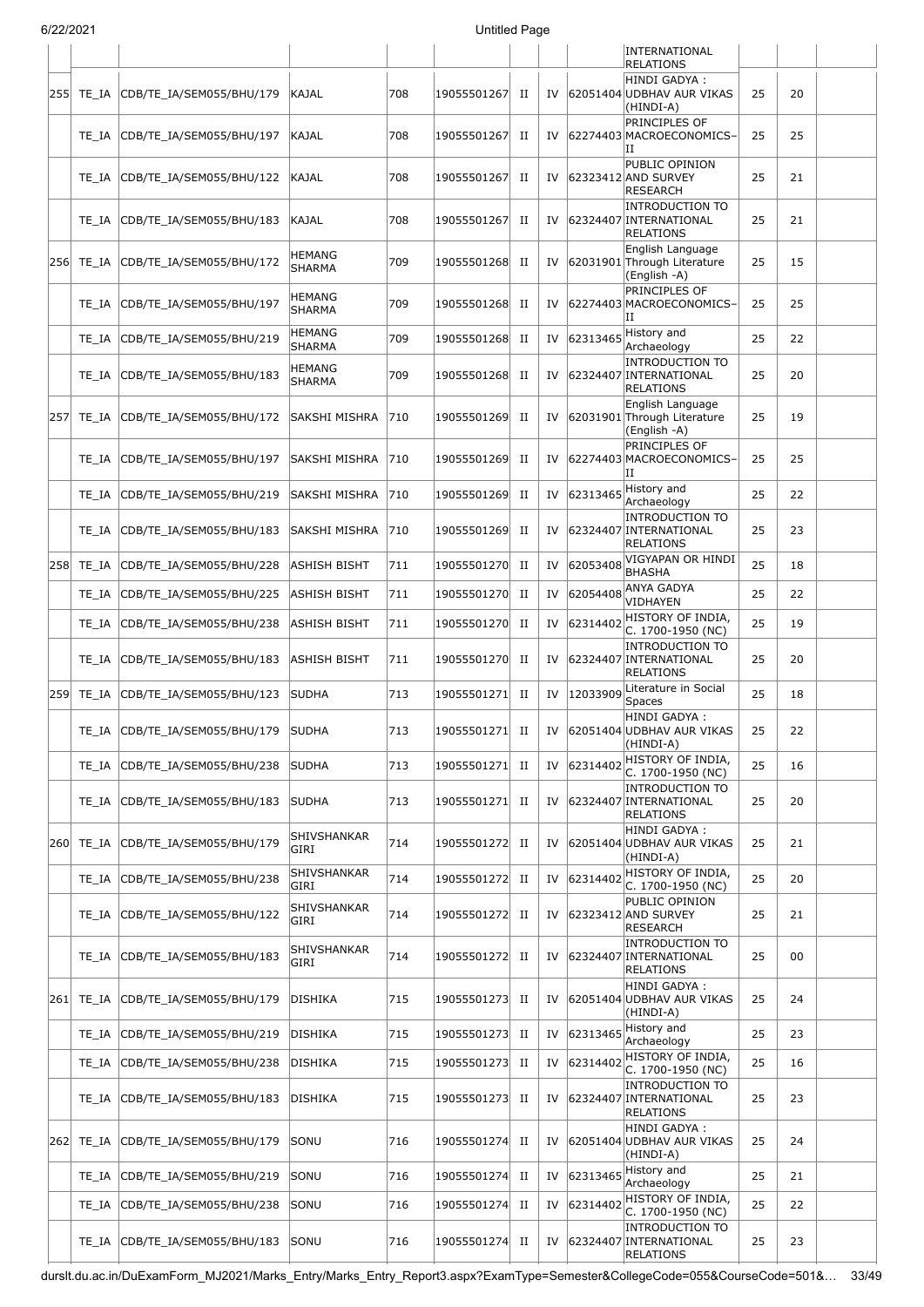| | | | | | | | | | | | |
|---|---|---|---|---|---|---|---|---|---|---|---|
| | | | | | | | | INTERNATIONAL RELATIONS | | | |
| 255 | TE_IA | CDB/TE_IA/SEM055/BHU/179 | KAJAL | 708 | 19055501267 | II | IV | 62051404 HINDI GADYA : UDBHAV AUR VIKAS (HINDI-A) | 25 | 20 | |
| | TE_IA | CDB/TE_IA/SEM055/BHU/197 | KAJAL | 708 | 19055501267 | II | IV | 62274403 PRINCIPLES OF MACROECONOMICS–II | 25 | 25 | |
| | TE_IA | CDB/TE_IA/SEM055/BHU/122 | KAJAL | 708 | 19055501267 | II | IV | 62323412 PUBLIC OPINION AND SURVEY RESEARCH | 25 | 21 | |
| | TE_IA | CDB/TE_IA/SEM055/BHU/183 | KAJAL | 708 | 19055501267 | II | IV | 62324407 INTRODUCTION TO INTERNATIONAL RELATIONS | 25 | 21 | |
| 256 | TE_IA | CDB/TE_IA/SEM055/BHU/172 | HEMANG SHARMA | 709 | 19055501268 | II | IV | 62031901 English Language Through Literature (English -A) | 25 | 15 | |
| | TE_IA | CDB/TE_IA/SEM055/BHU/197 | HEMANG SHARMA | 709 | 19055501268 | II | IV | 62274403 PRINCIPLES OF MACROECONOMICS–II | 25 | 25 | |
| | TE_IA | CDB/TE_IA/SEM055/BHU/219 | HEMANG SHARMA | 709 | 19055501268 | II | IV | 62313465 History and Archaeology | 25 | 22 | |
| | TE_IA | CDB/TE_IA/SEM055/BHU/183 | HEMANG SHARMA | 709 | 19055501268 | II | IV | 62324407 INTRODUCTION TO INTERNATIONAL RELATIONS | 25 | 20 | |
| 257 | TE_IA | CDB/TE_IA/SEM055/BHU/172 | SAKSHI MISHRA | 710 | 19055501269 | II | IV | 62031901 English Language Through Literature (English -A) | 25 | 19 | |
| | TE_IA | CDB/TE_IA/SEM055/BHU/197 | SAKSHI MISHRA | 710 | 19055501269 | II | IV | 62274403 PRINCIPLES OF MACROECONOMICS–II | 25 | 25 | |
| | TE_IA | CDB/TE_IA/SEM055/BHU/219 | SAKSHI MISHRA | 710 | 19055501269 | II | IV | 62313465 History and Archaeology | 25 | 22 | |
| | TE_IA | CDB/TE_IA/SEM055/BHU/183 | SAKSHI MISHRA | 710 | 19055501269 | II | IV | 62324407 INTRODUCTION TO INTERNATIONAL RELATIONS | 25 | 23 | |
| 258 | TE_IA | CDB/TE_IA/SEM055/BHU/228 | ASHISH BISHT | 711 | 19055501270 | II | IV | 62053408 VIGYAPAN OR HINDI BHASHA | 25 | 18 | |
| | TE_IA | CDB/TE_IA/SEM055/BHU/225 | ASHISH BISHT | 711 | 19055501270 | II | IV | 62054408 ANYA GADYA VIDHAYEN | 25 | 22 | |
| | TE_IA | CDB/TE_IA/SEM055/BHU/238 | ASHISH BISHT | 711 | 19055501270 | II | IV | 62314402 HISTORY OF INDIA, C. 1700-1950 (NC) | 25 | 19 | |
| | TE_IA | CDB/TE_IA/SEM055/BHU/183 | ASHISH BISHT | 711 | 19055501270 | II | IV | 62324407 INTRODUCTION TO INTERNATIONAL RELATIONS | 25 | 20 | |
| 259 | TE_IA | CDB/TE_IA/SEM055/BHU/123 | SUDHA | 713 | 19055501271 | II | IV | 12033909 Literature in Social Spaces | 25 | 18 | |
| | TE_IA | CDB/TE_IA/SEM055/BHU/179 | SUDHA | 713 | 19055501271 | II | IV | 62051404 HINDI GADYA : UDBHAV AUR VIKAS (HINDI-A) | 25 | 22 | |
| | TE_IA | CDB/TE_IA/SEM055/BHU/238 | SUDHA | 713 | 19055501271 | II | IV | 62314402 HISTORY OF INDIA, C. 1700-1950 (NC) | 25 | 16 | |
| | TE_IA | CDB/TE_IA/SEM055/BHU/183 | SUDHA | 713 | 19055501271 | II | IV | 62324407 INTRODUCTION TO INTERNATIONAL RELATIONS | 25 | 20 | |
| 260 | TE_IA | CDB/TE_IA/SEM055/BHU/179 | SHIVSHANKAR GIRI | 714 | 19055501272 | II | IV | 62051404 HINDI GADYA : UDBHAV AUR VIKAS (HINDI-A) | 25 | 21 | |
| | TE_IA | CDB/TE_IA/SEM055/BHU/238 | SHIVSHANKAR GIRI | 714 | 19055501272 | II | IV | 62314402 HISTORY OF INDIA, C. 1700-1950 (NC) | 25 | 20 | |
| | TE_IA | CDB/TE_IA/SEM055/BHU/122 | SHIVSHANKAR GIRI | 714 | 19055501272 | II | IV | 62323412 PUBLIC OPINION AND SURVEY RESEARCH | 25 | 21 | |
| | TE_IA | CDB/TE_IA/SEM055/BHU/183 | SHIVSHANKAR GIRI | 714 | 19055501272 | II | IV | 62324407 INTRODUCTION TO INTERNATIONAL RELATIONS | 25 | 00 | |
| 261 | TE_IA | CDB/TE_IA/SEM055/BHU/179 | DISHIKA | 715 | 19055501273 | II | IV | 62051404 HINDI GADYA : UDBHAV AUR VIKAS (HINDI-A) | 25 | 24 | |
| | TE_IA | CDB/TE_IA/SEM055/BHU/219 | DISHIKA | 715 | 19055501273 | II | IV | 62313465 History and Archaeology | 25 | 23 | |
| | TE_IA | CDB/TE_IA/SEM055/BHU/238 | DISHIKA | 715 | 19055501273 | II | IV | 62314402 HISTORY OF INDIA, C. 1700-1950 (NC) | 25 | 16 | |
| | TE_IA | CDB/TE_IA/SEM055/BHU/183 | DISHIKA | 715 | 19055501273 | II | IV | 62324407 INTRODUCTION TO INTERNATIONAL RELATIONS | 25 | 23 | |
| 262 | TE_IA | CDB/TE_IA/SEM055/BHU/179 | SONU | 716 | 19055501274 | II | IV | 62051404 HINDI GADYA : UDBHAV AUR VIKAS (HINDI-A) | 25 | 24 | |
| | TE_IA | CDB/TE_IA/SEM055/BHU/219 | SONU | 716 | 19055501274 | II | IV | 62313465 History and Archaeology | 25 | 21 | |
| | TE_IA | CDB/TE_IA/SEM055/BHU/238 | SONU | 716 | 19055501274 | II | IV | 62314402 HISTORY OF INDIA, C. 1700-1950 (NC) | 25 | 22 | |
| | TE_IA | CDB/TE_IA/SEM055/BHU/183 | SONU | 716 | 19055501274 | II | IV | 62324407 INTRODUCTION TO INTERNATIONAL RELATIONS | 25 | 23 | |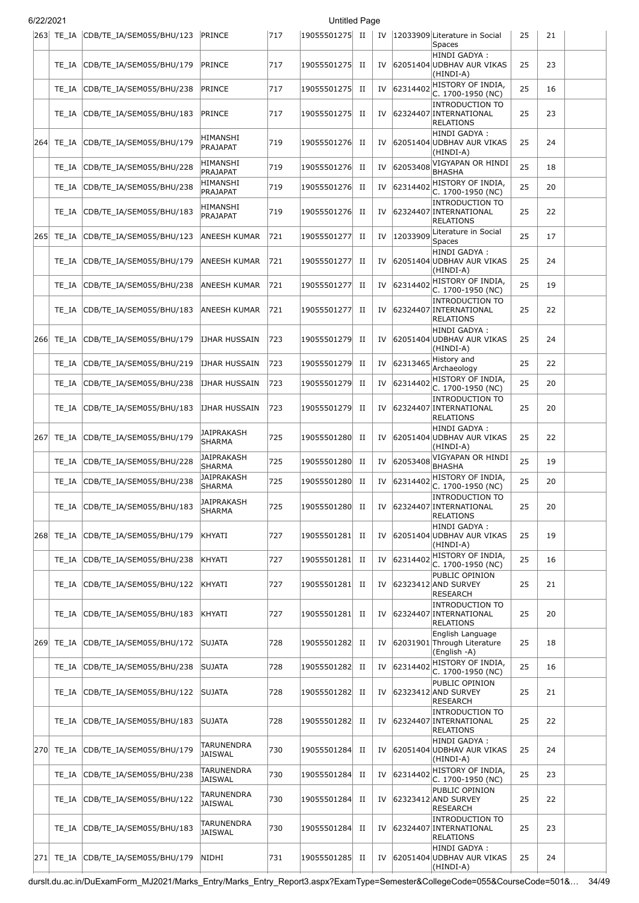| 263 | TE_IA | CDB/TE_IA/SEM055/BHU/123 | PRINCE | 717 | 19055501275 | II | IV | 12033909 | Literature in Social Spaces | 25 | 21 | |
|---|---|---|---|---|---|---|---|---|---|---|---|---|
| | TE_IA | CDB/TE_IA/SEM055/BHU/179 | PRINCE | 717 | 19055501275 | II | IV | 62051404 | HINDI GADYA : UDBHAV AUR VIKAS (HINDI-A) | 25 | 23 | |
| | TE_IA | CDB/TE_IA/SEM055/BHU/238 | PRINCE | 717 | 19055501275 | II | IV | 62314402 | HISTORY OF INDIA, C. 1700-1950 (NC) | 25 | 16 | |
| | TE_IA | CDB/TE_IA/SEM055/BHU/183 | PRINCE | 717 | 19055501275 | II | IV | 62324407 | INTRODUCTION TO INTERNATIONAL RELATIONS | 25 | 23 | |
| 264 | TE_IA | CDB/TE_IA/SEM055/BHU/179 | HIMANSHI PRAJAPAT | 719 | 19055501276 | II | IV | 62051404 | HINDI GADYA : UDBHAV AUR VIKAS (HINDI-A) | 25 | 24 | |
| | TE_IA | CDB/TE_IA/SEM055/BHU/228 | HIMANSHI PRAJAPAT | 719 | 19055501276 | II | IV | 62053408 | VIGYAPAN OR HINDI BHASHA | 25 | 18 | |
| | TE_IA | CDB/TE_IA/SEM055/BHU/238 | HIMANSHI PRAJAPAT | 719 | 19055501276 | II | IV | 62314402 | HISTORY OF INDIA, C. 1700-1950 (NC) | 25 | 20 | |
| | TE_IA | CDB/TE_IA/SEM055/BHU/183 | HIMANSHI PRAJAPAT | 719 | 19055501276 | II | IV | 62324407 | INTRODUCTION TO INTERNATIONAL RELATIONS | 25 | 22 | |
| 265 | TE_IA | CDB/TE_IA/SEM055/BHU/123 | ANEESH KUMAR | 721 | 19055501277 | II | IV | 12033909 | Literature in Social Spaces | 25 | 17 | |
| | TE_IA | CDB/TE_IA/SEM055/BHU/179 | ANEESH KUMAR | 721 | 19055501277 | II | IV | 62051404 | HINDI GADYA : UDBHAV AUR VIKAS (HINDI-A) | 25 | 24 | |
| | TE_IA | CDB/TE_IA/SEM055/BHU/238 | ANEESH KUMAR | 721 | 19055501277 | II | IV | 62314402 | HISTORY OF INDIA, C. 1700-1950 (NC) | 25 | 19 | |
| | TE_IA | CDB/TE_IA/SEM055/BHU/183 | ANEESH KUMAR | 721 | 19055501277 | II | IV | 62324407 | INTRODUCTION TO INTERNATIONAL RELATIONS | 25 | 22 | |
| 266 | TE_IA | CDB/TE_IA/SEM055/BHU/179 | IJHAR HUSSAIN | 723 | 19055501279 | II | IV | 62051404 | HINDI GADYA : UDBHAV AUR VIKAS (HINDI-A) | 25 | 24 | |
| | TE_IA | CDB/TE_IA/SEM055/BHU/219 | IJHAR HUSSAIN | 723 | 19055501279 | II | IV | 62313465 | History and Archaeology | 25 | 22 | |
| | TE_IA | CDB/TE_IA/SEM055/BHU/238 | IJHAR HUSSAIN | 723 | 19055501279 | II | IV | 62314402 | HISTORY OF INDIA, C. 1700-1950 (NC) | 25 | 20 | |
| | TE_IA | CDB/TE_IA/SEM055/BHU/183 | IJHAR HUSSAIN | 723 | 19055501279 | II | IV | 62324407 | INTRODUCTION TO INTERNATIONAL RELATIONS | 25 | 20 | |
| 267 | TE_IA | CDB/TE_IA/SEM055/BHU/179 | JAIPRAKASH SHARMA | 725 | 19055501280 | II | IV | 62051404 | HINDI GADYA : UDBHAV AUR VIKAS (HINDI-A) | 25 | 22 | |
| | TE_IA | CDB/TE_IA/SEM055/BHU/228 | JAIPRAKASH SHARMA | 725 | 19055501280 | II | IV | 62053408 | VIGYAPAN OR HINDI BHASHA | 25 | 19 | |
| | TE_IA | CDB/TE_IA/SEM055/BHU/238 | JAIPRAKASH SHARMA | 725 | 19055501280 | II | IV | 62314402 | HISTORY OF INDIA, C. 1700-1950 (NC) | 25 | 20 | |
| | TE_IA | CDB/TE_IA/SEM055/BHU/183 | JAIPRAKASH SHARMA | 725 | 19055501280 | II | IV | 62324407 | INTRODUCTION TO INTERNATIONAL RELATIONS | 25 | 20 | |
| 268 | TE_IA | CDB/TE_IA/SEM055/BHU/179 | KHYATI | 727 | 19055501281 | II | IV | 62051404 | HINDI GADYA : UDBHAV AUR VIKAS (HINDI-A) | 25 | 19 | |
| | TE_IA | CDB/TE_IA/SEM055/BHU/238 | KHYATI | 727 | 19055501281 | II | IV | 62314402 | HISTORY OF INDIA, C. 1700-1950 (NC) | 25 | 16 | |
| | TE_IA | CDB/TE_IA/SEM055/BHU/122 | KHYATI | 727 | 19055501281 | II | IV | 62323412 | PUBLIC OPINION AND SURVEY RESEARCH | 25 | 21 | |
| | TE_IA | CDB/TE_IA/SEM055/BHU/183 | KHYATI | 727 | 19055501281 | II | IV | 62324407 | INTRODUCTION TO INTERNATIONAL RELATIONS | 25 | 20 | |
| 269 | TE_IA | CDB/TE_IA/SEM055/BHU/172 | SUJATA | 728 | 19055501282 | II | IV | 62031901 | English Language Through Literature (English -A) | 25 | 18 | |
| | TE_IA | CDB/TE_IA/SEM055/BHU/238 | SUJATA | 728 | 19055501282 | II | IV | 62314402 | HISTORY OF INDIA, C. 1700-1950 (NC) | 25 | 16 | |
| | TE_IA | CDB/TE_IA/SEM055/BHU/122 | SUJATA | 728 | 19055501282 | II | IV | 62323412 | PUBLIC OPINION AND SURVEY RESEARCH | 25 | 21 | |
| | TE_IA | CDB/TE_IA/SEM055/BHU/183 | SUJATA | 728 | 19055501282 | II | IV | 62324407 | INTRODUCTION TO INTERNATIONAL RELATIONS | 25 | 22 | |
| 270 | TE_IA | CDB/TE_IA/SEM055/BHU/179 | TARUNENDRA JAISWAL | 730 | 19055501284 | II | IV | 62051404 | HINDI GADYA : UDBHAV AUR VIKAS (HINDI-A) | 25 | 24 | |
| | TE_IA | CDB/TE_IA/SEM055/BHU/238 | TARUNENDRA JAISWAL | 730 | 19055501284 | II | IV | 62314402 | HISTORY OF INDIA, C. 1700-1950 (NC) | 25 | 23 | |
| | TE_IA | CDB/TE_IA/SEM055/BHU/122 | TARUNENDRA JAISWAL | 730 | 19055501284 | II | IV | 62323412 | PUBLIC OPINION AND SURVEY RESEARCH | 25 | 22 | |
| | TE_IA | CDB/TE_IA/SEM055/BHU/183 | TARUNENDRA JAISWAL | 730 | 19055501284 | II | IV | 62324407 | INTRODUCTION TO INTERNATIONAL RELATIONS | 25 | 23 | |
| 271 | TE_IA | CDB/TE_IA/SEM055/BHU/179 | NIDHI | 731 | 19055501285 | II | IV | 62051404 | HINDI GADYA : UDBHAV AUR VIKAS (HINDI-A) | 25 | 24 | |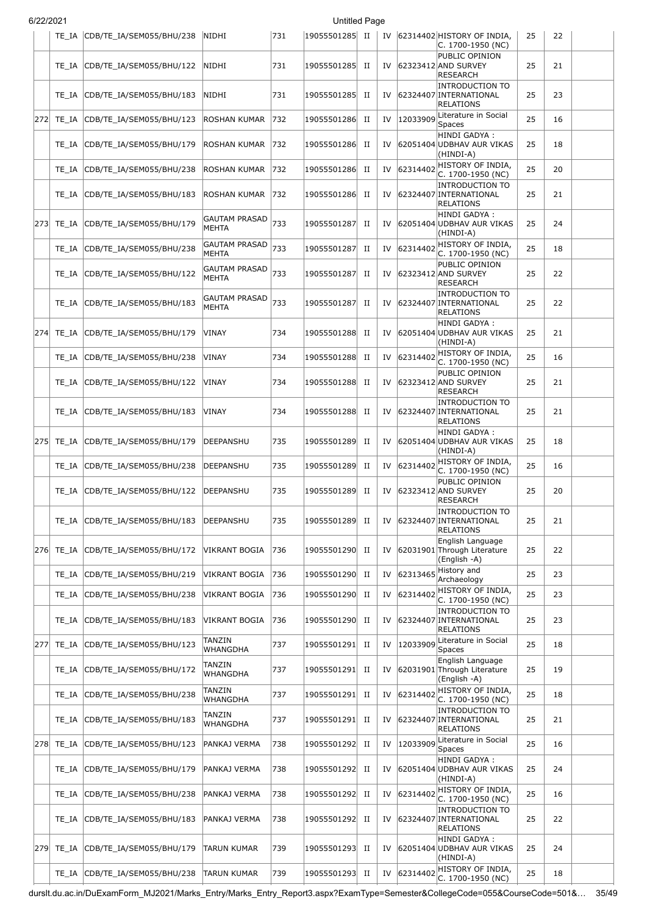| | TE_IA | CDB/TE_IA/SEM055/BHU/238 | NIDHI | 731 | 19055501285 | II | IV | 62314402 | HISTORY OF INDIA, C. 1700-1950 (NC) | 25 | 22 | |
|---|---|---|---|---|---|---|---|---|---|---|---|---|
| | TE_IA | CDB/TE_IA/SEM055/BHU/122 | NIDHI | 731 | 19055501285 | II | IV | 62323412 | PUBLIC OPINION AND SURVEY RESEARCH | 25 | 21 | |
| | TE_IA | CDB/TE_IA/SEM055/BHU/183 | NIDHI | 731 | 19055501285 | II | IV | 62324407 | INTRODUCTION TO INTERNATIONAL RELATIONS | 25 | 23 | |
| 272 | TE_IA | CDB/TE_IA/SEM055/BHU/123 | ROSHAN KUMAR | 732 | 19055501286 | II | IV | 12033909 | Literature in Social Spaces | 25 | 16 | |
| | TE_IA | CDB/TE_IA/SEM055/BHU/179 | ROSHAN KUMAR | 732 | 19055501286 | II | IV | 62051404 | HINDI GADYA : UDBHAV AUR VIKAS (HINDI-A) | 25 | 18 | |
| | TE_IA | CDB/TE_IA/SEM055/BHU/238 | ROSHAN KUMAR | 732 | 19055501286 | II | IV | 62314402 | HISTORY OF INDIA, C. 1700-1950 (NC) | 25 | 20 | |
| | TE_IA | CDB/TE_IA/SEM055/BHU/183 | ROSHAN KUMAR | 732 | 19055501286 | II | IV | 62324407 | INTRODUCTION TO INTERNATIONAL RELATIONS | 25 | 21 | |
| 273 | TE_IA | CDB/TE_IA/SEM055/BHU/179 | GAUTAM PRASAD MEHTA | 733 | 19055501287 | II | IV | 62051404 | HINDI GADYA : UDBHAV AUR VIKAS (HINDI-A) | 25 | 24 | |
| | TE_IA | CDB/TE_IA/SEM055/BHU/238 | GAUTAM PRASAD MEHTA | 733 | 19055501287 | II | IV | 62314402 | HISTORY OF INDIA, C. 1700-1950 (NC) | 25 | 18 | |
| | TE_IA | CDB/TE_IA/SEM055/BHU/122 | GAUTAM PRASAD MEHTA | 733 | 19055501287 | II | IV | 62323412 | PUBLIC OPINION AND SURVEY RESEARCH | 25 | 22 | |
| | TE_IA | CDB/TE_IA/SEM055/BHU/183 | GAUTAM PRASAD MEHTA | 733 | 19055501287 | II | IV | 62324407 | INTRODUCTION TO INTERNATIONAL RELATIONS | 25 | 22 | |
| 274 | TE_IA | CDB/TE_IA/SEM055/BHU/179 | VINAY | 734 | 19055501288 | II | IV | 62051404 | HINDI GADYA : UDBHAV AUR VIKAS (HINDI-A) | 25 | 21 | |
| | TE_IA | CDB/TE_IA/SEM055/BHU/238 | VINAY | 734 | 19055501288 | II | IV | 62314402 | HISTORY OF INDIA, C. 1700-1950 (NC) | 25 | 16 | |
| | TE_IA | CDB/TE_IA/SEM055/BHU/122 | VINAY | 734 | 19055501288 | II | IV | 62323412 | PUBLIC OPINION AND SURVEY RESEARCH | 25 | 21 | |
| | TE_IA | CDB/TE_IA/SEM055/BHU/183 | VINAY | 734 | 19055501288 | II | IV | 62324407 | INTRODUCTION TO INTERNATIONAL RELATIONS | 25 | 21 | |
| 275 | TE_IA | CDB/TE_IA/SEM055/BHU/179 | DEEPANSHU | 735 | 19055501289 | II | IV | 62051404 | HINDI GADYA : UDBHAV AUR VIKAS (HINDI-A) | 25 | 18 | |
| | TE_IA | CDB/TE_IA/SEM055/BHU/238 | DEEPANSHU | 735 | 19055501289 | II | IV | 62314402 | HISTORY OF INDIA, C. 1700-1950 (NC) | 25 | 16 | |
| | TE_IA | CDB/TE_IA/SEM055/BHU/122 | DEEPANSHU | 735 | 19055501289 | II | IV | 62323412 | PUBLIC OPINION AND SURVEY RESEARCH | 25 | 20 | |
| | TE_IA | CDB/TE_IA/SEM055/BHU/183 | DEEPANSHU | 735 | 19055501289 | II | IV | 62324407 | INTRODUCTION TO INTERNATIONAL RELATIONS | 25 | 21 | |
| 276 | TE_IA | CDB/TE_IA/SEM055/BHU/172 | VIKRANT BOGIA | 736 | 19055501290 | II | IV | 62031901 | English Language Through Literature (English -A) | 25 | 22 | |
| | TE_IA | CDB/TE_IA/SEM055/BHU/219 | VIKRANT BOGIA | 736 | 19055501290 | II | IV | 62313465 | History and Archaeology | 25 | 23 | |
| | TE_IA | CDB/TE_IA/SEM055/BHU/238 | VIKRANT BOGIA | 736 | 19055501290 | II | IV | 62314402 | HISTORY OF INDIA, C. 1700-1950 (NC) | 25 | 23 | |
| | TE_IA | CDB/TE_IA/SEM055/BHU/183 | VIKRANT BOGIA | 736 | 19055501290 | II | IV | 62324407 | INTRODUCTION TO INTERNATIONAL RELATIONS | 25 | 23 | |
| 277 | TE_IA | CDB/TE_IA/SEM055/BHU/123 | TANZIN WHANGDHA | 737 | 19055501291 | II | IV | 12033909 | Literature in Social Spaces | 25 | 18 | |
| | TE_IA | CDB/TE_IA/SEM055/BHU/172 | TANZIN WHANGDHA | 737 | 19055501291 | II | IV | 62031901 | English Language Through Literature (English -A) | 25 | 19 | |
| | TE_IA | CDB/TE_IA/SEM055/BHU/238 | TANZIN WHANGDHA | 737 | 19055501291 | II | IV | 62314402 | HISTORY OF INDIA, C. 1700-1950 (NC) | 25 | 18 | |
| | TE_IA | CDB/TE_IA/SEM055/BHU/183 | TANZIN WHANGDHA | 737 | 19055501291 | II | IV | 62324407 | INTRODUCTION TO INTERNATIONAL RELATIONS | 25 | 21 | |
| 278 | TE_IA | CDB/TE_IA/SEM055/BHU/123 | PANKAJ VERMA | 738 | 19055501292 | II | IV | 12033909 | Literature in Social Spaces | 25 | 16 | |
| | TE_IA | CDB/TE_IA/SEM055/BHU/179 | PANKAJ VERMA | 738 | 19055501292 | II | IV | 62051404 | HINDI GADYA : UDBHAV AUR VIKAS (HINDI-A) | 25 | 24 | |
| | TE_IA | CDB/TE_IA/SEM055/BHU/238 | PANKAJ VERMA | 738 | 19055501292 | II | IV | 62314402 | HISTORY OF INDIA, C. 1700-1950 (NC) | 25 | 16 | |
| | TE_IA | CDB/TE_IA/SEM055/BHU/183 | PANKAJ VERMA | 738 | 19055501292 | II | IV | 62324407 | INTRODUCTION TO INTERNATIONAL RELATIONS | 25 | 22 | |
| 279 | TE_IA | CDB/TE_IA/SEM055/BHU/179 | TARUN KUMAR | 739 | 19055501293 | II | IV | 62051404 | HINDI GADYA : UDBHAV AUR VIKAS (HINDI-A) | 25 | 24 | |
| | TE_IA | CDB/TE_IA/SEM055/BHU/238 | TARUN KUMAR | 739 | 19055501293 | II | IV | 62314402 | HISTORY OF INDIA, C. 1700-1950 (NC) | 25 | 18 | |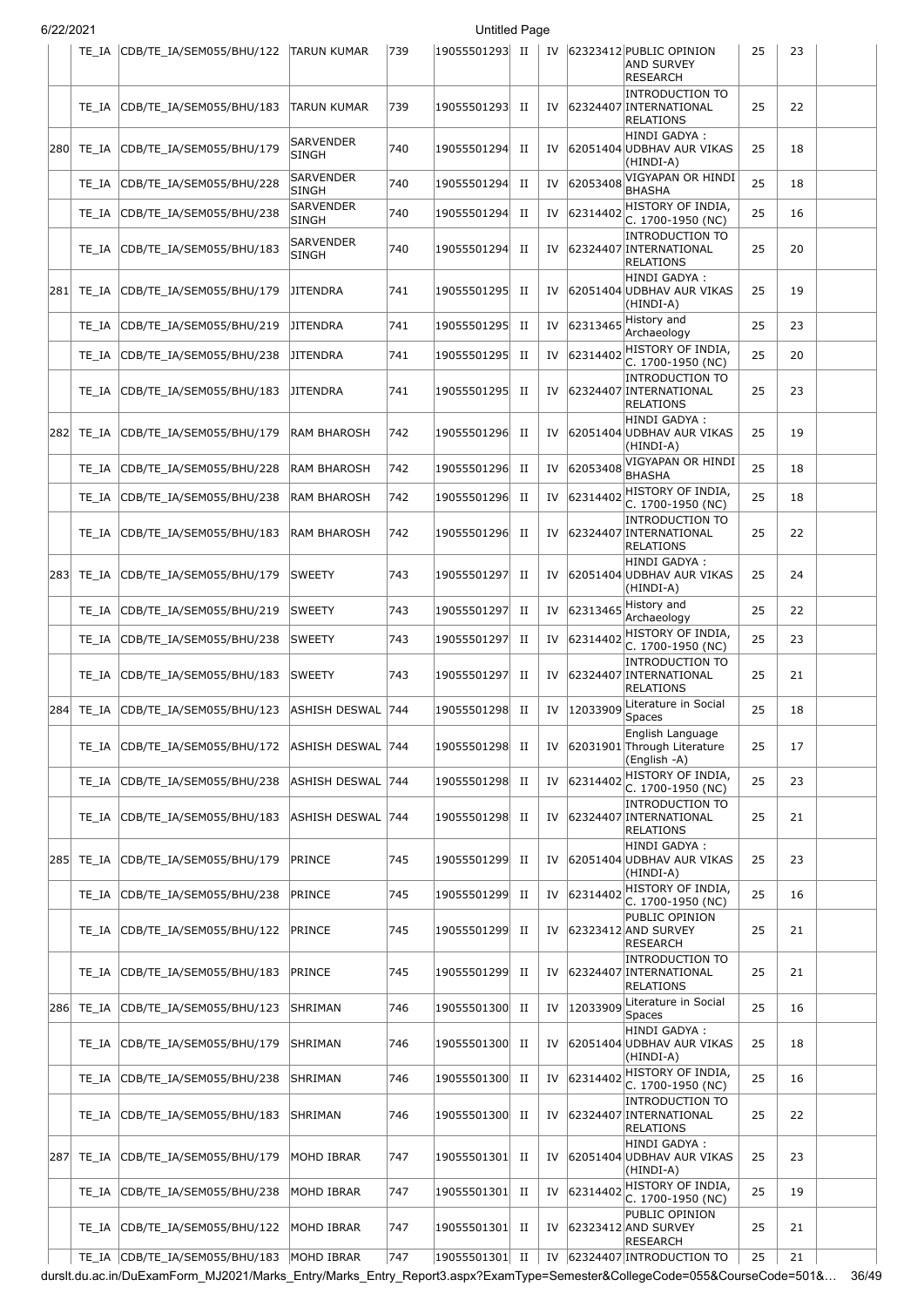|  |  |  |  |  |  |  |  |  |  |  |  |  |
|---|---|---|---|---|---|---|---|---|---|---|---|---|
|  | TE_IA | CDB/TE_IA/SEM055/BHU/122 | TARUN KUMAR | 739 | 19055501293 | II | IV | 62323412 | PUBLIC OPINION AND SURVEY RESEARCH | 25 | 23 |  |
|  | TE_IA | CDB/TE_IA/SEM055/BHU/183 | TARUN KUMAR | 739 | 19055501293 | II | IV | 62324407 | INTRODUCTION TO INTERNATIONAL RELATIONS | 25 | 22 |  |
| 280 | TE_IA | CDB/TE_IA/SEM055/BHU/179 | SARVENDER SINGH | 740 | 19055501294 | II | IV | 62051404 | HINDI GADYA : UDBHAV AUR VIKAS (HINDI-A) | 25 | 18 |  |
|  | TE_IA | CDB/TE_IA/SEM055/BHU/228 | SARVENDER SINGH | 740 | 19055501294 | II | IV | 62053408 | VIGYAPAN OR HINDI BHASHA | 25 | 18 |  |
|  | TE_IA | CDB/TE_IA/SEM055/BHU/238 | SARVENDER SINGH | 740 | 19055501294 | II | IV | 62314402 | HISTORY OF INDIA, C. 1700-1950 (NC) | 25 | 16 |  |
|  | TE_IA | CDB/TE_IA/SEM055/BHU/183 | SARVENDER SINGH | 740 | 19055501294 | II | IV | 62324407 | INTRODUCTION TO INTERNATIONAL RELATIONS | 25 | 20 |  |
| 281 | TE_IA | CDB/TE_IA/SEM055/BHU/179 | JITENDRA | 741 | 19055501295 | II | IV | 62051404 | HINDI GADYA : UDBHAV AUR VIKAS (HINDI-A) | 25 | 19 |  |
|  | TE_IA | CDB/TE_IA/SEM055/BHU/219 | JITENDRA | 741 | 19055501295 | II | IV | 62313465 | History and Archaeology | 25 | 23 |  |
|  | TE_IA | CDB/TE_IA/SEM055/BHU/238 | JITENDRA | 741 | 19055501295 | II | IV | 62314402 | HISTORY OF INDIA, C. 1700-1950 (NC) | 25 | 20 |  |
|  | TE_IA | CDB/TE_IA/SEM055/BHU/183 | JITENDRA | 741 | 19055501295 | II | IV | 62324407 | INTRODUCTION TO INTERNATIONAL RELATIONS | 25 | 23 |  |
| 282 | TE_IA | CDB/TE_IA/SEM055/BHU/179 | RAM BHAROSH | 742 | 19055501296 | II | IV | 62051404 | HINDI GADYA : UDBHAV AUR VIKAS (HINDI-A) | 25 | 19 |  |
|  | TE_IA | CDB/TE_IA/SEM055/BHU/228 | RAM BHAROSH | 742 | 19055501296 | II | IV | 62053408 | VIGYAPAN OR HINDI BHASHA | 25 | 18 |  |
|  | TE_IA | CDB/TE_IA/SEM055/BHU/238 | RAM BHAROSH | 742 | 19055501296 | II | IV | 62314402 | HISTORY OF INDIA, C. 1700-1950 (NC) | 25 | 18 |  |
|  | TE_IA | CDB/TE_IA/SEM055/BHU/183 | RAM BHAROSH | 742 | 19055501296 | II | IV | 62324407 | INTRODUCTION TO INTERNATIONAL RELATIONS | 25 | 22 |  |
| 283 | TE_IA | CDB/TE_IA/SEM055/BHU/179 | SWEETY | 743 | 19055501297 | II | IV | 62051404 | HINDI GADYA : UDBHAV AUR VIKAS (HINDI-A) | 25 | 24 |  |
|  | TE_IA | CDB/TE_IA/SEM055/BHU/219 | SWEETY | 743 | 19055501297 | II | IV | 62313465 | History and Archaeology | 25 | 22 |  |
|  | TE_IA | CDB/TE_IA/SEM055/BHU/238 | SWEETY | 743 | 19055501297 | II | IV | 62314402 | HISTORY OF INDIA, C. 1700-1950 (NC) | 25 | 23 |  |
|  | TE_IA | CDB/TE_IA/SEM055/BHU/183 | SWEETY | 743 | 19055501297 | II | IV | 62324407 | INTRODUCTION TO INTERNATIONAL RELATIONS | 25 | 21 |  |
| 284 | TE_IA | CDB/TE_IA/SEM055/BHU/123 | ASHISH DESWAL | 744 | 19055501298 | II | IV | 12033909 | Literature in Social Spaces | 25 | 18 |  |
|  | TE_IA | CDB/TE_IA/SEM055/BHU/172 | ASHISH DESWAL | 744 | 19055501298 | II | IV | 62031901 | English Language Through Literature (English -A) | 25 | 17 |  |
|  | TE_IA | CDB/TE_IA/SEM055/BHU/238 | ASHISH DESWAL | 744 | 19055501298 | II | IV | 62314402 | HISTORY OF INDIA, C. 1700-1950 (NC) | 25 | 23 |  |
|  | TE_IA | CDB/TE_IA/SEM055/BHU/183 | ASHISH DESWAL | 744 | 19055501298 | II | IV | 62324407 | INTRODUCTION TO INTERNATIONAL RELATIONS | 25 | 21 |  |
| 285 | TE_IA | CDB/TE_IA/SEM055/BHU/179 | PRINCE | 745 | 19055501299 | II | IV | 62051404 | HINDI GADYA : UDBHAV AUR VIKAS (HINDI-A) | 25 | 23 |  |
|  | TE_IA | CDB/TE_IA/SEM055/BHU/238 | PRINCE | 745 | 19055501299 | II | IV | 62314402 | HISTORY OF INDIA, C. 1700-1950 (NC) | 25 | 16 |  |
|  | TE_IA | CDB/TE_IA/SEM055/BHU/122 | PRINCE | 745 | 19055501299 | II | IV | 62323412 | PUBLIC OPINION AND SURVEY RESEARCH | 25 | 21 |  |
|  | TE_IA | CDB/TE_IA/SEM055/BHU/183 | PRINCE | 745 | 19055501299 | II | IV | 62324407 | INTRODUCTION TO INTERNATIONAL RELATIONS | 25 | 21 |  |
| 286 | TE_IA | CDB/TE_IA/SEM055/BHU/123 | SHRIMAN | 746 | 19055501300 | II | IV | 12033909 | Literature in Social Spaces | 25 | 16 |  |
|  | TE_IA | CDB/TE_IA/SEM055/BHU/179 | SHRIMAN | 746 | 19055501300 | II | IV | 62051404 | HINDI GADYA : UDBHAV AUR VIKAS (HINDI-A) | 25 | 18 |  |
|  | TE_IA | CDB/TE_IA/SEM055/BHU/238 | SHRIMAN | 746 | 19055501300 | II | IV | 62314402 | HISTORY OF INDIA, C. 1700-1950 (NC) | 25 | 16 |  |
|  | TE_IA | CDB/TE_IA/SEM055/BHU/183 | SHRIMAN | 746 | 19055501300 | II | IV | 62324407 | INTRODUCTION TO INTERNATIONAL RELATIONS | 25 | 22 |  |
| 287 | TE_IA | CDB/TE_IA/SEM055/BHU/179 | MOHD IBRAR | 747 | 19055501301 | II | IV | 62051404 | HINDI GADYA : UDBHAV AUR VIKAS (HINDI-A) | 25 | 23 |  |
|  | TE_IA | CDB/TE_IA/SEM055/BHU/238 | MOHD IBRAR | 747 | 19055501301 | II | IV | 62314402 | HISTORY OF INDIA, C. 1700-1950 (NC) | 25 | 19 |  |
|  | TE_IA | CDB/TE_IA/SEM055/BHU/122 | MOHD IBRAR | 747 | 19055501301 | II | IV | 62323412 | PUBLIC OPINION AND SURVEY RESEARCH | 25 | 21 |  |
|  | TE_IA | CDB/TE_IA/SEM055/BHU/183 | MOHD IBRAR | 747 | 19055501301 | II | IV | 62324407 | INTRODUCTION TO | 25 | 21 |  |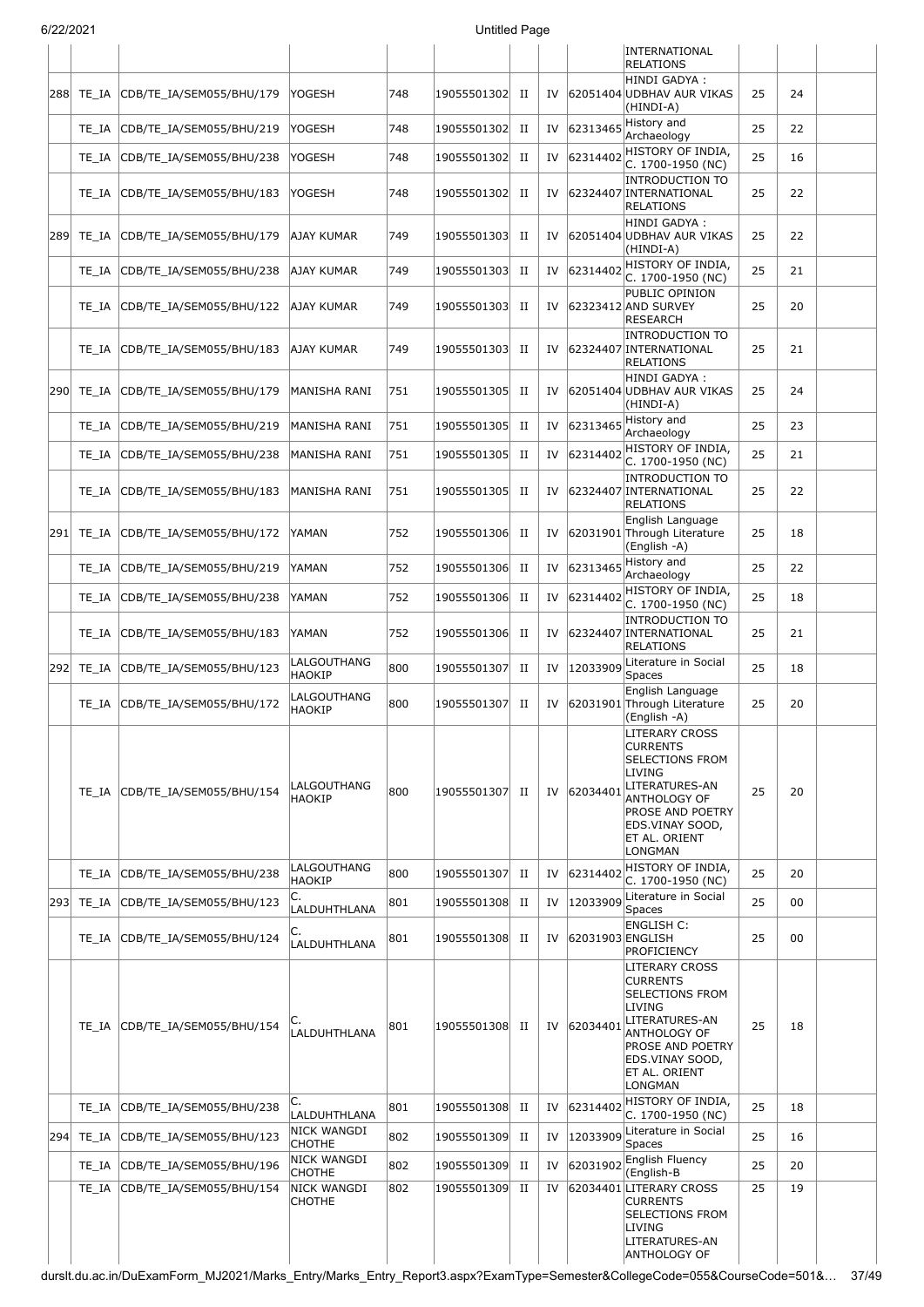| | | | | | | | | | | | | |
|---|---|---|---|---|---|---|---|---|---|---|---|---|
| | | | | | | | | | INTERNATIONAL RELATIONS | | | |
| 288 | TE_IA | CDB/TE_IA/SEM055/BHU/179 | YOGESH | 748 | 19055501302 | II | IV | 62051404 | HINDI GADYA : UDBHAV AUR VIKAS (HINDI-A) | 25 | 24 | |
| | TE_IA | CDB/TE_IA/SEM055/BHU/219 | YOGESH | 748 | 19055501302 | II | IV | 62313465 | History and Archaeology | 25 | 22 | |
| | TE_IA | CDB/TE_IA/SEM055/BHU/238 | YOGESH | 748 | 19055501302 | II | IV | 62314402 | HISTORY OF INDIA, C. 1700-1950 (NC) | 25 | 16 | |
| | TE_IA | CDB/TE_IA/SEM055/BHU/183 | YOGESH | 748 | 19055501302 | II | IV | 62324407 | INTRODUCTION TO INTERNATIONAL RELATIONS | 25 | 22 | |
| 289 | TE_IA | CDB/TE_IA/SEM055/BHU/179 | AJAY KUMAR | 749 | 19055501303 | II | IV | 62051404 | HINDI GADYA : UDBHAV AUR VIKAS (HINDI-A) | 25 | 22 | |
| | TE_IA | CDB/TE_IA/SEM055/BHU/238 | AJAY KUMAR | 749 | 19055501303 | II | IV | 62314402 | HISTORY OF INDIA, C. 1700-1950 (NC) | 25 | 21 | |
| | TE_IA | CDB/TE_IA/SEM055/BHU/122 | AJAY KUMAR | 749 | 19055501303 | II | IV | 62323412 | PUBLIC OPINION AND SURVEY RESEARCH | 25 | 20 | |
| | TE_IA | CDB/TE_IA/SEM055/BHU/183 | AJAY KUMAR | 749 | 19055501303 | II | IV | 62324407 | INTRODUCTION TO INTERNATIONAL RELATIONS | 25 | 21 | |
| 290 | TE_IA | CDB/TE_IA/SEM055/BHU/179 | MANISHA RANI | 751 | 19055501305 | II | IV | 62051404 | HINDI GADYA : UDBHAV AUR VIKAS (HINDI-A) | 25 | 24 | |
| | TE_IA | CDB/TE_IA/SEM055/BHU/219 | MANISHA RANI | 751 | 19055501305 | II | IV | 62313465 | History and Archaeology | 25 | 23 | |
| | TE_IA | CDB/TE_IA/SEM055/BHU/238 | MANISHA RANI | 751 | 19055501305 | II | IV | 62314402 | HISTORY OF INDIA, C. 1700-1950 (NC) | 25 | 21 | |
| | TE_IA | CDB/TE_IA/SEM055/BHU/183 | MANISHA RANI | 751 | 19055501305 | II | IV | 62324407 | INTRODUCTION TO INTERNATIONAL RELATIONS | 25 | 22 | |
| 291 | TE_IA | CDB/TE_IA/SEM055/BHU/172 | YAMAN | 752 | 19055501306 | II | IV | 62031901 | English Language Through Literature (English -A) | 25 | 18 | |
| | TE_IA | CDB/TE_IA/SEM055/BHU/219 | YAMAN | 752 | 19055501306 | II | IV | 62313465 | History and Archaeology | 25 | 22 | |
| | TE_IA | CDB/TE_IA/SEM055/BHU/238 | YAMAN | 752 | 19055501306 | II | IV | 62314402 | HISTORY OF INDIA, C. 1700-1950 (NC) | 25 | 18 | |
| | TE_IA | CDB/TE_IA/SEM055/BHU/183 | YAMAN | 752 | 19055501306 | II | IV | 62324407 | INTRODUCTION TO INTERNATIONAL RELATIONS | 25 | 21 | |
| 292 | TE_IA | CDB/TE_IA/SEM055/BHU/123 | LALGOUTHANG HAOKIP | 800 | 19055501307 | II | IV | 12033909 | Literature in Social Spaces | 25 | 18 | |
| | TE_IA | CDB/TE_IA/SEM055/BHU/172 | LALGOUTHANG HAOKIP | 800 | 19055501307 | II | IV | 62031901 | English Language Through Literature (English -A) | 25 | 20 | |
| | TE_IA | CDB/TE_IA/SEM055/BHU/154 | LALGOUTHANG HAOKIP | 800 | 19055501307 | II | IV | 62034401 | LITERARY CROSS CURRENTS SELECTIONS FROM LIVING LITERATURES-AN ANTHOLOGY OF PROSE AND POETRY EDS.VINAY SOOD, ET AL. ORIENT LONGMAN | 25 | 20 | |
| | TE_IA | CDB/TE_IA/SEM055/BHU/238 | LALGOUTHANG HAOKIP | 800 | 19055501307 | II | IV | 62314402 | HISTORY OF INDIA, C. 1700-1950 (NC) | 25 | 20 | |
| 293 | TE_IA | CDB/TE_IA/SEM055/BHU/123 | C. LALDUHTHLANA | 801 | 19055501308 | II | IV | 12033909 | Literature in Social Spaces | 25 | 00 | |
| | TE_IA | CDB/TE_IA/SEM055/BHU/124 | C. LALDUHTHLANA | 801 | 19055501308 | II | IV | 62031903 | ENGLISH C: ENGLISH PROFICIENCY | 25 | 00 | |
| | TE_IA | CDB/TE_IA/SEM055/BHU/154 | C. LALDUHTHLANA | 801 | 19055501308 | II | IV | 62034401 | LITERARY CROSS CURRENTS SELECTIONS FROM LIVING LITERATURES-AN ANTHOLOGY OF PROSE AND POETRY EDS.VINAY SOOD, ET AL. ORIENT LONGMAN | 25 | 18 | |
| | TE_IA | CDB/TE_IA/SEM055/BHU/238 | C. LALDUHTHLANA | 801 | 19055501308 | II | IV | 62314402 | HISTORY OF INDIA, C. 1700-1950 (NC) | 25 | 18 | |
| 294 | TE_IA | CDB/TE_IA/SEM055/BHU/123 | NICK WANGDI CHOTHE | 802 | 19055501309 | II | IV | 12033909 | Literature in Social Spaces | 25 | 16 | |
| | TE_IA | CDB/TE_IA/SEM055/BHU/196 | NICK WANGDI CHOTHE | 802 | 19055501309 | II | IV | 62031902 | English Fluency (English-B | 25 | 20 | |
| | TE_IA | CDB/TE_IA/SEM055/BHU/154 | NICK WANGDI CHOTHE | 802 | 19055501309 | II | IV | 62034401 | LITERARY CROSS CURRENTS SELECTIONS FROM LIVING LITERATURES-AN ANTHOLOGY OF | 25 | 19 | |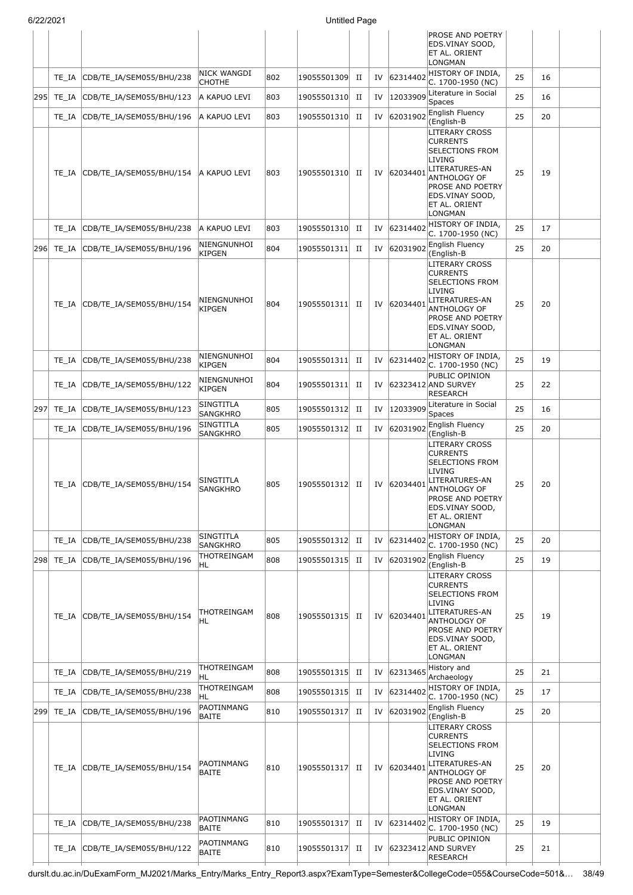| | | | | | | | | | | | |
|---|---|---|---|---|---|---|---|---|---|---|---|
| | | | | | | | | PROSE AND POETRY EDS.VINAY SOOD, ET AL. ORIENT LONGMAN | | | |
| | TE_IA | CDB/TE_IA/SEM055/BHU/238 | NICK WANGDI CHOTHE | 802 | 19055501309 | II | IV | 62314402 | HISTORY OF INDIA, C. 1700-1950 (NC) | 25 | 16 | |
| 295 | TE_IA | CDB/TE_IA/SEM055/BHU/123 | A KAPUO LEVI | 803 | 19055501310 | II | IV | 12033909 | Literature in Social Spaces | 25 | 16 | |
| | TE_IA | CDB/TE_IA/SEM055/BHU/196 | A KAPUO LEVI | 803 | 19055501310 | II | IV | 62031902 | English Fluency (English-B | 25 | 20 | |
| | TE_IA | CDB/TE_IA/SEM055/BHU/154 | A KAPUO LEVI | 803 | 19055501310 | II | IV | 62034401 | LITERARY CROSS CURRENTS SELECTIONS FROM LIVING LITERATURES-AN ANTHOLOGY OF PROSE AND POETRY EDS.VINAY SOOD, ET AL. ORIENT LONGMAN | 25 | 19 | |
| | TE_IA | CDB/TE_IA/SEM055/BHU/238 | A KAPUO LEVI | 803 | 19055501310 | II | IV | 62314402 | HISTORY OF INDIA, C. 1700-1950 (NC) | 25 | 17 | |
| 296 | TE_IA | CDB/TE_IA/SEM055/BHU/196 | NIENGNUNHOI KIPGEN | 804 | 19055501311 | II | IV | 62031902 | English Fluency (English-B | 25 | 20 | |
| | TE_IA | CDB/TE_IA/SEM055/BHU/154 | NIENGNUNHOI KIPGEN | 804 | 19055501311 | II | IV | 62034401 | LITERARY CROSS CURRENTS SELECTIONS FROM LIVING LITERATURES-AN ANTHOLOGY OF PROSE AND POETRY EDS.VINAY SOOD, ET AL. ORIENT LONGMAN | 25 | 20 | |
| | TE_IA | CDB/TE_IA/SEM055/BHU/238 | NIENGNUNHOI KIPGEN | 804 | 19055501311 | II | IV | 62314402 | HISTORY OF INDIA, C. 1700-1950 (NC) | 25 | 19 | |
| | TE_IA | CDB/TE_IA/SEM055/BHU/122 | NIENGNUNHOI KIPGEN | 804 | 19055501311 | II | IV | 62323412 | PUBLIC OPINION AND SURVEY RESEARCH | 25 | 22 | |
| 297 | TE_IA | CDB/TE_IA/SEM055/BHU/123 | SINGTITLA SANGKHRO | 805 | 19055501312 | II | IV | 12033909 | Literature in Social Spaces | 25 | 16 | |
| | TE_IA | CDB/TE_IA/SEM055/BHU/196 | SINGTITLA SANGKHRO | 805 | 19055501312 | II | IV | 62031902 | English Fluency (English-B | 25 | 20 | |
| | TE_IA | CDB/TE_IA/SEM055/BHU/154 | SINGTITLA SANGKHRO | 805 | 19055501312 | II | IV | 62034401 | LITERARY CROSS CURRENTS SELECTIONS FROM LIVING LITERATURES-AN ANTHOLOGY OF PROSE AND POETRY EDS.VINAY SOOD, ET AL. ORIENT LONGMAN | 25 | 20 | |
| | TE_IA | CDB/TE_IA/SEM055/BHU/238 | SINGTITLA SANGKHRO | 805 | 19055501312 | II | IV | 62314402 | HISTORY OF INDIA, C. 1700-1950 (NC) | 25 | 20 | |
| 298 | TE_IA | CDB/TE_IA/SEM055/BHU/196 | THOTREINGAM HL | 808 | 19055501315 | II | IV | 62031902 | English Fluency (English-B | 25 | 19 | |
| | TE_IA | CDB/TE_IA/SEM055/BHU/154 | THOTREINGAM HL | 808 | 19055501315 | II | IV | 62034401 | LITERARY CROSS CURRENTS SELECTIONS FROM LIVING LITERATURES-AN ANTHOLOGY OF PROSE AND POETRY EDS.VINAY SOOD, ET AL. ORIENT LONGMAN | 25 | 19 | |
| | TE_IA | CDB/TE_IA/SEM055/BHU/219 | THOTREINGAM HL | 808 | 19055501315 | II | IV | 62313465 | History and Archaeology | 25 | 21 | |
| | TE_IA | CDB/TE_IA/SEM055/BHU/238 | THOTREINGAM HL | 808 | 19055501315 | II | IV | 62314402 | HISTORY OF INDIA, C. 1700-1950 (NC) | 25 | 17 | |
| 299 | TE_IA | CDB/TE_IA/SEM055/BHU/196 | PAOTINMANG BAITE | 810 | 19055501317 | II | IV | 62031902 | English Fluency (English-B | 25 | 20 | |
| | TE_IA | CDB/TE_IA/SEM055/BHU/154 | PAOTINMANG BAITE | 810 | 19055501317 | II | IV | 62034401 | LITERARY CROSS CURRENTS SELECTIONS FROM LIVING LITERATURES-AN ANTHOLOGY OF PROSE AND POETRY EDS.VINAY SOOD, ET AL. ORIENT LONGMAN | 25 | 20 | |
| | TE_IA | CDB/TE_IA/SEM055/BHU/238 | PAOTINMANG BAITE | 810 | 19055501317 | II | IV | 62314402 | HISTORY OF INDIA, C. 1700-1950 (NC) | 25 | 19 | |
| | TE_IA | CDB/TE_IA/SEM055/BHU/122 | PAOTINMANG BAITE | 810 | 19055501317 | II | IV | 62323412 | PUBLIC OPINION AND SURVEY RESEARCH | 25 | 21 | |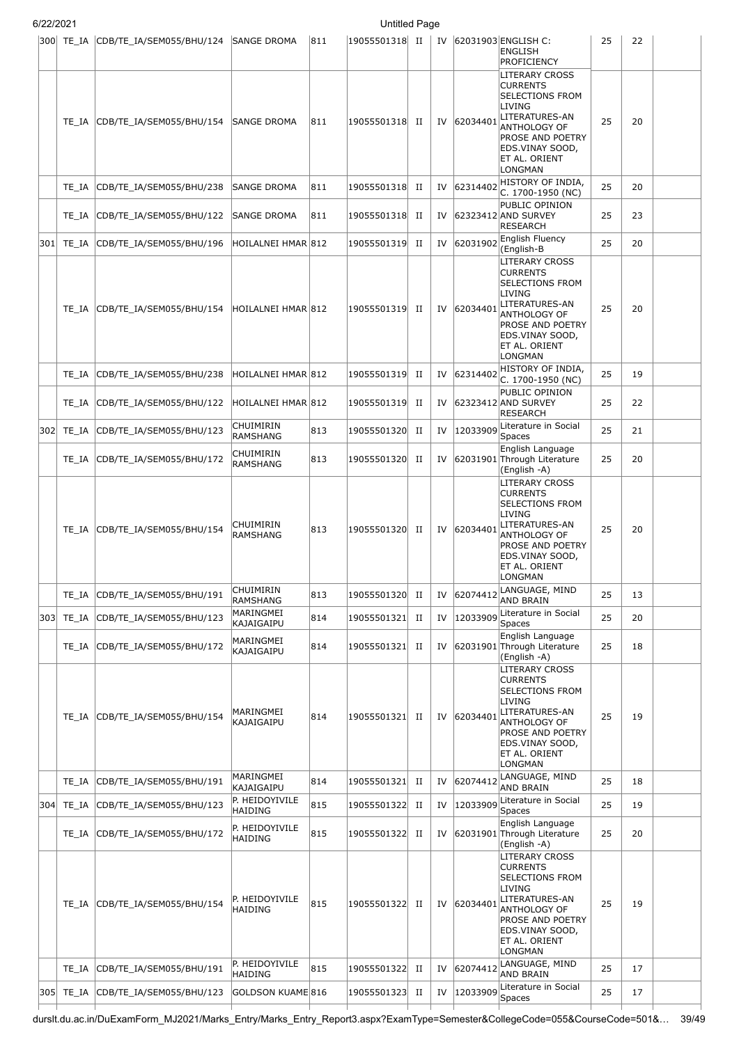| 300 | TE_IA | CDB/TE_IA/SEM055/BHU/124 | SANGE DROMA | 811 | 19055501318 | II | IV | 62031903 | ENGLISH C: ENGLISH PROFICIENCY | 25 | 22 | |
|---|---|---|---|---|---|---|---|---|---|---|---|---|
| | TE_IA | CDB/TE_IA/SEM055/BHU/154 | SANGE DROMA | 811 | 19055501318 | II | IV | 62034401 | LITERARY CROSS CURRENTS SELECTIONS FROM LIVING LITERATURES-AN ANTHOLOGY OF PROSE AND POETRY EDS.VINAY SOOD, ET AL. ORIENT LONGMAN | 25 | 20 | |
| | TE_IA | CDB/TE_IA/SEM055/BHU/238 | SANGE DROMA | 811 | 19055501318 | II | IV | 62314402 | HISTORY OF INDIA, C. 1700-1950 (NC) | 25 | 20 | |
| | TE_IA | CDB/TE_IA/SEM055/BHU/122 | SANGE DROMA | 811 | 19055501318 | II | IV | 62323412 | PUBLIC OPINION AND SURVEY RESEARCH | 25 | 23 | |
| 301 | TE_IA | CDB/TE_IA/SEM055/BHU/196 | HOILALNEI HMAR | 812 | 19055501319 | II | IV | 62031902 | English Fluency (English-B | 25 | 20 | |
| | TE_IA | CDB/TE_IA/SEM055/BHU/154 | HOILALNEI HMAR | 812 | 19055501319 | II | IV | 62034401 | LITERARY CROSS CURRENTS SELECTIONS FROM LIVING LITERATURES-AN ANTHOLOGY OF PROSE AND POETRY EDS.VINAY SOOD, ET AL. ORIENT LONGMAN | 25 | 20 | |
| | TE_IA | CDB/TE_IA/SEM055/BHU/238 | HOILALNEI HMAR | 812 | 19055501319 | II | IV | 62314402 | HISTORY OF INDIA, C. 1700-1950 (NC) | 25 | 19 | |
| | TE_IA | CDB/TE_IA/SEM055/BHU/122 | HOILALNEI HMAR | 812 | 19055501319 | II | IV | 62323412 | PUBLIC OPINION AND SURVEY RESEARCH | 25 | 22 | |
| 302 | TE_IA | CDB/TE_IA/SEM055/BHU/123 | CHUIMIRIN RAMSHANG | 813 | 19055501320 | II | IV | 12033909 | Literature in Social Spaces | 25 | 21 | |
| | TE_IA | CDB/TE_IA/SEM055/BHU/172 | CHUIMIRIN RAMSHANG | 813 | 19055501320 | II | IV | 62031901 | English Language Through Literature (English -A) | 25 | 20 | |
| | TE_IA | CDB/TE_IA/SEM055/BHU/154 | CHUIMIRIN RAMSHANG | 813 | 19055501320 | II | IV | 62034401 | LITERARY CROSS CURRENTS SELECTIONS FROM LIVING LITERATURES-AN ANTHOLOGY OF PROSE AND POETRY EDS.VINAY SOOD, ET AL. ORIENT LONGMAN | 25 | 20 | |
| | TE_IA | CDB/TE_IA/SEM055/BHU/191 | CHUIMIRIN RAMSHANG | 813 | 19055501320 | II | IV | 62074412 | LANGUAGE, MIND AND BRAIN | 25 | 13 | |
| 303 | TE_IA | CDB/TE_IA/SEM055/BHU/123 | MARINGMEI KAJAIGAIPU | 814 | 19055501321 | II | IV | 12033909 | Literature in Social Spaces | 25 | 20 | |
| | TE_IA | CDB/TE_IA/SEM055/BHU/172 | MARINGMEI KAJAIGAIPU | 814 | 19055501321 | II | IV | 62031901 | English Language Through Literature (English -A) | 25 | 18 | |
| | TE_IA | CDB/TE_IA/SEM055/BHU/154 | MARINGMEI KAJAIGAIPU | 814 | 19055501321 | II | IV | 62034401 | LITERARY CROSS CURRENTS SELECTIONS FROM LIVING LITERATURES-AN ANTHOLOGY OF PROSE AND POETRY EDS.VINAY SOOD, ET AL. ORIENT LONGMAN | 25 | 19 | |
| | TE_IA | CDB/TE_IA/SEM055/BHU/191 | MARINGMEI KAJAIGAIPU | 814 | 19055501321 | II | IV | 62074412 | LANGUAGE, MIND AND BRAIN | 25 | 18 | |
| 304 | TE_IA | CDB/TE_IA/SEM055/BHU/123 | P. HEIDOYIVILE HAIDING | 815 | 19055501322 | II | IV | 12033909 | Literature in Social Spaces | 25 | 19 | |
| | TE_IA | CDB/TE_IA/SEM055/BHU/172 | P. HEIDOYIVILE HAIDING | 815 | 19055501322 | II | IV | 62031901 | English Language Through Literature (English -A) | 25 | 20 | |
| | TE_IA | CDB/TE_IA/SEM055/BHU/154 | P. HEIDOYIVILE HAIDING | 815 | 19055501322 | II | IV | 62034401 | LITERARY CROSS CURRENTS SELECTIONS FROM LIVING LITERATURES-AN ANTHOLOGY OF PROSE AND POETRY EDS.VINAY SOOD, ET AL. ORIENT LONGMAN | 25 | 19 | |
| | TE_IA | CDB/TE_IA/SEM055/BHU/191 | P. HEIDOYIVILE HAIDING | 815 | 19055501322 | II | IV | 62074412 | LANGUAGE, MIND AND BRAIN | 25 | 17 | |
| 305 | TE_IA | CDB/TE_IA/SEM055/BHU/123 | GOLDSON KUAME | 816 | 19055501323 | II | IV | 12033909 | Literature in Social Spaces | 25 | 17 | |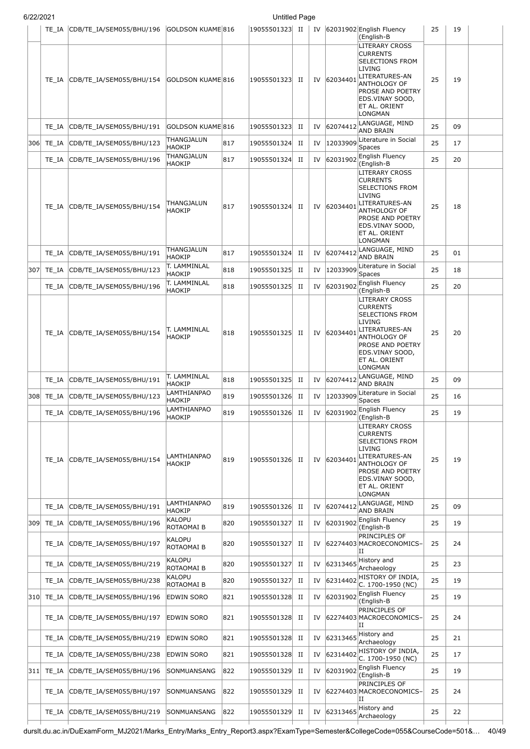| | TE_IA | CDB/TE_IA/SEM055/BHU/196 | GOLDSON KUAME | 816 | 19055501323 | II | IV | 62031902 | English Fluency (English-B | 25 | 19 | |
|---|---|---|---|---|---|---|---|---|---|---|---|---|
| | TE_IA | CDB/TE_IA/SEM055/BHU/154 | GOLDSON KUAME | 816 | 19055501323 | II | IV | 62034401 | LITERARY CROSS CURRENTS SELECTIONS FROM LIVING LITERATURES-AN ANTHOLOGY OF PROSE AND POETRY EDS.VINAY SOOD, ET AL. ORIENT LONGMAN | 25 | 19 | |
| | TE_IA | CDB/TE_IA/SEM055/BHU/191 | GOLDSON KUAME | 816 | 19055501323 | II | IV | 62074412 | LANGUAGE, MIND AND BRAIN | 25 | 09 | |
| 306 | TE_IA | CDB/TE_IA/SEM055/BHU/123 | THANGJALUN HAOKIP | 817 | 19055501324 | II | IV | 12033909 | Literature in Social Spaces | 25 | 17 | |
| | TE_IA | CDB/TE_IA/SEM055/BHU/196 | THANGJALUN HAOKIP | 817 | 19055501324 | II | IV | 62031902 | English Fluency (English-B | 25 | 20 | |
| | TE_IA | CDB/TE_IA/SEM055/BHU/154 | THANGJALUN HAOKIP | 817 | 19055501324 | II | IV | 62034401 | LITERARY CROSS CURRENTS SELECTIONS FROM LIVING LITERATURES-AN ANTHOLOGY OF PROSE AND POETRY EDS.VINAY SOOD, ET AL. ORIENT LONGMAN | 25 | 18 | |
| | TE_IA | CDB/TE_IA/SEM055/BHU/191 | THANGJALUN HAOKIP | 817 | 19055501324 | II | IV | 62074412 | LANGUAGE, MIND AND BRAIN | 25 | 01 | |
| 307 | TE_IA | CDB/TE_IA/SEM055/BHU/123 | T. LAMMINLAL HAOKIP | 818 | 19055501325 | II | IV | 12033909 | Literature in Social Spaces | 25 | 18 | |
| | TE_IA | CDB/TE_IA/SEM055/BHU/196 | T. LAMMINLAL HAOKIP | 818 | 19055501325 | II | IV | 62031902 | English Fluency (English-B | 25 | 20 | |
| | TE_IA | CDB/TE_IA/SEM055/BHU/154 | T. LAMMINLAL HAOKIP | 818 | 19055501325 | II | IV | 62034401 | LITERARY CROSS CURRENTS SELECTIONS FROM LIVING LITERATURES-AN ANTHOLOGY OF PROSE AND POETRY EDS.VINAY SOOD, ET AL. ORIENT LONGMAN | 25 | 20 | |
| | TE_IA | CDB/TE_IA/SEM055/BHU/191 | T. LAMMINLAL HAOKIP | 818 | 19055501325 | II | IV | 62074412 | LANGUAGE, MIND AND BRAIN | 25 | 09 | |
| 308 | TE_IA | CDB/TE_IA/SEM055/BHU/123 | LAMTHIANPAO HAOKIP | 819 | 19055501326 | II | IV | 12033909 | Literature in Social Spaces | 25 | 16 | |
| | TE_IA | CDB/TE_IA/SEM055/BHU/196 | LAMTHIANPAO HAOKIP | 819 | 19055501326 | II | IV | 62031902 | English Fluency (English-B | 25 | 19 | |
| | TE_IA | CDB/TE_IA/SEM055/BHU/154 | LAMTHIANPAO HAOKIP | 819 | 19055501326 | II | IV | 62034401 | LITERARY CROSS CURRENTS SELECTIONS FROM LIVING LITERATURES-AN ANTHOLOGY OF PROSE AND POETRY EDS.VINAY SOOD, ET AL. ORIENT LONGMAN | 25 | 19 | |
| | TE_IA | CDB/TE_IA/SEM055/BHU/191 | LAMTHIANPAO HAOKIP | 819 | 19055501326 | II | IV | 62074412 | LANGUAGE, MIND AND BRAIN | 25 | 09 | |
| 309 | TE_IA | CDB/TE_IA/SEM055/BHU/196 | KALOPU ROTAOMAI B | 820 | 19055501327 | II | IV | 62031902 | English Fluency (English-B | 25 | 19 | |
| | TE_IA | CDB/TE_IA/SEM055/BHU/197 | KALOPU ROTAOMAI B | 820 | 19055501327 | II | IV | 62274403 | PRINCIPLES OF MACROECONOMICS–II | 25 | 24 | |
| | TE_IA | CDB/TE_IA/SEM055/BHU/219 | KALOPU ROTAOMAI B | 820 | 19055501327 | II | IV | 62313465 | History and Archaeology | 25 | 23 | |
| | TE_IA | CDB/TE_IA/SEM055/BHU/238 | KALOPU ROTAOMAI B | 820 | 19055501327 | II | IV | 62314402 | HISTORY OF INDIA, C. 1700-1950 (NC) | 25 | 19 | |
| 310 | TE_IA | CDB/TE_IA/SEM055/BHU/196 | EDWIN SORO | 821 | 19055501328 | II | IV | 62031902 | English Fluency (English-B | 25 | 19 | |
| | TE_IA | CDB/TE_IA/SEM055/BHU/197 | EDWIN SORO | 821 | 19055501328 | II | IV | 62274403 | PRINCIPLES OF MACROECONOMICS–II | 25 | 24 | |
| | TE_IA | CDB/TE_IA/SEM055/BHU/219 | EDWIN SORO | 821 | 19055501328 | II | IV | 62313465 | History and Archaeology | 25 | 21 | |
| | TE_IA | CDB/TE_IA/SEM055/BHU/238 | EDWIN SORO | 821 | 19055501328 | II | IV | 62314402 | HISTORY OF INDIA, C. 1700-1950 (NC) | 25 | 17 | |
| 311 | TE_IA | CDB/TE_IA/SEM055/BHU/196 | SONMUANSANG | 822 | 19055501329 | II | IV | 62031902 | English Fluency (English-B | 25 | 19 | |
| | TE_IA | CDB/TE_IA/SEM055/BHU/197 | SONMUANSANG | 822 | 19055501329 | II | IV | 62274403 | PRINCIPLES OF MACROECONOMICS–II | 25 | 24 | |
| | TE_IA | CDB/TE_IA/SEM055/BHU/219 | SONMUANSANG | 822 | 19055501329 | II | IV | 62313465 | History and Archaeology | 25 | 22 | |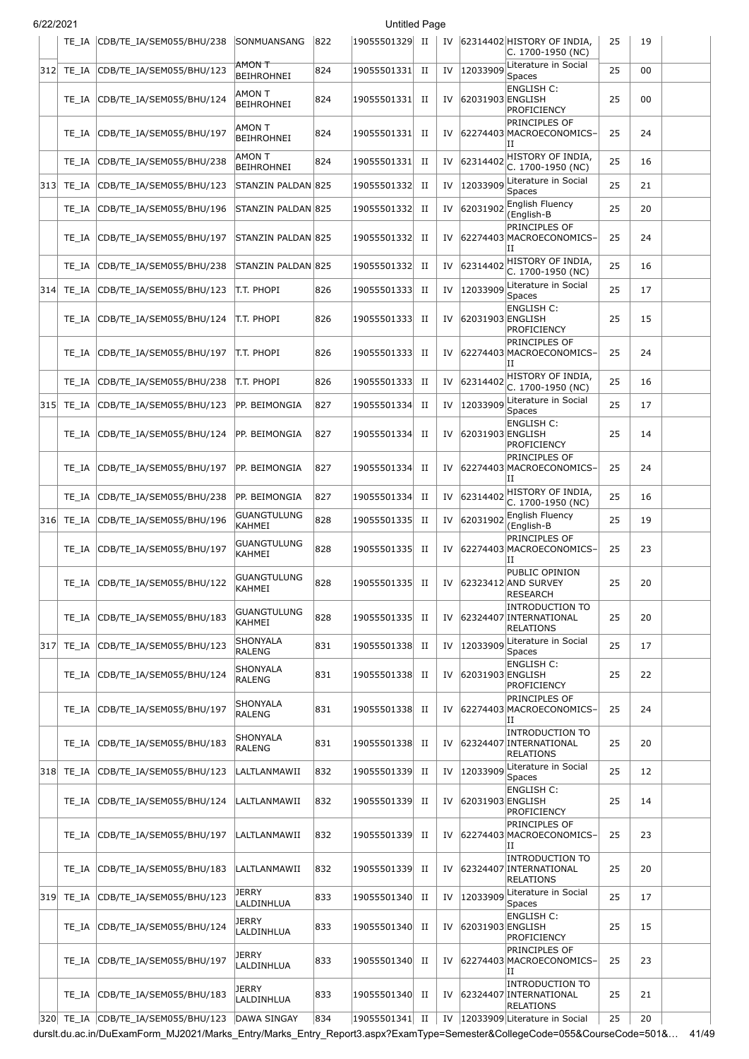| | TE_IA | CDB/TE_IA/SEM055/BHU/238 | SONMUANSANG | 822 | 19055501329 | II | IV | 62314402 | HISTORY OF INDIA, C. 1700-1950 (NC) | 25 | 19 | |
|---|---|---|---|---|---|---|---|---|---|---|---|---|
| 312 | TE_IA | CDB/TE_IA/SEM055/BHU/123 | AMON T BEIHROHNEI | 824 | 19055501331 | II | IV | 12033909 | Literature in Social Spaces | 25 | 00 | |
| | TE_IA | CDB/TE_IA/SEM055/BHU/124 | AMON T BEIHROHNEI | 824 | 19055501331 | II | IV | 62031903 | ENGLISH C: ENGLISH PROFICIENCY | 25 | 00 | |
| | TE_IA | CDB/TE_IA/SEM055/BHU/197 | AMON T BEIHROHNEI | 824 | 19055501331 | II | IV | 62274403 | PRINCIPLES OF MACROECONOMICS–II | 25 | 24 | |
| | TE_IA | CDB/TE_IA/SEM055/BHU/238 | AMON T BEIHROHNEI | 824 | 19055501331 | II | IV | 62314402 | HISTORY OF INDIA, C. 1700-1950 (NC) | 25 | 16 | |
| 313 | TE_IA | CDB/TE_IA/SEM055/BHU/123 | STANZIN PALDAN | 825 | 19055501332 | II | IV | 12033909 | Literature in Social Spaces | 25 | 21 | |
| | TE_IA | CDB/TE_IA/SEM055/BHU/196 | STANZIN PALDAN | 825 | 19055501332 | II | IV | 62031902 | English Fluency (English-B | 25 | 20 | |
| | TE_IA | CDB/TE_IA/SEM055/BHU/197 | STANZIN PALDAN | 825 | 19055501332 | II | IV | 62274403 | PRINCIPLES OF MACROECONOMICS–II | 25 | 24 | |
| | TE_IA | CDB/TE_IA/SEM055/BHU/238 | STANZIN PALDAN | 825 | 19055501332 | II | IV | 62314402 | HISTORY OF INDIA, C. 1700-1950 (NC) | 25 | 16 | |
| 314 | TE_IA | CDB/TE_IA/SEM055/BHU/123 | T.T. PHOPI | 826 | 19055501333 | II | IV | 12033909 | Literature in Social Spaces | 25 | 17 | |
| | TE_IA | CDB/TE_IA/SEM055/BHU/124 | T.T. PHOPI | 826 | 19055501333 | II | IV | 62031903 | ENGLISH C: ENGLISH PROFICIENCY | 25 | 15 | |
| | TE_IA | CDB/TE_IA/SEM055/BHU/197 | T.T. PHOPI | 826 | 19055501333 | II | IV | 62274403 | PRINCIPLES OF MACROECONOMICS–II | 25 | 24 | |
| | TE_IA | CDB/TE_IA/SEM055/BHU/238 | T.T. PHOPI | 826 | 19055501333 | II | IV | 62314402 | HISTORY OF INDIA, C. 1700-1950 (NC) | 25 | 16 | |
| 315 | TE_IA | CDB/TE_IA/SEM055/BHU/123 | PP. BEIMONGIA | 827 | 19055501334 | II | IV | 12033909 | Literature in Social Spaces | 25 | 17 | |
| | TE_IA | CDB/TE_IA/SEM055/BHU/124 | PP. BEIMONGIA | 827 | 19055501334 | II | IV | 62031903 | ENGLISH C: ENGLISH PROFICIENCY | 25 | 14 | |
| | TE_IA | CDB/TE_IA/SEM055/BHU/197 | PP. BEIMONGIA | 827 | 19055501334 | II | IV | 62274403 | PRINCIPLES OF MACROECONOMICS–II | 25 | 24 | |
| | TE_IA | CDB/TE_IA/SEM055/BHU/238 | PP. BEIMONGIA | 827 | 19055501334 | II | IV | 62314402 | HISTORY OF INDIA, C. 1700-1950 (NC) | 25 | 16 | |
| 316 | TE_IA | CDB/TE_IA/SEM055/BHU/196 | GUANGTULUNG KAHMEI | 828 | 19055501335 | II | IV | 62031902 | English Fluency (English-B | 25 | 19 | |
| | TE_IA | CDB/TE_IA/SEM055/BHU/197 | GUANGTULUNG KAHMEI | 828 | 19055501335 | II | IV | 62274403 | PRINCIPLES OF MACROECONOMICS–II | 25 | 23 | |
| | TE_IA | CDB/TE_IA/SEM055/BHU/122 | GUANGTULUNG KAHMEI | 828 | 19055501335 | II | IV | 62323412 | PUBLIC OPINION AND SURVEY RESEARCH | 25 | 20 | |
| | TE_IA | CDB/TE_IA/SEM055/BHU/183 | GUANGTULUNG KAHMEI | 828 | 19055501335 | II | IV | 62324407 | INTRODUCTION TO INTERNATIONAL RELATIONS | 25 | 20 | |
| 317 | TE_IA | CDB/TE_IA/SEM055/BHU/123 | SHONYALA RALENG | 831 | 19055501338 | II | IV | 12033909 | Literature in Social Spaces | 25 | 17 | |
| | TE_IA | CDB/TE_IA/SEM055/BHU/124 | SHONYALA RALENG | 831 | 19055501338 | II | IV | 62031903 | ENGLISH C: ENGLISH PROFICIENCY | 25 | 22 | |
| | TE_IA | CDB/TE_IA/SEM055/BHU/197 | SHONYALA RALENG | 831 | 19055501338 | II | IV | 62274403 | PRINCIPLES OF MACROECONOMICS–II | 25 | 24 | |
| | TE_IA | CDB/TE_IA/SEM055/BHU/183 | SHONYALA RALENG | 831 | 19055501338 | II | IV | 62324407 | INTRODUCTION TO INTERNATIONAL RELATIONS | 25 | 20 | |
| 318 | TE_IA | CDB/TE_IA/SEM055/BHU/123 | LALTLANMAWII | 832 | 19055501339 | II | IV | 12033909 | Literature in Social Spaces | 25 | 12 | |
| | TE_IA | CDB/TE_IA/SEM055/BHU/124 | LALTLANMAWII | 832 | 19055501339 | II | IV | 62031903 | ENGLISH C: ENGLISH PROFICIENCY | 25 | 14 | |
| | TE_IA | CDB/TE_IA/SEM055/BHU/197 | LALTLANMAWII | 832 | 19055501339 | II | IV | 62274403 | PRINCIPLES OF MACROECONOMICS–II | 25 | 23 | |
| | TE_IA | CDB/TE_IA/SEM055/BHU/183 | LALTLANMAWII | 832 | 19055501339 | II | IV | 62324407 | INTRODUCTION TO INTERNATIONAL RELATIONS | 25 | 20 | |
| 319 | TE_IA | CDB/TE_IA/SEM055/BHU/123 | JERRY LALDINHLUA | 833 | 19055501340 | II | IV | 12033909 | Literature in Social Spaces | 25 | 17 | |
| | TE_IA | CDB/TE_IA/SEM055/BHU/124 | JERRY LALDINHLUA | 833 | 19055501340 | II | IV | 62031903 | ENGLISH C: ENGLISH PROFICIENCY | 25 | 15 | |
| | TE_IA | CDB/TE_IA/SEM055/BHU/197 | JERRY LALDINHLUA | 833 | 19055501340 | II | IV | 62274403 | PRINCIPLES OF MACROECONOMICS–II | 25 | 23 | |
| | TE_IA | CDB/TE_IA/SEM055/BHU/183 | JERRY LALDINHLUA | 833 | 19055501340 | II | IV | 62324407 | INTRODUCTION TO INTERNATIONAL RELATIONS | 25 | 21 | |
| 320 | TE_IA | CDB/TE_IA/SEM055/BHU/123 | DAWA SINGAY | 834 | 19055501341 | II | IV | 12033909 | Literature in Social | 25 | 20 | |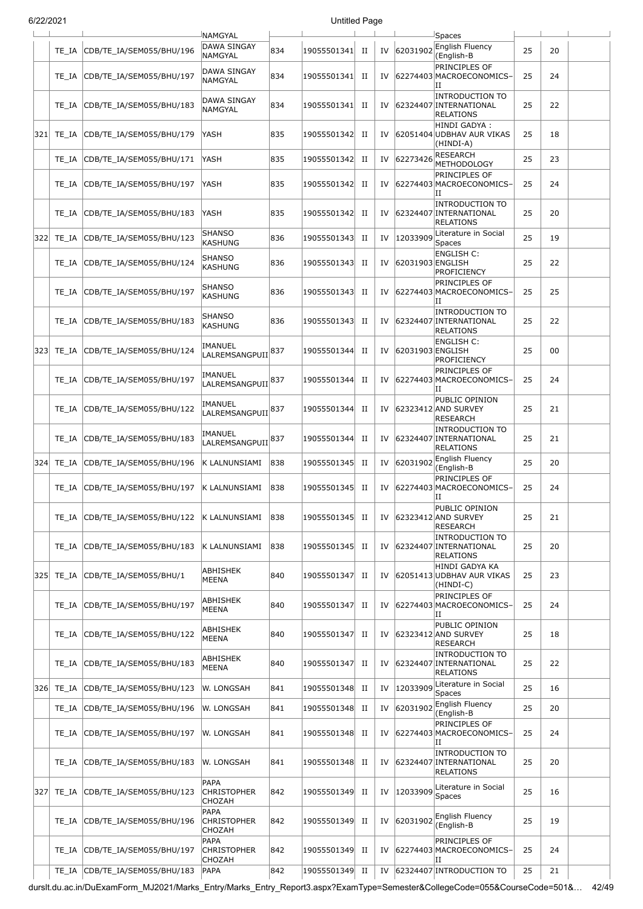| | | | NAMGYAL | | | | | | Spaces | | | |
|---|---|---|---|---|---|---|---|---|---|---|---|---|
| | TE_IA | CDB/TE_IA/SEM055/BHU/196 | DAWA SINGAY NAMGYAL | 834 | 19055501341 | II | IV | 62031902 | English Fluency (English-B | 25 | 20 | |
| | TE_IA | CDB/TE_IA/SEM055/BHU/197 | DAWA SINGAY NAMGYAL | 834 | 19055501341 | II | IV | 62274403 | PRINCIPLES OF MACROECONOMICS-II | 25 | 24 | |
| | TE_IA | CDB/TE_IA/SEM055/BHU/183 | DAWA SINGAY NAMGYAL | 834 | 19055501341 | II | IV | 62324407 | INTRODUCTION TO INTERNATIONAL RELATIONS | 25 | 22 | |
| 321 | TE_IA | CDB/TE_IA/SEM055/BHU/179 | YASH | 835 | 19055501342 | II | IV | 62051404 | HINDI GADYA : UDBHAV AUR VIKAS (HINDI-A) | 25 | 18 | |
| | TE_IA | CDB/TE_IA/SEM055/BHU/171 | YASH | 835 | 19055501342 | II | IV | 62273426 | RESEARCH METHODOLOGY | 25 | 23 | |
| | TE_IA | CDB/TE_IA/SEM055/BHU/197 | YASH | 835 | 19055501342 | II | IV | 62274403 | PRINCIPLES OF MACROECONOMICS-II | 25 | 24 | |
| | TE_IA | CDB/TE_IA/SEM055/BHU/183 | YASH | 835 | 19055501342 | II | IV | 62324407 | INTRODUCTION TO INTERNATIONAL RELATIONS | 25 | 20 | |
| 322 | TE_IA | CDB/TE_IA/SEM055/BHU/123 | SHANSO KASHUNG | 836 | 19055501343 | II | IV | 12033909 | Literature in Social Spaces | 25 | 19 | |
| | TE_IA | CDB/TE_IA/SEM055/BHU/124 | SHANSO KASHUNG | 836 | 19055501343 | II | IV | 62031903 | ENGLISH C: ENGLISH PROFICIENCY | 25 | 22 | |
| | TE_IA | CDB/TE_IA/SEM055/BHU/197 | SHANSO KASHUNG | 836 | 19055501343 | II | IV | 62274403 | PRINCIPLES OF MACROECONOMICS-II | 25 | 25 | |
| | TE_IA | CDB/TE_IA/SEM055/BHU/183 | SHANSO KASHUNG | 836 | 19055501343 | II | IV | 62324407 | INTRODUCTION TO INTERNATIONAL RELATIONS | 25 | 22 | |
| 323 | TE_IA | CDB/TE_IA/SEM055/BHU/124 | IMANUEL LALREMSANGPUII | 837 | 19055501344 | II | IV | 62031903 | ENGLISH C: ENGLISH PROFICIENCY | 25 | 00 | |
| | TE_IA | CDB/TE_IA/SEM055/BHU/197 | IMANUEL LALREMSANGPUII | 837 | 19055501344 | II | IV | 62274403 | PRINCIPLES OF MACROECONOMICS-II | 25 | 24 | |
| | TE_IA | CDB/TE_IA/SEM055/BHU/122 | IMANUEL LALREMSANGPUII | 837 | 19055501344 | II | IV | 62323412 | PUBLIC OPINION AND SURVEY RESEARCH | 25 | 21 | |
| | TE_IA | CDB/TE_IA/SEM055/BHU/183 | IMANUEL LALREMSANGPUII | 837 | 19055501344 | II | IV | 62324407 | INTRODUCTION TO INTERNATIONAL RELATIONS | 25 | 21 | |
| 324 | TE_IA | CDB/TE_IA/SEM055/BHU/196 | K LALNUNSIAMI | 838 | 19055501345 | II | IV | 62031902 | English Fluency (English-B | 25 | 20 | |
| | TE_IA | CDB/TE_IA/SEM055/BHU/197 | K LALNUNSIAMI | 838 | 19055501345 | II | IV | 62274403 | PRINCIPLES OF MACROECONOMICS-II | 25 | 24 | |
| | TE_IA | CDB/TE_IA/SEM055/BHU/122 | K LALNUNSIAMI | 838 | 19055501345 | II | IV | 62323412 | PUBLIC OPINION AND SURVEY RESEARCH | 25 | 21 | |
| | TE_IA | CDB/TE_IA/SEM055/BHU/183 | K LALNUNSIAMI | 838 | 19055501345 | II | IV | 62324407 | INTRODUCTION TO INTERNATIONAL RELATIONS | 25 | 20 | |
| 325 | TE_IA | CDB/TE_IA/SEM055/BHU/1 | ABHISHEK MEENA | 840 | 19055501347 | II | IV | 62051413 | HINDI GADYA KA UDBHAV AUR VIKAS (HINDI-C) | 25 | 23 | |
| | TE_IA | CDB/TE_IA/SEM055/BHU/197 | ABHISHEK MEENA | 840 | 19055501347 | II | IV | 62274403 | PRINCIPLES OF MACROECONOMICS-II | 25 | 24 | |
| | TE_IA | CDB/TE_IA/SEM055/BHU/122 | ABHISHEK MEENA | 840 | 19055501347 | II | IV | 62323412 | PUBLIC OPINION AND SURVEY RESEARCH | 25 | 18 | |
| | TE_IA | CDB/TE_IA/SEM055/BHU/183 | ABHISHEK MEENA | 840 | 19055501347 | II | IV | 62324407 | INTRODUCTION TO INTERNATIONAL RELATIONS | 25 | 22 | |
| 326 | TE_IA | CDB/TE_IA/SEM055/BHU/123 | W. LONGSAH | 841 | 19055501348 | II | IV | 12033909 | Literature in Social Spaces | 25 | 16 | |
| | TE_IA | CDB/TE_IA/SEM055/BHU/196 | W. LONGSAH | 841 | 19055501348 | II | IV | 62031902 | English Fluency (English-B | 25 | 20 | |
| | TE_IA | CDB/TE_IA/SEM055/BHU/197 | W. LONGSAH | 841 | 19055501348 | II | IV | 62274403 | PRINCIPLES OF MACROECONOMICS-II | 25 | 24 | |
| | TE_IA | CDB/TE_IA/SEM055/BHU/183 | W. LONGSAH | 841 | 19055501348 | II | IV | 62324407 | INTRODUCTION TO INTERNATIONAL RELATIONS | 25 | 20 | |
| 327 | TE_IA | CDB/TE_IA/SEM055/BHU/123 | PAPA CHRISTOPHER CHOZAH | 842 | 19055501349 | II | IV | 12033909 | Literature in Social Spaces | 25 | 16 | |
| | TE_IA | CDB/TE_IA/SEM055/BHU/196 | PAPA CHRISTOPHER CHOZAH | 842 | 19055501349 | II | IV | 62031902 | English Fluency (English-B | 25 | 19 | |
| | TE_IA | CDB/TE_IA/SEM055/BHU/197 | PAPA CHRISTOPHER CHOZAH | 842 | 19055501349 | II | IV | 62274403 | PRINCIPLES OF MACROECONOMICS-II | 25 | 24 | |
| | TE_IA | CDB/TE_IA/SEM055/BHU/183 | PAPA | 842 | 19055501349 | II | IV | 62324407 | INTRODUCTION TO | 25 | 21 | |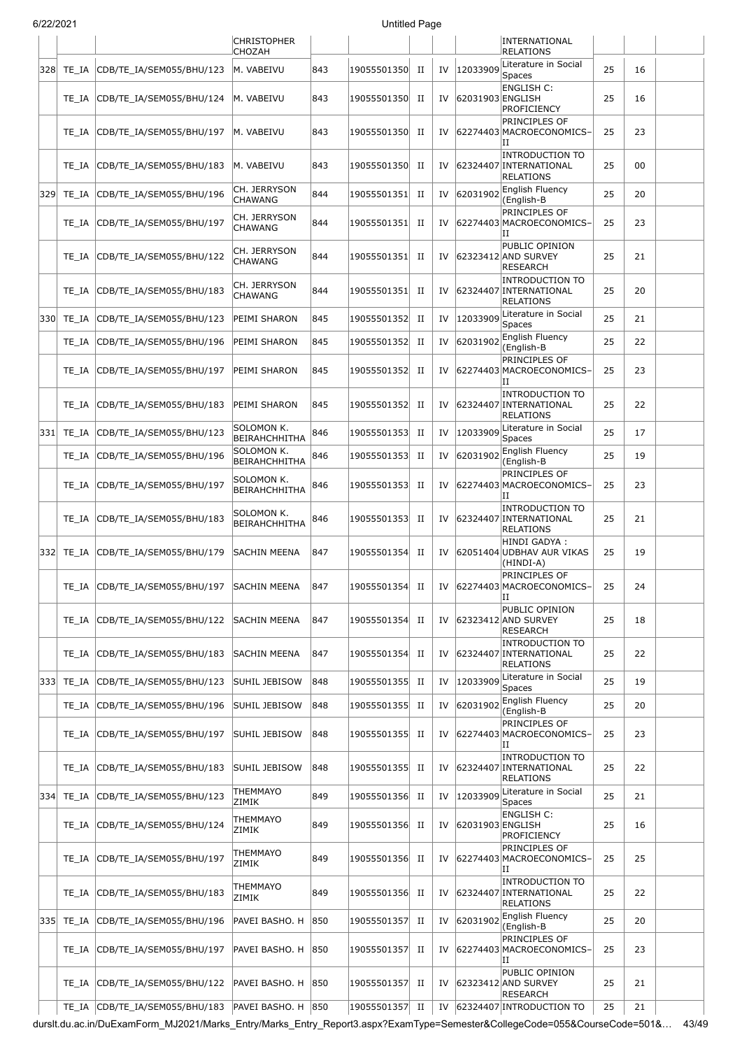| | | | CHRISTOPHER CHOZAH | | | | | | INTERNATIONAL RELATIONS | | | |
|---|---|---|---|---|---|---|---|---|---|---|---|---|
| 328 | TE_IA | CDB/TE_IA/SEM055/BHU/123 | M. VABEIVU | 843 | 19055501350 | II | IV | 12033909 | Literature in Social Spaces | 25 | 16 | |
| | TE_IA | CDB/TE_IA/SEM055/BHU/124 | M. VABEIVU | 843 | 19055501350 | II | IV | 62031903 | ENGLISH C: ENGLISH PROFICIENCY | 25 | 16 | |
| | TE_IA | CDB/TE_IA/SEM055/BHU/197 | M. VABEIVU | 843 | 19055501350 | II | IV | 62274403 | PRINCIPLES OF MACROECONOMICS–II | 25 | 23 | |
| | TE_IA | CDB/TE_IA/SEM055/BHU/183 | M. VABEIVU | 843 | 19055501350 | II | IV | 62324407 | INTRODUCTION TO INTERNATIONAL RELATIONS | 25 | 00 | |
| 329 | TE_IA | CDB/TE_IA/SEM055/BHU/196 | CH. JERRYSON CHAWANG | 844 | 19055501351 | II | IV | 62031902 | English Fluency (English-B | 25 | 20 | |
| | TE_IA | CDB/TE_IA/SEM055/BHU/197 | CH. JERRYSON CHAWANG | 844 | 19055501351 | II | IV | 62274403 | PRINCIPLES OF MACROECONOMICS–II | 25 | 23 | |
| | TE_IA | CDB/TE_IA/SEM055/BHU/122 | CH. JERRYSON CHAWANG | 844 | 19055501351 | II | IV | 62323412 | PUBLIC OPINION AND SURVEY RESEARCH | 25 | 21 | |
| | TE_IA | CDB/TE_IA/SEM055/BHU/183 | CH. JERRYSON CHAWANG | 844 | 19055501351 | II | IV | 62324407 | INTRODUCTION TO INTERNATIONAL RELATIONS | 25 | 20 | |
| 330 | TE_IA | CDB/TE_IA/SEM055/BHU/123 | PEIMI SHARON | 845 | 19055501352 | II | IV | 12033909 | Literature in Social Spaces | 25 | 21 | |
| | TE_IA | CDB/TE_IA/SEM055/BHU/196 | PEIMI SHARON | 845 | 19055501352 | II | IV | 62031902 | English Fluency (English-B | 25 | 22 | |
| | TE_IA | CDB/TE_IA/SEM055/BHU/197 | PEIMI SHARON | 845 | 19055501352 | II | IV | 62274403 | PRINCIPLES OF MACROECONOMICS–II | 25 | 23 | |
| | TE_IA | CDB/TE_IA/SEM055/BHU/183 | PEIMI SHARON | 845 | 19055501352 | II | IV | 62324407 | INTRODUCTION TO INTERNATIONAL RELATIONS | 25 | 22 | |
| 331 | TE_IA | CDB/TE_IA/SEM055/BHU/123 | SOLOMON K. BEIRAHCHHITHA | 846 | 19055501353 | II | IV | 12033909 | Literature in Social Spaces | 25 | 17 | |
| | TE_IA | CDB/TE_IA/SEM055/BHU/196 | SOLOMON K. BEIRAHCHHITHA | 846 | 19055501353 | II | IV | 62031902 | English Fluency (English-B | 25 | 19 | |
| | TE_IA | CDB/TE_IA/SEM055/BHU/197 | SOLOMON K. BEIRAHCHHITHA | 846 | 19055501353 | II | IV | 62274403 | PRINCIPLES OF MACROECONOMICS–II | 25 | 23 | |
| | TE_IA | CDB/TE_IA/SEM055/BHU/183 | SOLOMON K. BEIRAHCHHITHA | 846 | 19055501353 | II | IV | 62324407 | INTRODUCTION TO INTERNATIONAL RELATIONS | 25 | 21 | |
| 332 | TE_IA | CDB/TE_IA/SEM055/BHU/179 | SACHIN MEENA | 847 | 19055501354 | II | IV | 62051404 | HINDI GADYA : UDBHAV AUR VIKAS (HINDI-A) | 25 | 19 | |
| | TE_IA | CDB/TE_IA/SEM055/BHU/197 | SACHIN MEENA | 847 | 19055501354 | II | IV | 62274403 | PRINCIPLES OF MACROECONOMICS–II | 25 | 24 | |
| | TE_IA | CDB/TE_IA/SEM055/BHU/122 | SACHIN MEENA | 847 | 19055501354 | II | IV | 62323412 | PUBLIC OPINION AND SURVEY RESEARCH | 25 | 18 | |
| | TE_IA | CDB/TE_IA/SEM055/BHU/183 | SACHIN MEENA | 847 | 19055501354 | II | IV | 62324407 | INTRODUCTION TO INTERNATIONAL RELATIONS | 25 | 22 | |
| 333 | TE_IA | CDB/TE_IA/SEM055/BHU/123 | SUHIL JEBISOW | 848 | 19055501355 | II | IV | 12033909 | Literature in Social Spaces | 25 | 19 | |
| | TE_IA | CDB/TE_IA/SEM055/BHU/196 | SUHIL JEBISOW | 848 | 19055501355 | II | IV | 62031902 | English Fluency (English-B | 25 | 20 | |
| | TE_IA | CDB/TE_IA/SEM055/BHU/197 | SUHIL JEBISOW | 848 | 19055501355 | II | IV | 62274403 | PRINCIPLES OF MACROECONOMICS–II | 25 | 23 | |
| | TE_IA | CDB/TE_IA/SEM055/BHU/183 | SUHIL JEBISOW | 848 | 19055501355 | II | IV | 62324407 | INTRODUCTION TO INTERNATIONAL RELATIONS | 25 | 22 | |
| 334 | TE_IA | CDB/TE_IA/SEM055/BHU/123 | THEMMAYO ZIMIK | 849 | 19055501356 | II | IV | 12033909 | Literature in Social Spaces | 25 | 21 | |
| | TE_IA | CDB/TE_IA/SEM055/BHU/124 | THEMMAYO ZIMIK | 849 | 19055501356 | II | IV | 62031903 | ENGLISH C: ENGLISH PROFICIENCY | 25 | 16 | |
| | TE_IA | CDB/TE_IA/SEM055/BHU/197 | THEMMAYO ZIMIK | 849 | 19055501356 | II | IV | 62274403 | PRINCIPLES OF MACROECONOMICS–II | 25 | 25 | |
| | TE_IA | CDB/TE_IA/SEM055/BHU/183 | THEMMAYO ZIMIK | 849 | 19055501356 | II | IV | 62324407 | INTRODUCTION TO INTERNATIONAL RELATIONS | 25 | 22 | |
| 335 | TE_IA | CDB/TE_IA/SEM055/BHU/196 | PAVEI BASHO. H | 850 | 19055501357 | II | IV | 62031902 | English Fluency (English-B | 25 | 20 | |
| | TE_IA | CDB/TE_IA/SEM055/BHU/197 | PAVEI BASHO. H | 850 | 19055501357 | II | IV | 62274403 | PRINCIPLES OF MACROECONOMICS–II | 25 | 23 | |
| | TE_IA | CDB/TE_IA/SEM055/BHU/122 | PAVEI BASHO. H | 850 | 19055501357 | II | IV | 62323412 | PUBLIC OPINION AND SURVEY RESEARCH | 25 | 21 | |
| | TE_IA | CDB/TE_IA/SEM055/BHU/183 | PAVEI BASHO. H | 850 | 19055501357 | II | IV | 62324407 | INTRODUCTION TO | 25 | 21 | |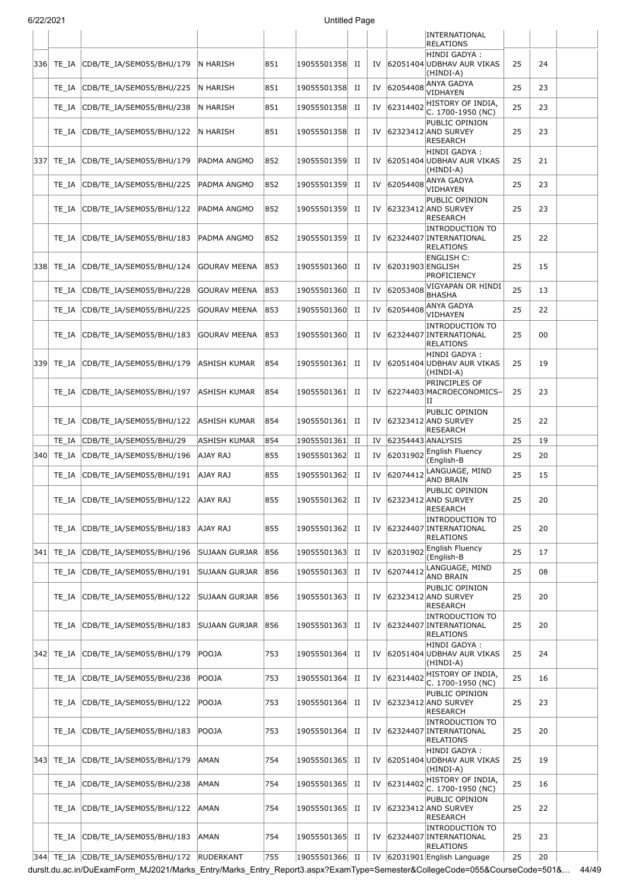| | | | | | | | | | | | |
|---|---|---|---|---|---|---|---|---|---|---|---|
| | | | | | | | | INTERNATIONAL RELATIONS | | | |
| 336 | TE_IA | CDB/TE_IA/SEM055/BHU/179 | N HARISH | 851 | 19055501358 | II | IV | 62051404 | HINDI GADYA : UDBHAV AUR VIKAS (HINDI-A) | 25 | 24 | |
| | TE_IA | CDB/TE_IA/SEM055/BHU/225 | N HARISH | 851 | 19055501358 | II | IV | 62054408 | ANYA GADYA VIDHAYEN | 25 | 23 | |
| | TE_IA | CDB/TE_IA/SEM055/BHU/238 | N HARISH | 851 | 19055501358 | II | IV | 62314402 | HISTORY OF INDIA, C. 1700-1950 (NC) | 25 | 23 | |
| | TE_IA | CDB/TE_IA/SEM055/BHU/122 | N HARISH | 851 | 19055501358 | II | IV | 62323412 | PUBLIC OPINION AND SURVEY RESEARCH | 25 | 23 | |
| 337 | TE_IA | CDB/TE_IA/SEM055/BHU/179 | PADMA ANGMO | 852 | 19055501359 | II | IV | 62051404 | HINDI GADYA : UDBHAV AUR VIKAS (HINDI-A) | 25 | 21 | |
| | TE_IA | CDB/TE_IA/SEM055/BHU/225 | PADMA ANGMO | 852 | 19055501359 | II | IV | 62054408 | ANYA GADYA VIDHAYEN | 25 | 23 | |
| | TE_IA | CDB/TE_IA/SEM055/BHU/122 | PADMA ANGMO | 852 | 19055501359 | II | IV | 62323412 | PUBLIC OPINION AND SURVEY RESEARCH | 25 | 23 | |
| | TE_IA | CDB/TE_IA/SEM055/BHU/183 | PADMA ANGMO | 852 | 19055501359 | II | IV | 62324407 | INTRODUCTION TO INTERNATIONAL RELATIONS | 25 | 22 | |
| 338 | TE_IA | CDB/TE_IA/SEM055/BHU/124 | GOURAV MEENA | 853 | 19055501360 | II | IV | 62031903 | ENGLISH C: ENGLISH PROFICIENCY | 25 | 15 | |
| | TE_IA | CDB/TE_IA/SEM055/BHU/228 | GOURAV MEENA | 853 | 19055501360 | II | IV | 62053408 | VIGYAPAN OR HINDI BHASHA | 25 | 13 | |
| | TE_IA | CDB/TE_IA/SEM055/BHU/225 | GOURAV MEENA | 853 | 19055501360 | II | IV | 62054408 | ANYA GADYA VIDHAYEN | 25 | 22 | |
| | TE_IA | CDB/TE_IA/SEM055/BHU/183 | GOURAV MEENA | 853 | 19055501360 | II | IV | 62324407 | INTRODUCTION TO INTERNATIONAL RELATIONS | 25 | 00 | |
| 339 | TE_IA | CDB/TE_IA/SEM055/BHU/179 | ASHISH KUMAR | 854 | 19055501361 | II | IV | 62051404 | HINDI GADYA : UDBHAV AUR VIKAS (HINDI-A) | 25 | 19 | |
| | TE_IA | CDB/TE_IA/SEM055/BHU/197 | ASHISH KUMAR | 854 | 19055501361 | II | IV | 62274403 | PRINCIPLES OF MACROECONOMICS-II | 25 | 23 | |
| | TE_IA | CDB/TE_IA/SEM055/BHU/122 | ASHISH KUMAR | 854 | 19055501361 | II | IV | 62323412 | PUBLIC OPINION AND SURVEY RESEARCH | 25 | 22 | |
| | TE_IA | CDB/TE_IA/SEM055/BHU/29 | ASHISH KUMAR | 854 | 19055501361 | II | IV | 62354443 | ANALYSIS | 25 | 19 | |
| 340 | TE_IA | CDB/TE_IA/SEM055/BHU/196 | AJAY RAJ | 855 | 19055501362 | II | IV | 62031902 | English Fluency (English-B | 25 | 20 | |
| | TE_IA | CDB/TE_IA/SEM055/BHU/191 | AJAY RAJ | 855 | 19055501362 | II | IV | 62074412 | LANGUAGE, MIND AND BRAIN | 25 | 15 | |
| | TE_IA | CDB/TE_IA/SEM055/BHU/122 | AJAY RAJ | 855 | 19055501362 | II | IV | 62323412 | PUBLIC OPINION AND SURVEY RESEARCH | 25 | 20 | |
| | TE_IA | CDB/TE_IA/SEM055/BHU/183 | AJAY RAJ | 855 | 19055501362 | II | IV | 62324407 | INTRODUCTION TO INTERNATIONAL RELATIONS | 25 | 20 | |
| 341 | TE_IA | CDB/TE_IA/SEM055/BHU/196 | SUJAAN GURJAR | 856 | 19055501363 | II | IV | 62031902 | English Fluency (English-B | 25 | 17 | |
| | TE_IA | CDB/TE_IA/SEM055/BHU/191 | SUJAAN GURJAR | 856 | 19055501363 | II | IV | 62074412 | LANGUAGE, MIND AND BRAIN | 25 | 08 | |
| | TE_IA | CDB/TE_IA/SEM055/BHU/122 | SUJAAN GURJAR | 856 | 19055501363 | II | IV | 62323412 | PUBLIC OPINION AND SURVEY RESEARCH | 25 | 20 | |
| | TE_IA | CDB/TE_IA/SEM055/BHU/183 | SUJAAN GURJAR | 856 | 19055501363 | II | IV | 62324407 | INTRODUCTION TO INTERNATIONAL RELATIONS | 25 | 20 | |
| 342 | TE_IA | CDB/TE_IA/SEM055/BHU/179 | POOJA | 753 | 19055501364 | II | IV | 62051404 | HINDI GADYA : UDBHAV AUR VIKAS (HINDI-A) | 25 | 24 | |
| | TE_IA | CDB/TE_IA/SEM055/BHU/238 | POOJA | 753 | 19055501364 | II | IV | 62314402 | HISTORY OF INDIA, C. 1700-1950 (NC) | 25 | 16 | |
| | TE_IA | CDB/TE_IA/SEM055/BHU/122 | POOJA | 753 | 19055501364 | II | IV | 62323412 | PUBLIC OPINION AND SURVEY RESEARCH | 25 | 23 | |
| | TE_IA | CDB/TE_IA/SEM055/BHU/183 | POOJA | 753 | 19055501364 | II | IV | 62324407 | INTRODUCTION TO INTERNATIONAL RELATIONS | 25 | 20 | |
| 343 | TE_IA | CDB/TE_IA/SEM055/BHU/179 | AMAN | 754 | 19055501365 | II | IV | 62051404 | HINDI GADYA : UDBHAV AUR VIKAS (HINDI-A) | 25 | 19 | |
| | TE_IA | CDB/TE_IA/SEM055/BHU/238 | AMAN | 754 | 19055501365 | II | IV | 62314402 | HISTORY OF INDIA, C. 1700-1950 (NC) | 25 | 16 | |
| | TE_IA | CDB/TE_IA/SEM055/BHU/122 | AMAN | 754 | 19055501365 | II | IV | 62323412 | PUBLIC OPINION AND SURVEY RESEARCH | 25 | 22 | |
| | TE_IA | CDB/TE_IA/SEM055/BHU/183 | AMAN | 754 | 19055501365 | II | IV | 62324407 | INTRODUCTION TO INTERNATIONAL RELATIONS | 25 | 23 | |
| 344 | TE_IA | CDB/TE_IA/SEM055/BHU/172 | RUDERKANT | 755 | 19055501366 | II | IV | 62031901 | English Language | 25 | 20 | |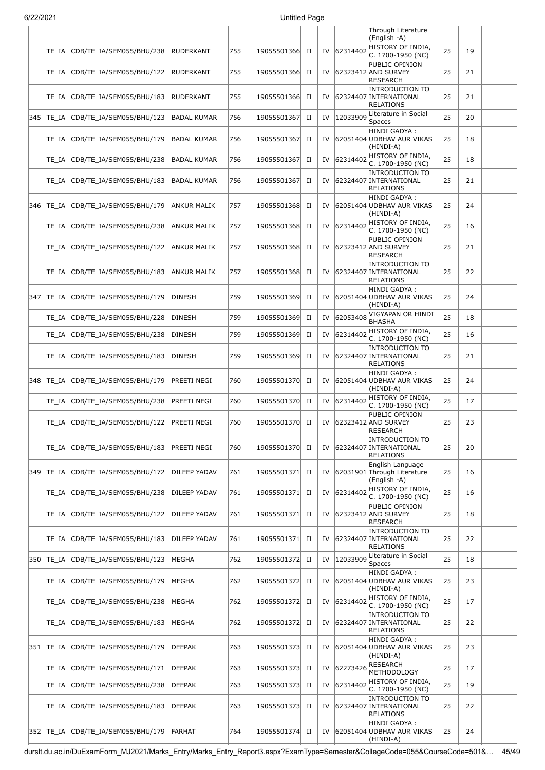| | | | | | | | | | | | | |
|---|---|---|---|---|---|---|---|---|---|---|---|---|
| | | | | | | | | | Through Literature (English -A) | | | |
| | TE_IA | CDB/TE_IA/SEM055/BHU/238 | RUDERKANT | 755 | 19055501366 | II | IV | 62314402 | HISTORY OF INDIA, C. 1700-1950 (NC) | 25 | 19 | |
| | TE_IA | CDB/TE_IA/SEM055/BHU/122 | RUDERKANT | 755 | 19055501366 | II | IV | 62323412 | PUBLIC OPINION AND SURVEY RESEARCH | 25 | 21 | |
| | TE_IA | CDB/TE_IA/SEM055/BHU/183 | RUDERKANT | 755 | 19055501366 | II | IV | 62324407 | INTRODUCTION TO INTERNATIONAL RELATIONS | 25 | 21 | |
| 345 | TE_IA | CDB/TE_IA/SEM055/BHU/123 | BADAL KUMAR | 756 | 19055501367 | II | IV | 12033909 | Literature in Social Spaces | 25 | 20 | |
| | TE_IA | CDB/TE_IA/SEM055/BHU/179 | BADAL KUMAR | 756 | 19055501367 | II | IV | 62051404 | HINDI GADYA : UDBHAV AUR VIKAS (HINDI-A) | 25 | 18 | |
| | TE_IA | CDB/TE_IA/SEM055/BHU/238 | BADAL KUMAR | 756 | 19055501367 | II | IV | 62314402 | HISTORY OF INDIA, C. 1700-1950 (NC) | 25 | 18 | |
| | TE_IA | CDB/TE_IA/SEM055/BHU/183 | BADAL KUMAR | 756 | 19055501367 | II | IV | 62324407 | INTRODUCTION TO INTERNATIONAL RELATIONS | 25 | 21 | |
| 346 | TE_IA | CDB/TE_IA/SEM055/BHU/179 | ANKUR MALIK | 757 | 19055501368 | II | IV | 62051404 | HINDI GADYA : UDBHAV AUR VIKAS (HINDI-A) | 25 | 24 | |
| | TE_IA | CDB/TE_IA/SEM055/BHU/238 | ANKUR MALIK | 757 | 19055501368 | II | IV | 62314402 | HISTORY OF INDIA, C. 1700-1950 (NC) | 25 | 16 | |
| | TE_IA | CDB/TE_IA/SEM055/BHU/122 | ANKUR MALIK | 757 | 19055501368 | II | IV | 62323412 | PUBLIC OPINION AND SURVEY RESEARCH | 25 | 21 | |
| | TE_IA | CDB/TE_IA/SEM055/BHU/183 | ANKUR MALIK | 757 | 19055501368 | II | IV | 62324407 | INTRODUCTION TO INTERNATIONAL RELATIONS | 25 | 22 | |
| 347 | TE_IA | CDB/TE_IA/SEM055/BHU/179 | DINESH | 759 | 19055501369 | II | IV | 62051404 | HINDI GADYA : UDBHAV AUR VIKAS (HINDI-A) | 25 | 24 | |
| | TE_IA | CDB/TE_IA/SEM055/BHU/228 | DINESH | 759 | 19055501369 | II | IV | 62053408 | VIGYAPAN OR HINDI BHASHA | 25 | 18 | |
| | TE_IA | CDB/TE_IA/SEM055/BHU/238 | DINESH | 759 | 19055501369 | II | IV | 62314402 | HISTORY OF INDIA, C. 1700-1950 (NC) | 25 | 16 | |
| | TE_IA | CDB/TE_IA/SEM055/BHU/183 | DINESH | 759 | 19055501369 | II | IV | 62324407 | INTRODUCTION TO INTERNATIONAL RELATIONS | 25 | 21 | |
| 348 | TE_IA | CDB/TE_IA/SEM055/BHU/179 | PREETI NEGI | 760 | 19055501370 | II | IV | 62051404 | HINDI GADYA : UDBHAV AUR VIKAS (HINDI-A) | 25 | 24 | |
| | TE_IA | CDB/TE_IA/SEM055/BHU/238 | PREETI NEGI | 760 | 19055501370 | II | IV | 62314402 | HISTORY OF INDIA, C. 1700-1950 (NC) | 25 | 17 | |
| | TE_IA | CDB/TE_IA/SEM055/BHU/122 | PREETI NEGI | 760 | 19055501370 | II | IV | 62323412 | PUBLIC OPINION AND SURVEY RESEARCH | 25 | 23 | |
| | TE_IA | CDB/TE_IA/SEM055/BHU/183 | PREETI NEGI | 760 | 19055501370 | II | IV | 62324407 | INTRODUCTION TO INTERNATIONAL RELATIONS | 25 | 20 | |
| 349 | TE_IA | CDB/TE_IA/SEM055/BHU/172 | DILEEP YADAV | 761 | 19055501371 | II | IV | 62031901 | English Language Through Literature (English -A) | 25 | 16 | |
| | TE_IA | CDB/TE_IA/SEM055/BHU/238 | DILEEP YADAV | 761 | 19055501371 | II | IV | 62314402 | HISTORY OF INDIA, C. 1700-1950 (NC) | 25 | 16 | |
| | TE_IA | CDB/TE_IA/SEM055/BHU/122 | DILEEP YADAV | 761 | 19055501371 | II | IV | 62323412 | PUBLIC OPINION AND SURVEY RESEARCH | 25 | 18 | |
| | TE_IA | CDB/TE_IA/SEM055/BHU/183 | DILEEP YADAV | 761 | 19055501371 | II | IV | 62324407 | INTRODUCTION TO INTERNATIONAL RELATIONS | 25 | 22 | |
| 350 | TE_IA | CDB/TE_IA/SEM055/BHU/123 | MEGHA | 762 | 19055501372 | II | IV | 12033909 | Literature in Social Spaces | 25 | 18 | |
| | TE_IA | CDB/TE_IA/SEM055/BHU/179 | MEGHA | 762 | 19055501372 | II | IV | 62051404 | HINDI GADYA : UDBHAV AUR VIKAS (HINDI-A) | 25 | 23 | |
| | TE_IA | CDB/TE_IA/SEM055/BHU/238 | MEGHA | 762 | 19055501372 | II | IV | 62314402 | HISTORY OF INDIA, C. 1700-1950 (NC) | 25 | 17 | |
| | TE_IA | CDB/TE_IA/SEM055/BHU/183 | MEGHA | 762 | 19055501372 | II | IV | 62324407 | INTRODUCTION TO INTERNATIONAL RELATIONS | 25 | 22 | |
| 351 | TE_IA | CDB/TE_IA/SEM055/BHU/179 | DEEPAK | 763 | 19055501373 | II | IV | 62051404 | HINDI GADYA : UDBHAV AUR VIKAS (HINDI-A) | 25 | 23 | |
| | TE_IA | CDB/TE_IA/SEM055/BHU/171 | DEEPAK | 763 | 19055501373 | II | IV | 62273426 | RESEARCH METHODOLOGY | 25 | 17 | |
| | TE_IA | CDB/TE_IA/SEM055/BHU/238 | DEEPAK | 763 | 19055501373 | II | IV | 62314402 | HISTORY OF INDIA, C. 1700-1950 (NC) | 25 | 19 | |
| | TE_IA | CDB/TE_IA/SEM055/BHU/183 | DEEPAK | 763 | 19055501373 | II | IV | 62324407 | INTRODUCTION TO INTERNATIONAL RELATIONS | 25 | 22 | |
| 352 | TE_IA | CDB/TE_IA/SEM055/BHU/179 | FARHAT | 764 | 19055501374 | II | IV | 62051404 | HINDI GADYA : UDBHAV AUR VIKAS (HINDI-A) | 25 | 24 | |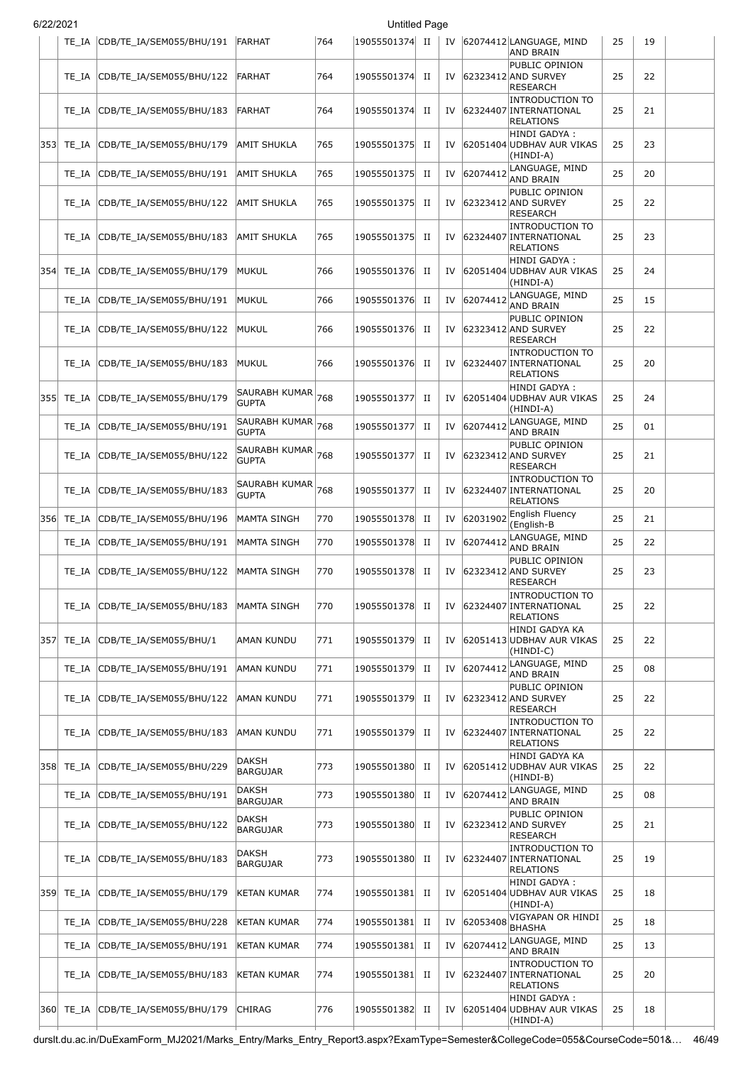| | TE_IA | CDB/TE_IA/SEM055/BHU/191 | FARHAT | 764 | 19055501374 | II | IV | 62074412 | LANGUAGE, MIND AND BRAIN | 25 | 19 | |
|---|---|---|---|---|---|---|---|---|---|---|---|---|
| | TE_IA | CDB/TE_IA/SEM055/BHU/122 | FARHAT | 764 | 19055501374 | II | IV | 62323412 | PUBLIC OPINION AND SURVEY RESEARCH | 25 | 22 | |
| | TE_IA | CDB/TE_IA/SEM055/BHU/183 | FARHAT | 764 | 19055501374 | II | IV | 62324407 | INTRODUCTION TO INTERNATIONAL RELATIONS | 25 | 21 | |
| 353 | TE_IA | CDB/TE_IA/SEM055/BHU/179 | AMIT SHUKLA | 765 | 19055501375 | II | IV | 62051404 | HINDI GADYA : UDBHAV AUR VIKAS (HINDI-A) | 25 | 23 | |
| | TE_IA | CDB/TE_IA/SEM055/BHU/191 | AMIT SHUKLA | 765 | 19055501375 | II | IV | 62074412 | LANGUAGE, MIND AND BRAIN | 25 | 20 | |
| | TE_IA | CDB/TE_IA/SEM055/BHU/122 | AMIT SHUKLA | 765 | 19055501375 | II | IV | 62323412 | PUBLIC OPINION AND SURVEY RESEARCH | 25 | 22 | |
| | TE_IA | CDB/TE_IA/SEM055/BHU/183 | AMIT SHUKLA | 765 | 19055501375 | II | IV | 62324407 | INTRODUCTION TO INTERNATIONAL RELATIONS | 25 | 23 | |
| 354 | TE_IA | CDB/TE_IA/SEM055/BHU/179 | MUKUL | 766 | 19055501376 | II | IV | 62051404 | HINDI GADYA : UDBHAV AUR VIKAS (HINDI-A) | 25 | 24 | |
| | TE_IA | CDB/TE_IA/SEM055/BHU/191 | MUKUL | 766 | 19055501376 | II | IV | 62074412 | LANGUAGE, MIND AND BRAIN | 25 | 15 | |
| | TE_IA | CDB/TE_IA/SEM055/BHU/122 | MUKUL | 766 | 19055501376 | II | IV | 62323412 | PUBLIC OPINION AND SURVEY RESEARCH | 25 | 22 | |
| | TE_IA | CDB/TE_IA/SEM055/BHU/183 | MUKUL | 766 | 19055501376 | II | IV | 62324407 | INTRODUCTION TO INTERNATIONAL RELATIONS | 25 | 20 | |
| 355 | TE_IA | CDB/TE_IA/SEM055/BHU/179 | SAURABH KUMAR GUPTA | 768 | 19055501377 | II | IV | 62051404 | HINDI GADYA : UDBHAV AUR VIKAS (HINDI-A) | 25 | 24 | |
| | TE_IA | CDB/TE_IA/SEM055/BHU/191 | SAURABH KUMAR GUPTA | 768 | 19055501377 | II | IV | 62074412 | LANGUAGE, MIND AND BRAIN | 25 | 01 | |
| | TE_IA | CDB/TE_IA/SEM055/BHU/122 | SAURABH KUMAR GUPTA | 768 | 19055501377 | II | IV | 62323412 | PUBLIC OPINION AND SURVEY RESEARCH | 25 | 21 | |
| | TE_IA | CDB/TE_IA/SEM055/BHU/183 | SAURABH KUMAR GUPTA | 768 | 19055501377 | II | IV | 62324407 | INTRODUCTION TO INTERNATIONAL RELATIONS | 25 | 20 | |
| 356 | TE_IA | CDB/TE_IA/SEM055/BHU/196 | MAMTA SINGH | 770 | 19055501378 | II | IV | 62031902 | English Fluency (English-B | 25 | 21 | |
| | TE_IA | CDB/TE_IA/SEM055/BHU/191 | MAMTA SINGH | 770 | 19055501378 | II | IV | 62074412 | LANGUAGE, MIND AND BRAIN | 25 | 22 | |
| | TE_IA | CDB/TE_IA/SEM055/BHU/122 | MAMTA SINGH | 770 | 19055501378 | II | IV | 62323412 | PUBLIC OPINION AND SURVEY RESEARCH | 25 | 23 | |
| | TE_IA | CDB/TE_IA/SEM055/BHU/183 | MAMTA SINGH | 770 | 19055501378 | II | IV | 62324407 | INTRODUCTION TO INTERNATIONAL RELATIONS | 25 | 22 | |
| 357 | TE_IA | CDB/TE_IA/SEM055/BHU/1 | AMAN KUNDU | 771 | 19055501379 | II | IV | 62051413 | HINDI GADYA KA UDBHAV AUR VIKAS (HINDI-C) | 25 | 22 | |
| | TE_IA | CDB/TE_IA/SEM055/BHU/191 | AMAN KUNDU | 771 | 19055501379 | II | IV | 62074412 | LANGUAGE, MIND AND BRAIN | 25 | 08 | |
| | TE_IA | CDB/TE_IA/SEM055/BHU/122 | AMAN KUNDU | 771 | 19055501379 | II | IV | 62323412 | PUBLIC OPINION AND SURVEY RESEARCH | 25 | 22 | |
| | TE_IA | CDB/TE_IA/SEM055/BHU/183 | AMAN KUNDU | 771 | 19055501379 | II | IV | 62324407 | INTRODUCTION TO INTERNATIONAL RELATIONS | 25 | 22 | |
| 358 | TE_IA | CDB/TE_IA/SEM055/BHU/229 | DAKSH BARGUJAR | 773 | 19055501380 | II | IV | 62051412 | HINDI GADYA KA UDBHAV AUR VIKAS (HINDI-B) | 25 | 22 | |
| | TE_IA | CDB/TE_IA/SEM055/BHU/191 | DAKSH BARGUJAR | 773 | 19055501380 | II | IV | 62074412 | LANGUAGE, MIND AND BRAIN | 25 | 08 | |
| | TE_IA | CDB/TE_IA/SEM055/BHU/122 | DAKSH BARGUJAR | 773 | 19055501380 | II | IV | 62323412 | PUBLIC OPINION AND SURVEY RESEARCH | 25 | 21 | |
| | TE_IA | CDB/TE_IA/SEM055/BHU/183 | DAKSH BARGUJAR | 773 | 19055501380 | II | IV | 62324407 | INTRODUCTION TO INTERNATIONAL RELATIONS | 25 | 19 | |
| 359 | TE_IA | CDB/TE_IA/SEM055/BHU/179 | KETAN KUMAR | 774 | 19055501381 | II | IV | 62051404 | HINDI GADYA : UDBHAV AUR VIKAS (HINDI-A) | 25 | 18 | |
| | TE_IA | CDB/TE_IA/SEM055/BHU/228 | KETAN KUMAR | 774 | 19055501381 | II | IV | 62053408 | VIGYAPAN OR HINDI BHASHA | 25 | 18 | |
| | TE_IA | CDB/TE_IA/SEM055/BHU/191 | KETAN KUMAR | 774 | 19055501381 | II | IV | 62074412 | LANGUAGE, MIND AND BRAIN | 25 | 13 | |
| | TE_IA | CDB/TE_IA/SEM055/BHU/183 | KETAN KUMAR | 774 | 19055501381 | II | IV | 62324407 | INTRODUCTION TO INTERNATIONAL RELATIONS | 25 | 20 | |
| 360 | TE_IA | CDB/TE_IA/SEM055/BHU/179 | CHIRAG | 776 | 19055501382 | II | IV | 62051404 | HINDI GADYA : UDBHAV AUR VIKAS (HINDI-A) | 25 | 18 | |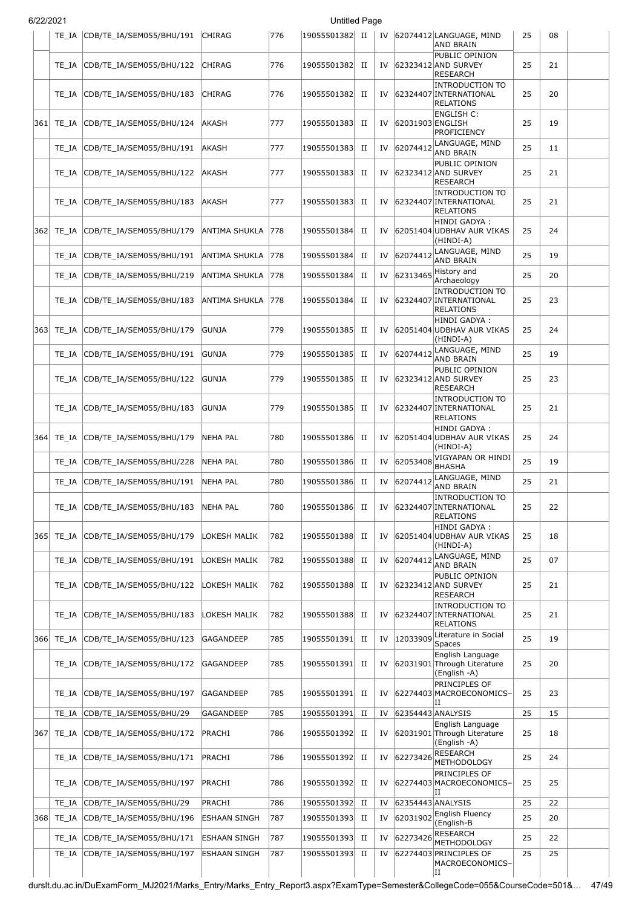| | TE_IA | CDB/TE_IA/SEM055/BHU/191 | CHIRAG | 776 | 19055501382 | II | IV | 62074412 | LANGUAGE, MIND AND BRAIN | 25 | 08 | |
|---|---|---|---|---|---|---|---|---|---|---|---|---|
| | TE_IA | CDB/TE_IA/SEM055/BHU/122 | CHIRAG | 776 | 19055501382 | II | IV | 62323412 | PUBLIC OPINION AND SURVEY RESEARCH | 25 | 21 | |
| | TE_IA | CDB/TE_IA/SEM055/BHU/183 | CHIRAG | 776 | 19055501382 | II | IV | 62324407 | INTRODUCTION TO INTERNATIONAL RELATIONS | 25 | 20 | |
| 361 | TE_IA | CDB/TE_IA/SEM055/BHU/124 | AKASH | 777 | 19055501383 | II | IV | 62031903 | ENGLISH C: ENGLISH PROFICIENCY | 25 | 19 | |
| | TE_IA | CDB/TE_IA/SEM055/BHU/191 | AKASH | 777 | 19055501383 | II | IV | 62074412 | LANGUAGE, MIND AND BRAIN | 25 | 11 | |
| | TE_IA | CDB/TE_IA/SEM055/BHU/122 | AKASH | 777 | 19055501383 | II | IV | 62323412 | PUBLIC OPINION AND SURVEY RESEARCH | 25 | 21 | |
| | TE_IA | CDB/TE_IA/SEM055/BHU/183 | AKASH | 777 | 19055501383 | II | IV | 62324407 | INTRODUCTION TO INTERNATIONAL RELATIONS | 25 | 21 | |
| 362 | TE_IA | CDB/TE_IA/SEM055/BHU/179 | ANTIMA SHUKLA | 778 | 19055501384 | II | IV | 62051404 | HINDI GADYA : UDBHAV AUR VIKAS (HINDI-A) | 25 | 24 | |
| | TE_IA | CDB/TE_IA/SEM055/BHU/191 | ANTIMA SHUKLA | 778 | 19055501384 | II | IV | 62074412 | LANGUAGE, MIND AND BRAIN | 25 | 19 | |
| | TE_IA | CDB/TE_IA/SEM055/BHU/219 | ANTIMA SHUKLA | 778 | 19055501384 | II | IV | 62313465 | History and Archaeology | 25 | 20 | |
| | TE_IA | CDB/TE_IA/SEM055/BHU/183 | ANTIMA SHUKLA | 778 | 19055501384 | II | IV | 62324407 | INTRODUCTION TO INTERNATIONAL RELATIONS | 25 | 23 | |
| 363 | TE_IA | CDB/TE_IA/SEM055/BHU/179 | GUNJA | 779 | 19055501385 | II | IV | 62051404 | HINDI GADYA : UDBHAV AUR VIKAS (HINDI-A) | 25 | 24 | |
| | TE_IA | CDB/TE_IA/SEM055/BHU/191 | GUNJA | 779 | 19055501385 | II | IV | 62074412 | LANGUAGE, MIND AND BRAIN | 25 | 19 | |
| | TE_IA | CDB/TE_IA/SEM055/BHU/122 | GUNJA | 779 | 19055501385 | II | IV | 62323412 | PUBLIC OPINION AND SURVEY RESEARCH | 25 | 23 | |
| | TE_IA | CDB/TE_IA/SEM055/BHU/183 | GUNJA | 779 | 19055501385 | II | IV | 62324407 | INTRODUCTION TO INTERNATIONAL RELATIONS | 25 | 21 | |
| 364 | TE_IA | CDB/TE_IA/SEM055/BHU/179 | NEHA PAL | 780 | 19055501386 | II | IV | 62051404 | HINDI GADYA : UDBHAV AUR VIKAS (HINDI-A) | 25 | 24 | |
| | TE_IA | CDB/TE_IA/SEM055/BHU/228 | NEHA PAL | 780 | 19055501386 | II | IV | 62053408 | VIGYAPAN OR HINDI BHASHA | 25 | 19 | |
| | TE_IA | CDB/TE_IA/SEM055/BHU/191 | NEHA PAL | 780 | 19055501386 | II | IV | 62074412 | LANGUAGE, MIND AND BRAIN | 25 | 21 | |
| | TE_IA | CDB/TE_IA/SEM055/BHU/183 | NEHA PAL | 780 | 19055501386 | II | IV | 62324407 | INTRODUCTION TO INTERNATIONAL RELATIONS | 25 | 22 | |
| 365 | TE_IA | CDB/TE_IA/SEM055/BHU/179 | LOKESH MALIK | 782 | 19055501388 | II | IV | 62051404 | HINDI GADYA : UDBHAV AUR VIKAS (HINDI-A) | 25 | 18 | |
| | TE_IA | CDB/TE_IA/SEM055/BHU/191 | LOKESH MALIK | 782 | 19055501388 | II | IV | 62074412 | LANGUAGE, MIND AND BRAIN | 25 | 07 | |
| | TE_IA | CDB/TE_IA/SEM055/BHU/122 | LOKESH MALIK | 782 | 19055501388 | II | IV | 62323412 | PUBLIC OPINION AND SURVEY RESEARCH | 25 | 21 | |
| | TE_IA | CDB/TE_IA/SEM055/BHU/183 | LOKESH MALIK | 782 | 19055501388 | II | IV | 62324407 | INTRODUCTION TO INTERNATIONAL RELATIONS | 25 | 21 | |
| 366 | TE_IA | CDB/TE_IA/SEM055/BHU/123 | GAGANDEEP | 785 | 19055501391 | II | IV | 12033909 | Literature in Social Spaces | 25 | 19 | |
| | TE_IA | CDB/TE_IA/SEM055/BHU/172 | GAGANDEEP | 785 | 19055501391 | II | IV | 62031901 | English Language Through Literature (English -A) | 25 | 20 | |
| | TE_IA | CDB/TE_IA/SEM055/BHU/197 | GAGANDEEP | 785 | 19055501391 | II | IV | 62274403 | PRINCIPLES OF MACROECONOMICS–II | 25 | 23 | |
| | TE_IA | CDB/TE_IA/SEM055/BHU/29 | GAGANDEEP | 785 | 19055501391 | II | IV | 62354443 | ANALYSIS | 25 | 15 | |
| 367 | TE_IA | CDB/TE_IA/SEM055/BHU/172 | PRACHI | 786 | 19055501392 | II | IV | 62031901 | English Language Through Literature (English -A) | 25 | 18 | |
| | TE_IA | CDB/TE_IA/SEM055/BHU/171 | PRACHI | 786 | 19055501392 | II | IV | 62273426 | RESEARCH METHODOLOGY | 25 | 24 | |
| | TE_IA | CDB/TE_IA/SEM055/BHU/197 | PRACHI | 786 | 19055501392 | II | IV | 62274403 | PRINCIPLES OF MACROECONOMICS–II | 25 | 25 | |
| | TE_IA | CDB/TE_IA/SEM055/BHU/29 | PRACHI | 786 | 19055501392 | II | IV | 62354443 | ANALYSIS | 25 | 22 | |
| 368 | TE_IA | CDB/TE_IA/SEM055/BHU/196 | ESHAAN SINGH | 787 | 19055501393 | II | IV | 62031902 | English Fluency (English-B | 25 | 20 | |
| | TE_IA | CDB/TE_IA/SEM055/BHU/171 | ESHAAN SINGH | 787 | 19055501393 | II | IV | 62273426 | RESEARCH METHODOLOGY | 25 | 22 | |
| | TE_IA | CDB/TE_IA/SEM055/BHU/197 | ESHAAN SINGH | 787 | 19055501393 | II | IV | 62274403 | PRINCIPLES OF MACROECONOMICS–II | 25 | 25 | |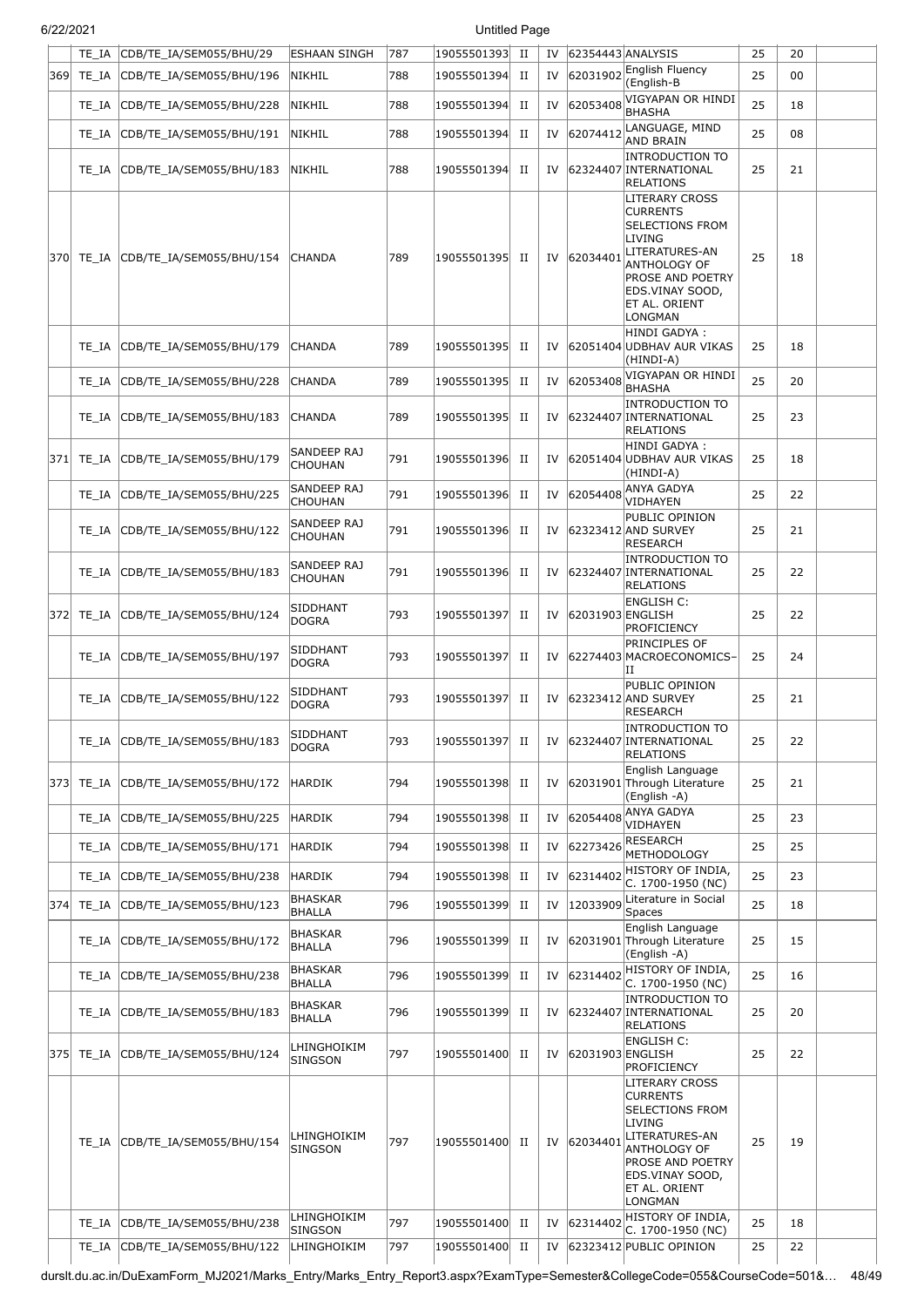|  |  |  |  |  |  |  |  |  |  |  |  |  |
|---|---|---|---|---|---|---|---|---|---|---|---|---|
|  | TE_IA | CDB/TE_IA/SEM055/BHU/29 | ESHAAN SINGH | 787 | 19055501393 | II | IV | 62354443 | ANALYSIS | 25 | 20 |  |
| 369 | TE_IA | CDB/TE_IA/SEM055/BHU/196 | NIKHIL | 788 | 19055501394 | II | IV | 62031902 | English Fluency (English-B | 25 | 00 |  |
|  | TE_IA | CDB/TE_IA/SEM055/BHU/228 | NIKHIL | 788 | 19055501394 | II | IV | 62053408 | VIGYAPAN OR HINDI BHASHA | 25 | 18 |  |
|  | TE_IA | CDB/TE_IA/SEM055/BHU/191 | NIKHIL | 788 | 19055501394 | II | IV | 62074412 | LANGUAGE, MIND AND BRAIN | 25 | 08 |  |
|  | TE_IA | CDB/TE_IA/SEM055/BHU/183 | NIKHIL | 788 | 19055501394 | II | IV | 62324407 | INTRODUCTION TO INTERNATIONAL RELATIONS | 25 | 21 |  |
| 370 | TE_IA | CDB/TE_IA/SEM055/BHU/154 | CHANDA | 789 | 19055501395 | II | IV | 62034401 | LITERARY CROSS CURRENTS SELECTIONS FROM LIVING LITERATURES-AN ANTHOLOGY OF PROSE AND POETRY EDS.VINAY SOOD, ET AL. ORIENT LONGMAN | 25 | 18 |  |
|  | TE_IA | CDB/TE_IA/SEM055/BHU/179 | CHANDA | 789 | 19055501395 | II | IV | 62051404 | HINDI GADYA : UDBHAV AUR VIKAS (HINDI-A) | 25 | 18 |  |
|  | TE_IA | CDB/TE_IA/SEM055/BHU/228 | CHANDA | 789 | 19055501395 | II | IV | 62053408 | VIGYAPAN OR HINDI BHASHA | 25 | 20 |  |
|  | TE_IA | CDB/TE_IA/SEM055/BHU/183 | CHANDA | 789 | 19055501395 | II | IV | 62324407 | INTRODUCTION TO INTERNATIONAL RELATIONS | 25 | 23 |  |
| 371 | TE_IA | CDB/TE_IA/SEM055/BHU/179 | SANDEEP RAJ CHOUHAN | 791 | 19055501396 | II | IV | 62051404 | HINDI GADYA : UDBHAV AUR VIKAS (HINDI-A) | 25 | 18 |  |
|  | TE_IA | CDB/TE_IA/SEM055/BHU/225 | SANDEEP RAJ CHOUHAN | 791 | 19055501396 | II | IV | 62054408 | ANYA GADYA VIDHAYEN | 25 | 22 |  |
|  | TE_IA | CDB/TE_IA/SEM055/BHU/122 | SANDEEP RAJ CHOUHAN | 791 | 19055501396 | II | IV | 62323412 | PUBLIC OPINION AND SURVEY RESEARCH | 25 | 21 |  |
|  | TE_IA | CDB/TE_IA/SEM055/BHU/183 | SANDEEP RAJ CHOUHAN | 791 | 19055501396 | II | IV | 62324407 | INTRODUCTION TO INTERNATIONAL RELATIONS | 25 | 22 |  |
| 372 | TE_IA | CDB/TE_IA/SEM055/BHU/124 | SIDDHANT DOGRA | 793 | 19055501397 | II | IV | 62031903 | ENGLISH C: ENGLISH PROFICIENCY | 25 | 22 |  |
|  | TE_IA | CDB/TE_IA/SEM055/BHU/197 | SIDDHANT DOGRA | 793 | 19055501397 | II | IV | 62274403 | PRINCIPLES OF MACROECONOMICS–II | 25 | 24 |  |
|  | TE_IA | CDB/TE_IA/SEM055/BHU/122 | SIDDHANT DOGRA | 793 | 19055501397 | II | IV | 62323412 | PUBLIC OPINION AND SURVEY RESEARCH | 25 | 21 |  |
|  | TE_IA | CDB/TE_IA/SEM055/BHU/183 | SIDDHANT DOGRA | 793 | 19055501397 | II | IV | 62324407 | INTRODUCTION TO INTERNATIONAL RELATIONS | 25 | 22 |  |
| 373 | TE_IA | CDB/TE_IA/SEM055/BHU/172 | HARDIK | 794 | 19055501398 | II | IV | 62031901 | English Language Through Literature (English -A) | 25 | 21 |  |
|  | TE_IA | CDB/TE_IA/SEM055/BHU/225 | HARDIK | 794 | 19055501398 | II | IV | 62054408 | ANYA GADYA VIDHAYEN | 25 | 23 |  |
|  | TE_IA | CDB/TE_IA/SEM055/BHU/171 | HARDIK | 794 | 19055501398 | II | IV | 62273426 | RESEARCH METHODOLOGY | 25 | 25 |  |
|  | TE_IA | CDB/TE_IA/SEM055/BHU/238 | HARDIK | 794 | 19055501398 | II | IV | 62314402 | HISTORY OF INDIA, C. 1700-1950 (NC) | 25 | 23 |  |
| 374 | TE_IA | CDB/TE_IA/SEM055/BHU/123 | BHASKAR BHALLA | 796 | 19055501399 | II | IV | 12033909 | Literature in Social Spaces | 25 | 18 |  |
|  | TE_IA | CDB/TE_IA/SEM055/BHU/172 | BHASKAR BHALLA | 796 | 19055501399 | II | IV | 62031901 | English Language Through Literature (English -A) | 25 | 15 |  |
|  | TE_IA | CDB/TE_IA/SEM055/BHU/238 | BHASKAR BHALLA | 796 | 19055501399 | II | IV | 62314402 | HISTORY OF INDIA, C. 1700-1950 (NC) | 25 | 16 |  |
|  | TE_IA | CDB/TE_IA/SEM055/BHU/183 | BHASKAR BHALLA | 796 | 19055501399 | II | IV | 62324407 | INTRODUCTION TO INTERNATIONAL RELATIONS | 25 | 20 |  |
| 375 | TE_IA | CDB/TE_IA/SEM055/BHU/124 | LHINGHOIKIM SINGSON | 797 | 19055501400 | II | IV | 62031903 | ENGLISH C: ENGLISH PROFICIENCY | 25 | 22 |  |
|  | TE_IA | CDB/TE_IA/SEM055/BHU/154 | LHINGHOIKIM SINGSON | 797 | 19055501400 | II | IV | 62034401 | LITERARY CROSS CURRENTS SELECTIONS FROM LIVING LITERATURES-AN ANTHOLOGY OF PROSE AND POETRY EDS.VINAY SOOD, ET AL. ORIENT LONGMAN | 25 | 19 |  |
|  | TE_IA | CDB/TE_IA/SEM055/BHU/238 | LHINGHOIKIM SINGSON | 797 | 19055501400 | II | IV | 62314402 | HISTORY OF INDIA, C. 1700-1950 (NC) | 25 | 18 |  |
|  | TE_IA | CDB/TE_IA/SEM055/BHU/122 | LHINGHOIKIM | 797 | 19055501400 | II | IV | 62323412 | PUBLIC OPINION | 25 | 22 |  |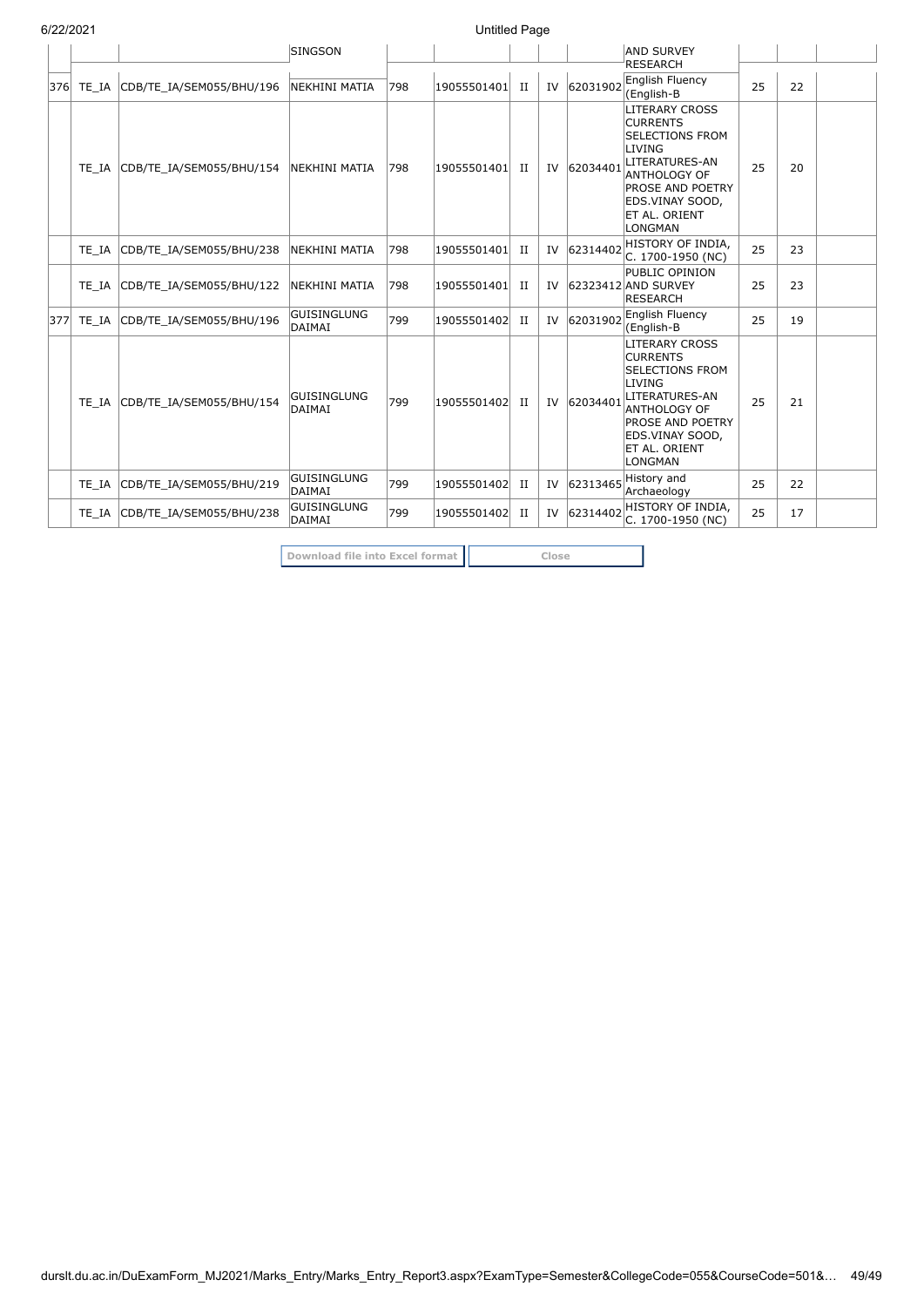| | | | | | | | | | | | | |
|---|---|---|---|---|---|---|---|---|---|---|---|---|
| | | | SINGSON | | | | | | AND SURVEY RESEARCH | | | |
| 376 | TE_IA | CDB/TE_IA/SEM055/BHU/196 | NEKHINI MATIA | 798 | 19055501401 | II | IV | 62031902 | English Fluency (English-B | 25 | 22 | |
| | TE_IA | CDB/TE_IA/SEM055/BHU/154 | NEKHINI MATIA | 798 | 19055501401 | II | IV | 62034401 | LITERARY CROSS CURRENTS SELECTIONS FROM LIVING LITERATURES-AN ANTHOLOGY OF PROSE AND POETRY EDS.VINAY SOOD, ET AL. ORIENT LONGMAN | 25 | 20 | |
| | TE_IA | CDB/TE_IA/SEM055/BHU/238 | NEKHINI MATIA | 798 | 19055501401 | II | IV | 62314402 | HISTORY OF INDIA, C. 1700-1950 (NC) | 25 | 23 | |
| | TE_IA | CDB/TE_IA/SEM055/BHU/122 | NEKHINI MATIA | 798 | 19055501401 | II | IV | 62323412 | PUBLIC OPINION AND SURVEY RESEARCH | 25 | 23 | |
| 377 | TE_IA | CDB/TE_IA/SEM055/BHU/196 | GUISINGLUNG DAIMAI | 799 | 19055501402 | II | IV | 62031902 | English Fluency (English-B | 25 | 19 | |
| | TE_IA | CDB/TE_IA/SEM055/BHU/154 | GUISINGLUNG DAIMAI | 799 | 19055501402 | II | IV | 62034401 | LITERARY CROSS CURRENTS SELECTIONS FROM LIVING LITERATURES-AN ANTHOLOGY OF PROSE AND POETRY EDS.VINAY SOOD, ET AL. ORIENT LONGMAN | 25 | 21 | |
| | TE_IA | CDB/TE_IA/SEM055/BHU/219 | GUISINGLUNG DAIMAI | 799 | 19055501402 | II | IV | 62313465 | History and Archaeology | 25 | 22 | |
| | TE_IA | CDB/TE_IA/SEM055/BHU/238 | GUISINGLUNG DAIMAI | 799 | 19055501402 | II | IV | 62314402 | HISTORY OF INDIA, C. 1700-1950 (NC) | 25 | 17 | |

Download file into Excel format | Close